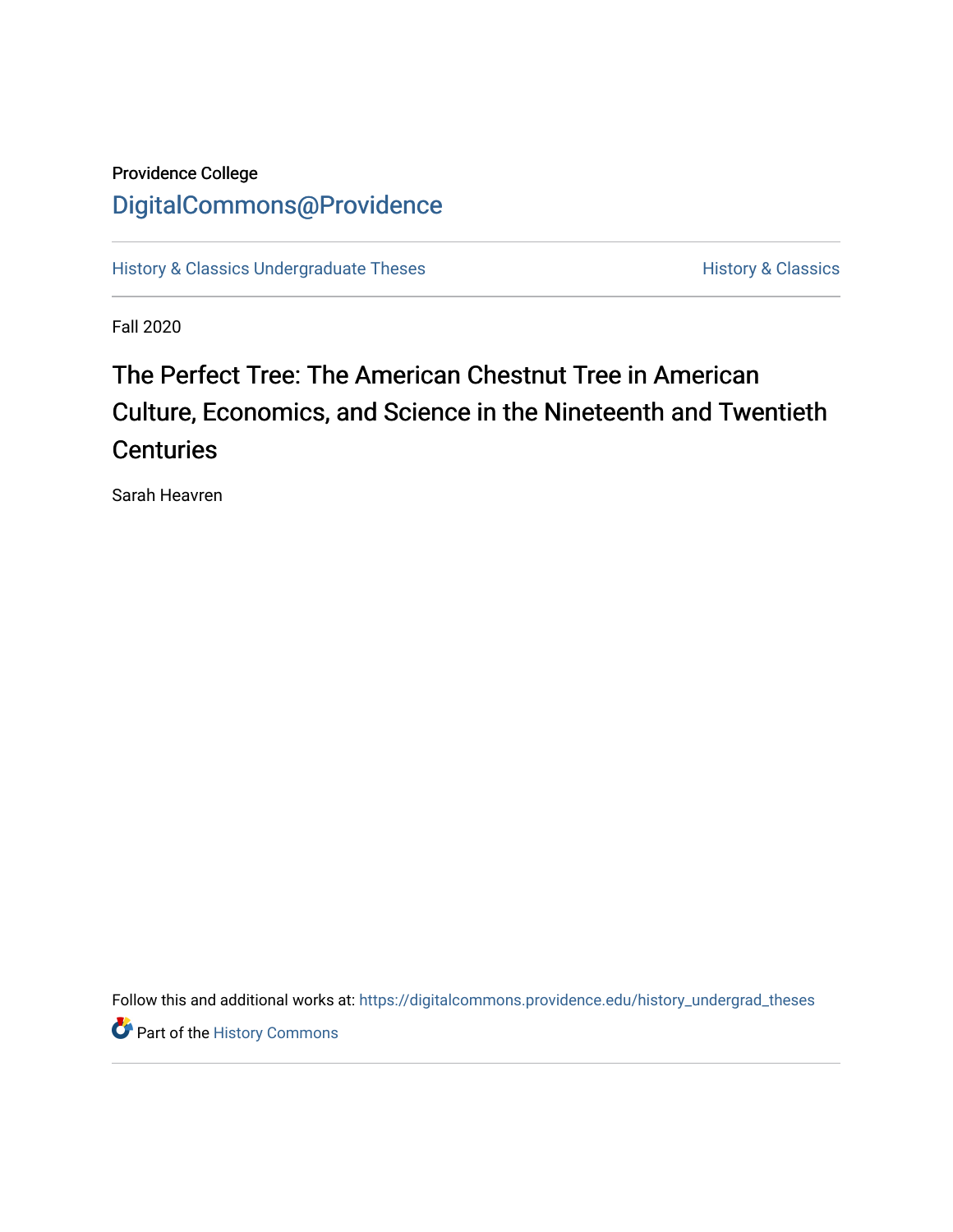Providence College

DigitalCommons@Providence

History & Classics Undergraduate Theses

History & Classics

Fall 2020

# The Perfect Tree: The American Chestnut Tree in American Culture, Economics, and Science in the Nineteenth and Twentieth Centuries

Sarah Heavren

Follow this and additional works at: https://digitalcommons.providence.edu/history_undergrad_theses

Part of the History Commons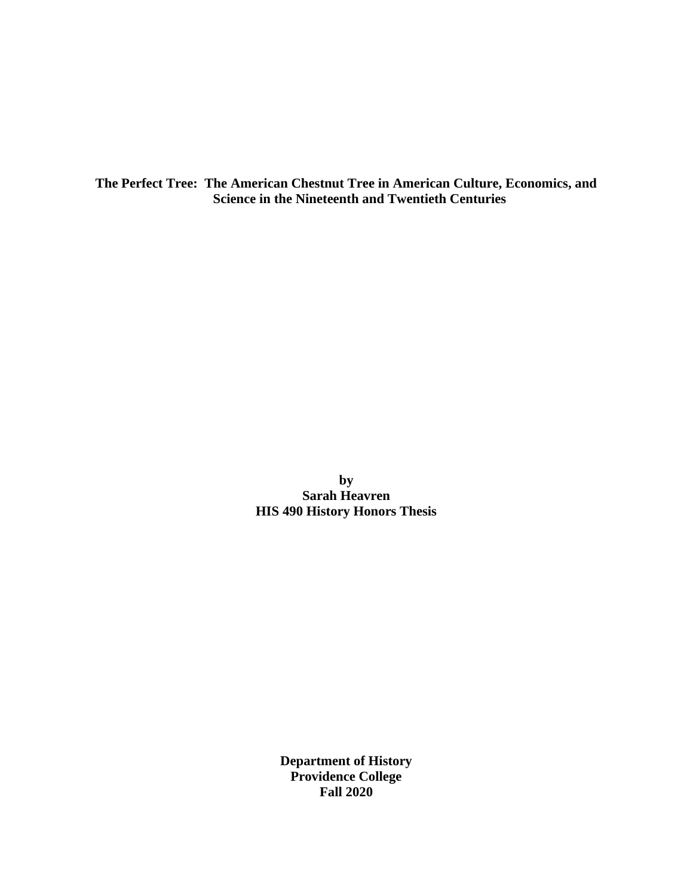**The Perfect Tree: The American Chestnut Tree in American Culture, Economics, and Science in the Nineteenth and Twentieth Centuries**

**by**
**Sarah Heavren**
**HIS 490 History Honors Thesis**

**Department of History**
**Providence College**
**Fall 2020**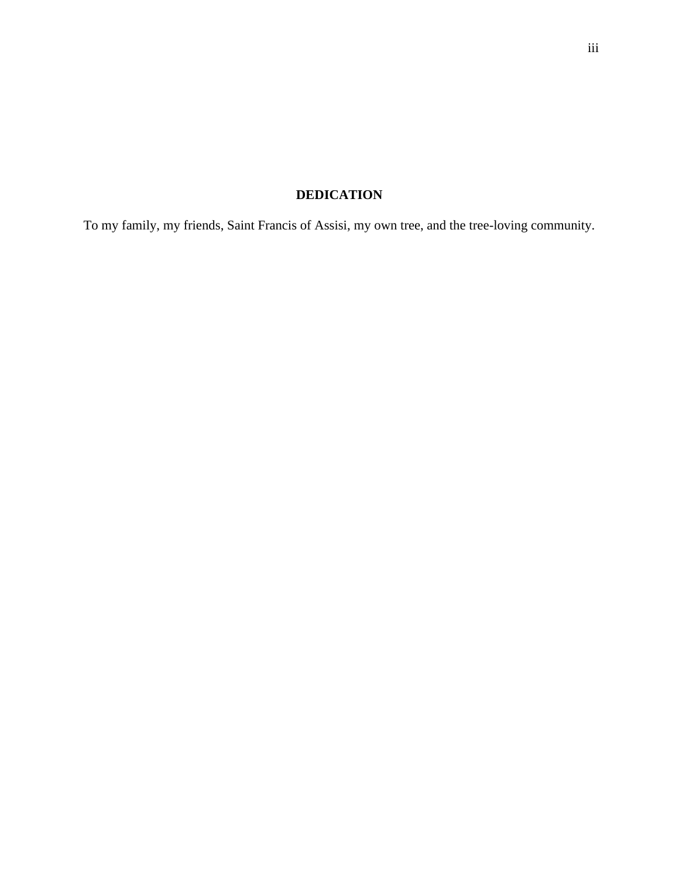# DEDICATION

To my family, my friends, Saint Francis of Assisi, my own tree, and the tree-loving community.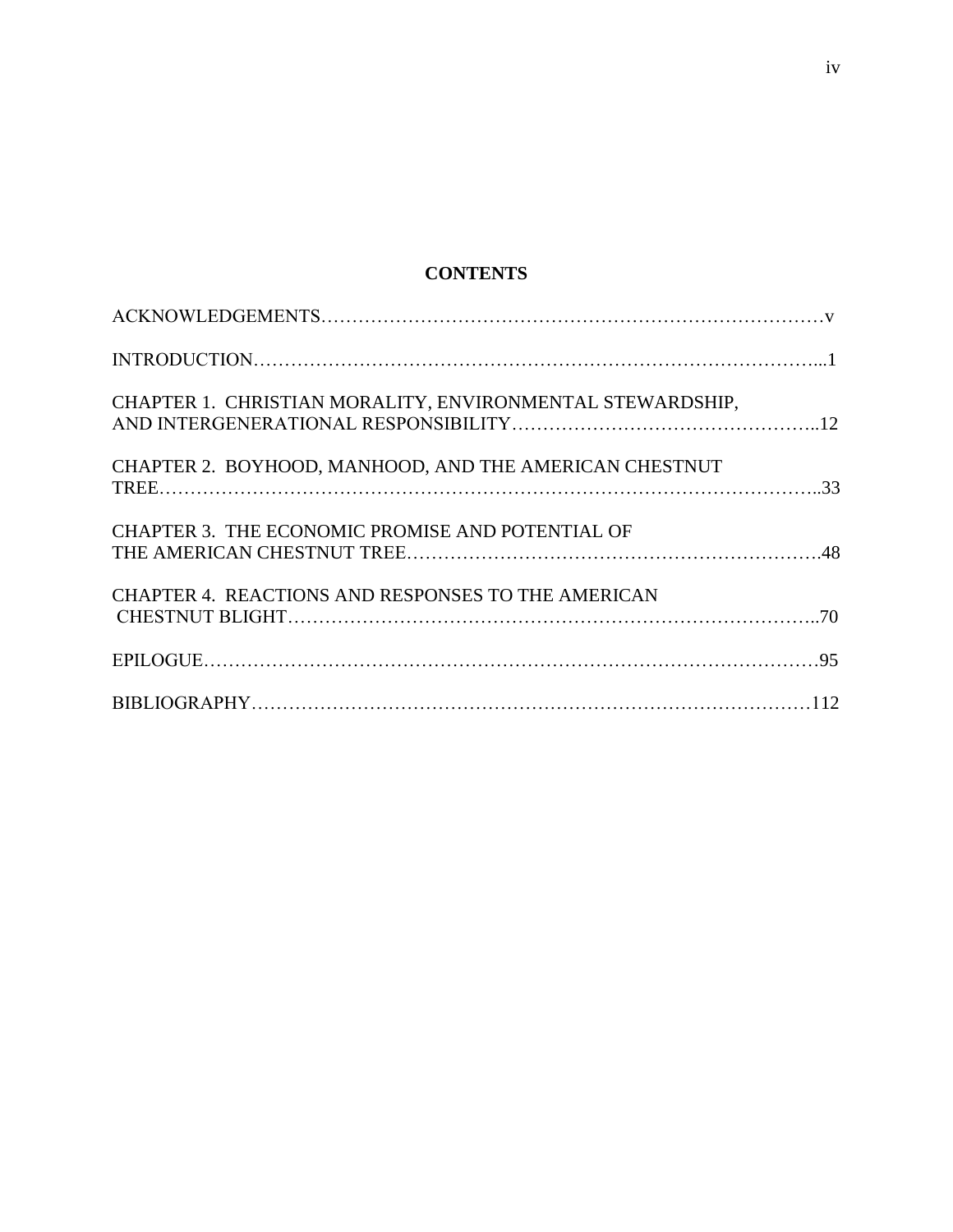# CONTENTS

ACKNOWLEDGEMENTS……………………………………………………………………v

INTRODUCTION……………………………………………………………………...1

CHAPTER 1. CHRISTIAN MORALITY, ENVIRONMENTAL STEWARDSHIP, AND INTERGENERATIONAL RESPONSIBILITY…………………………………………..12

CHAPTER 2. BOYHOOD, MANHOOD, AND THE AMERICAN CHESTNUT TREE……………………………………………………………………………………..33

CHAPTER 3. THE ECONOMIC PROMISE AND POTENTIAL OF THE AMERICAN CHESTNUT TREE……………………………………………………….48

CHAPTER 4. REACTIONS AND RESPONSES TO THE AMERICAN CHESTNUT BLIGHT………………………………………………………………………..70

EPILOGUE……………………………………………………………………………95

BIBLIOGRAPHY……………………………………………………………………112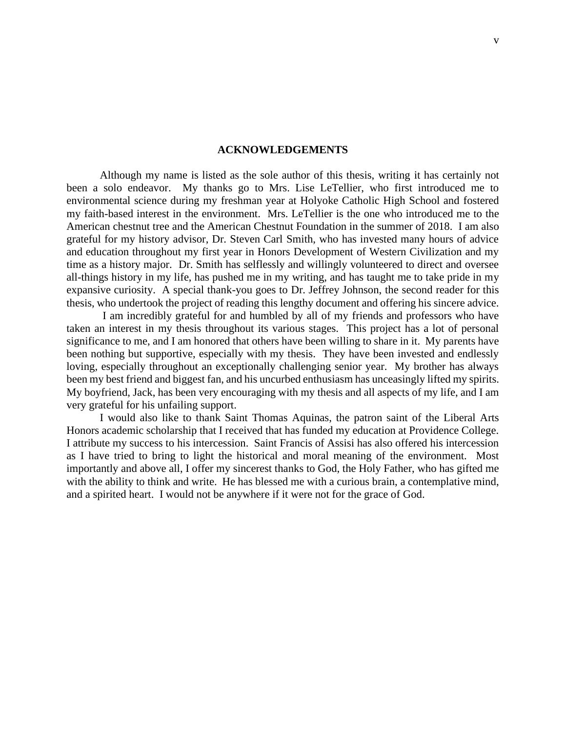## ACKNOWLEDGEMENTS

Although my name is listed as the sole author of this thesis, writing it has certainly not been a solo endeavor. My thanks go to Mrs. Lise LeTellier, who first introduced me to environmental science during my freshman year at Holyoke Catholic High School and fostered my faith-based interest in the environment. Mrs. LeTellier is the one who introduced me to the American chestnut tree and the American Chestnut Foundation in the summer of 2018. I am also grateful for my history advisor, Dr. Steven Carl Smith, who has invested many hours of advice and education throughout my first year in Honors Development of Western Civilization and my time as a history major. Dr. Smith has selflessly and willingly volunteered to direct and oversee all-things history in my life, has pushed me in my writing, and has taught me to take pride in my expansive curiosity. A special thank-you goes to Dr. Jeffrey Johnson, the second reader for this thesis, who undertook the project of reading this lengthy document and offering his sincere advice.

I am incredibly grateful for and humbled by all of my friends and professors who have taken an interest in my thesis throughout its various stages. This project has a lot of personal significance to me, and I am honored that others have been willing to share in it. My parents have been nothing but supportive, especially with my thesis. They have been invested and endlessly loving, especially throughout an exceptionally challenging senior year. My brother has always been my best friend and biggest fan, and his uncurbed enthusiasm has unceasingly lifted my spirits. My boyfriend, Jack, has been very encouraging with my thesis and all aspects of my life, and I am very grateful for his unfailing support.

I would also like to thank Saint Thomas Aquinas, the patron saint of the Liberal Arts Honors academic scholarship that I received that has funded my education at Providence College. I attribute my success to his intercession. Saint Francis of Assisi has also offered his intercession as I have tried to bring to light the historical and moral meaning of the environment. Most importantly and above all, I offer my sincerest thanks to God, the Holy Father, who has gifted me with the ability to think and write. He has blessed me with a curious brain, a contemplative mind, and a spirited heart. I would not be anywhere if it were not for the grace of God.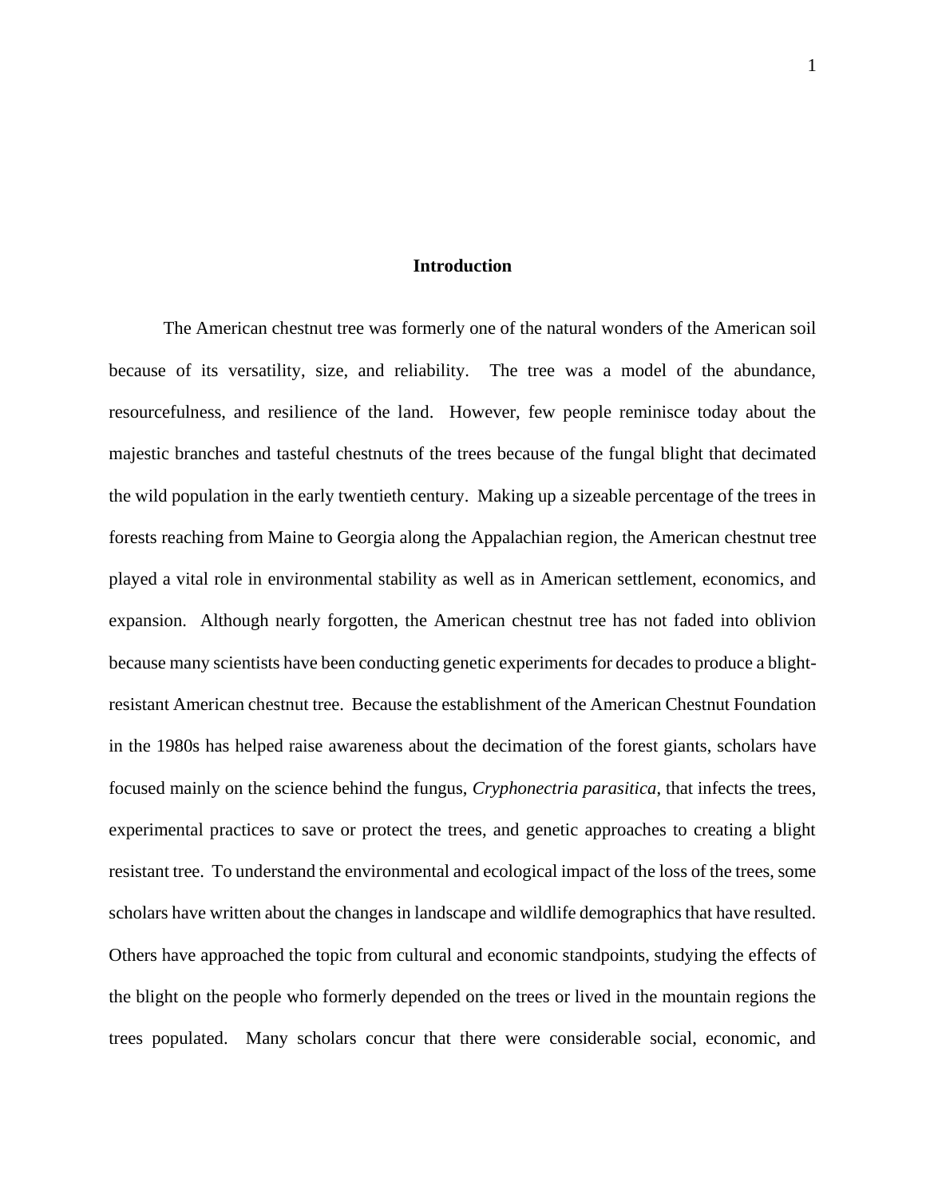## Introduction

The American chestnut tree was formerly one of the natural wonders of the American soil because of its versatility, size, and reliability. The tree was a model of the abundance, resourcefulness, and resilience of the land. However, few people reminisce today about the majestic branches and tasteful chestnuts of the trees because of the fungal blight that decimated the wild population in the early twentieth century. Making up a sizeable percentage of the trees in forests reaching from Maine to Georgia along the Appalachian region, the American chestnut tree played a vital role in environmental stability as well as in American settlement, economics, and expansion. Although nearly forgotten, the American chestnut tree has not faded into oblivion because many scientists have been conducting genetic experiments for decades to produce a blight-resistant American chestnut tree. Because the establishment of the American Chestnut Foundation in the 1980s has helped raise awareness about the decimation of the forest giants, scholars have focused mainly on the science behind the fungus, *Cryphonectria parasitica*, that infects the trees, experimental practices to save or protect the trees, and genetic approaches to creating a blight resistant tree. To understand the environmental and ecological impact of the loss of the trees, some scholars have written about the changes in landscape and wildlife demographics that have resulted. Others have approached the topic from cultural and economic standpoints, studying the effects of the blight on the people who formerly depended on the trees or lived in the mountain regions the trees populated. Many scholars concur that there were considerable social, economic, and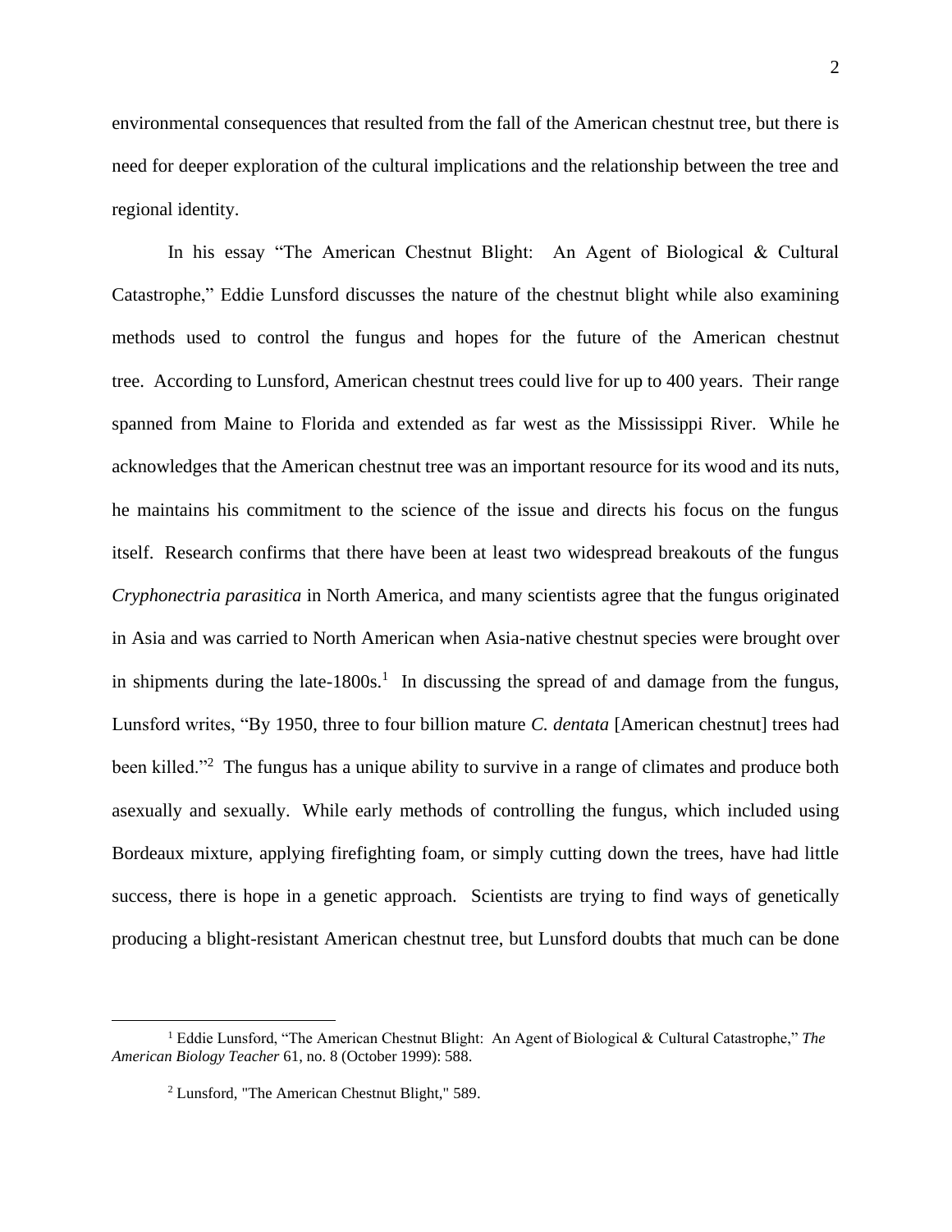environmental consequences that resulted from the fall of the American chestnut tree, but there is need for deeper exploration of the cultural implications and the relationship between the tree and regional identity.

In his essay "The American Chestnut Blight: An Agent of Biological & Cultural Catastrophe," Eddie Lunsford discusses the nature of the chestnut blight while also examining methods used to control the fungus and hopes for the future of the American chestnut tree. According to Lunsford, American chestnut trees could live for up to 400 years. Their range spanned from Maine to Florida and extended as far west as the Mississippi River. While he acknowledges that the American chestnut tree was an important resource for its wood and its nuts, he maintains his commitment to the science of the issue and directs his focus on the fungus itself. Research confirms that there have been at least two widespread breakouts of the fungus *Cryphonectria parasitica* in North America, and many scientists agree that the fungus originated in Asia and was carried to North American when Asia-native chestnut species were brought over in shipments during the late-1800s.[1] In discussing the spread of and damage from the fungus, Lunsford writes, "By 1950, three to four billion mature *C. dentata* [American chestnut] trees had been killed."[2] The fungus has a unique ability to survive in a range of climates and produce both asexually and sexually. While early methods of controlling the fungus, which included using Bordeaux mixture, applying firefighting foam, or simply cutting down the trees, have had little success, there is hope in a genetic approach. Scientists are trying to find ways of genetically producing a blight-resistant American chestnut tree, but Lunsford doubts that much can be done

---

[1] Eddie Lunsford, "The American Chestnut Blight: An Agent of Biological & Cultural Catastrophe," *The American Biology Teacher* 61, no. 8 (October 1999): 588.

[2] Lunsford, "The American Chestnut Blight," 589.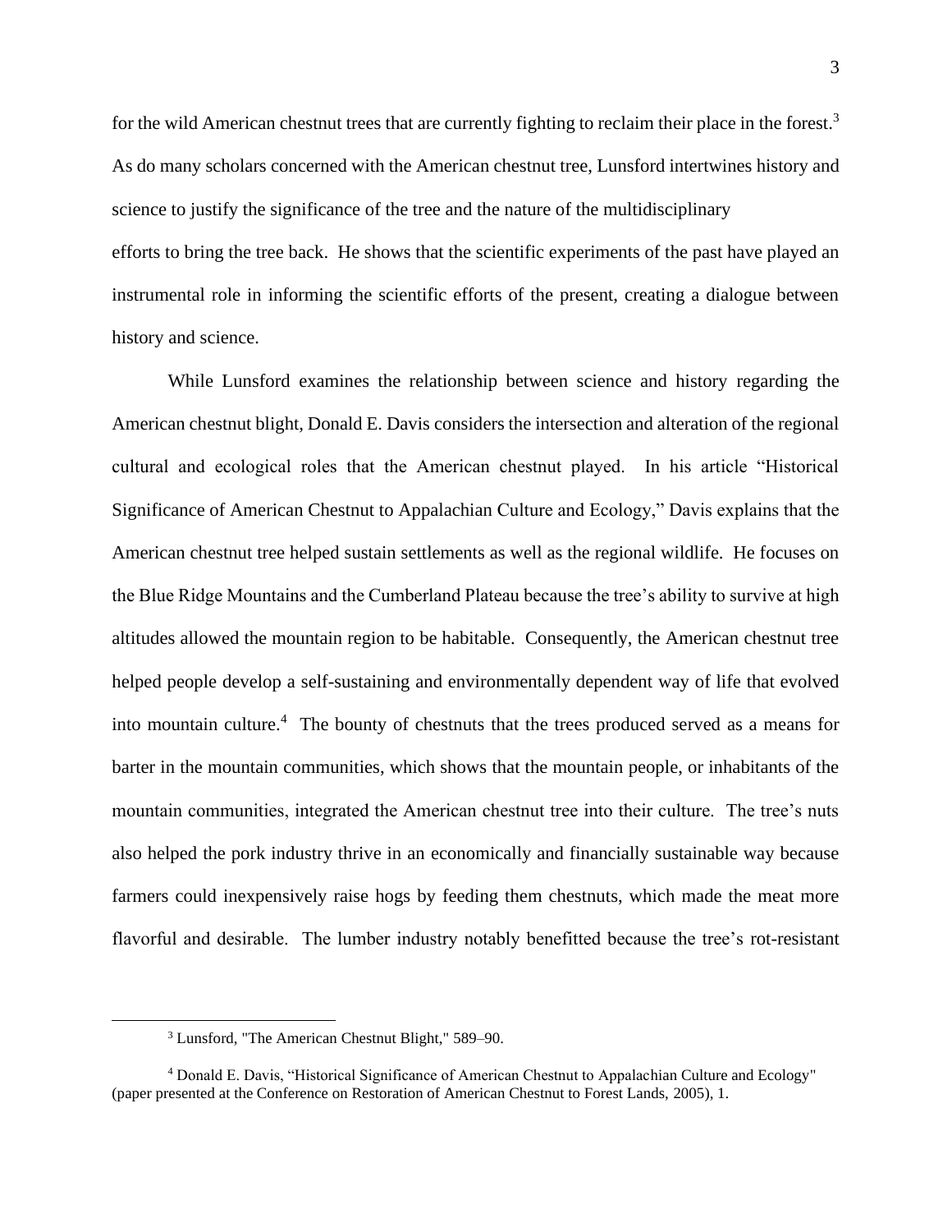for the wild American chestnut trees that are currently fighting to reclaim their place in the forest.[3] As do many scholars concerned with the American chestnut tree, Lunsford intertwines history and science to justify the significance of the tree and the nature of the multidisciplinary efforts to bring the tree back. He shows that the scientific experiments of the past have played an instrumental role in informing the scientific efforts of the present, creating a dialogue between history and science.

While Lunsford examines the relationship between science and history regarding the American chestnut blight, Donald E. Davis considers the intersection and alteration of the regional cultural and ecological roles that the American chestnut played. In his article "Historical Significance of American Chestnut to Appalachian Culture and Ecology," Davis explains that the American chestnut tree helped sustain settlements as well as the regional wildlife. He focuses on the Blue Ridge Mountains and the Cumberland Plateau because the tree's ability to survive at high altitudes allowed the mountain region to be habitable. Consequently, the American chestnut tree helped people develop a self-sustaining and environmentally dependent way of life that evolved into mountain culture.[4] The bounty of chestnuts that the trees produced served as a means for barter in the mountain communities, which shows that the mountain people, or inhabitants of the mountain communities, integrated the American chestnut tree into their culture. The tree's nuts also helped the pork industry thrive in an economically and financially sustainable way because farmers could inexpensively raise hogs by feeding them chestnuts, which made the meat more flavorful and desirable. The lumber industry notably benefitted because the tree's rot-resistant

[3] Lunsford, "The American Chestnut Blight," 589–90.

[4] Donald E. Davis, "Historical Significance of American Chestnut to Appalachian Culture and Ecology" (paper presented at the Conference on Restoration of American Chestnut to Forest Lands, 2005), 1.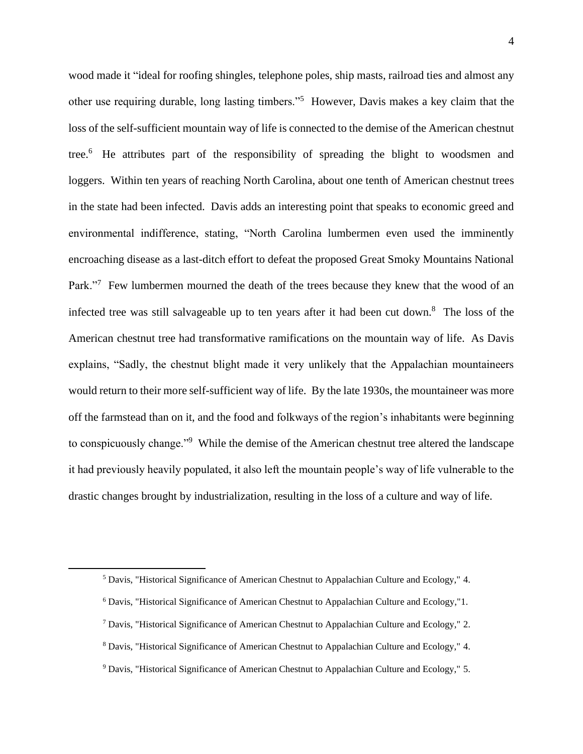wood made it "ideal for roofing shingles, telephone poles, ship masts, railroad ties and almost any other use requiring durable, long lasting timbers."[5] However, Davis makes a key claim that the loss of the self-sufficient mountain way of life is connected to the demise of the American chestnut tree.[6] He attributes part of the responsibility of spreading the blight to woodsmen and loggers. Within ten years of reaching North Carolina, about one tenth of American chestnut trees in the state had been infected. Davis adds an interesting point that speaks to economic greed and environmental indifference, stating, "North Carolina lumbermen even used the imminently encroaching disease as a last-ditch effort to defeat the proposed Great Smoky Mountains National Park."[7] Few lumbermen mourned the death of the trees because they knew that the wood of an infected tree was still salvageable up to ten years after it had been cut down.[8] The loss of the American chestnut tree had transformative ramifications on the mountain way of life. As Davis explains, "Sadly, the chestnut blight made it very unlikely that the Appalachian mountaineers would return to their more self-sufficient way of life. By the late 1930s, the mountaineer was more off the farmstead than on it, and the food and folkways of the region's inhabitants were beginning to conspicuously change."[9] While the demise of the American chestnut tree altered the landscape it had previously heavily populated, it also left the mountain people's way of life vulnerable to the drastic changes brought by industrialization, resulting in the loss of a culture and way of life.

[5] Davis, "Historical Significance of American Chestnut to Appalachian Culture and Ecology," 4.

[6] Davis, "Historical Significance of American Chestnut to Appalachian Culture and Ecology,"1.

[7] Davis, "Historical Significance of American Chestnut to Appalachian Culture and Ecology," 2.

[8] Davis, "Historical Significance of American Chestnut to Appalachian Culture and Ecology," 4.

[9] Davis, "Historical Significance of American Chestnut to Appalachian Culture and Ecology," 5.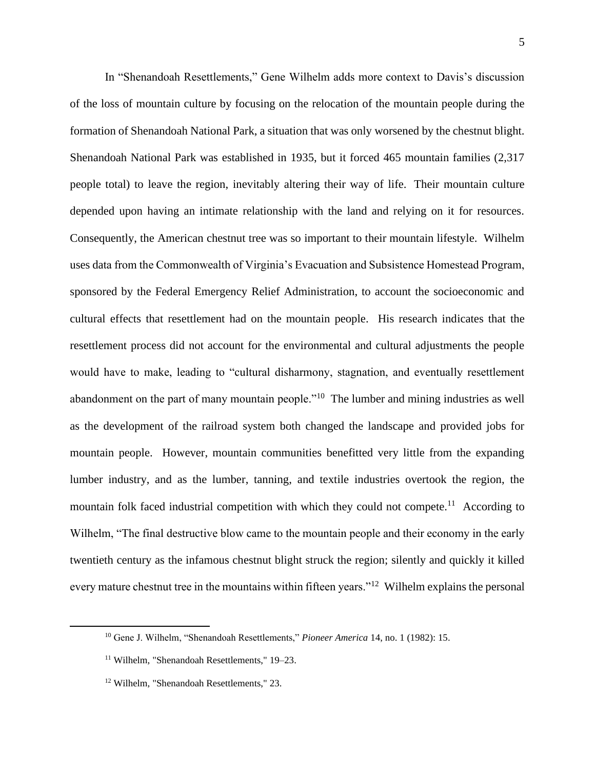In "Shenandoah Resettlements," Gene Wilhelm adds more context to Davis's discussion of the loss of mountain culture by focusing on the relocation of the mountain people during the formation of Shenandoah National Park, a situation that was only worsened by the chestnut blight. Shenandoah National Park was established in 1935, but it forced 465 mountain families (2,317 people total) to leave the region, inevitably altering their way of life. Their mountain culture depended upon having an intimate relationship with the land and relying on it for resources. Consequently, the American chestnut tree was so important to their mountain lifestyle. Wilhelm uses data from the Commonwealth of Virginia's Evacuation and Subsistence Homestead Program, sponsored by the Federal Emergency Relief Administration, to account the socioeconomic and cultural effects that resettlement had on the mountain people. His research indicates that the resettlement process did not account for the environmental and cultural adjustments the people would have to make, leading to "cultural disharmony, stagnation, and eventually resettlement abandonment on the part of many mountain people."[10] The lumber and mining industries as well as the development of the railroad system both changed the landscape and provided jobs for mountain people. However, mountain communities benefitted very little from the expanding lumber industry, and as the lumber, tanning, and textile industries overtook the region, the mountain folk faced industrial competition with which they could not compete.[11] According to Wilhelm, "The final destructive blow came to the mountain people and their economy in the early twentieth century as the infamous chestnut blight struck the region; silently and quickly it killed every mature chestnut tree in the mountains within fifteen years."[12] Wilhelm explains the personal

---

[10] Gene J. Wilhelm, "Shenandoah Resettlements," *Pioneer America* 14, no. 1 (1982): 15.

[11] Wilhelm, "Shenandoah Resettlements," 19–23.

[12] Wilhelm, "Shenandoah Resettlements," 23.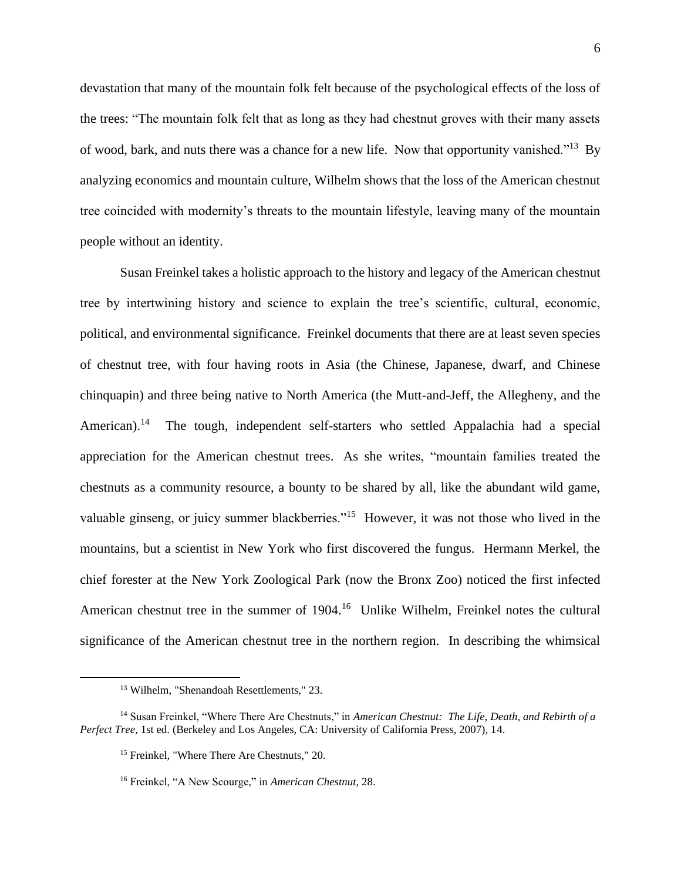devastation that many of the mountain folk felt because of the psychological effects of the loss of the trees: "The mountain folk felt that as long as they had chestnut groves with their many assets of wood, bark, and nuts there was a chance for a new life. Now that opportunity vanished."[13] By analyzing economics and mountain culture, Wilhelm shows that the loss of the American chestnut tree coincided with modernity's threats to the mountain lifestyle, leaving many of the mountain people without an identity.

Susan Freinkel takes a holistic approach to the history and legacy of the American chestnut tree by intertwining history and science to explain the tree's scientific, cultural, economic, political, and environmental significance. Freinkel documents that there are at least seven species of chestnut tree, with four having roots in Asia (the Chinese, Japanese, dwarf, and Chinese chinquapin) and three being native to North America (the Mutt-and-Jeff, the Allegheny, and the American).[14] The tough, independent self-starters who settled Appalachia had a special appreciation for the American chestnut trees. As she writes, "mountain families treated the chestnuts as a community resource, a bounty to be shared by all, like the abundant wild game, valuable ginseng, or juicy summer blackberries."[15] However, it was not those who lived in the mountains, but a scientist in New York who first discovered the fungus. Hermann Merkel, the chief forester at the New York Zoological Park (now the Bronx Zoo) noticed the first infected American chestnut tree in the summer of 1904.[16] Unlike Wilhelm, Freinkel notes the cultural significance of the American chestnut tree in the northern region. In describing the whimsical

---

[13] Wilhelm, "Shenandoah Resettlements," 23.

[14] Susan Freinkel, "Where There Are Chestnuts," in *American Chestnut: The Life, Death, and Rebirth of a Perfect Tree*, 1st ed. (Berkeley and Los Angeles, CA: University of California Press, 2007), 14.

[15] Freinkel, "Where There Are Chestnuts," 20.

[16] Freinkel, "A New Scourge," in *American Chestnut*, 28.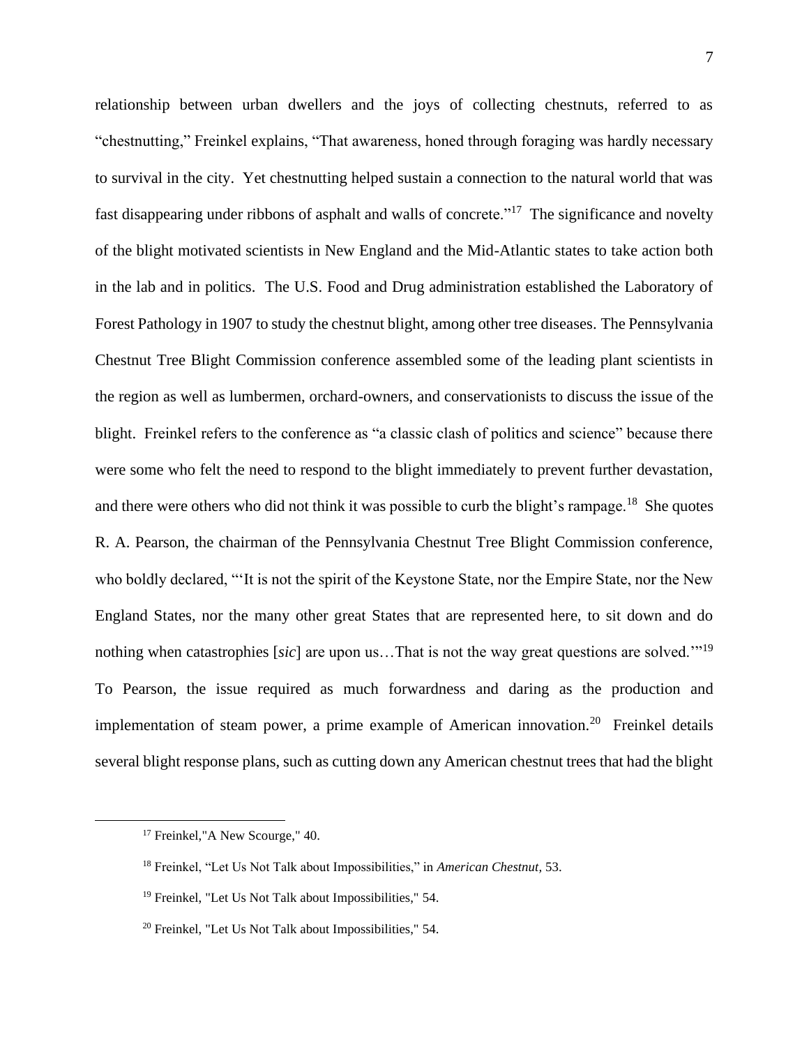relationship between urban dwellers and the joys of collecting chestnuts, referred to as "chestnutting," Freinkel explains, "That awareness, honed through foraging was hardly necessary to survival in the city. Yet chestnutting helped sustain a connection to the natural world that was fast disappearing under ribbons of asphalt and walls of concrete."[17] The significance and novelty of the blight motivated scientists in New England and the Mid-Atlantic states to take action both in the lab and in politics. The U.S. Food and Drug administration established the Laboratory of Forest Pathology in 1907 to study the chestnut blight, among other tree diseases. The Pennsylvania Chestnut Tree Blight Commission conference assembled some of the leading plant scientists in the region as well as lumbermen, orchard-owners, and conservationists to discuss the issue of the blight. Freinkel refers to the conference as "a classic clash of politics and science" because there were some who felt the need to respond to the blight immediately to prevent further devastation, and there were others who did not think it was possible to curb the blight's rampage.[18] She quotes R. A. Pearson, the chairman of the Pennsylvania Chestnut Tree Blight Commission conference, who boldly declared, "'It is not the spirit of the Keystone State, nor the Empire State, nor the New England States, nor the many other great States that are represented here, to sit down and do nothing when catastrophies [*sic*] are upon us…That is not the way great questions are solved.'"[19] To Pearson, the issue required as much forwardness and daring as the production and implementation of steam power, a prime example of American innovation.[20] Freinkel details several blight response plans, such as cutting down any American chestnut trees that had the blight

---

[17] Freinkel,"A New Scourge," 40.

[18] Freinkel, "Let Us Not Talk about Impossibilities," in *American Chestnut,* 53.

[19] Freinkel, "Let Us Not Talk about Impossibilities," 54.

[20] Freinkel, "Let Us Not Talk about Impossibilities," 54.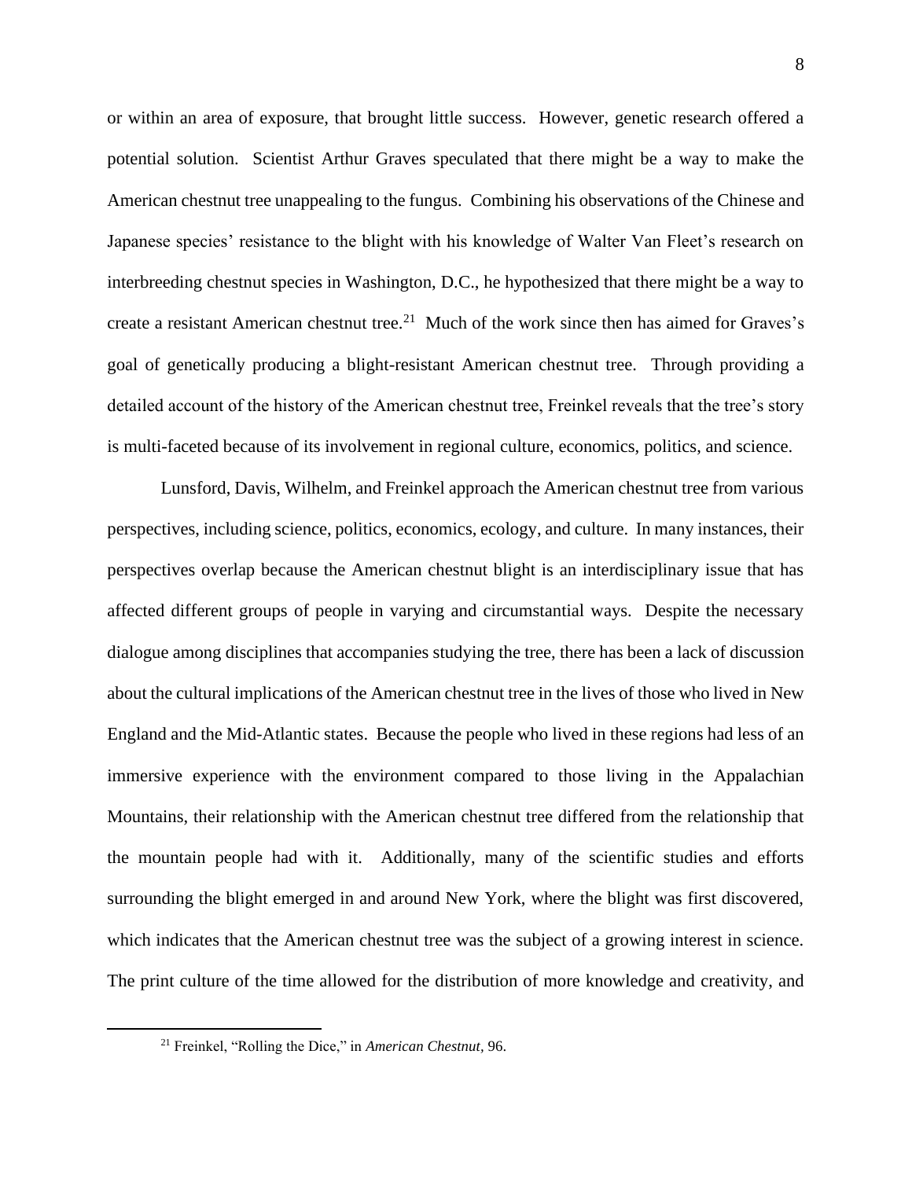or within an area of exposure, that brought little success. However, genetic research offered a potential solution. Scientist Arthur Graves speculated that there might be a way to make the American chestnut tree unappealing to the fungus. Combining his observations of the Chinese and Japanese species' resistance to the blight with his knowledge of Walter Van Fleet's research on interbreeding chestnut species in Washington, D.C., he hypothesized that there might be a way to create a resistant American chestnut tree.[21] Much of the work since then has aimed for Graves's goal of genetically producing a blight-resistant American chestnut tree. Through providing a detailed account of the history of the American chestnut tree, Freinkel reveals that the tree's story is multi-faceted because of its involvement in regional culture, economics, politics, and science.

Lunsford, Davis, Wilhelm, and Freinkel approach the American chestnut tree from various perspectives, including science, politics, economics, ecology, and culture. In many instances, their perspectives overlap because the American chestnut blight is an interdisciplinary issue that has affected different groups of people in varying and circumstantial ways. Despite the necessary dialogue among disciplines that accompanies studying the tree, there has been a lack of discussion about the cultural implications of the American chestnut tree in the lives of those who lived in New England and the Mid-Atlantic states. Because the people who lived in these regions had less of an immersive experience with the environment compared to those living in the Appalachian Mountains, their relationship with the American chestnut tree differed from the relationship that the mountain people had with it. Additionally, many of the scientific studies and efforts surrounding the blight emerged in and around New York, where the blight was first discovered, which indicates that the American chestnut tree was the subject of a growing interest in science. The print culture of the time allowed for the distribution of more knowledge and creativity, and

[21] Freinkel, "Rolling the Dice," in *American Chestnut,* 96.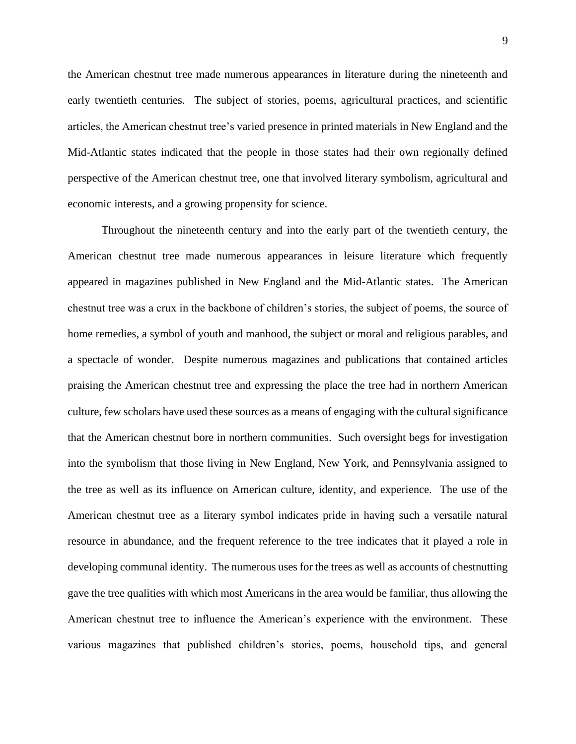the American chestnut tree made numerous appearances in literature during the nineteenth and early twentieth centuries. The subject of stories, poems, agricultural practices, and scientific articles, the American chestnut tree's varied presence in printed materials in New England and the Mid-Atlantic states indicated that the people in those states had their own regionally defined perspective of the American chestnut tree, one that involved literary symbolism, agricultural and economic interests, and a growing propensity for science.

Throughout the nineteenth century and into the early part of the twentieth century, the American chestnut tree made numerous appearances in leisure literature which frequently appeared in magazines published in New England and the Mid-Atlantic states. The American chestnut tree was a crux in the backbone of children's stories, the subject of poems, the source of home remedies, a symbol of youth and manhood, the subject or moral and religious parables, and a spectacle of wonder. Despite numerous magazines and publications that contained articles praising the American chestnut tree and expressing the place the tree had in northern American culture, few scholars have used these sources as a means of engaging with the cultural significance that the American chestnut bore in northern communities. Such oversight begs for investigation into the symbolism that those living in New England, New York, and Pennsylvania assigned to the tree as well as its influence on American culture, identity, and experience. The use of the American chestnut tree as a literary symbol indicates pride in having such a versatile natural resource in abundance, and the frequent reference to the tree indicates that it played a role in developing communal identity. The numerous uses for the trees as well as accounts of chestnutting gave the tree qualities with which most Americans in the area would be familiar, thus allowing the American chestnut tree to influence the American's experience with the environment. These various magazines that published children's stories, poems, household tips, and general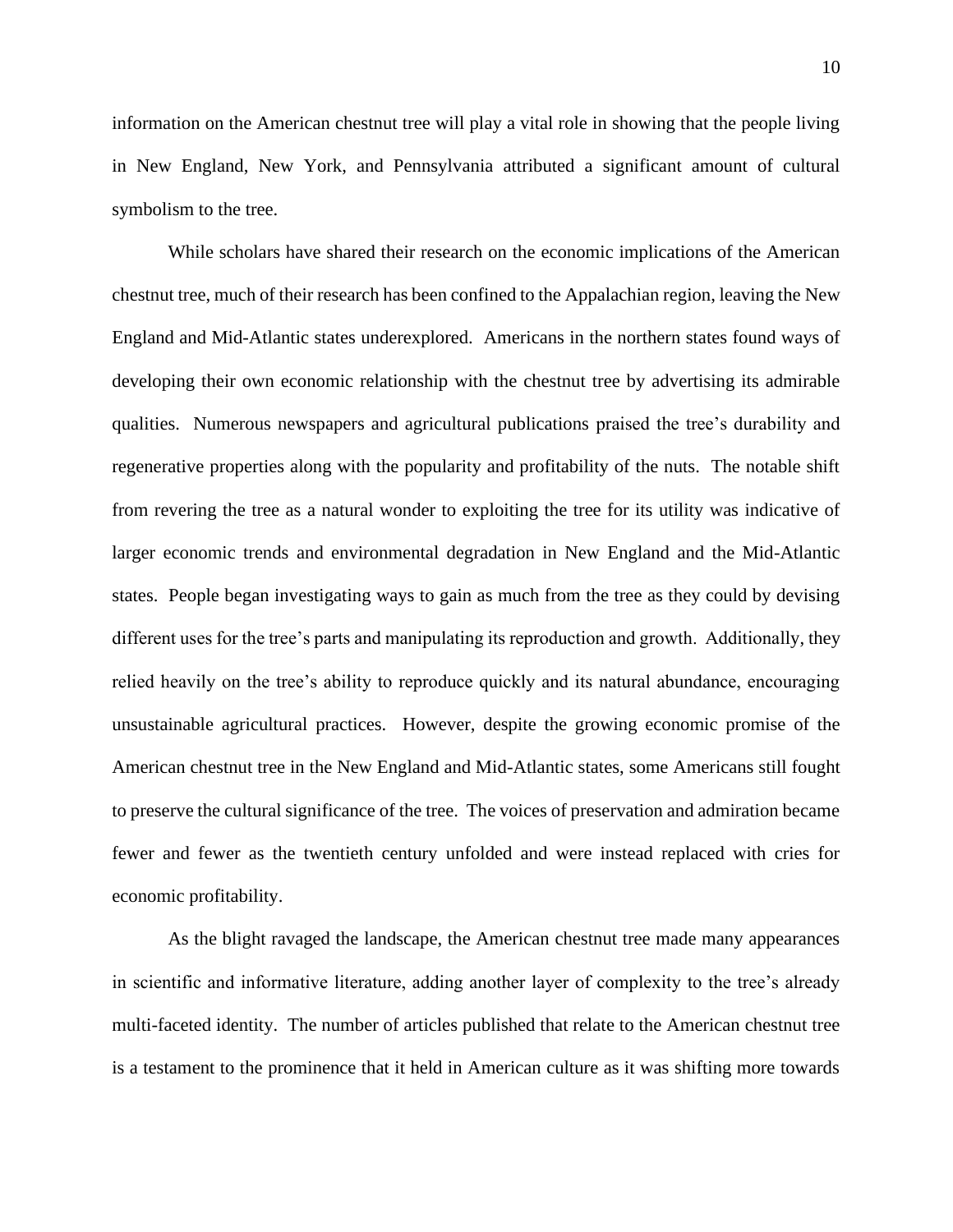information on the American chestnut tree will play a vital role in showing that the people living in New England, New York, and Pennsylvania attributed a significant amount of cultural symbolism to the tree.

While scholars have shared their research on the economic implications of the American chestnut tree, much of their research has been confined to the Appalachian region, leaving the New England and Mid-Atlantic states underexplored. Americans in the northern states found ways of developing their own economic relationship with the chestnut tree by advertising its admirable qualities. Numerous newspapers and agricultural publications praised the tree's durability and regenerative properties along with the popularity and profitability of the nuts. The notable shift from revering the tree as a natural wonder to exploiting the tree for its utility was indicative of larger economic trends and environmental degradation in New England and the Mid-Atlantic states. People began investigating ways to gain as much from the tree as they could by devising different uses for the tree's parts and manipulating its reproduction and growth. Additionally, they relied heavily on the tree's ability to reproduce quickly and its natural abundance, encouraging unsustainable agricultural practices. However, despite the growing economic promise of the American chestnut tree in the New England and Mid-Atlantic states, some Americans still fought to preserve the cultural significance of the tree. The voices of preservation and admiration became fewer and fewer as the twentieth century unfolded and were instead replaced with cries for economic profitability.

As the blight ravaged the landscape, the American chestnut tree made many appearances in scientific and informative literature, adding another layer of complexity to the tree's already multi-faceted identity. The number of articles published that relate to the American chestnut tree is a testament to the prominence that it held in American culture as it was shifting more towards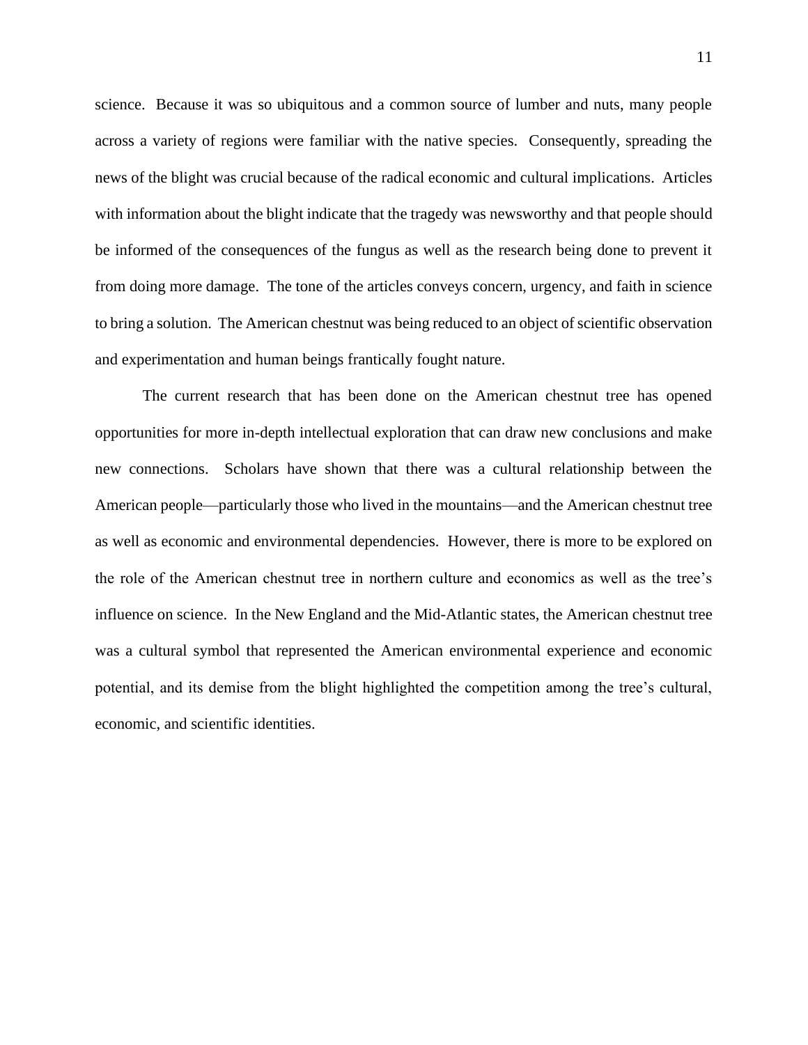science. Because it was so ubiquitous and a common source of lumber and nuts, many people across a variety of regions were familiar with the native species. Consequently, spreading the news of the blight was crucial because of the radical economic and cultural implications. Articles with information about the blight indicate that the tragedy was newsworthy and that people should be informed of the consequences of the fungus as well as the research being done to prevent it from doing more damage. The tone of the articles conveys concern, urgency, and faith in science to bring a solution. The American chestnut was being reduced to an object of scientific observation and experimentation and human beings frantically fought nature.

The current research that has been done on the American chestnut tree has opened opportunities for more in-depth intellectual exploration that can draw new conclusions and make new connections. Scholars have shown that there was a cultural relationship between the American people—particularly those who lived in the mountains—and the American chestnut tree as well as economic and environmental dependencies. However, there is more to be explored on the role of the American chestnut tree in northern culture and economics as well as the tree's influence on science. In the New England and the Mid-Atlantic states, the American chestnut tree was a cultural symbol that represented the American environmental experience and economic potential, and its demise from the blight highlighted the competition among the tree's cultural, economic, and scientific identities.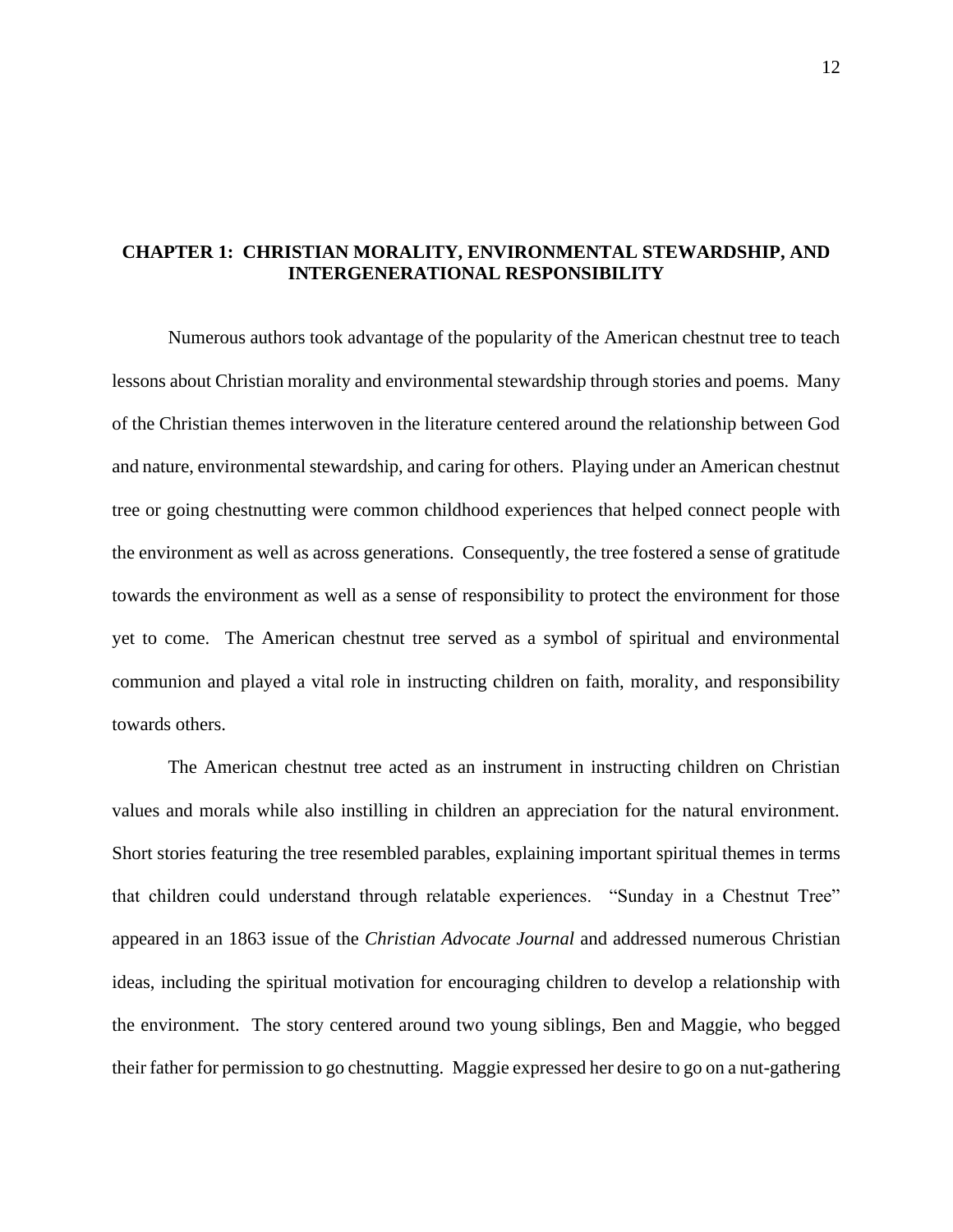# CHAPTER 1: CHRISTIAN MORALITY, ENVIRONMENTAL STEWARDSHIP, AND INTERGENERATIONAL RESPONSIBILITY

Numerous authors took advantage of the popularity of the American chestnut tree to teach lessons about Christian morality and environmental stewardship through stories and poems. Many of the Christian themes interwoven in the literature centered around the relationship between God and nature, environmental stewardship, and caring for others. Playing under an American chestnut tree or going chestnutting were common childhood experiences that helped connect people with the environment as well as across generations. Consequently, the tree fostered a sense of gratitude towards the environment as well as a sense of responsibility to protect the environment for those yet to come. The American chestnut tree served as a symbol of spiritual and environmental communion and played a vital role in instructing children on faith, morality, and responsibility towards others.

The American chestnut tree acted as an instrument in instructing children on Christian values and morals while also instilling in children an appreciation for the natural environment. Short stories featuring the tree resembled parables, explaining important spiritual themes in terms that children could understand through relatable experiences. "Sunday in a Chestnut Tree" appeared in an 1863 issue of the *Christian Advocate Journal* and addressed numerous Christian ideas, including the spiritual motivation for encouraging children to develop a relationship with the environment. The story centered around two young siblings, Ben and Maggie, who begged their father for permission to go chestnutting. Maggie expressed her desire to go on a nut-gathering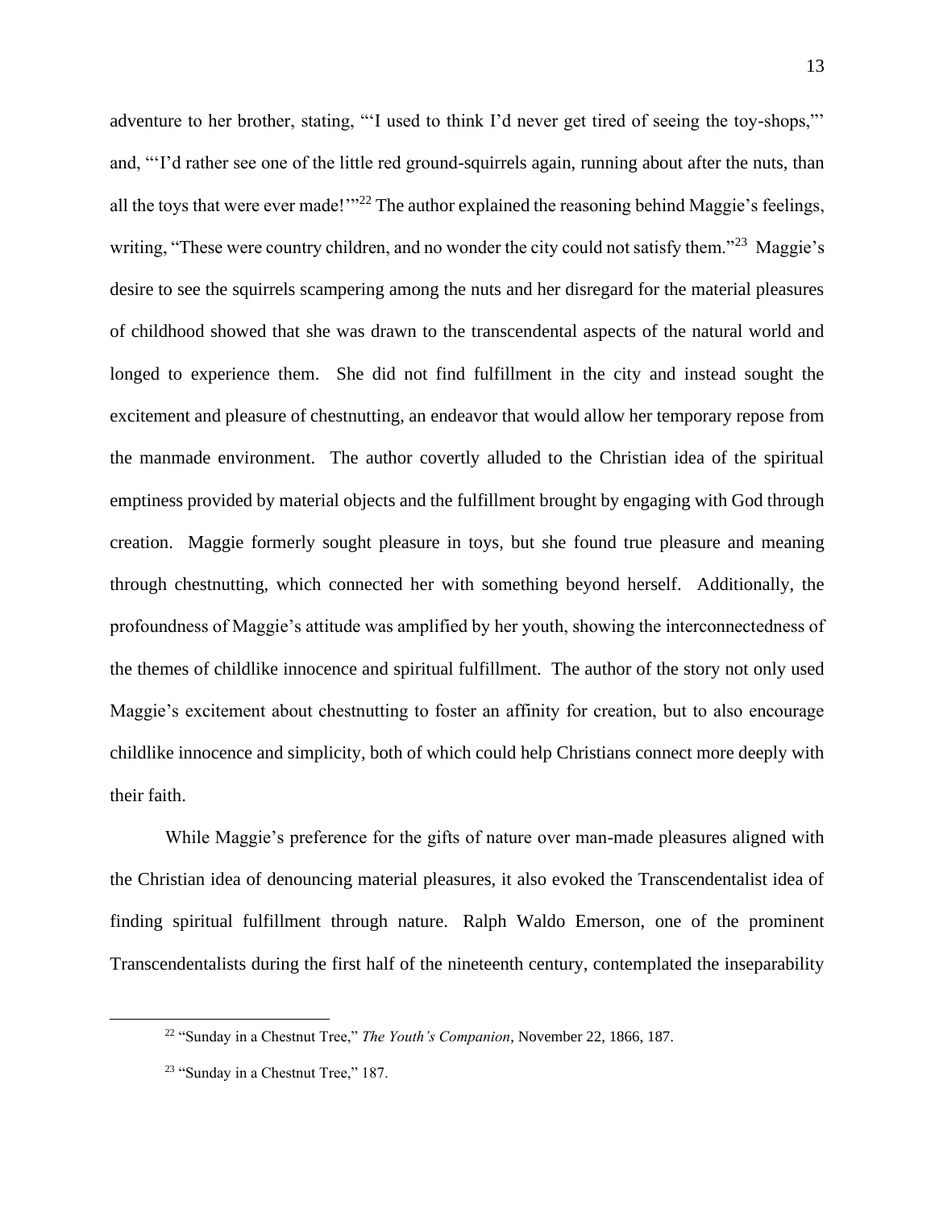adventure to her brother, stating, "'I used to think I'd never get tired of seeing the toy-shops,"' and, "'I'd rather see one of the little red ground-squirrels again, running about after the nuts, than all the toys that were ever made!'"[22] The author explained the reasoning behind Maggie's feelings, writing, "These were country children, and no wonder the city could not satisfy them."[23] Maggie's desire to see the squirrels scampering among the nuts and her disregard for the material pleasures of childhood showed that she was drawn to the transcendental aspects of the natural world and longed to experience them. She did not find fulfillment in the city and instead sought the excitement and pleasure of chestnutting, an endeavor that would allow her temporary repose from the manmade environment. The author covertly alluded to the Christian idea of the spiritual emptiness provided by material objects and the fulfillment brought by engaging with God through creation. Maggie formerly sought pleasure in toys, but she found true pleasure and meaning through chestnutting, which connected her with something beyond herself. Additionally, the profoundness of Maggie's attitude was amplified by her youth, showing the interconnectedness of the themes of childlike innocence and spiritual fulfillment. The author of the story not only used Maggie's excitement about chestnutting to foster an affinity for creation, but to also encourage childlike innocence and simplicity, both of which could help Christians connect more deeply with their faith.

While Maggie's preference for the gifts of nature over man-made pleasures aligned with the Christian idea of denouncing material pleasures, it also evoked the Transcendentalist idea of finding spiritual fulfillment through nature. Ralph Waldo Emerson, one of the prominent Transcendentalists during the first half of the nineteenth century, contemplated the inseparability

---

[22] "Sunday in a Chestnut Tree," *The Youth's Companion*, November 22, 1866, 187.

[23] "Sunday in a Chestnut Tree," 187.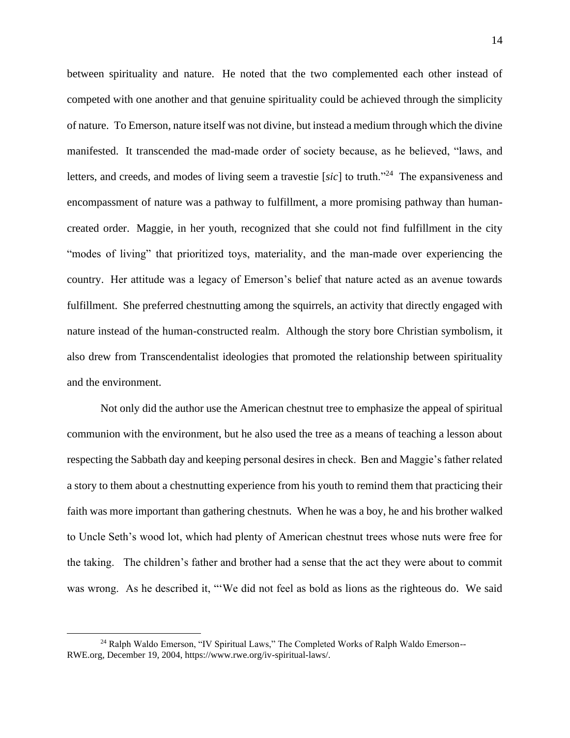between spirituality and nature. He noted that the two complemented each other instead of competed with one another and that genuine spirituality could be achieved through the simplicity of nature. To Emerson, nature itself was not divine, but instead a medium through which the divine manifested. It transcended the mad-made order of society because, as he believed, "laws, and letters, and creeds, and modes of living seem a travestie [*sic*] to truth."[24] The expansiveness and encompassment of nature was a pathway to fulfillment, a more promising pathway than human-created order. Maggie, in her youth, recognized that she could not find fulfillment in the city "modes of living" that prioritized toys, materiality, and the man-made over experiencing the country. Her attitude was a legacy of Emerson's belief that nature acted as an avenue towards fulfillment. She preferred chestnutting among the squirrels, an activity that directly engaged with nature instead of the human-constructed realm. Although the story bore Christian symbolism, it also drew from Transcendentalist ideologies that promoted the relationship between spirituality and the environment.

Not only did the author use the American chestnut tree to emphasize the appeal of spiritual communion with the environment, but he also used the tree as a means of teaching a lesson about respecting the Sabbath day and keeping personal desires in check. Ben and Maggie's father related a story to them about a chestnutting experience from his youth to remind them that practicing their faith was more important than gathering chestnuts. When he was a boy, he and his brother walked to Uncle Seth's wood lot, which had plenty of American chestnut trees whose nuts were free for the taking. The children's father and brother had a sense that the act they were about to commit was wrong. As he described it, "'We did not feel as bold as lions as the righteous do. We said

---

[24] Ralph Waldo Emerson, "IV Spiritual Laws," The Completed Works of Ralph Waldo Emerson--RWE.org, December 19, 2004, https://www.rwe.org/iv-spiritual-laws/.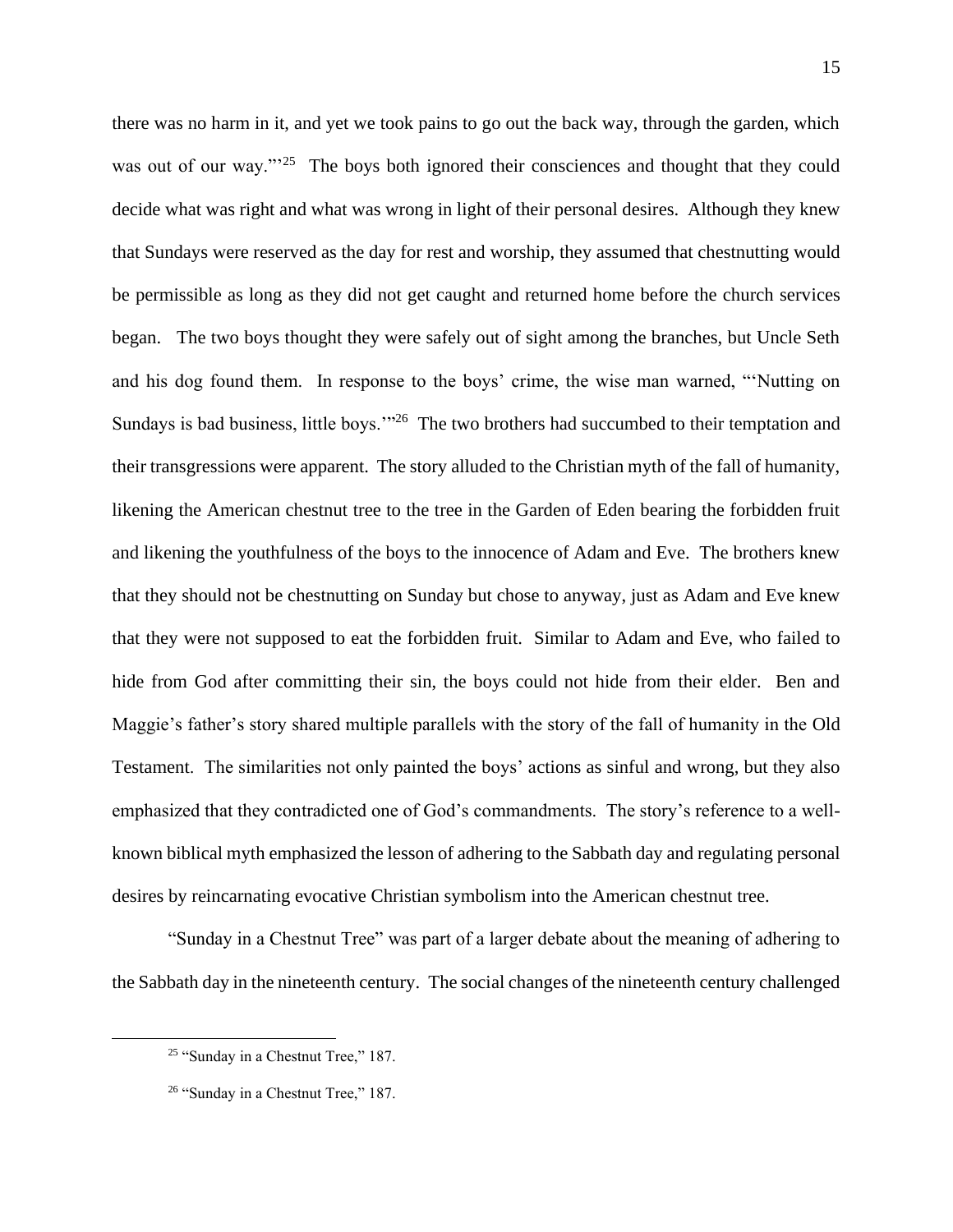there was no harm in it, and yet we took pains to go out the back way, through the garden, which was out of our way.'"[25] The boys both ignored their consciences and thought that they could decide what was right and what was wrong in light of their personal desires. Although they knew that Sundays were reserved as the day for rest and worship, they assumed that chestnutting would be permissible as long as they did not get caught and returned home before the church services began. The two boys thought they were safely out of sight among the branches, but Uncle Seth and his dog found them. In response to the boys' crime, the wise man warned, "'Nutting on Sundays is bad business, little boys.'"[26] The two brothers had succumbed to their temptation and their transgressions were apparent. The story alluded to the Christian myth of the fall of humanity, likening the American chestnut tree to the tree in the Garden of Eden bearing the forbidden fruit and likening the youthfulness of the boys to the innocence of Adam and Eve. The brothers knew that they should not be chestnutting on Sunday but chose to anyway, just as Adam and Eve knew that they were not supposed to eat the forbidden fruit. Similar to Adam and Eve, who failed to hide from God after committing their sin, the boys could not hide from their elder. Ben and Maggie's father's story shared multiple parallels with the story of the fall of humanity in the Old Testament. The similarities not only painted the boys' actions as sinful and wrong, but they also emphasized that they contradicted one of God's commandments. The story's reference to a well-known biblical myth emphasized the lesson of adhering to the Sabbath day and regulating personal desires by reincarnating evocative Christian symbolism into the American chestnut tree.

"Sunday in a Chestnut Tree" was part of a larger debate about the meaning of adhering to the Sabbath day in the nineteenth century. The social changes of the nineteenth century challenged

---

[25] "Sunday in a Chestnut Tree," 187.

[26] "Sunday in a Chestnut Tree," 187.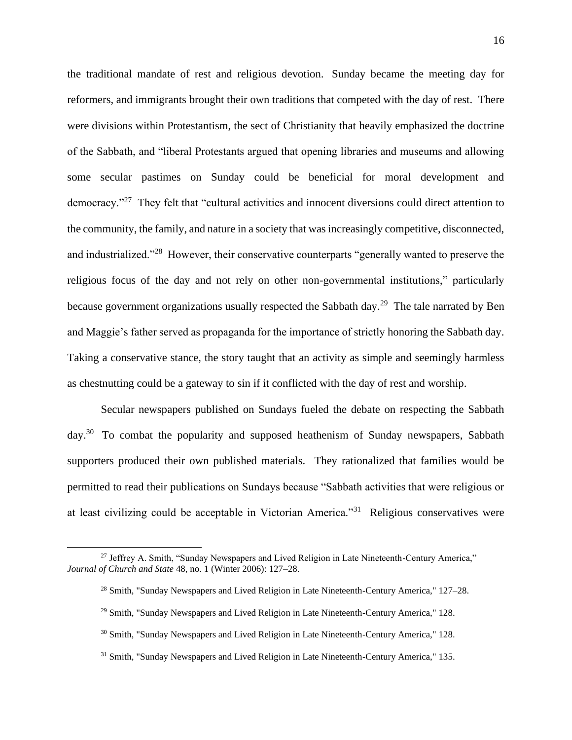the traditional mandate of rest and religious devotion. Sunday became the meeting day for reformers, and immigrants brought their own traditions that competed with the day of rest. There were divisions within Protestantism, the sect of Christianity that heavily emphasized the doctrine of the Sabbath, and "liberal Protestants argued that opening libraries and museums and allowing some secular pastimes on Sunday could be beneficial for moral development and democracy."[27] They felt that "cultural activities and innocent diversions could direct attention to the community, the family, and nature in a society that was increasingly competitive, disconnected, and industrialized."[28] However, their conservative counterparts "generally wanted to preserve the religious focus of the day and not rely on other non-governmental institutions," particularly because government organizations usually respected the Sabbath day.[29] The tale narrated by Ben and Maggie's father served as propaganda for the importance of strictly honoring the Sabbath day. Taking a conservative stance, the story taught that an activity as simple and seemingly harmless as chestnutting could be a gateway to sin if it conflicted with the day of rest and worship.

Secular newspapers published on Sundays fueled the debate on respecting the Sabbath day.[30] To combat the popularity and supposed heathenism of Sunday newspapers, Sabbath supporters produced their own published materials. They rationalized that families would be permitted to read their publications on Sundays because "Sabbath activities that were religious or at least civilizing could be acceptable in Victorian America."[31] Religious conservatives were

---

[27] Jeffrey A. Smith, "Sunday Newspapers and Lived Religion in Late Nineteenth-Century America," *Journal of Church and State* 48, no. 1 (Winter 2006): 127–28.

[28] Smith, "Sunday Newspapers and Lived Religion in Late Nineteenth-Century America," 127–28.

[29] Smith, "Sunday Newspapers and Lived Religion in Late Nineteenth-Century America," 128.

[30] Smith, "Sunday Newspapers and Lived Religion in Late Nineteenth-Century America," 128.

[31] Smith, "Sunday Newspapers and Lived Religion in Late Nineteenth-Century America," 135.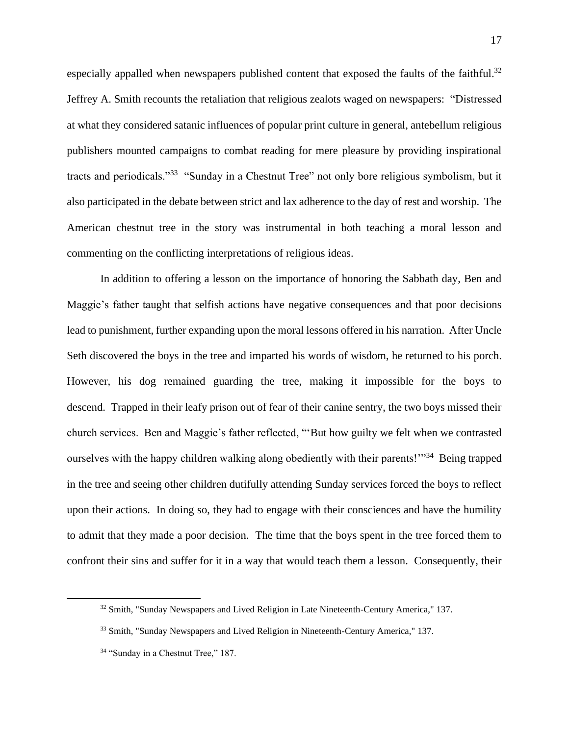especially appalled when newspapers published content that exposed the faults of the faithful.[32] Jeffrey A. Smith recounts the retaliation that religious zealots waged on newspapers: "Distressed at what they considered satanic influences of popular print culture in general, antebellum religious publishers mounted campaigns to combat reading for mere pleasure by providing inspirational tracts and periodicals."[33] "Sunday in a Chestnut Tree" not only bore religious symbolism, but it also participated in the debate between strict and lax adherence to the day of rest and worship. The American chestnut tree in the story was instrumental in both teaching a moral lesson and commenting on the conflicting interpretations of religious ideas.

In addition to offering a lesson on the importance of honoring the Sabbath day, Ben and Maggie's father taught that selfish actions have negative consequences and that poor decisions lead to punishment, further expanding upon the moral lessons offered in his narration. After Uncle Seth discovered the boys in the tree and imparted his words of wisdom, he returned to his porch. However, his dog remained guarding the tree, making it impossible for the boys to descend. Trapped in their leafy prison out of fear of their canine sentry, the two boys missed their church services. Ben and Maggie's father reflected, "'But how guilty we felt when we contrasted ourselves with the happy children walking along obediently with their parents!'"[34] Being trapped in the tree and seeing other children dutifully attending Sunday services forced the boys to reflect upon their actions. In doing so, they had to engage with their consciences and have the humility to admit that they made a poor decision. The time that the boys spent in the tree forced them to confront their sins and suffer for it in a way that would teach them a lesson. Consequently, their

[32] Smith, "Sunday Newspapers and Lived Religion in Late Nineteenth-Century America," 137.

[33] Smith, "Sunday Newspapers and Lived Religion in Nineteenth-Century America," 137.

[34] "Sunday in a Chestnut Tree," 187.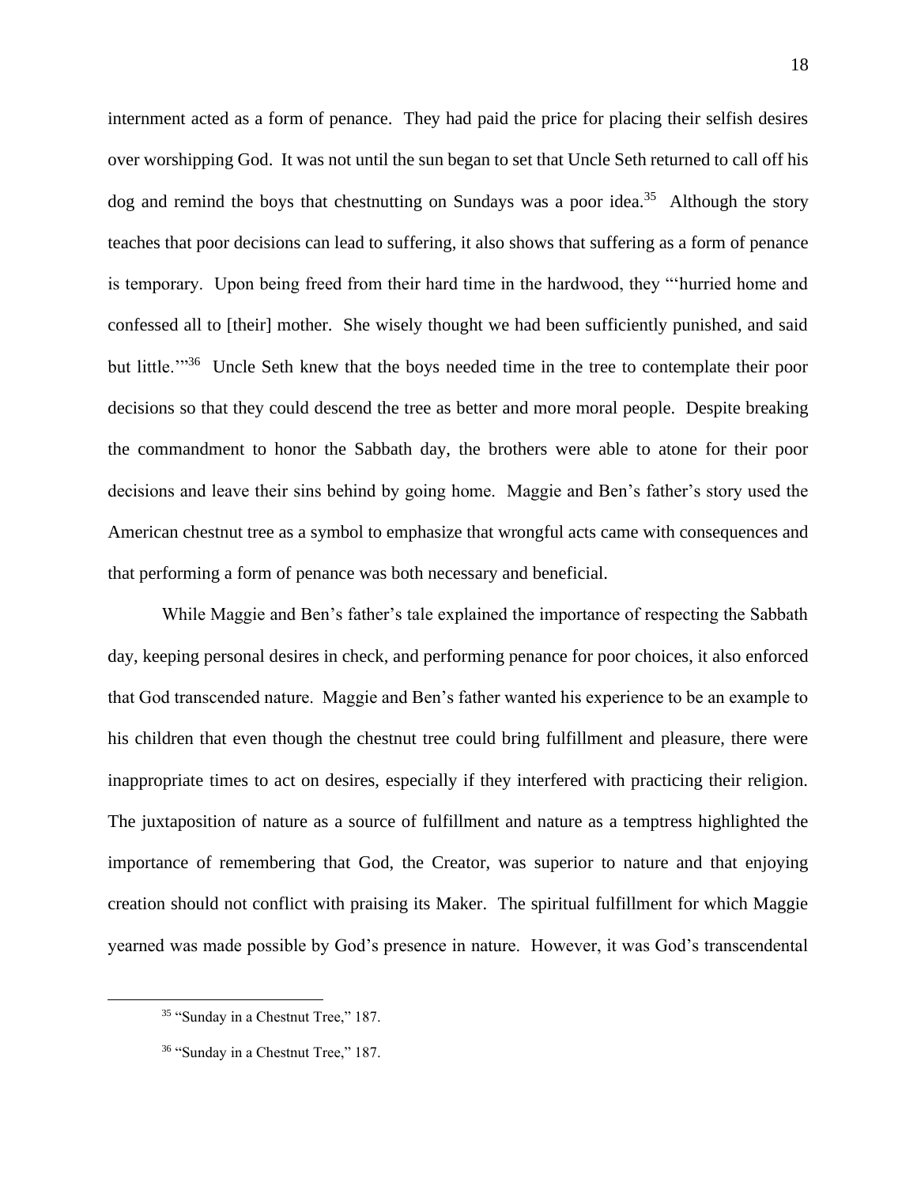internment acted as a form of penance. They had paid the price for placing their selfish desires over worshipping God. It was not until the sun began to set that Uncle Seth returned to call off his dog and remind the boys that chestnutting on Sundays was a poor idea.[35] Although the story teaches that poor decisions can lead to suffering, it also shows that suffering as a form of penance is temporary. Upon being freed from their hard time in the hardwood, they "'hurried home and confessed all to [their] mother. She wisely thought we had been sufficiently punished, and said but little.'"[36] Uncle Seth knew that the boys needed time in the tree to contemplate their poor decisions so that they could descend the tree as better and more moral people. Despite breaking the commandment to honor the Sabbath day, the brothers were able to atone for their poor decisions and leave their sins behind by going home. Maggie and Ben's father's story used the American chestnut tree as a symbol to emphasize that wrongful acts came with consequences and that performing a form of penance was both necessary and beneficial.

While Maggie and Ben's father's tale explained the importance of respecting the Sabbath day, keeping personal desires in check, and performing penance for poor choices, it also enforced that God transcended nature. Maggie and Ben's father wanted his experience to be an example to his children that even though the chestnut tree could bring fulfillment and pleasure, there were inappropriate times to act on desires, especially if they interfered with practicing their religion. The juxtaposition of nature as a source of fulfillment and nature as a temptress highlighted the importance of remembering that God, the Creator, was superior to nature and that enjoying creation should not conflict with praising its Maker. The spiritual fulfillment for which Maggie yearned was made possible by God's presence in nature. However, it was God's transcendental

[35] "Sunday in a Chestnut Tree," 187.

[36] "Sunday in a Chestnut Tree," 187.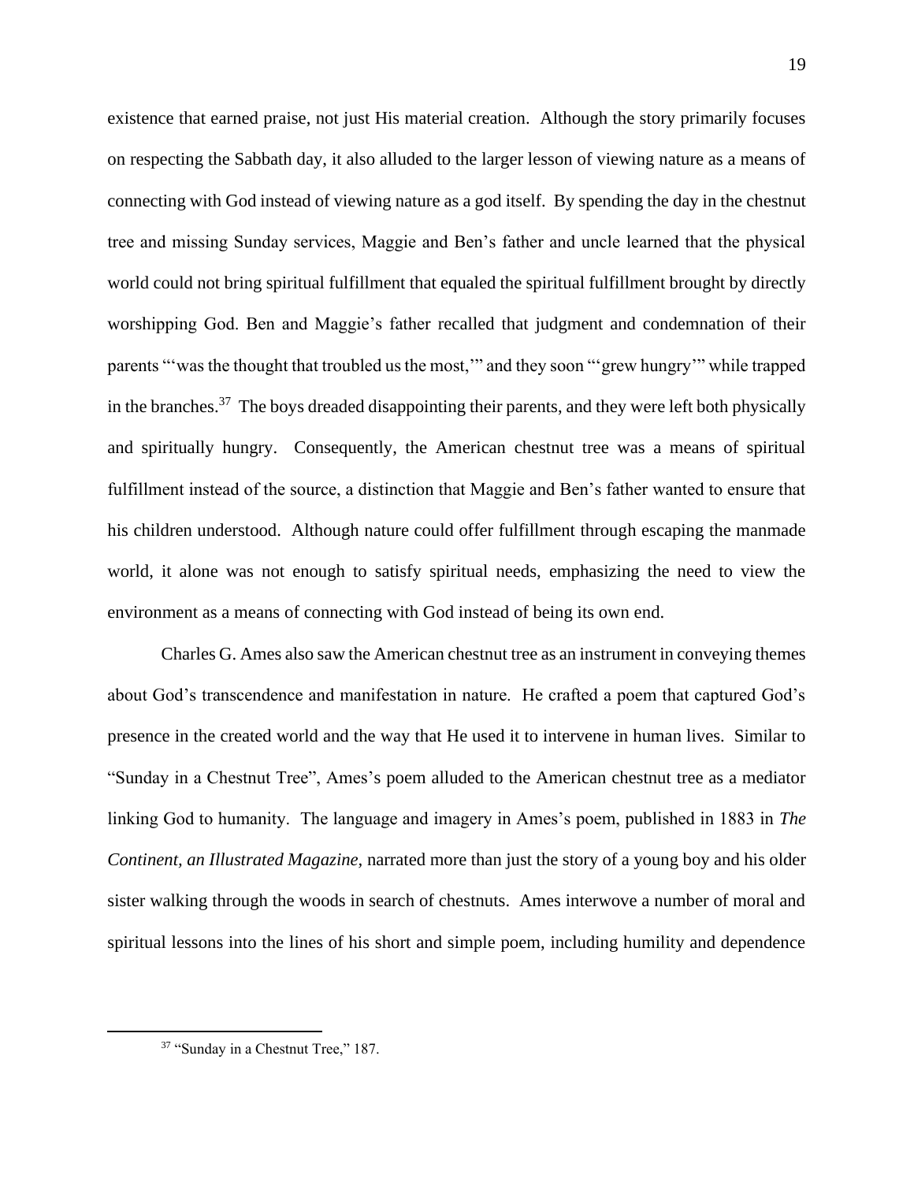existence that earned praise, not just His material creation. Although the story primarily focuses on respecting the Sabbath day, it also alluded to the larger lesson of viewing nature as a means of connecting with God instead of viewing nature as a god itself. By spending the day in the chestnut tree and missing Sunday services, Maggie and Ben's father and uncle learned that the physical world could not bring spiritual fulfillment that equaled the spiritual fulfillment brought by directly worshipping God. Ben and Maggie's father recalled that judgment and condemnation of their parents "'was the thought that troubled us the most,'" and they soon "'grew hungry'" while trapped in the branches.[37] The boys dreaded disappointing their parents, and they were left both physically and spiritually hungry. Consequently, the American chestnut tree was a means of spiritual fulfillment instead of the source, a distinction that Maggie and Ben's father wanted to ensure that his children understood. Although nature could offer fulfillment through escaping the manmade world, it alone was not enough to satisfy spiritual needs, emphasizing the need to view the environment as a means of connecting with God instead of being its own end.

Charles G. Ames also saw the American chestnut tree as an instrument in conveying themes about God's transcendence and manifestation in nature. He crafted a poem that captured God's presence in the created world and the way that He used it to intervene in human lives. Similar to "Sunday in a Chestnut Tree", Ames's poem alluded to the American chestnut tree as a mediator linking God to humanity. The language and imagery in Ames's poem, published in 1883 in *The Continent, an Illustrated Magazine,* narrated more than just the story of a young boy and his older sister walking through the woods in search of chestnuts. Ames interwove a number of moral and spiritual lessons into the lines of his short and simple poem, including humility and dependence

[37] "Sunday in a Chestnut Tree," 187.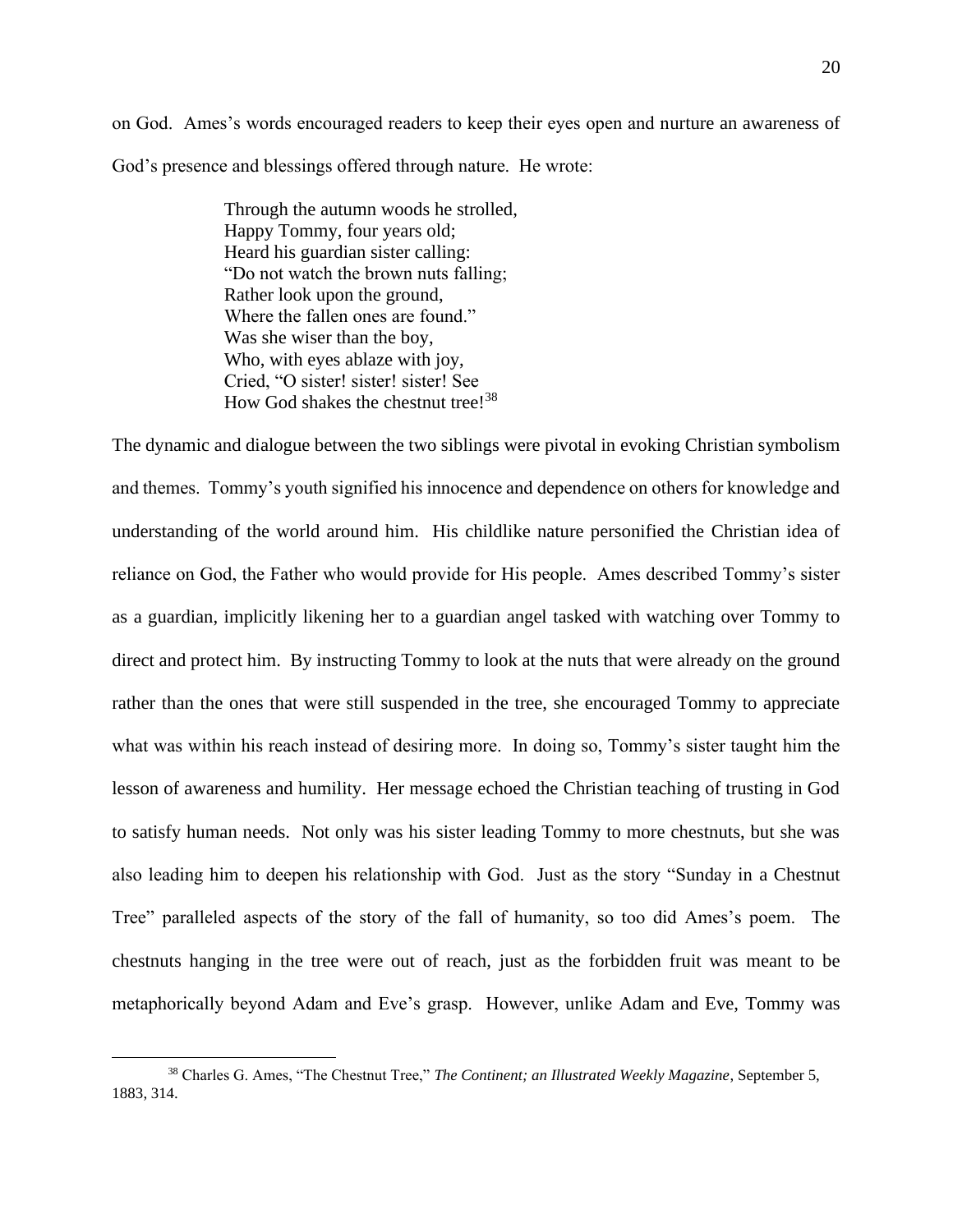on God. Ames's words encouraged readers to keep their eyes open and nurture an awareness of God's presence and blessings offered through nature. He wrote:

> Through the autumn woods he strolled,
> Happy Tommy, four years old;
> Heard his guardian sister calling:
> "Do not watch the brown nuts falling;
> Rather look upon the ground,
> Where the fallen ones are found."
> Was she wiser than the boy,
> Who, with eyes ablaze with joy,
> Cried, "O sister! sister! sister! See
> How God shakes the chestnut tree![38]

The dynamic and dialogue between the two siblings were pivotal in evoking Christian symbolism and themes. Tommy's youth signified his innocence and dependence on others for knowledge and understanding of the world around him. His childlike nature personified the Christian idea of reliance on God, the Father who would provide for His people. Ames described Tommy's sister as a guardian, implicitly likening her to a guardian angel tasked with watching over Tommy to direct and protect him. By instructing Tommy to look at the nuts that were already on the ground rather than the ones that were still suspended in the tree, she encouraged Tommy to appreciate what was within his reach instead of desiring more. In doing so, Tommy's sister taught him the lesson of awareness and humility. Her message echoed the Christian teaching of trusting in God to satisfy human needs. Not only was his sister leading Tommy to more chestnuts, but she was also leading him to deepen his relationship with God. Just as the story "Sunday in a Chestnut Tree" paralleled aspects of the story of the fall of humanity, so too did Ames's poem. The chestnuts hanging in the tree were out of reach, just as the forbidden fruit was meant to be metaphorically beyond Adam and Eve's grasp. However, unlike Adam and Eve, Tommy was

---

[38] Charles G. Ames, "The Chestnut Tree," *The Continent; an Illustrated Weekly Magazine*, September 5, 1883, 314.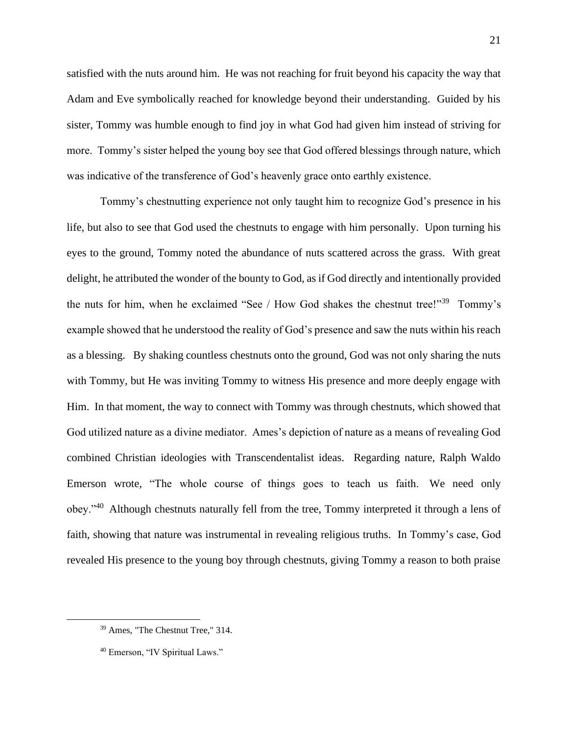satisfied with the nuts around him. He was not reaching for fruit beyond his capacity the way that Adam and Eve symbolically reached for knowledge beyond their understanding. Guided by his sister, Tommy was humble enough to find joy in what God had given him instead of striving for more. Tommy's sister helped the young boy see that God offered blessings through nature, which was indicative of the transference of God's heavenly grace onto earthly existence.

Tommy's chestnutting experience not only taught him to recognize God's presence in his life, but also to see that God used the chestnuts to engage with him personally. Upon turning his eyes to the ground, Tommy noted the abundance of nuts scattered across the grass. With great delight, he attributed the wonder of the bounty to God, as if God directly and intentionally provided the nuts for him, when he exclaimed "See / How God shakes the chestnut tree!"[39] Tommy's example showed that he understood the reality of God's presence and saw the nuts within his reach as a blessing. By shaking countless chestnuts onto the ground, God was not only sharing the nuts with Tommy, but He was inviting Tommy to witness His presence and more deeply engage with Him. In that moment, the way to connect with Tommy was through chestnuts, which showed that God utilized nature as a divine mediator. Ames's depiction of nature as a means of revealing God combined Christian ideologies with Transcendentalist ideas. Regarding nature, Ralph Waldo Emerson wrote, "The whole course of things goes to teach us faith. We need only obey."[40] Although chestnuts naturally fell from the tree, Tommy interpreted it through a lens of faith, showing that nature was instrumental in revealing religious truths. In Tommy's case, God revealed His presence to the young boy through chestnuts, giving Tommy a reason to both praise

---

[39] Ames, "The Chestnut Tree," 314.

[40] Emerson, "IV Spiritual Laws."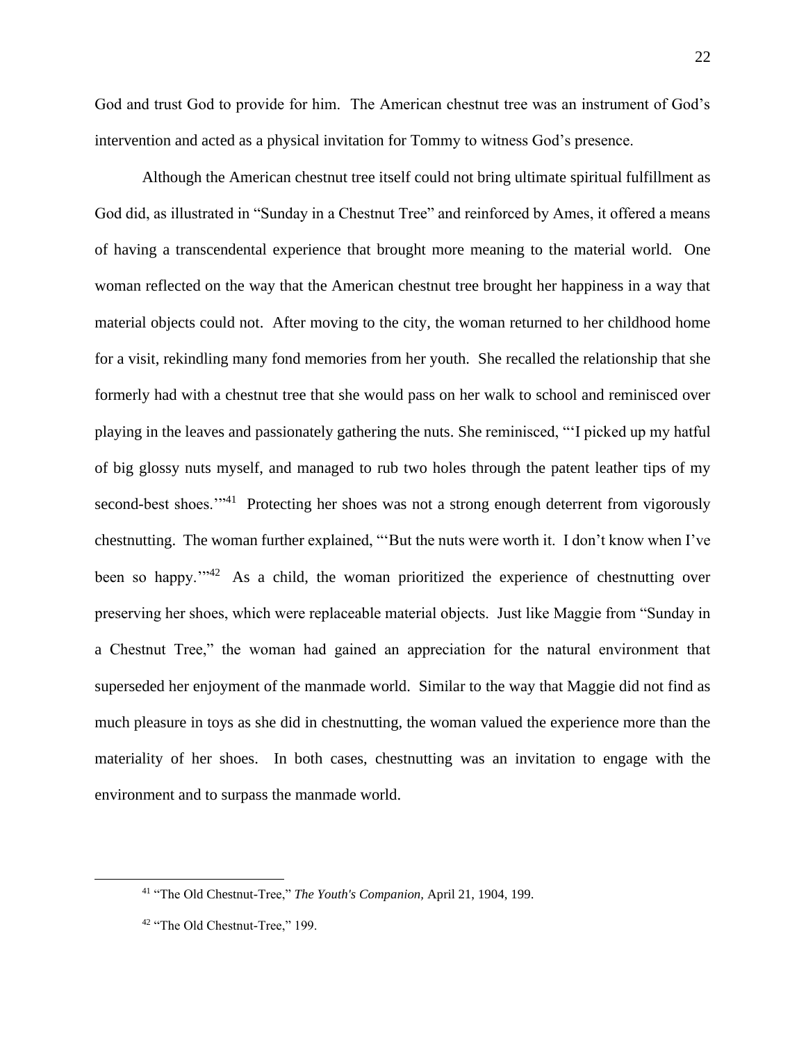God and trust God to provide for him. The American chestnut tree was an instrument of God's intervention and acted as a physical invitation for Tommy to witness God's presence.

Although the American chestnut tree itself could not bring ultimate spiritual fulfillment as God did, as illustrated in "Sunday in a Chestnut Tree" and reinforced by Ames, it offered a means of having a transcendental experience that brought more meaning to the material world. One woman reflected on the way that the American chestnut tree brought her happiness in a way that material objects could not. After moving to the city, the woman returned to her childhood home for a visit, rekindling many fond memories from her youth. She recalled the relationship that she formerly had with a chestnut tree that she would pass on her walk to school and reminisced over playing in the leaves and passionately gathering the nuts. She reminisced, "'I picked up my hatful of big glossy nuts myself, and managed to rub two holes through the patent leather tips of my second-best shoes.'"[41] Protecting her shoes was not a strong enough deterrent from vigorously chestnutting. The woman further explained, "'But the nuts were worth it. I don't know when I've been so happy.'"[42] As a child, the woman prioritized the experience of chestnutting over preserving her shoes, which were replaceable material objects. Just like Maggie from "Sunday in a Chestnut Tree," the woman had gained an appreciation for the natural environment that superseded her enjoyment of the manmade world. Similar to the way that Maggie did not find as much pleasure in toys as she did in chestnutting, the woman valued the experience more than the materiality of her shoes. In both cases, chestnutting was an invitation to engage with the environment and to surpass the manmade world.

---

[41] "The Old Chestnut-Tree," *The Youth's Companion,* April 21, 1904, 199.

[42] "The Old Chestnut-Tree," 199.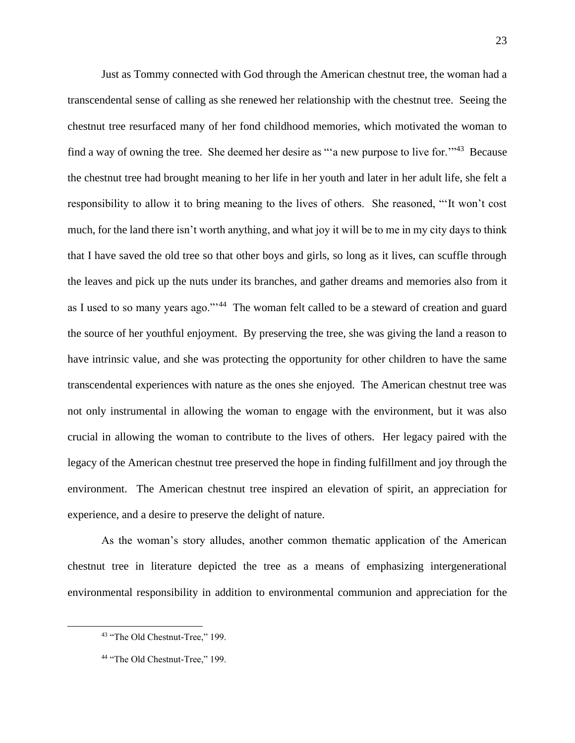Just as Tommy connected with God through the American chestnut tree, the woman had a transcendental sense of calling as she renewed her relationship with the chestnut tree. Seeing the chestnut tree resurfaced many of her fond childhood memories, which motivated the woman to find a way of owning the tree. She deemed her desire as "'a new purpose to live for.'"[43] Because the chestnut tree had brought meaning to her life in her youth and later in her adult life, she felt a responsibility to allow it to bring meaning to the lives of others. She reasoned, "'It won't cost much, for the land there isn't worth anything, and what joy it will be to me in my city days to think that I have saved the old tree so that other boys and girls, so long as it lives, can scuffle through the leaves and pick up the nuts under its branches, and gather dreams and memories also from it as I used to so many years ago.'"[44] The woman felt called to be a steward of creation and guard the source of her youthful enjoyment. By preserving the tree, she was giving the land a reason to have intrinsic value, and she was protecting the opportunity for other children to have the same transcendental experiences with nature as the ones she enjoyed. The American chestnut tree was not only instrumental in allowing the woman to engage with the environment, but it was also crucial in allowing the woman to contribute to the lives of others. Her legacy paired with the legacy of the American chestnut tree preserved the hope in finding fulfillment and joy through the environment. The American chestnut tree inspired an elevation of spirit, an appreciation for experience, and a desire to preserve the delight of nature.

As the woman's story alludes, another common thematic application of the American chestnut tree in literature depicted the tree as a means of emphasizing intergenerational environmental responsibility in addition to environmental communion and appreciation for the

---

[43] "The Old Chestnut-Tree," 199.

[44] "The Old Chestnut-Tree," 199.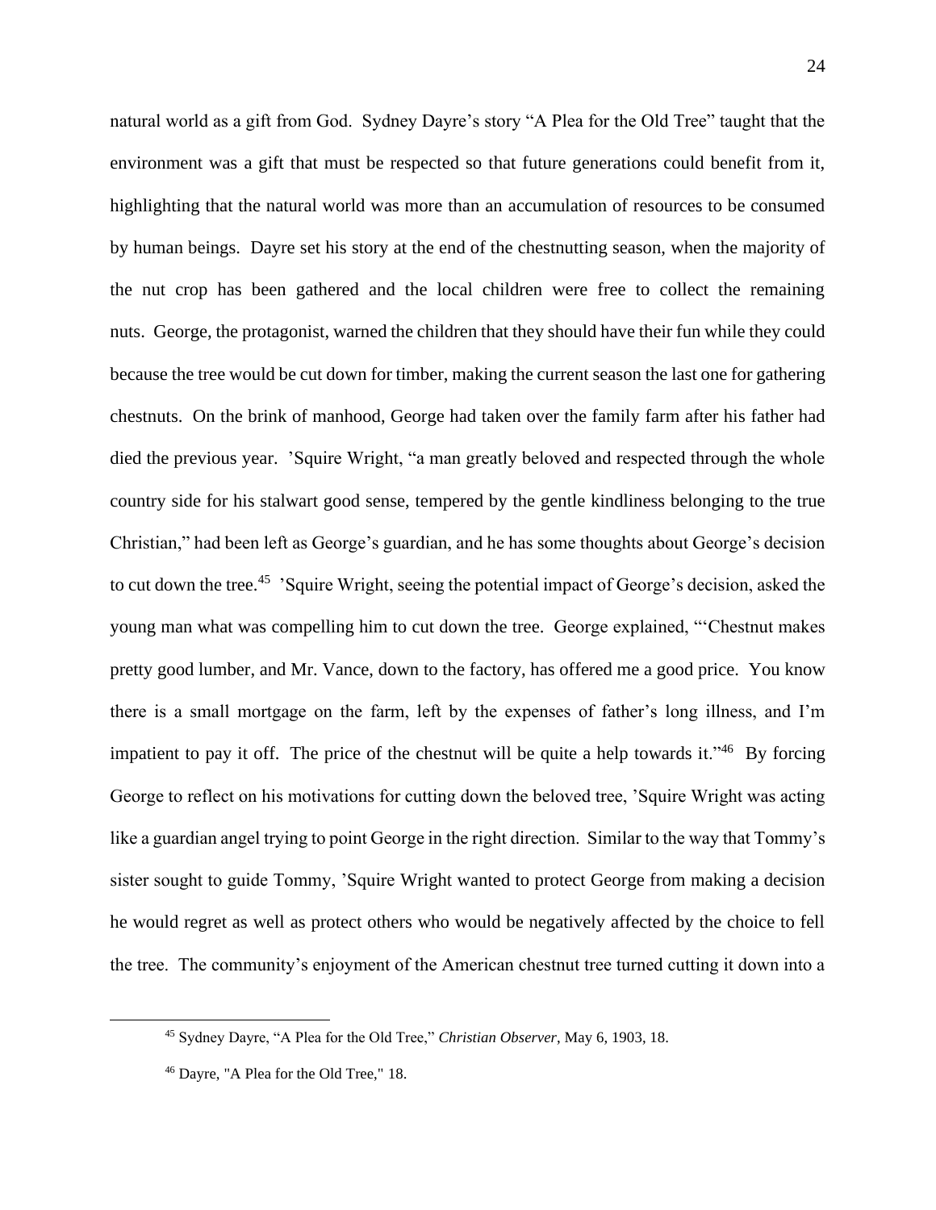natural world as a gift from God. Sydney Dayre's story "A Plea for the Old Tree" taught that the environment was a gift that must be respected so that future generations could benefit from it, highlighting that the natural world was more than an accumulation of resources to be consumed by human beings. Dayre set his story at the end of the chestnutting season, when the majority of the nut crop has been gathered and the local children were free to collect the remaining nuts. George, the protagonist, warned the children that they should have their fun while they could because the tree would be cut down for timber, making the current season the last one for gathering chestnuts. On the brink of manhood, George had taken over the family farm after his father had died the previous year. 'Squire Wright, "a man greatly beloved and respected through the whole country side for his stalwart good sense, tempered by the gentle kindliness belonging to the true Christian," had been left as George's guardian, and he has some thoughts about George's decision to cut down the tree.[45] 'Squire Wright, seeing the potential impact of George's decision, asked the young man what was compelling him to cut down the tree. George explained, "'Chestnut makes pretty good lumber, and Mr. Vance, down to the factory, has offered me a good price. You know there is a small mortgage on the farm, left by the expenses of father's long illness, and I'm impatient to pay it off. The price of the chestnut will be quite a help towards it."[46] By forcing George to reflect on his motivations for cutting down the beloved tree, 'Squire Wright was acting like a guardian angel trying to point George in the right direction. Similar to the way that Tommy's sister sought to guide Tommy, 'Squire Wright wanted to protect George from making a decision he would regret as well as protect others who would be negatively affected by the choice to fell the tree. The community's enjoyment of the American chestnut tree turned cutting it down into a

---

[45] Sydney Dayre, "A Plea for the Old Tree," *Christian Observer*, May 6, 1903, 18.

[46] Dayre, "A Plea for the Old Tree," 18.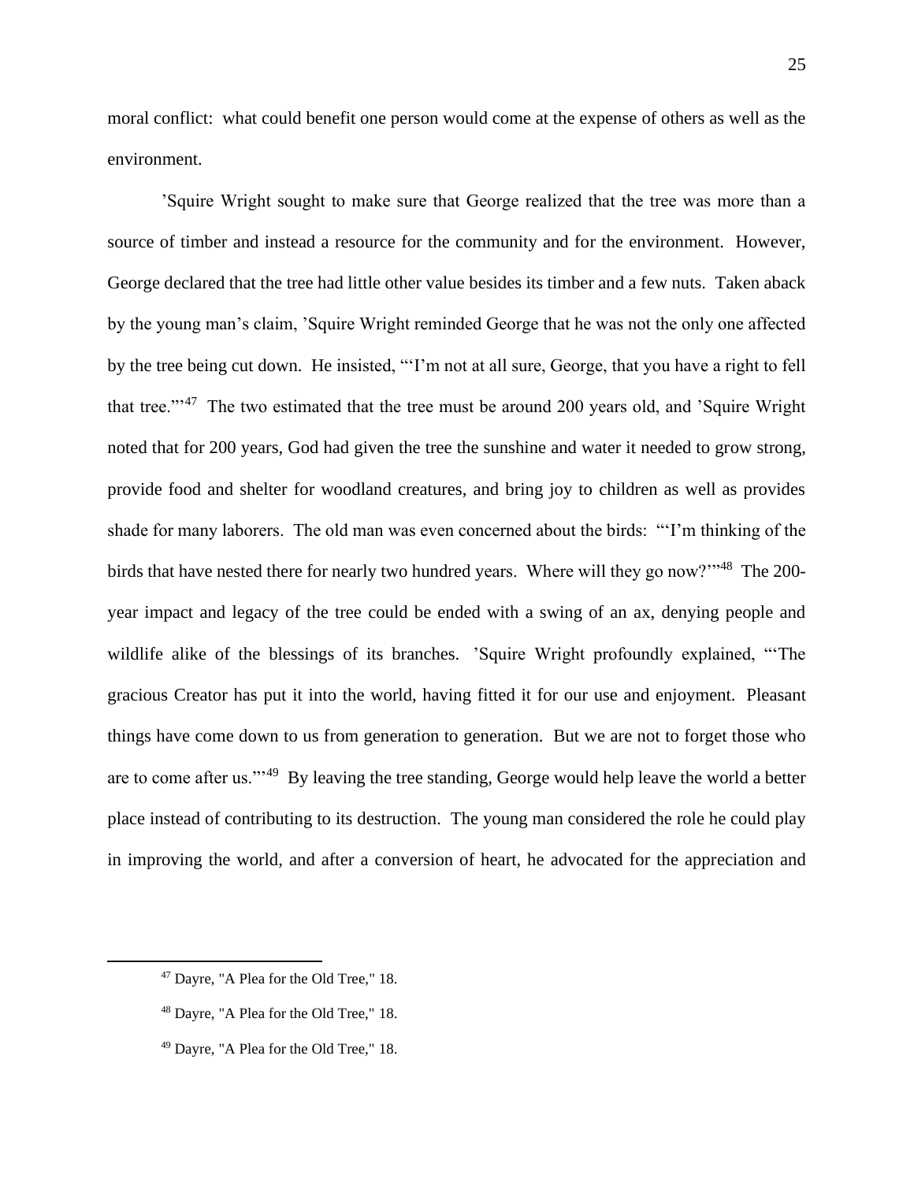moral conflict: what could benefit one person would come at the expense of others as well as the environment.

’Squire Wright sought to make sure that George realized that the tree was more than a source of timber and instead a resource for the community and for the environment. However, George declared that the tree had little other value besides its timber and a few nuts. Taken aback by the young man’s claim, ’Squire Wright reminded George that he was not the only one affected by the tree being cut down. He insisted, “‘I’m not at all sure, George, that you have a right to fell that tree.’”[47] The two estimated that the tree must be around 200 years old, and ’Squire Wright noted that for 200 years, God had given the tree the sunshine and water it needed to grow strong, provide food and shelter for woodland creatures, and bring joy to children as well as provides shade for many laborers. The old man was even concerned about the birds: “‘I’m thinking of the birds that have nested there for nearly two hundred years. Where will they go now?’”[48] The 200-year impact and legacy of the tree could be ended with a swing of an ax, denying people and wildlife alike of the blessings of its branches. ’Squire Wright profoundly explained, “‘The gracious Creator has put it into the world, having fitted it for our use and enjoyment. Pleasant things have come down to us from generation to generation. But we are not to forget those who are to come after us.’”[49] By leaving the tree standing, George would help leave the world a better place instead of contributing to its destruction. The young man considered the role he could play in improving the world, and after a conversion of heart, he advocated for the appreciation and

[47] Dayre, "A Plea for the Old Tree," 18.

[48] Dayre, "A Plea for the Old Tree," 18.

[49] Dayre, "A Plea for the Old Tree," 18.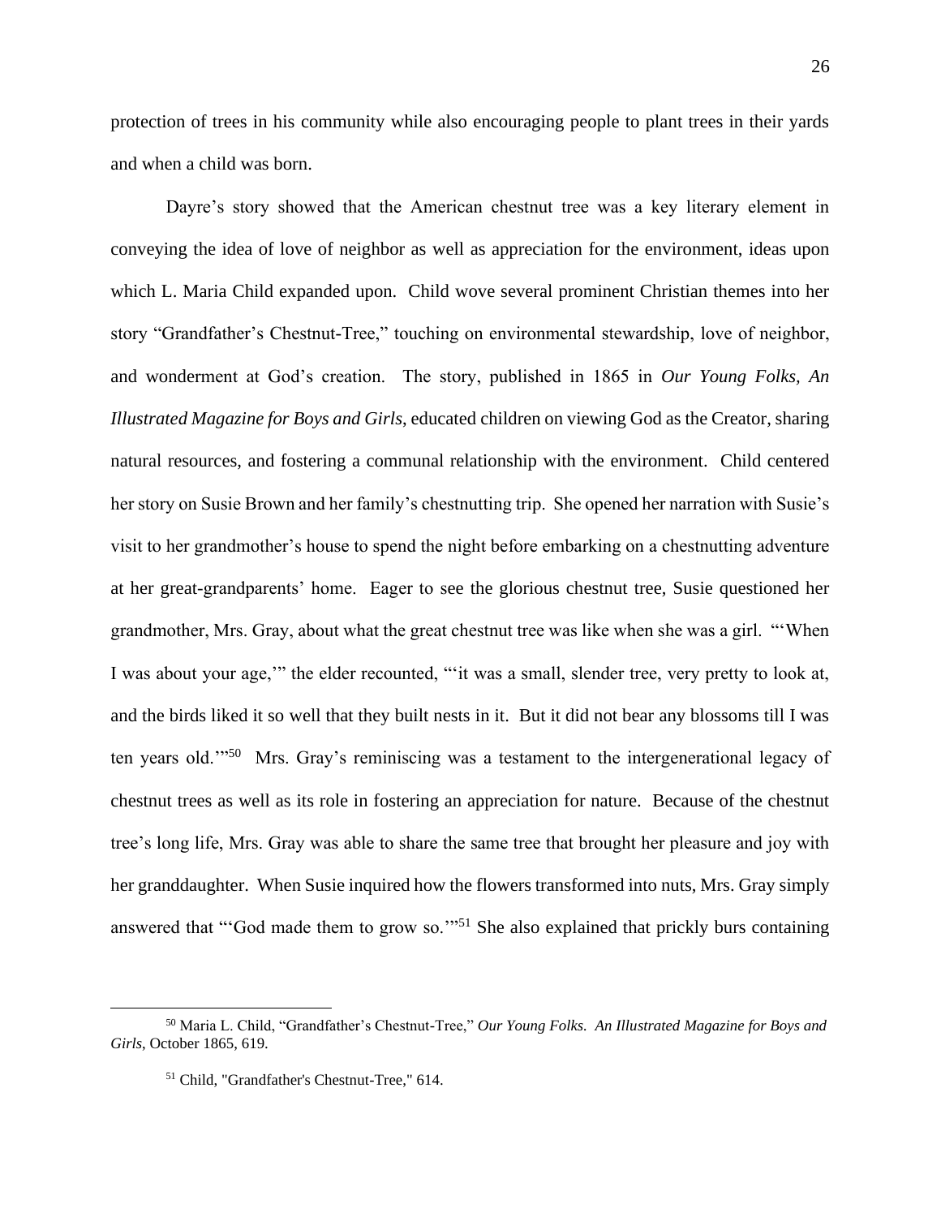protection of trees in his community while also encouraging people to plant trees in their yards and when a child was born.

Dayre's story showed that the American chestnut tree was a key literary element in conveying the idea of love of neighbor as well as appreciation for the environment, ideas upon which L. Maria Child expanded upon. Child wove several prominent Christian themes into her story "Grandfather's Chestnut-Tree," touching on environmental stewardship, love of neighbor, and wonderment at God's creation. The story, published in 1865 in *Our Young Folks, An Illustrated Magazine for Boys and Girls*, educated children on viewing God as the Creator, sharing natural resources, and fostering a communal relationship with the environment. Child centered her story on Susie Brown and her family's chestnutting trip. She opened her narration with Susie's visit to her grandmother's house to spend the night before embarking on a chestnutting adventure at her great-grandparents' home. Eager to see the glorious chestnut tree, Susie questioned her grandmother, Mrs. Gray, about what the great chestnut tree was like when she was a girl. "'When I was about your age,'" the elder recounted, "'it was a small, slender tree, very pretty to look at, and the birds liked it so well that they built nests in it. But it did not bear any blossoms till I was ten years old.'"[50] Mrs. Gray's reminiscing was a testament to the intergenerational legacy of chestnut trees as well as its role in fostering an appreciation for nature. Because of the chestnut tree's long life, Mrs. Gray was able to share the same tree that brought her pleasure and joy with her granddaughter. When Susie inquired how the flowers transformed into nuts, Mrs. Gray simply answered that "'God made them to grow so.'"[51] She also explained that prickly burs containing

---

[50] Maria L. Child, "Grandfather's Chestnut-Tree," *Our Young Folks. An Illustrated Magazine for Boys and Girls*, October 1865, 619.

[51] Child, "Grandfather's Chestnut-Tree," 614.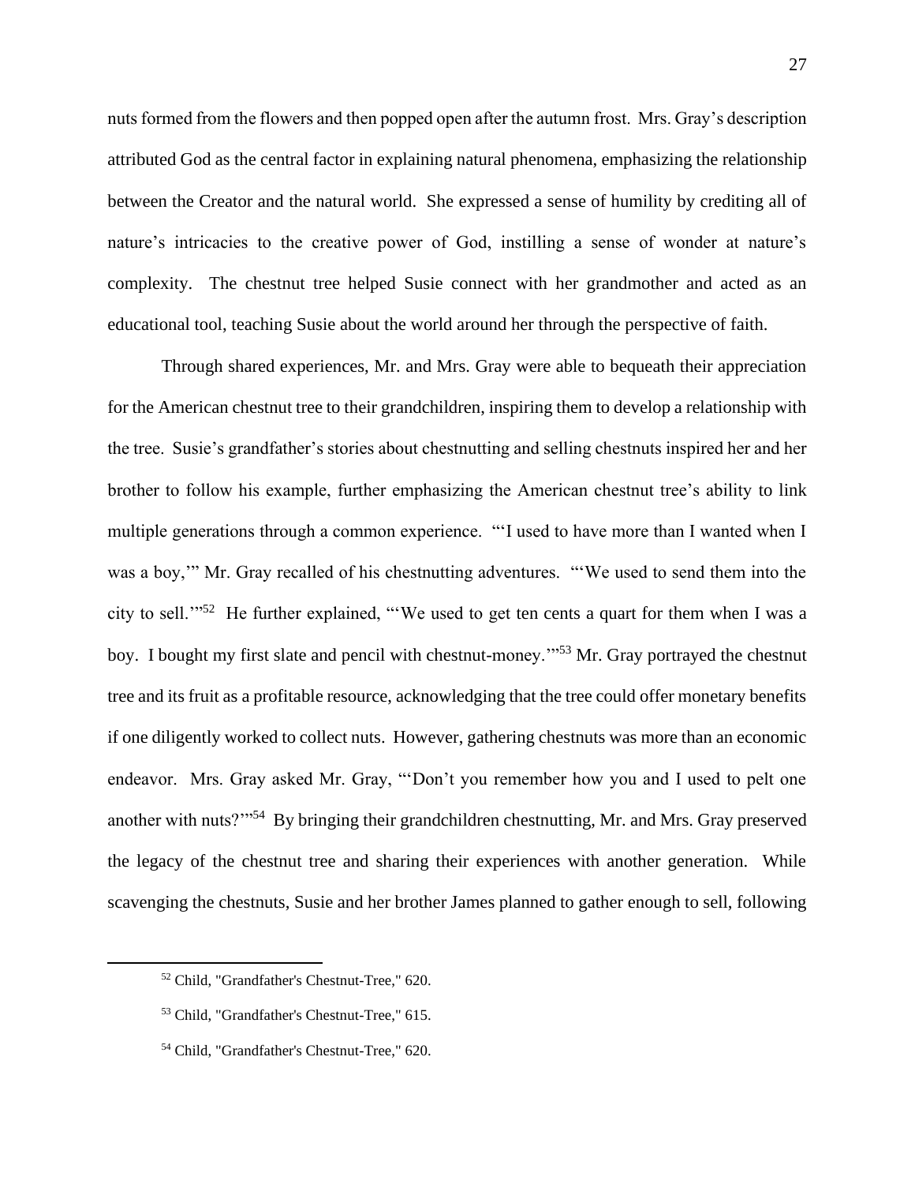nuts formed from the flowers and then popped open after the autumn frost. Mrs. Gray's description attributed God as the central factor in explaining natural phenomena, emphasizing the relationship between the Creator and the natural world. She expressed a sense of humility by crediting all of nature's intricacies to the creative power of God, instilling a sense of wonder at nature's complexity. The chestnut tree helped Susie connect with her grandmother and acted as an educational tool, teaching Susie about the world around her through the perspective of faith.

Through shared experiences, Mr. and Mrs. Gray were able to bequeath their appreciation for the American chestnut tree to their grandchildren, inspiring them to develop a relationship with the tree. Susie's grandfather's stories about chestnutting and selling chestnuts inspired her and her brother to follow his example, further emphasizing the American chestnut tree's ability to link multiple generations through a common experience. "'I used to have more than I wanted when I was a boy,'" Mr. Gray recalled of his chestnutting adventures. "'We used to send them into the city to sell.'"[52] He further explained, "'We used to get ten cents a quart for them when I was a boy. I bought my first slate and pencil with chestnut-money.'"[53] Mr. Gray portrayed the chestnut tree and its fruit as a profitable resource, acknowledging that the tree could offer monetary benefits if one diligently worked to collect nuts. However, gathering chestnuts was more than an economic endeavor. Mrs. Gray asked Mr. Gray, "'Don't you remember how you and I used to pelt one another with nuts?'"[54] By bringing their grandchildren chestnutting, Mr. and Mrs. Gray preserved the legacy of the chestnut tree and sharing their experiences with another generation. While scavenging the chestnuts, Susie and her brother James planned to gather enough to sell, following

---

[52] Child, "Grandfather's Chestnut-Tree," 620.

[53] Child, "Grandfather's Chestnut-Tree," 615.

[54] Child, "Grandfather's Chestnut-Tree," 620.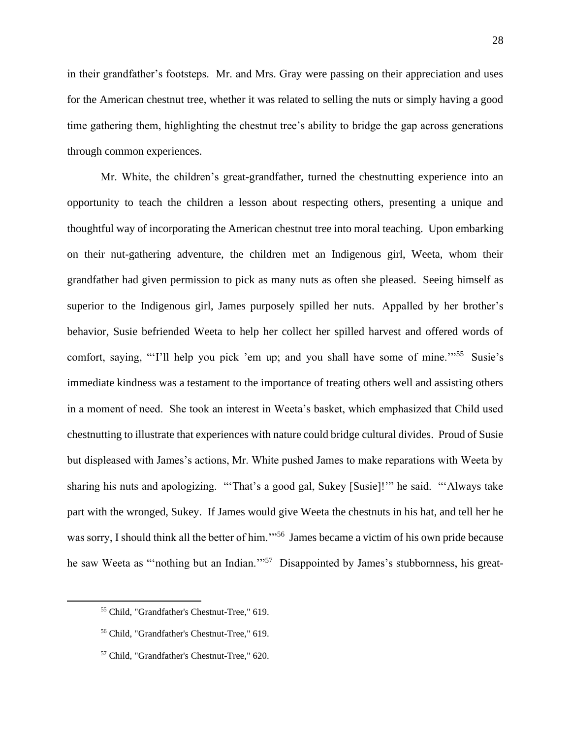in their grandfather's footsteps. Mr. and Mrs. Gray were passing on their appreciation and uses for the American chestnut tree, whether it was related to selling the nuts or simply having a good time gathering them, highlighting the chestnut tree's ability to bridge the gap across generations through common experiences.

Mr. White, the children's great-grandfather, turned the chestnutting experience into an opportunity to teach the children a lesson about respecting others, presenting a unique and thoughtful way of incorporating the American chestnut tree into moral teaching. Upon embarking on their nut-gathering adventure, the children met an Indigenous girl, Weeta, whom their grandfather had given permission to pick as many nuts as often she pleased. Seeing himself as superior to the Indigenous girl, James purposely spilled her nuts. Appalled by her brother's behavior, Susie befriended Weeta to help her collect her spilled harvest and offered words of comfort, saying, "'I'll help you pick 'em up; and you shall have some of mine.'"[55] Susie's immediate kindness was a testament to the importance of treating others well and assisting others in a moment of need. She took an interest in Weeta's basket, which emphasized that Child used chestnutting to illustrate that experiences with nature could bridge cultural divides. Proud of Susie but displeased with James's actions, Mr. White pushed James to make reparations with Weeta by sharing his nuts and apologizing. "'That's a good gal, Sukey [Susie]!'" he said. "'Always take part with the wronged, Sukey. If James would give Weeta the chestnuts in his hat, and tell her he was sorry, I should think all the better of him.'"[56] James became a victim of his own pride because he saw Weeta as "'nothing but an Indian.'"[57] Disappointed by James's stubbornness, his great-

[55] Child, "Grandfather's Chestnut-Tree," 619.

[56] Child, "Grandfather's Chestnut-Tree," 619.

[57] Child, "Grandfather's Chestnut-Tree," 620.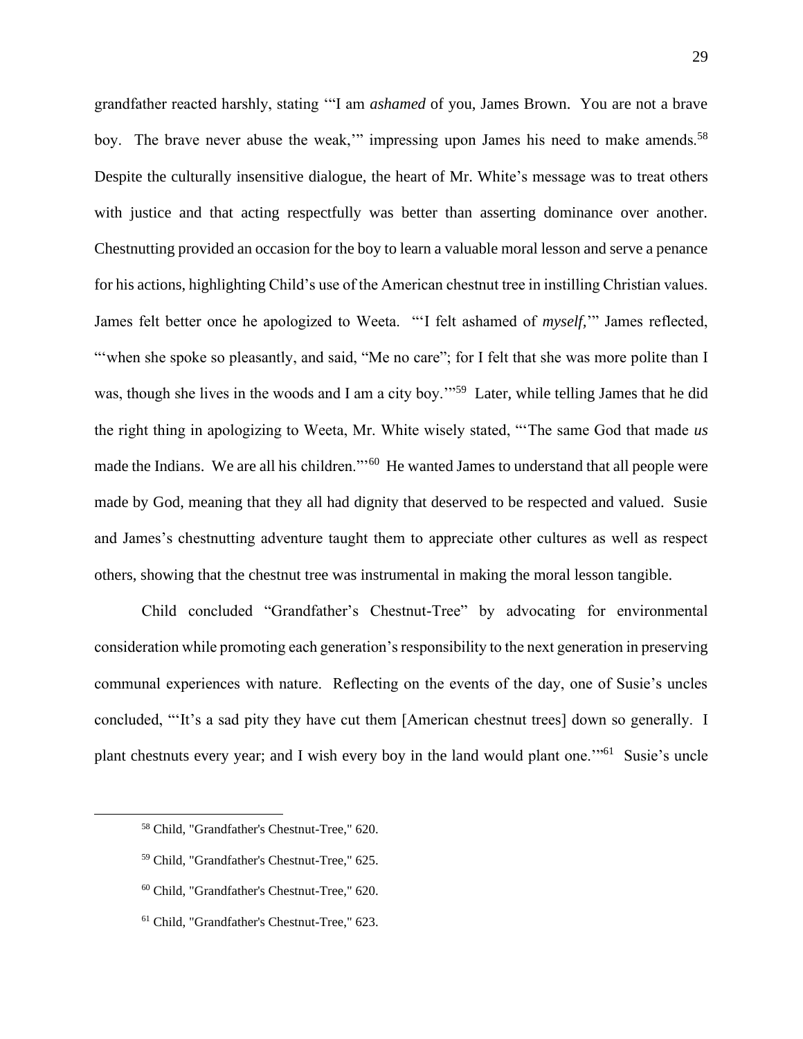grandfather reacted harshly, stating '"I am *ashamed* of you, James Brown. You are not a brave boy. The brave never abuse the weak,'" impressing upon James his need to make amends.[58] Despite the culturally insensitive dialogue, the heart of Mr. White's message was to treat others with justice and that acting respectfully was better than asserting dominance over another. Chestnutting provided an occasion for the boy to learn a valuable moral lesson and serve a penance for his actions, highlighting Child's use of the American chestnut tree in instilling Christian values. James felt better once he apologized to Weeta. "'I felt ashamed of *myself,*'" James reflected, "'when she spoke so pleasantly, and said, "Me no care"; for I felt that she was more polite than I was, though she lives in the woods and I am a city boy.'"[59] Later, while telling James that he did the right thing in apologizing to Weeta, Mr. White wisely stated, "'The same God that made *us* made the Indians. We are all his children."'[60] He wanted James to understand that all people were made by God, meaning that they all had dignity that deserved to be respected and valued. Susie and James's chestnutting adventure taught them to appreciate other cultures as well as respect others, showing that the chestnut tree was instrumental in making the moral lesson tangible.

Child concluded "Grandfather's Chestnut-Tree" by advocating for environmental consideration while promoting each generation's responsibility to the next generation in preserving communal experiences with nature. Reflecting on the events of the day, one of Susie's uncles concluded, "'It's a sad pity they have cut them [American chestnut trees] down so generally. I plant chestnuts every year; and I wish every boy in the land would plant one.'"[61] Susie's uncle

---

[58] Child, "Grandfather's Chestnut-Tree," 620.

[59] Child, "Grandfather's Chestnut-Tree," 625.

[60] Child, "Grandfather's Chestnut-Tree," 620.

[61] Child, "Grandfather's Chestnut-Tree," 623.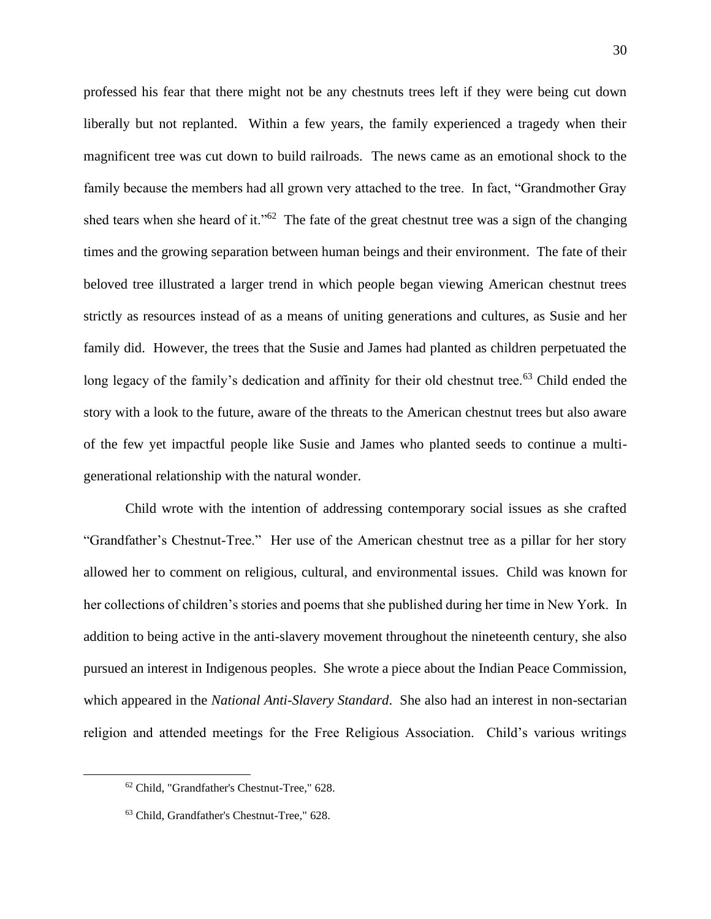professed his fear that there might not be any chestnuts trees left if they were being cut down liberally but not replanted. Within a few years, the family experienced a tragedy when their magnificent tree was cut down to build railroads. The news came as an emotional shock to the family because the members had all grown very attached to the tree. In fact, "Grandmother Gray shed tears when she heard of it."[62] The fate of the great chestnut tree was a sign of the changing times and the growing separation between human beings and their environment. The fate of their beloved tree illustrated a larger trend in which people began viewing American chestnut trees strictly as resources instead of as a means of uniting generations and cultures, as Susie and her family did. However, the trees that the Susie and James had planted as children perpetuated the long legacy of the family's dedication and affinity for their old chestnut tree.[63] Child ended the story with a look to the future, aware of the threats to the American chestnut trees but also aware of the few yet impactful people like Susie and James who planted seeds to continue a multi-generational relationship with the natural wonder.

Child wrote with the intention of addressing contemporary social issues as she crafted "Grandfather's Chestnut-Tree." Her use of the American chestnut tree as a pillar for her story allowed her to comment on religious, cultural, and environmental issues. Child was known for her collections of children's stories and poems that she published during her time in New York. In addition to being active in the anti-slavery movement throughout the nineteenth century, she also pursued an interest in Indigenous peoples. She wrote a piece about the Indian Peace Commission, which appeared in the *National Anti-Slavery Standard*. She also had an interest in non-sectarian religion and attended meetings for the Free Religious Association. Child's various writings

---

[62] Child, "Grandfather's Chestnut-Tree," 628.

[63] Child, Grandfather's Chestnut-Tree," 628.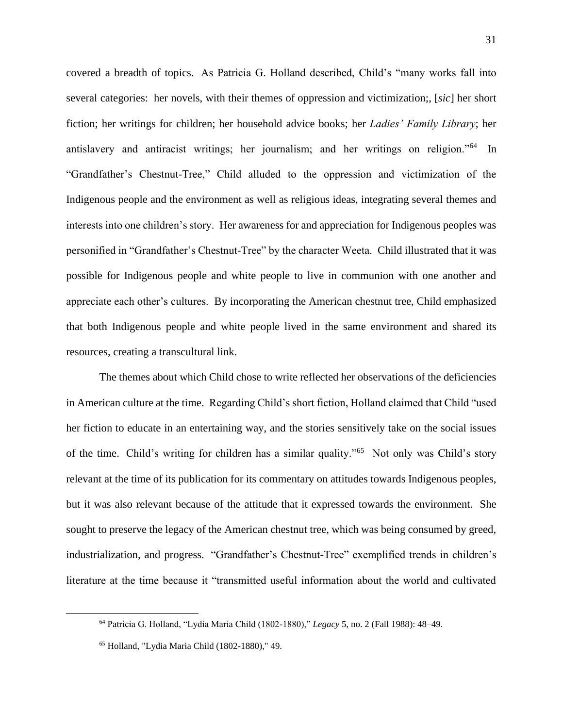covered a breadth of topics. As Patricia G. Holland described, Child's "many works fall into several categories: her novels, with their themes of oppression and victimization;, [*sic*] her short fiction; her writings for children; her household advice books; her *Ladies' Family Library*; her antislavery and antiracist writings; her journalism; and her writings on religion."[64] In "Grandfather's Chestnut-Tree," Child alluded to the oppression and victimization of the Indigenous people and the environment as well as religious ideas, integrating several themes and interests into one children's story. Her awareness for and appreciation for Indigenous peoples was personified in "Grandfather's Chestnut-Tree" by the character Weeta. Child illustrated that it was possible for Indigenous people and white people to live in communion with one another and appreciate each other's cultures. By incorporating the American chestnut tree, Child emphasized that both Indigenous people and white people lived in the same environment and shared its resources, creating a transcultural link.

The themes about which Child chose to write reflected her observations of the deficiencies in American culture at the time. Regarding Child's short fiction, Holland claimed that Child "used her fiction to educate in an entertaining way, and the stories sensitively take on the social issues of the time. Child's writing for children has a similar quality."[65] Not only was Child's story relevant at the time of its publication for its commentary on attitudes towards Indigenous peoples, but it was also relevant because of the attitude that it expressed towards the environment. She sought to preserve the legacy of the American chestnut tree, which was being consumed by greed, industrialization, and progress. "Grandfather's Chestnut-Tree" exemplified trends in children's literature at the time because it "transmitted useful information about the world and cultivated

---

[64] Patricia G. Holland, "Lydia Maria Child (1802-1880)," *Legacy* 5, no. 2 (Fall 1988): 48–49.

[65] Holland, "Lydia Maria Child (1802-1880)," 49.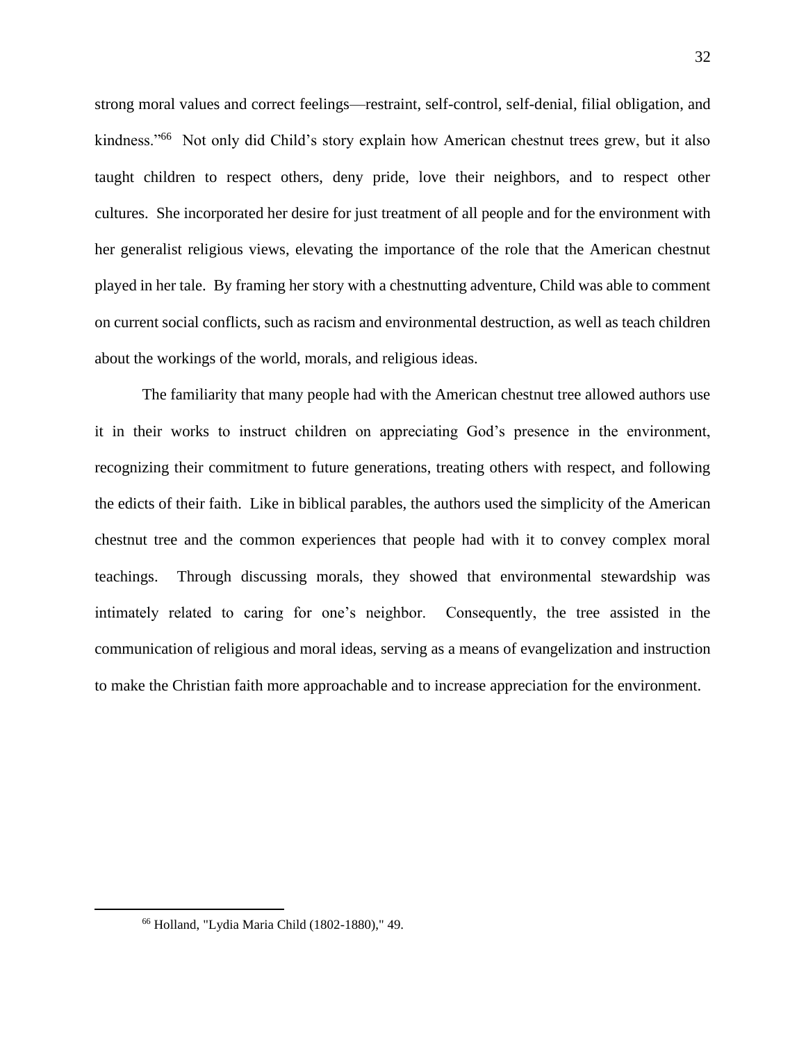strong moral values and correct feelings—restraint, self-control, self-denial, filial obligation, and kindness."[66] Not only did Child's story explain how American chestnut trees grew, but it also taught children to respect others, deny pride, love their neighbors, and to respect other cultures. She incorporated her desire for just treatment of all people and for the environment with her generalist religious views, elevating the importance of the role that the American chestnut played in her tale. By framing her story with a chestnutting adventure, Child was able to comment on current social conflicts, such as racism and environmental destruction, as well as teach children about the workings of the world, morals, and religious ideas.

The familiarity that many people had with the American chestnut tree allowed authors use it in their works to instruct children on appreciating God's presence in the environment, recognizing their commitment to future generations, treating others with respect, and following the edicts of their faith. Like in biblical parables, the authors used the simplicity of the American chestnut tree and the common experiences that people had with it to convey complex moral teachings. Through discussing morals, they showed that environmental stewardship was intimately related to caring for one's neighbor. Consequently, the tree assisted in the communication of religious and moral ideas, serving as a means of evangelization and instruction to make the Christian faith more approachable and to increase appreciation for the environment.

---

[66] Holland, "Lydia Maria Child (1802-1880)," 49.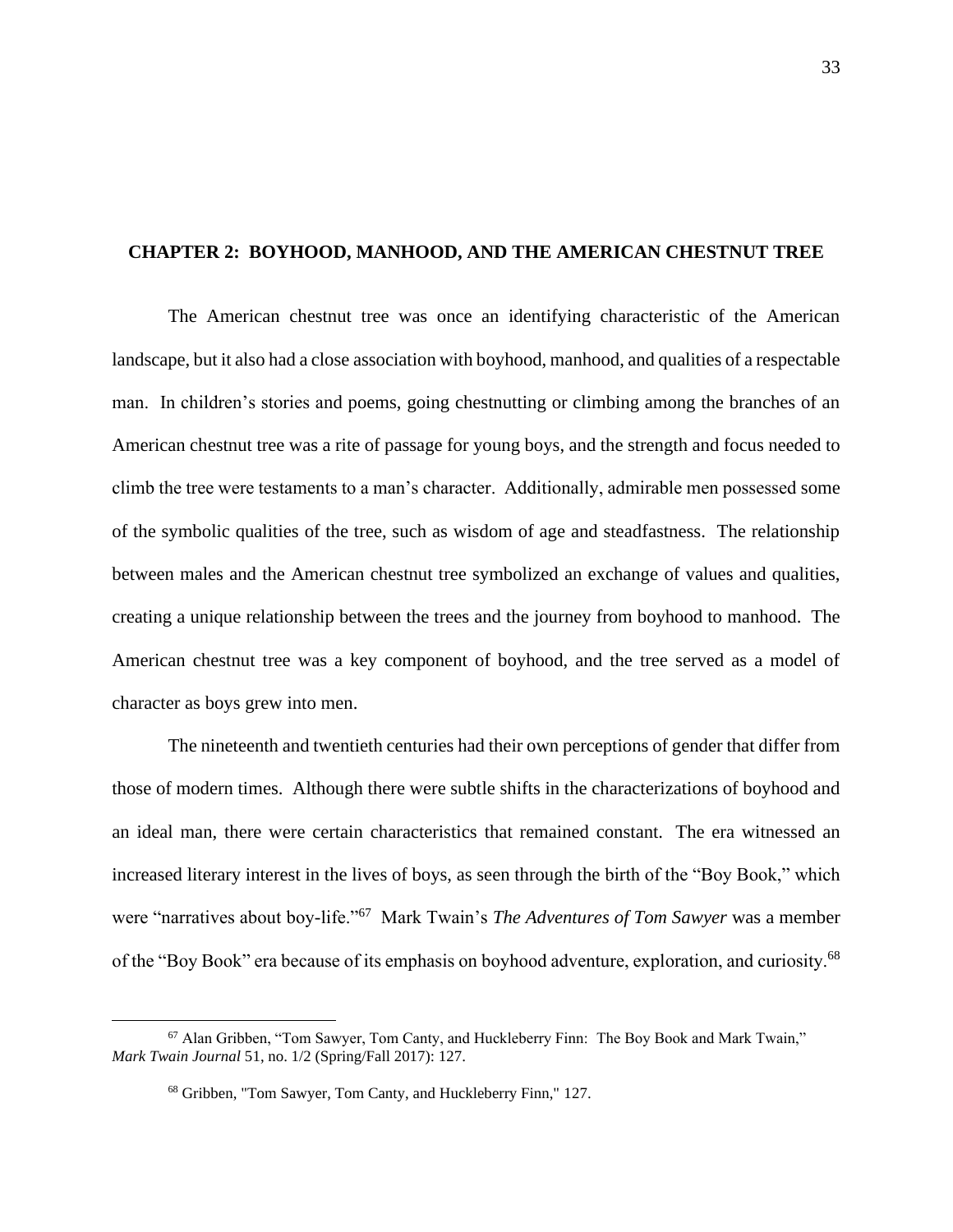## CHAPTER 2: BOYHOOD, MANHOOD, AND THE AMERICAN CHESTNUT TREE

The American chestnut tree was once an identifying characteristic of the American landscape, but it also had a close association with boyhood, manhood, and qualities of a respectable man. In children's stories and poems, going chestnutting or climbing among the branches of an American chestnut tree was a rite of passage for young boys, and the strength and focus needed to climb the tree were testaments to a man's character. Additionally, admirable men possessed some of the symbolic qualities of the tree, such as wisdom of age and steadfastness. The relationship between males and the American chestnut tree symbolized an exchange of values and qualities, creating a unique relationship between the trees and the journey from boyhood to manhood. The American chestnut tree was a key component of boyhood, and the tree served as a model of character as boys grew into men.

The nineteenth and twentieth centuries had their own perceptions of gender that differ from those of modern times. Although there were subtle shifts in the characterizations of boyhood and an ideal man, there were certain characteristics that remained constant. The era witnessed an increased literary interest in the lives of boys, as seen through the birth of the "Boy Book," which were "narratives about boy-life."[67] Mark Twain's *The Adventures of Tom Sawyer* was a member of the "Boy Book" era because of its emphasis on boyhood adventure, exploration, and curiosity.[68]

---

[67] Alan Gribben, "Tom Sawyer, Tom Canty, and Huckleberry Finn: The Boy Book and Mark Twain," *Mark Twain Journal* 51, no. 1/2 (Spring/Fall 2017): 127.

[68] Gribben, "Tom Sawyer, Tom Canty, and Huckleberry Finn," 127.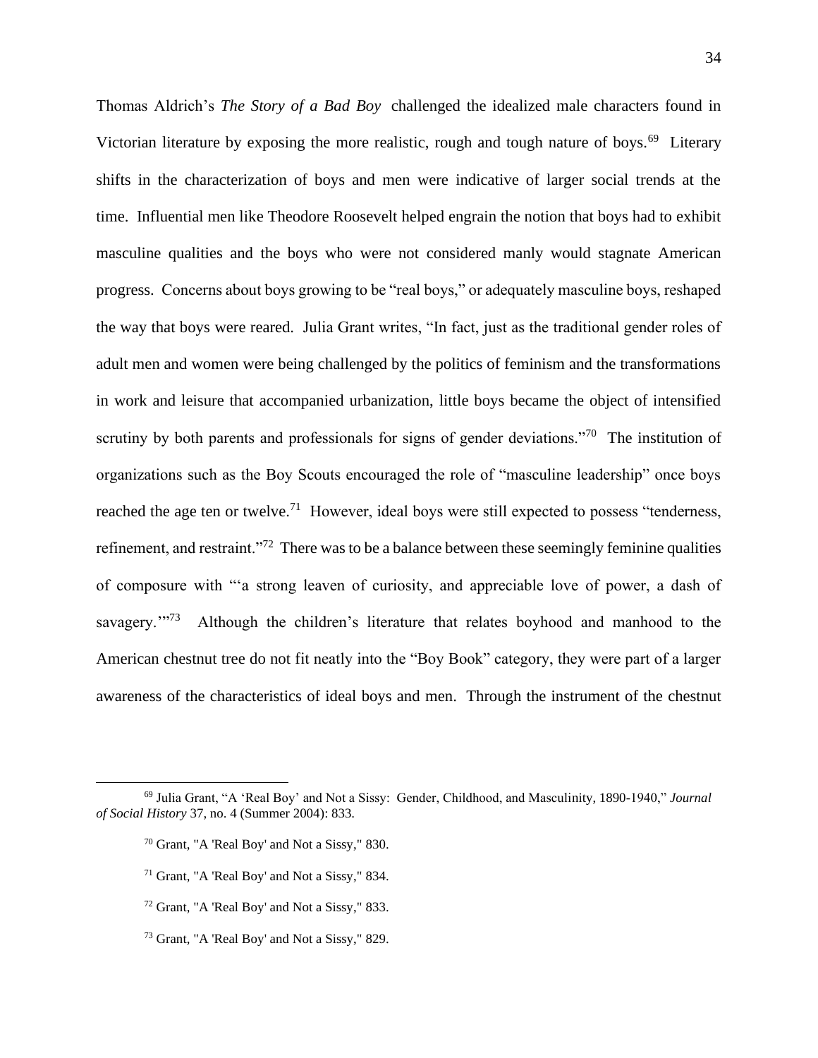Thomas Aldrich's *The Story of a Bad Boy* challenged the idealized male characters found in Victorian literature by exposing the more realistic, rough and tough nature of boys.[69] Literary shifts in the characterization of boys and men were indicative of larger social trends at the time. Influential men like Theodore Roosevelt helped engrain the notion that boys had to exhibit masculine qualities and the boys who were not considered manly would stagnate American progress. Concerns about boys growing to be "real boys," or adequately masculine boys, reshaped the way that boys were reared. Julia Grant writes, "In fact, just as the traditional gender roles of adult men and women were being challenged by the politics of feminism and the transformations in work and leisure that accompanied urbanization, little boys became the object of intensified scrutiny by both parents and professionals for signs of gender deviations."[70] The institution of organizations such as the Boy Scouts encouraged the role of "masculine leadership" once boys reached the age ten or twelve.[71] However, ideal boys were still expected to possess "tenderness, refinement, and restraint."[72] There was to be a balance between these seemingly feminine qualities of composure with "'a strong leaven of curiosity, and appreciable love of power, a dash of savagery.'"[73] Although the children's literature that relates boyhood and manhood to the American chestnut tree do not fit neatly into the "Boy Book" category, they were part of a larger awareness of the characteristics of ideal boys and men. Through the instrument of the chestnut

---

[69] Julia Grant, "A 'Real Boy' and Not a Sissy: Gender, Childhood, and Masculinity, 1890-1940," *Journal of Social History* 37, no. 4 (Summer 2004): 833.

[70] Grant, "A 'Real Boy' and Not a Sissy," 830.

[71] Grant, "A 'Real Boy' and Not a Sissy," 834.

[72] Grant, "A 'Real Boy' and Not a Sissy," 833.

[73] Grant, "A 'Real Boy' and Not a Sissy," 829.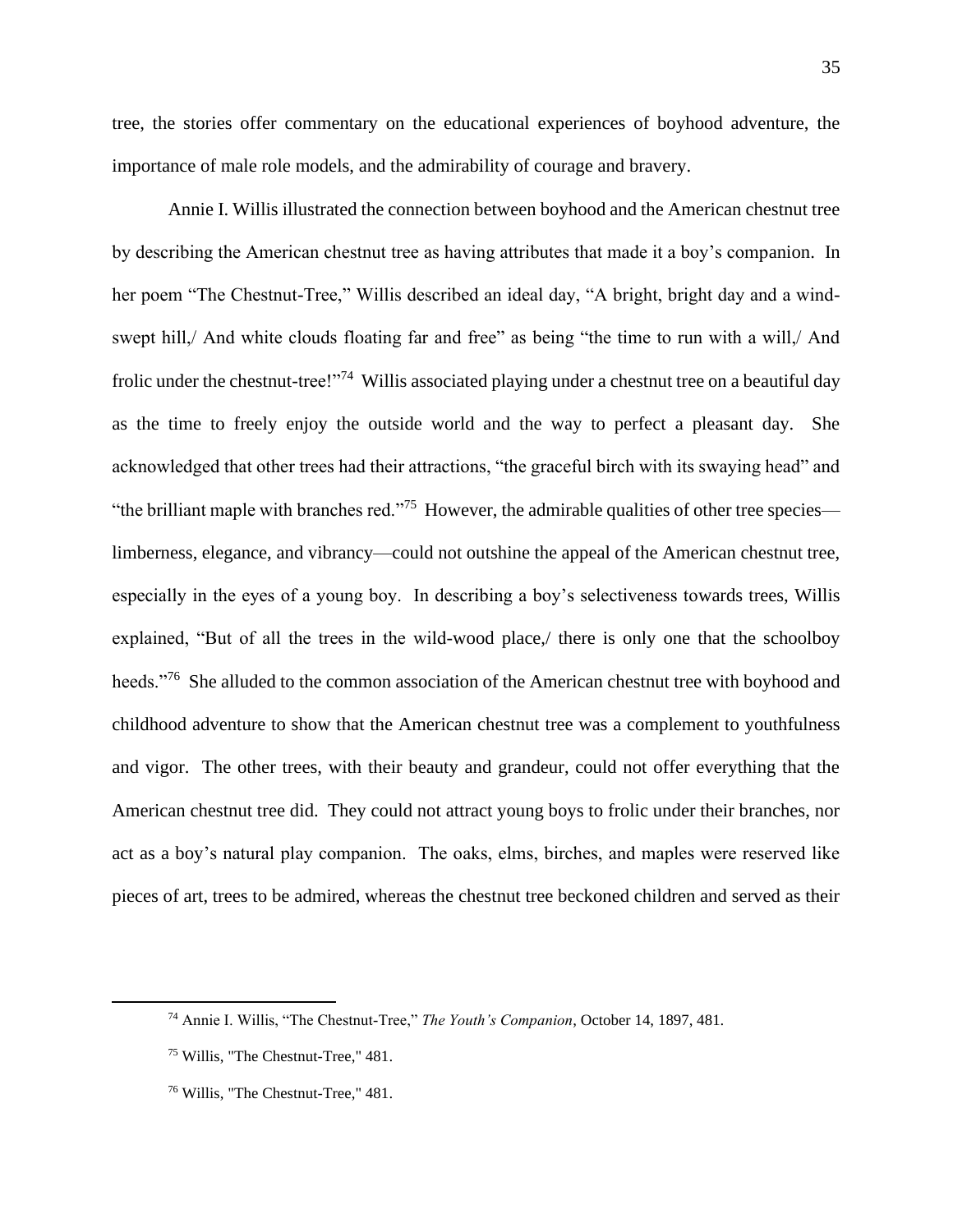tree, the stories offer commentary on the educational experiences of boyhood adventure, the importance of male role models, and the admirability of courage and bravery.

Annie I. Willis illustrated the connection between boyhood and the American chestnut tree by describing the American chestnut tree as having attributes that made it a boy's companion. In her poem "The Chestnut-Tree," Willis described an ideal day, "A bright, bright day and a wind-swept hill,/ And white clouds floating far and free" as being "the time to run with a will,/ And frolic under the chestnut-tree!"[74] Willis associated playing under a chestnut tree on a beautiful day as the time to freely enjoy the outside world and the way to perfect a pleasant day. She acknowledged that other trees had their attractions, "the graceful birch with its swaying head" and "the brilliant maple with branches red."[75] However, the admirable qualities of other tree species—limberness, elegance, and vibrancy—could not outshine the appeal of the American chestnut tree, especially in the eyes of a young boy. In describing a boy's selectiveness towards trees, Willis explained, "But of all the trees in the wild-wood place,/ there is only one that the schoolboy heeds."[76] She alluded to the common association of the American chestnut tree with boyhood and childhood adventure to show that the American chestnut tree was a complement to youthfulness and vigor. The other trees, with their beauty and grandeur, could not offer everything that the American chestnut tree did. They could not attract young boys to frolic under their branches, nor act as a boy's natural play companion. The oaks, elms, birches, and maples were reserved like pieces of art, trees to be admired, whereas the chestnut tree beckoned children and served as their

---

[74] Annie I. Willis, "The Chestnut-Tree," *The Youth's Companion*, October 14, 1897, 481.

[75] Willis, "The Chestnut-Tree," 481.

[76] Willis, "The Chestnut-Tree," 481.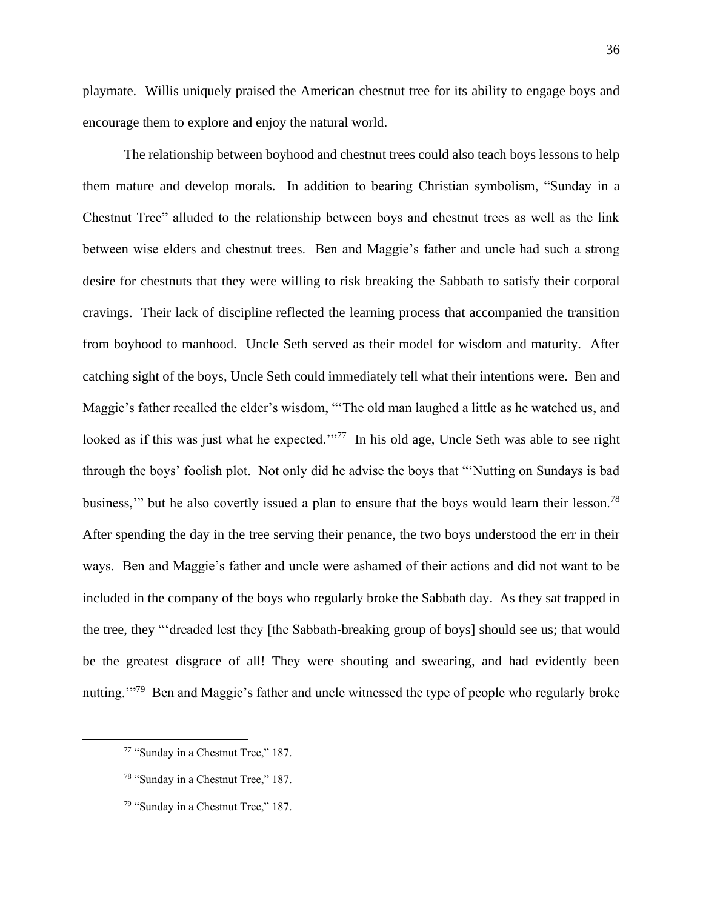playmate. Willis uniquely praised the American chestnut tree for its ability to engage boys and encourage them to explore and enjoy the natural world.

The relationship between boyhood and chestnut trees could also teach boys lessons to help them mature and develop morals. In addition to bearing Christian symbolism, "Sunday in a Chestnut Tree" alluded to the relationship between boys and chestnut trees as well as the link between wise elders and chestnut trees. Ben and Maggie's father and uncle had such a strong desire for chestnuts that they were willing to risk breaking the Sabbath to satisfy their corporal cravings. Their lack of discipline reflected the learning process that accompanied the transition from boyhood to manhood. Uncle Seth served as their model for wisdom and maturity. After catching sight of the boys, Uncle Seth could immediately tell what their intentions were. Ben and Maggie's father recalled the elder's wisdom, "'The old man laughed a little as he watched us, and looked as if this was just what he expected.'"[77] In his old age, Uncle Seth was able to see right through the boys' foolish plot. Not only did he advise the boys that "'Nutting on Sundays is bad business,'" but he also covertly issued a plan to ensure that the boys would learn their lesson.[78] After spending the day in the tree serving their penance, the two boys understood the err in their ways. Ben and Maggie's father and uncle were ashamed of their actions and did not want to be included in the company of the boys who regularly broke the Sabbath day. As they sat trapped in the tree, they "'dreaded lest they [the Sabbath-breaking group of boys] should see us; that would be the greatest disgrace of all! They were shouting and swearing, and had evidently been nutting.'"[79] Ben and Maggie's father and uncle witnessed the type of people who regularly broke

---

[77] "Sunday in a Chestnut Tree," 187.

[78] "Sunday in a Chestnut Tree," 187.

[79] "Sunday in a Chestnut Tree," 187.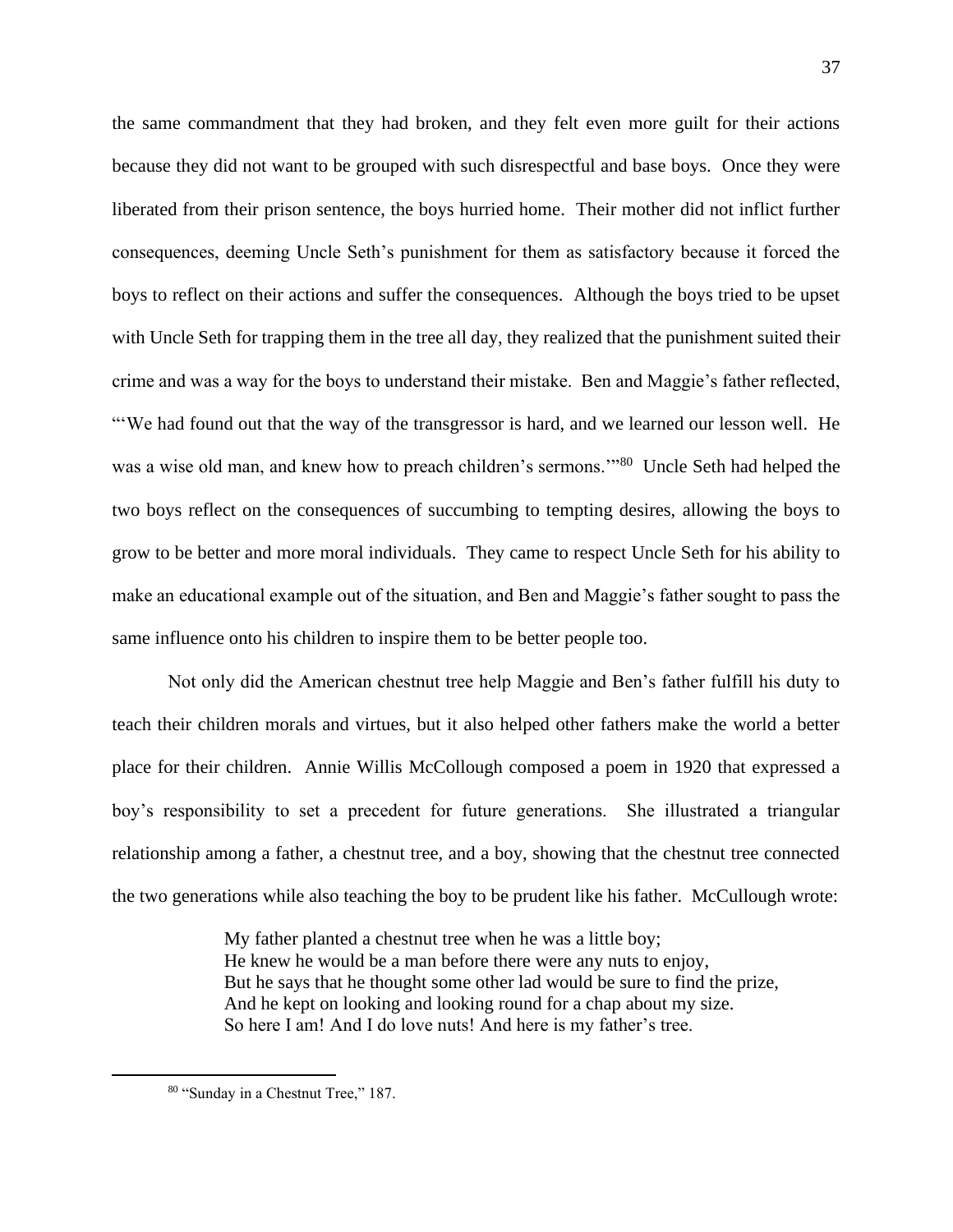the same commandment that they had broken, and they felt even more guilt for their actions because they did not want to be grouped with such disrespectful and base boys. Once they were liberated from their prison sentence, the boys hurried home. Their mother did not inflict further consequences, deeming Uncle Seth's punishment for them as satisfactory because it forced the boys to reflect on their actions and suffer the consequences. Although the boys tried to be upset with Uncle Seth for trapping them in the tree all day, they realized that the punishment suited their crime and was a way for the boys to understand their mistake. Ben and Maggie's father reflected, "'We had found out that the way of the transgressor is hard, and we learned our lesson well. He was a wise old man, and knew how to preach children's sermons.'"[80] Uncle Seth had helped the two boys reflect on the consequences of succumbing to tempting desires, allowing the boys to grow to be better and more moral individuals. They came to respect Uncle Seth for his ability to make an educational example out of the situation, and Ben and Maggie's father sought to pass the same influence onto his children to inspire them to be better people too.

Not only did the American chestnut tree help Maggie and Ben's father fulfill his duty to teach their children morals and virtues, but it also helped other fathers make the world a better place for their children. Annie Willis McCollough composed a poem in 1920 that expressed a boy's responsibility to set a precedent for future generations. She illustrated a triangular relationship among a father, a chestnut tree, and a boy, showing that the chestnut tree connected the two generations while also teaching the boy to be prudent like his father. McCullough wrote:

> My father planted a chestnut tree when he was a little boy;
> He knew he would be a man before there were any nuts to enjoy,
> But he says that he thought some other lad would be sure to find the prize,
> And he kept on looking and looking round for a chap about my size.
> So here I am! And I do love nuts! And here is my father's tree.

---

[80] "Sunday in a Chestnut Tree," 187.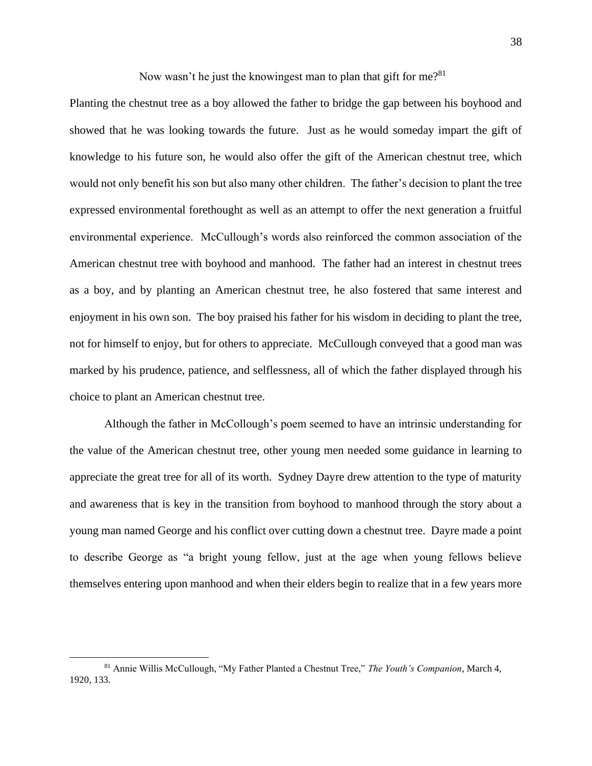Now wasn't he just the knowingest man to plan that gift for me?[81]

Planting the chestnut tree as a boy allowed the father to bridge the gap between his boyhood and showed that he was looking towards the future. Just as he would someday impart the gift of knowledge to his future son, he would also offer the gift of the American chestnut tree, which would not only benefit his son but also many other children. The father's decision to plant the tree expressed environmental forethought as well as an attempt to offer the next generation a fruitful environmental experience. McCullough's words also reinforced the common association of the American chestnut tree with boyhood and manhood. The father had an interest in chestnut trees as a boy, and by planting an American chestnut tree, he also fostered that same interest and enjoyment in his own son. The boy praised his father for his wisdom in deciding to plant the tree, not for himself to enjoy, but for others to appreciate. McCullough conveyed that a good man was marked by his prudence, patience, and selflessness, all of which the father displayed through his choice to plant an American chestnut tree.

Although the father in McCollough's poem seemed to have an intrinsic understanding for the value of the American chestnut tree, other young men needed some guidance in learning to appreciate the great tree for all of its worth. Sydney Dayre drew attention to the type of maturity and awareness that is key in the transition from boyhood to manhood through the story about a young man named George and his conflict over cutting down a chestnut tree. Dayre made a point to describe George as "a bright young fellow, just at the age when young fellows believe themselves entering upon manhood and when their elders begin to realize that in a few years more

[81] Annie Willis McCullough, "My Father Planted a Chestnut Tree," *The Youth's Companion*, March 4, 1920, 133.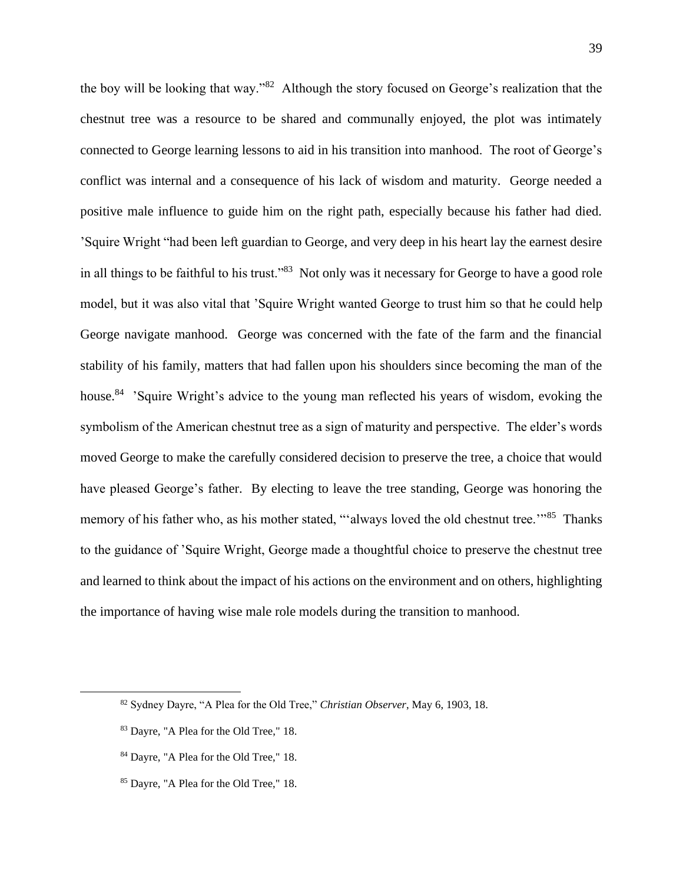the boy will be looking that way."[82] Although the story focused on George's realization that the chestnut tree was a resource to be shared and communally enjoyed, the plot was intimately connected to George learning lessons to aid in his transition into manhood. The root of George's conflict was internal and a consequence of his lack of wisdom and maturity. George needed a positive male influence to guide him on the right path, especially because his father had died. 'Squire Wright "had been left guardian to George, and very deep in his heart lay the earnest desire in all things to be faithful to his trust."[83] Not only was it necessary for George to have a good role model, but it was also vital that 'Squire Wright wanted George to trust him so that he could help George navigate manhood. George was concerned with the fate of the farm and the financial stability of his family, matters that had fallen upon his shoulders since becoming the man of the house.[84] 'Squire Wright's advice to the young man reflected his years of wisdom, evoking the symbolism of the American chestnut tree as a sign of maturity and perspective. The elder's words moved George to make the carefully considered decision to preserve the tree, a choice that would have pleased George's father. By electing to leave the tree standing, George was honoring the memory of his father who, as his mother stated, "'always loved the old chestnut tree.'"[85] Thanks to the guidance of 'Squire Wright, George made a thoughtful choice to preserve the chestnut tree and learned to think about the impact of his actions on the environment and on others, highlighting the importance of having wise male role models during the transition to manhood.

---

[82] Sydney Dayre, "A Plea for the Old Tree," *Christian Observer*, May 6, 1903, 18.

[83] Dayre, "A Plea for the Old Tree," 18.

[84] Dayre, "A Plea for the Old Tree," 18.

[85] Dayre, "A Plea for the Old Tree," 18.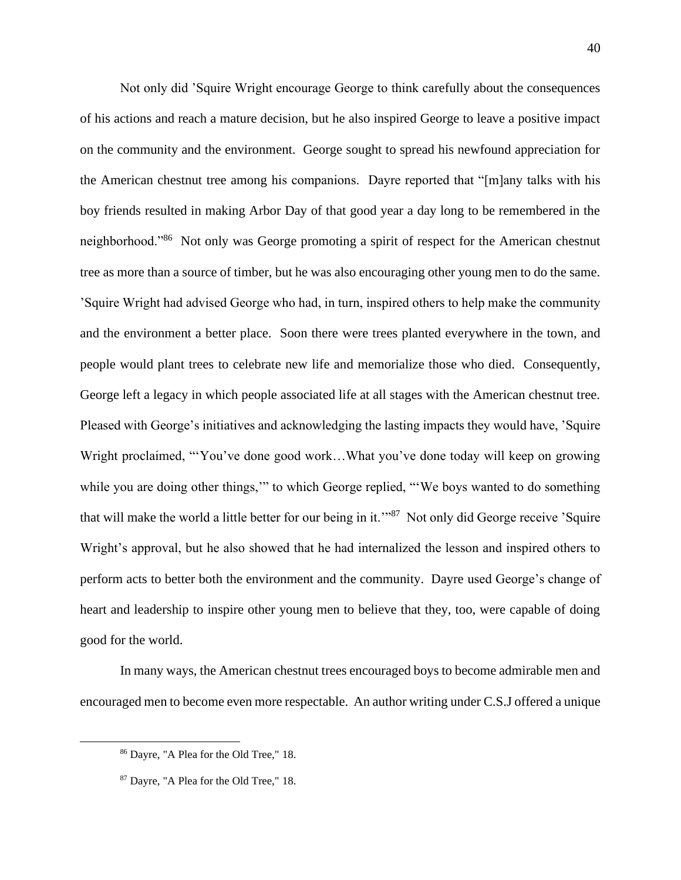Not only did ’Squire Wright encourage George to think carefully about the consequences of his actions and reach a mature decision, but he also inspired George to leave a positive impact on the community and the environment. George sought to spread his newfound appreciation for the American chestnut tree among his companions. Dayre reported that “[m]any talks with his boy friends resulted in making Arbor Day of that good year a day long to be remembered in the neighborhood.”[86] Not only was George promoting a spirit of respect for the American chestnut tree as more than a source of timber, but he was also encouraging other young men to do the same. ’Squire Wright had advised George who had, in turn, inspired others to help make the community and the environment a better place. Soon there were trees planted everywhere in the town, and people would plant trees to celebrate new life and memorialize those who died. Consequently, George left a legacy in which people associated life at all stages with the American chestnut tree. Pleased with George’s initiatives and acknowledging the lasting impacts they would have, ’Squire Wright proclaimed, “‘You’ve done good work…What you’ve done today will keep on growing while you are doing other things,’” to which George replied, “‘We boys wanted to do something that will make the world a little better for our being in it.’”[87] Not only did George receive ’Squire Wright’s approval, but he also showed that he had internalized the lesson and inspired others to perform acts to better both the environment and the community. Dayre used George’s change of heart and leadership to inspire other young men to believe that they, too, were capable of doing good for the world.

In many ways, the American chestnut trees encouraged boys to become admirable men and encouraged men to become even more respectable. An author writing under C.S.J offered a unique

[86] Dayre, "A Plea for the Old Tree," 18.

[87] Dayre, "A Plea for the Old Tree," 18.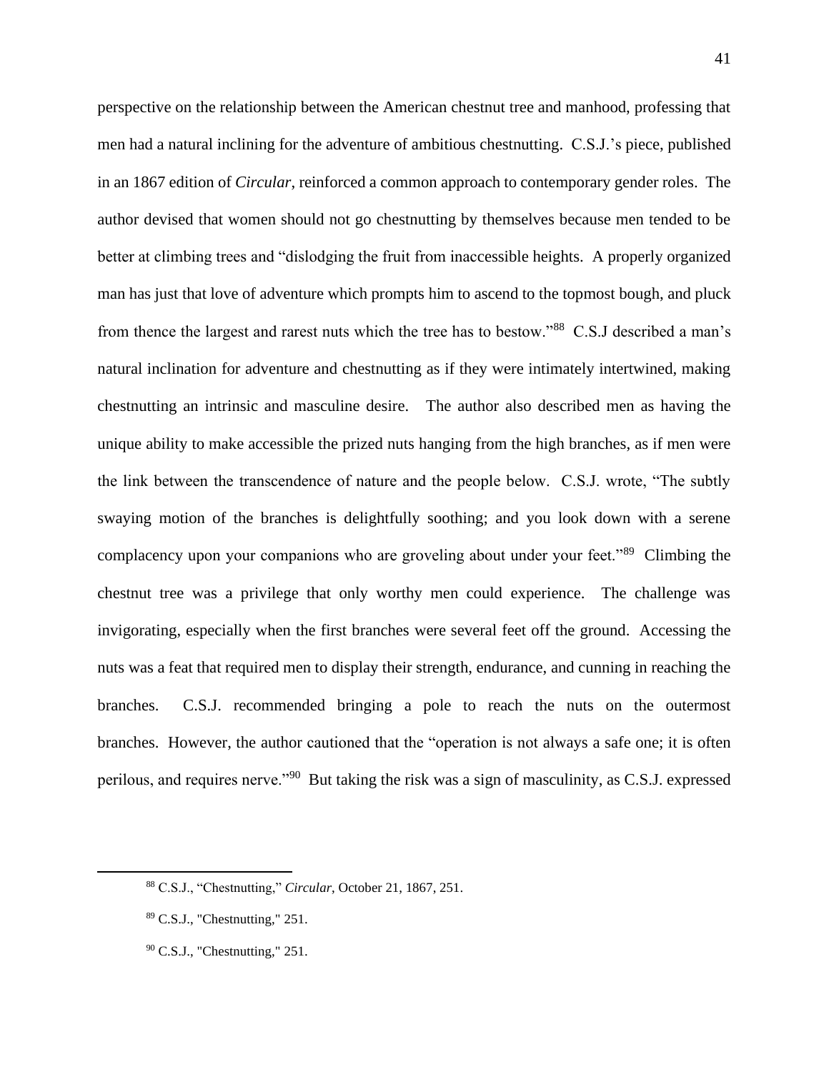perspective on the relationship between the American chestnut tree and manhood, professing that men had a natural inclining for the adventure of ambitious chestnutting. C.S.J.'s piece, published in an 1867 edition of *Circular*, reinforced a common approach to contemporary gender roles. The author devised that women should not go chestnutting by themselves because men tended to be better at climbing trees and "dislodging the fruit from inaccessible heights. A properly organized man has just that love of adventure which prompts him to ascend to the topmost bough, and pluck from thence the largest and rarest nuts which the tree has to bestow."[88] C.S.J described a man's natural inclination for adventure and chestnutting as if they were intimately intertwined, making chestnutting an intrinsic and masculine desire. The author also described men as having the unique ability to make accessible the prized nuts hanging from the high branches, as if men were the link between the transcendence of nature and the people below. C.S.J. wrote, "The subtly swaying motion of the branches is delightfully soothing; and you look down with a serene complacency upon your companions who are groveling about under your feet."[89] Climbing the chestnut tree was a privilege that only worthy men could experience. The challenge was invigorating, especially when the first branches were several feet off the ground. Accessing the nuts was a feat that required men to display their strength, endurance, and cunning in reaching the branches. C.S.J. recommended bringing a pole to reach the nuts on the outermost branches. However, the author cautioned that the "operation is not always a safe one; it is often perilous, and requires nerve."[90] But taking the risk was a sign of masculinity, as C.S.J. expressed

---

[88] C.S.J., "Chestnutting," *Circular*, October 21, 1867, 251.

[89] C.S.J., "Chestnutting," 251.

[90] C.S.J., "Chestnutting," 251.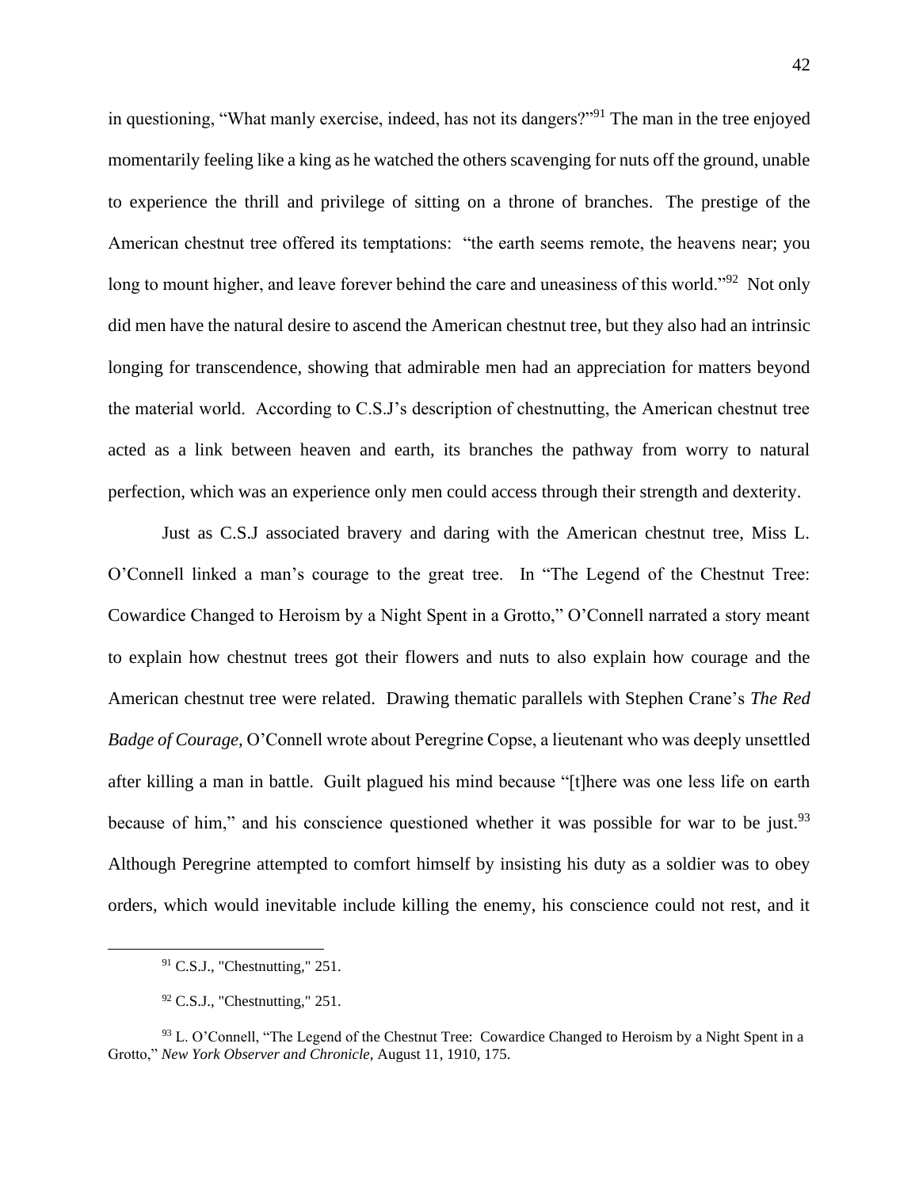in questioning, "What manly exercise, indeed, has not its dangers?"[91] The man in the tree enjoyed momentarily feeling like a king as he watched the others scavenging for nuts off the ground, unable to experience the thrill and privilege of sitting on a throne of branches. The prestige of the American chestnut tree offered its temptations: "the earth seems remote, the heavens near; you long to mount higher, and leave forever behind the care and uneasiness of this world."[92] Not only did men have the natural desire to ascend the American chestnut tree, but they also had an intrinsic longing for transcendence, showing that admirable men had an appreciation for matters beyond the material world. According to C.S.J's description of chestnutting, the American chestnut tree acted as a link between heaven and earth, its branches the pathway from worry to natural perfection, which was an experience only men could access through their strength and dexterity.

Just as C.S.J associated bravery and daring with the American chestnut tree, Miss L. O'Connell linked a man's courage to the great tree. In "The Legend of the Chestnut Tree: Cowardice Changed to Heroism by a Night Spent in a Grotto," O'Connell narrated a story meant to explain how chestnut trees got their flowers and nuts to also explain how courage and the American chestnut tree were related. Drawing thematic parallels with Stephen Crane's *The Red Badge of Courage,* O'Connell wrote about Peregrine Copse, a lieutenant who was deeply unsettled after killing a man in battle. Guilt plagued his mind because "[t]here was one less life on earth because of him," and his conscience questioned whether it was possible for war to be just.[93] Although Peregrine attempted to comfort himself by insisting his duty as a soldier was to obey orders, which would inevitable include killing the enemy, his conscience could not rest, and it

---

[91] C.S.J., "Chestnutting," 251.

[92] C.S.J., "Chestnutting," 251.

[93] L. O'Connell, "The Legend of the Chestnut Tree: Cowardice Changed to Heroism by a Night Spent in a Grotto," *New York Observer and Chronicle,* August 11, 1910, 175.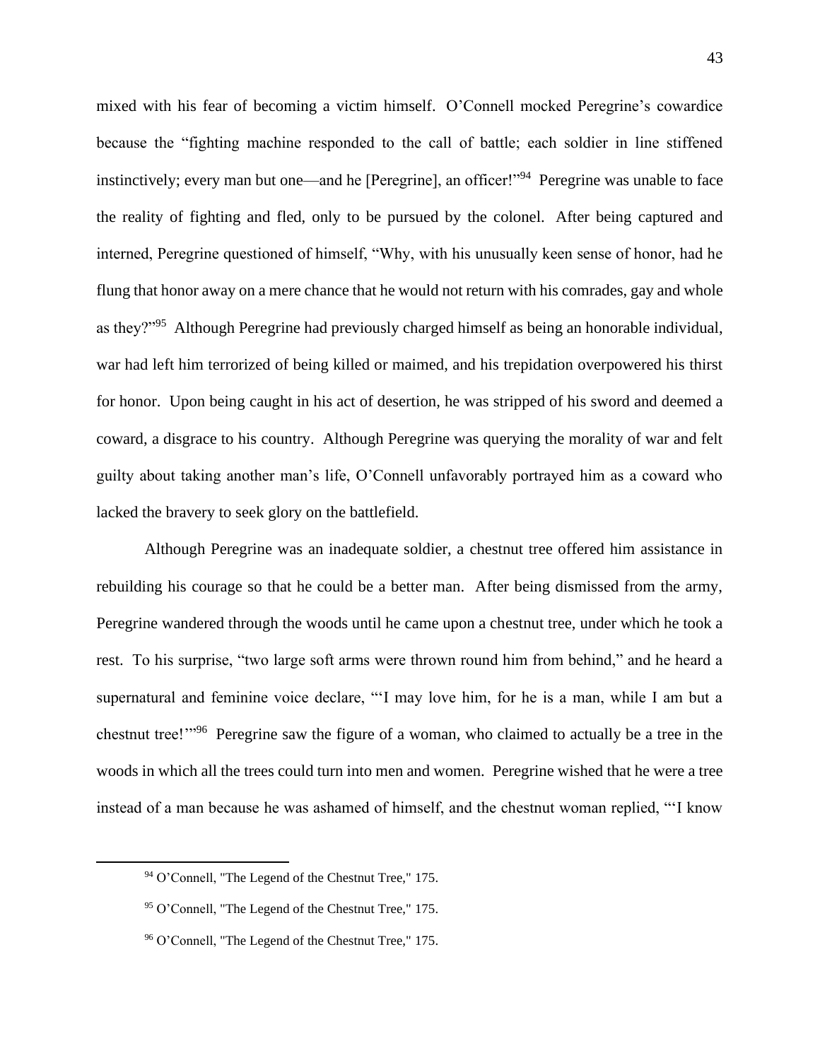mixed with his fear of becoming a victim himself. O'Connell mocked Peregrine's cowardice because the "fighting machine responded to the call of battle; each soldier in line stiffened instinctively; every man but one—and he [Peregrine], an officer!"[94] Peregrine was unable to face the reality of fighting and fled, only to be pursued by the colonel. After being captured and interned, Peregrine questioned of himself, "Why, with his unusually keen sense of honor, had he flung that honor away on a mere chance that he would not return with his comrades, gay and whole as they?"[95] Although Peregrine had previously charged himself as being an honorable individual, war had left him terrorized of being killed or maimed, and his trepidation overpowered his thirst for honor. Upon being caught in his act of desertion, he was stripped of his sword and deemed a coward, a disgrace to his country. Although Peregrine was querying the morality of war and felt guilty about taking another man's life, O'Connell unfavorably portrayed him as a coward who lacked the bravery to seek glory on the battlefield.

Although Peregrine was an inadequate soldier, a chestnut tree offered him assistance in rebuilding his courage so that he could be a better man. After being dismissed from the army, Peregrine wandered through the woods until he came upon a chestnut tree, under which he took a rest. To his surprise, "two large soft arms were thrown round him from behind," and he heard a supernatural and feminine voice declare, "'I may love him, for he is a man, while I am but a chestnut tree!'"[96] Peregrine saw the figure of a woman, who claimed to actually be a tree in the woods in which all the trees could turn into men and women. Peregrine wished that he were a tree instead of a man because he was ashamed of himself, and the chestnut woman replied, "'I know

[94] O'Connell, "The Legend of the Chestnut Tree," 175.

[95] O'Connell, "The Legend of the Chestnut Tree," 175.

[96] O'Connell, "The Legend of the Chestnut Tree," 175.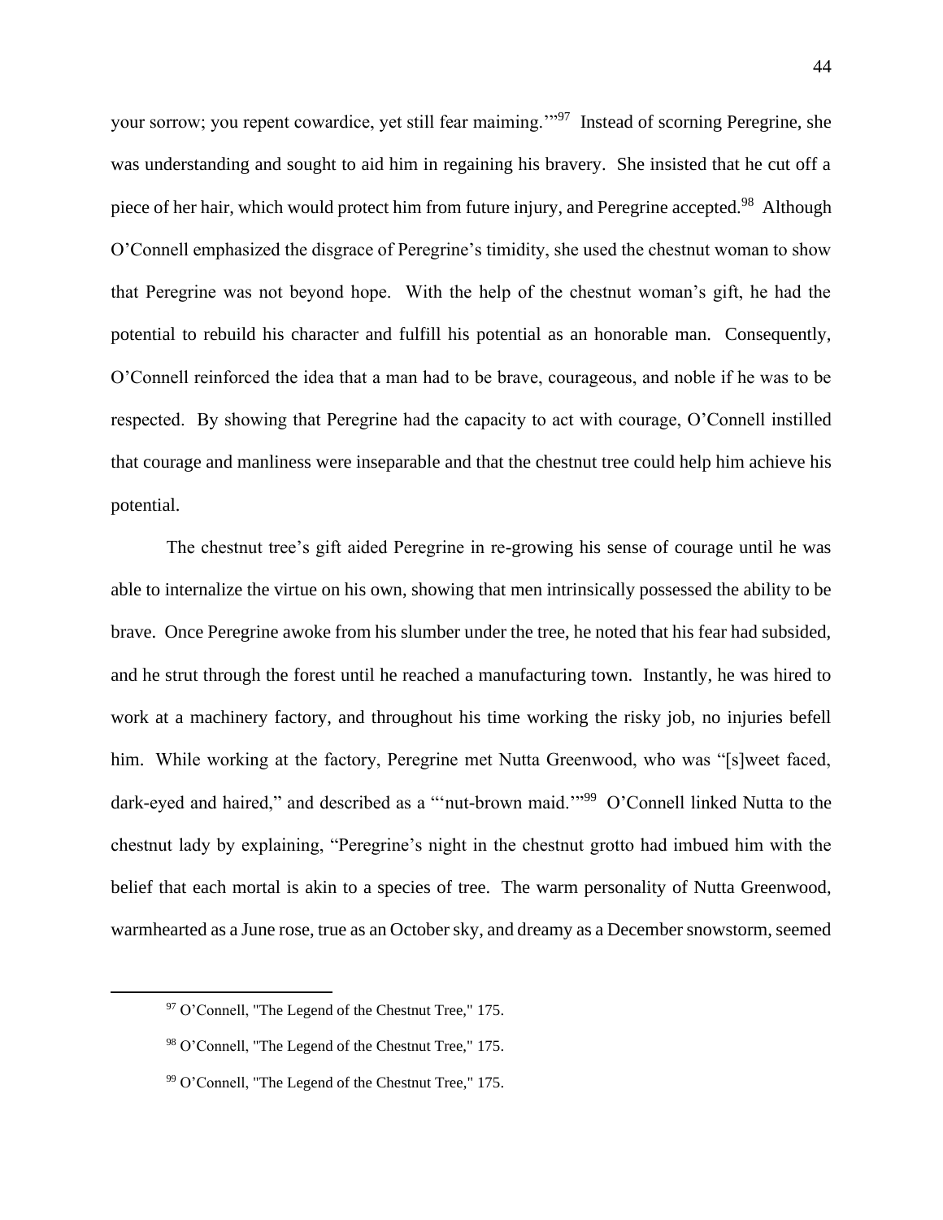your sorrow; you repent cowardice, yet still fear maiming.'"[97] Instead of scorning Peregrine, she was understanding and sought to aid him in regaining his bravery. She insisted that he cut off a piece of her hair, which would protect him from future injury, and Peregrine accepted.[98] Although O'Connell emphasized the disgrace of Peregrine's timidity, she used the chestnut woman to show that Peregrine was not beyond hope. With the help of the chestnut woman's gift, he had the potential to rebuild his character and fulfill his potential as an honorable man. Consequently, O'Connell reinforced the idea that a man had to be brave, courageous, and noble if he was to be respected. By showing that Peregrine had the capacity to act with courage, O'Connell instilled that courage and manliness were inseparable and that the chestnut tree could help him achieve his potential.

The chestnut tree's gift aided Peregrine in re-growing his sense of courage until he was able to internalize the virtue on his own, showing that men intrinsically possessed the ability to be brave. Once Peregrine awoke from his slumber under the tree, he noted that his fear had subsided, and he strut through the forest until he reached a manufacturing town. Instantly, he was hired to work at a machinery factory, and throughout his time working the risky job, no injuries befell him. While working at the factory, Peregrine met Nutta Greenwood, who was "[s]weet faced, dark-eyed and haired," and described as a "'nut-brown maid.'"[99] O'Connell linked Nutta to the chestnut lady by explaining, "Peregrine's night in the chestnut grotto had imbued him with the belief that each mortal is akin to a species of tree. The warm personality of Nutta Greenwood, warmhearted as a June rose, true as an October sky, and dreamy as a December snowstorm, seemed

---

[97] O'Connell, "The Legend of the Chestnut Tree," 175.

[98] O'Connell, "The Legend of the Chestnut Tree," 175.

[99] O'Connell, "The Legend of the Chestnut Tree," 175.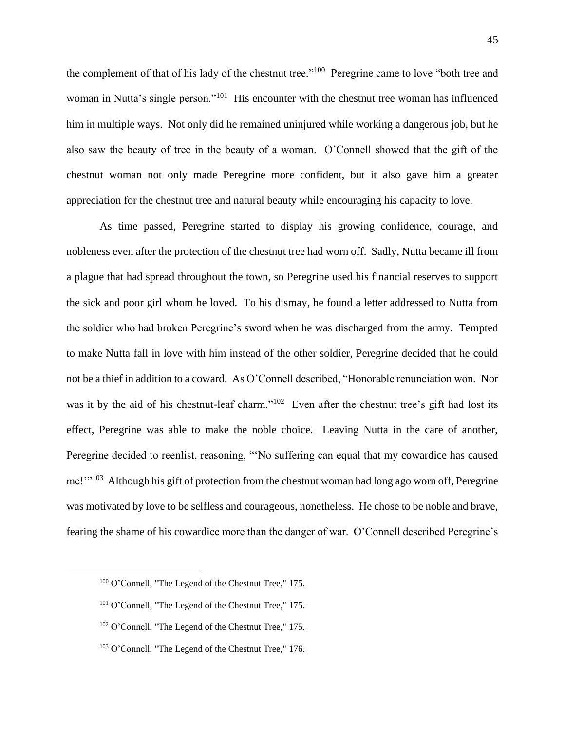the complement of that of his lady of the chestnut tree."[100] Peregrine came to love "both tree and woman in Nutta's single person."[101] His encounter with the chestnut tree woman has influenced him in multiple ways. Not only did he remained uninjured while working a dangerous job, but he also saw the beauty of tree in the beauty of a woman. O'Connell showed that the gift of the chestnut woman not only made Peregrine more confident, but it also gave him a greater appreciation for the chestnut tree and natural beauty while encouraging his capacity to love.

As time passed, Peregrine started to display his growing confidence, courage, and nobleness even after the protection of the chestnut tree had worn off. Sadly, Nutta became ill from a plague that had spread throughout the town, so Peregrine used his financial reserves to support the sick and poor girl whom he loved. To his dismay, he found a letter addressed to Nutta from the soldier who had broken Peregrine's sword when he was discharged from the army. Tempted to make Nutta fall in love with him instead of the other soldier, Peregrine decided that he could not be a thief in addition to a coward. As O'Connell described, "Honorable renunciation won. Nor was it by the aid of his chestnut-leaf charm."[102] Even after the chestnut tree's gift had lost its effect, Peregrine was able to make the noble choice. Leaving Nutta in the care of another, Peregrine decided to reenlist, reasoning, "'No suffering can equal that my cowardice has caused me!'"[103] Although his gift of protection from the chestnut woman had long ago worn off, Peregrine was motivated by love to be selfless and courageous, nonetheless. He chose to be noble and brave, fearing the shame of his cowardice more than the danger of war. O'Connell described Peregrine's

[100] O'Connell, "The Legend of the Chestnut Tree," 175.

[101] O'Connell, "The Legend of the Chestnut Tree," 175.

[102] O'Connell, "The Legend of the Chestnut Tree," 175.

[103] O'Connell, "The Legend of the Chestnut Tree," 176.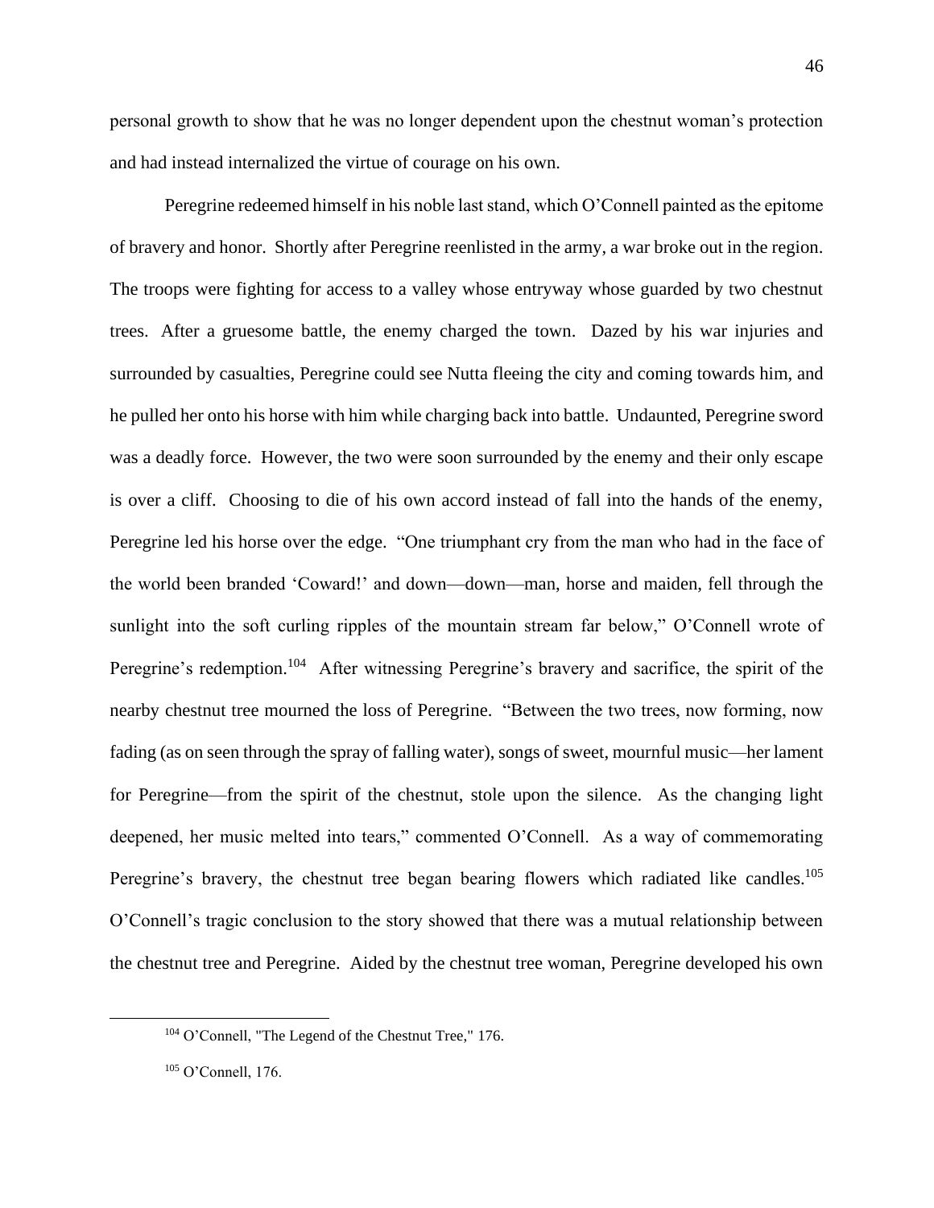personal growth to show that he was no longer dependent upon the chestnut woman's protection and had instead internalized the virtue of courage on his own.

Peregrine redeemed himself in his noble last stand, which O'Connell painted as the epitome of bravery and honor. Shortly after Peregrine reenlisted in the army, a war broke out in the region. The troops were fighting for access to a valley whose entryway whose guarded by two chestnut trees. After a gruesome battle, the enemy charged the town. Dazed by his war injuries and surrounded by casualties, Peregrine could see Nutta fleeing the city and coming towards him, and he pulled her onto his horse with him while charging back into battle. Undaunted, Peregrine sword was a deadly force. However, the two were soon surrounded by the enemy and their only escape is over a cliff. Choosing to die of his own accord instead of fall into the hands of the enemy, Peregrine led his horse over the edge. "One triumphant cry from the man who had in the face of the world been branded 'Coward!' and down—down—man, horse and maiden, fell through the sunlight into the soft curling ripples of the mountain stream far below," O'Connell wrote of Peregrine's redemption.[104] After witnessing Peregrine's bravery and sacrifice, the spirit of the nearby chestnut tree mourned the loss of Peregrine. "Between the two trees, now forming, now fading (as on seen through the spray of falling water), songs of sweet, mournful music—her lament for Peregrine—from the spirit of the chestnut, stole upon the silence. As the changing light deepened, her music melted into tears," commented O'Connell. As a way of commemorating Peregrine's bravery, the chestnut tree began bearing flowers which radiated like candles.[105] O'Connell's tragic conclusion to the story showed that there was a mutual relationship between the chestnut tree and Peregrine. Aided by the chestnut tree woman, Peregrine developed his own

[104] O'Connell, "The Legend of the Chestnut Tree," 176.

[105] O'Connell, 176.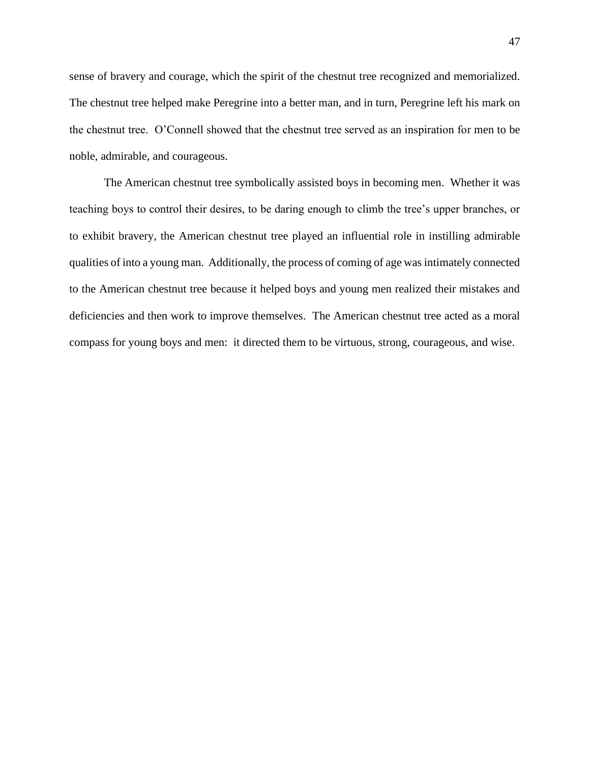sense of bravery and courage, which the spirit of the chestnut tree recognized and memorialized. The chestnut tree helped make Peregrine into a better man, and in turn, Peregrine left his mark on the chestnut tree. O'Connell showed that the chestnut tree served as an inspiration for men to be noble, admirable, and courageous.

The American chestnut tree symbolically assisted boys in becoming men. Whether it was teaching boys to control their desires, to be daring enough to climb the tree's upper branches, or to exhibit bravery, the American chestnut tree played an influential role in instilling admirable qualities of into a young man. Additionally, the process of coming of age was intimately connected to the American chestnut tree because it helped boys and young men realized their mistakes and deficiencies and then work to improve themselves. The American chestnut tree acted as a moral compass for young boys and men: it directed them to be virtuous, strong, courageous, and wise.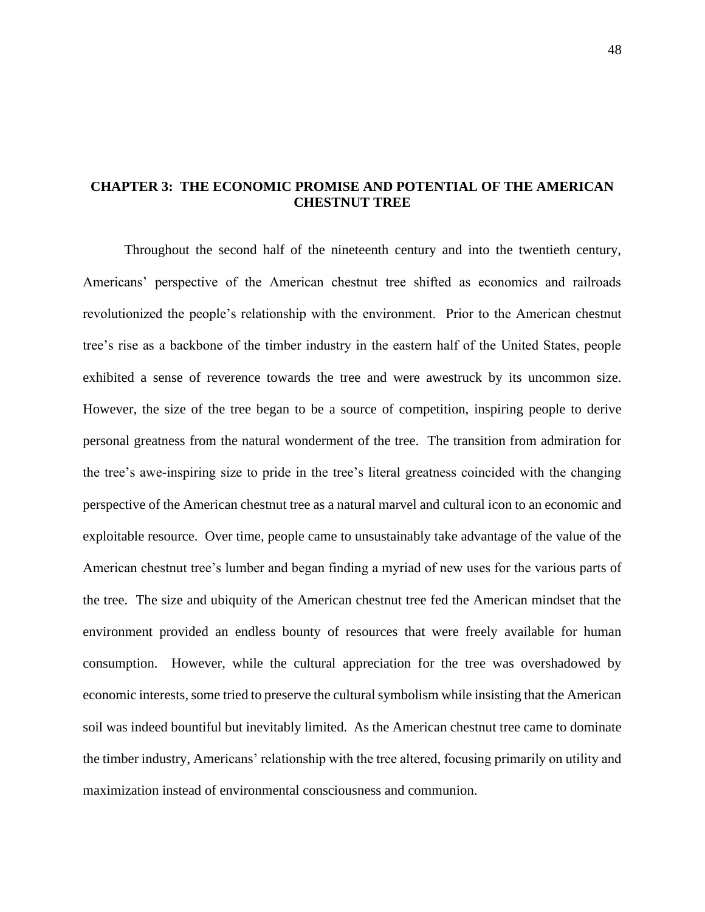# CHAPTER 3: THE ECONOMIC PROMISE AND POTENTIAL OF THE AMERICAN CHESTNUT TREE

Throughout the second half of the nineteenth century and into the twentieth century, Americans' perspective of the American chestnut tree shifted as economics and railroads revolutionized the people's relationship with the environment. Prior to the American chestnut tree's rise as a backbone of the timber industry in the eastern half of the United States, people exhibited a sense of reverence towards the tree and were awestruck by its uncommon size. However, the size of the tree began to be a source of competition, inspiring people to derive personal greatness from the natural wonderment of the tree. The transition from admiration for the tree's awe-inspiring size to pride in the tree's literal greatness coincided with the changing perspective of the American chestnut tree as a natural marvel and cultural icon to an economic and exploitable resource. Over time, people came to unsustainably take advantage of the value of the American chestnut tree's lumber and began finding a myriad of new uses for the various parts of the tree. The size and ubiquity of the American chestnut tree fed the American mindset that the environment provided an endless bounty of resources that were freely available for human consumption. However, while the cultural appreciation for the tree was overshadowed by economic interests, some tried to preserve the cultural symbolism while insisting that the American soil was indeed bountiful but inevitably limited. As the American chestnut tree came to dominate the timber industry, Americans' relationship with the tree altered, focusing primarily on utility and maximization instead of environmental consciousness and communion.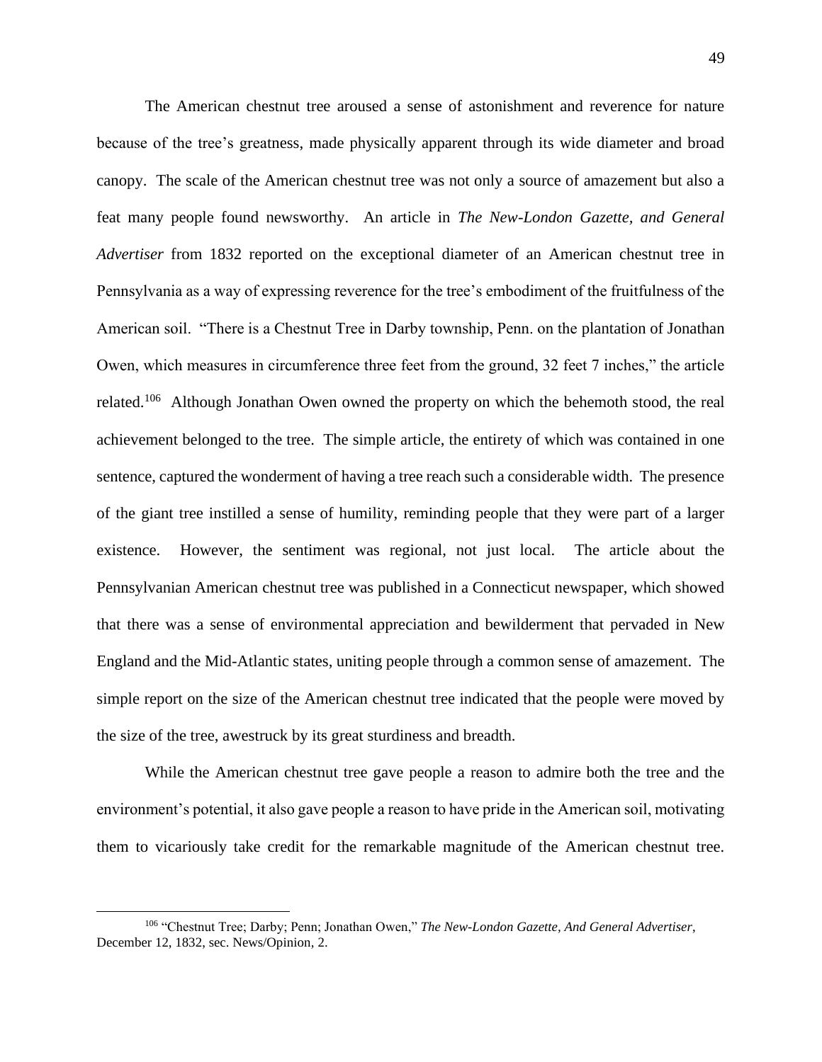The American chestnut tree aroused a sense of astonishment and reverence for nature because of the tree's greatness, made physically apparent through its wide diameter and broad canopy. The scale of the American chestnut tree was not only a source of amazement but also a feat many people found newsworthy. An article in *The New-London Gazette, and General Advertiser* from 1832 reported on the exceptional diameter of an American chestnut tree in Pennsylvania as a way of expressing reverence for the tree's embodiment of the fruitfulness of the American soil. "There is a Chestnut Tree in Darby township, Penn. on the plantation of Jonathan Owen, which measures in circumference three feet from the ground, 32 feet 7 inches," the article related.[106] Although Jonathan Owen owned the property on which the behemoth stood, the real achievement belonged to the tree. The simple article, the entirety of which was contained in one sentence, captured the wonderment of having a tree reach such a considerable width. The presence of the giant tree instilled a sense of humility, reminding people that they were part of a larger existence. However, the sentiment was regional, not just local. The article about the Pennsylvanian American chestnut tree was published in a Connecticut newspaper, which showed that there was a sense of environmental appreciation and bewilderment that pervaded in New England and the Mid-Atlantic states, uniting people through a common sense of amazement. The simple report on the size of the American chestnut tree indicated that the people were moved by the size of the tree, awestruck by its great sturdiness and breadth.

While the American chestnut tree gave people a reason to admire both the tree and the environment's potential, it also gave people a reason to have pride in the American soil, motivating them to vicariously take credit for the remarkable magnitude of the American chestnut tree.

---

[106] "Chestnut Tree; Darby; Penn; Jonathan Owen," *The New-London Gazette, And General Advertiser*, December 12, 1832, sec. News/Opinion, 2.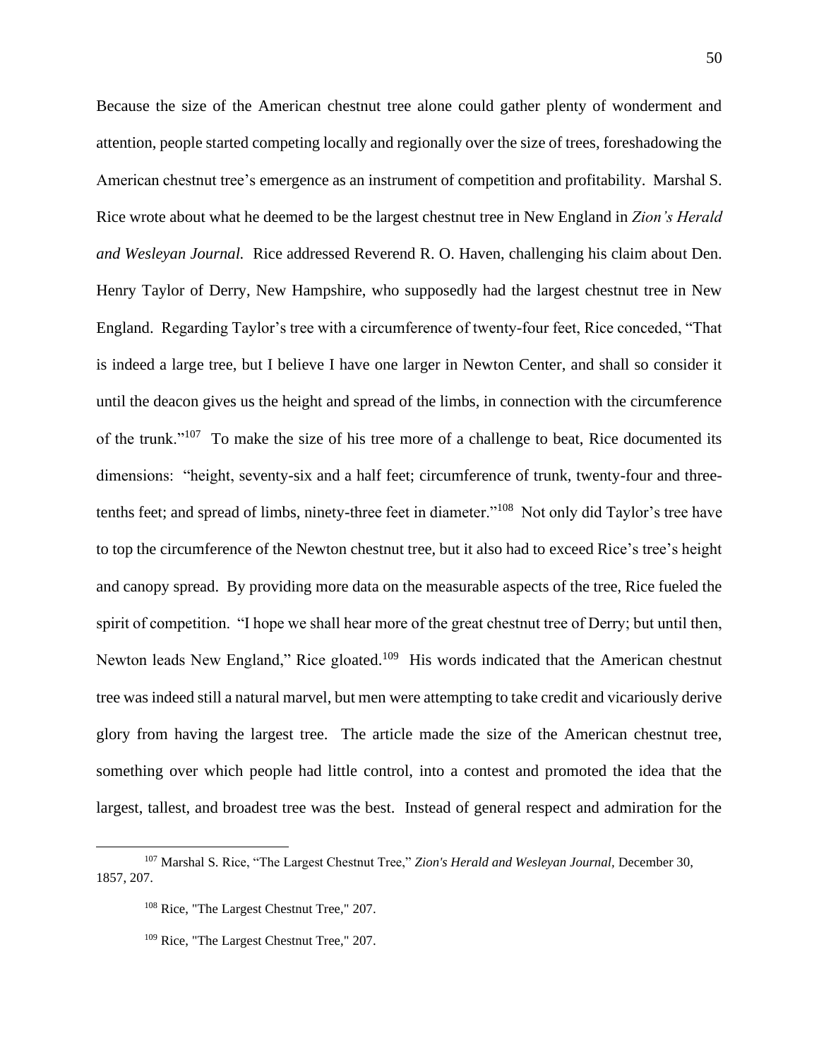Because the size of the American chestnut tree alone could gather plenty of wonderment and attention, people started competing locally and regionally over the size of trees, foreshadowing the American chestnut tree's emergence as an instrument of competition and profitability. Marshal S. Rice wrote about what he deemed to be the largest chestnut tree in New England in *Zion's Herald and Wesleyan Journal.* Rice addressed Reverend R. O. Haven, challenging his claim about Den. Henry Taylor of Derry, New Hampshire, who supposedly had the largest chestnut tree in New England. Regarding Taylor's tree with a circumference of twenty-four feet, Rice conceded, "That is indeed a large tree, but I believe I have one larger in Newton Center, and shall so consider it until the deacon gives us the height and spread of the limbs, in connection with the circumference of the trunk."[107] To make the size of his tree more of a challenge to beat, Rice documented its dimensions: "height, seventy-six and a half feet; circumference of trunk, twenty-four and three-tenths feet; and spread of limbs, ninety-three feet in diameter."[108] Not only did Taylor's tree have to top the circumference of the Newton chestnut tree, but it also had to exceed Rice's tree's height and canopy spread. By providing more data on the measurable aspects of the tree, Rice fueled the spirit of competition. "I hope we shall hear more of the great chestnut tree of Derry; but until then, Newton leads New England," Rice gloated.[109] His words indicated that the American chestnut tree was indeed still a natural marvel, but men were attempting to take credit and vicariously derive glory from having the largest tree. The article made the size of the American chestnut tree, something over which people had little control, into a contest and promoted the idea that the largest, tallest, and broadest tree was the best. Instead of general respect and admiration for the

---

[107] Marshal S. Rice, "The Largest Chestnut Tree," *Zion's Herald and Wesleyan Journal,* December 30, 1857, 207.

[108] Rice, "The Largest Chestnut Tree," 207.

[109] Rice, "The Largest Chestnut Tree," 207.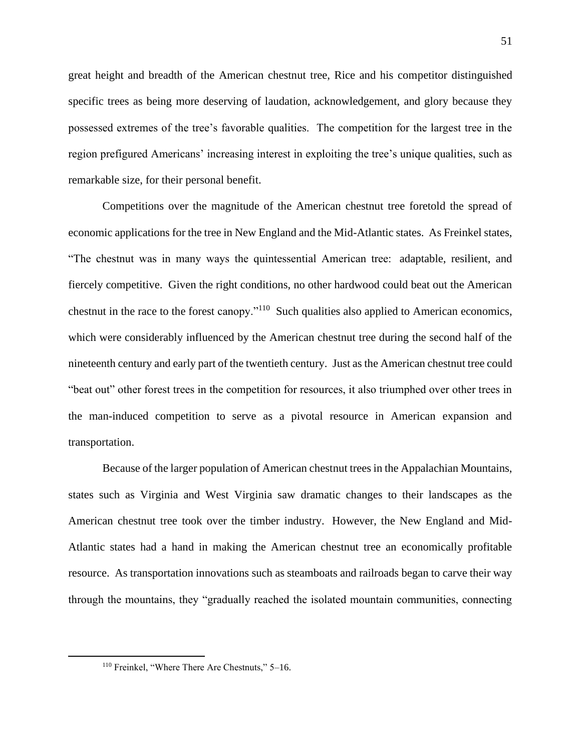great height and breadth of the American chestnut tree, Rice and his competitor distinguished specific trees as being more deserving of laudation, acknowledgement, and glory because they possessed extremes of the tree's favorable qualities. The competition for the largest tree in the region prefigured Americans' increasing interest in exploiting the tree's unique qualities, such as remarkable size, for their personal benefit.

Competitions over the magnitude of the American chestnut tree foretold the spread of economic applications for the tree in New England and the Mid-Atlantic states. As Freinkel states, "The chestnut was in many ways the quintessential American tree: adaptable, resilient, and fiercely competitive. Given the right conditions, no other hardwood could beat out the American chestnut in the race to the forest canopy."[110] Such qualities also applied to American economics, which were considerably influenced by the American chestnut tree during the second half of the nineteenth century and early part of the twentieth century. Just as the American chestnut tree could "beat out" other forest trees in the competition for resources, it also triumphed over other trees in the man-induced competition to serve as a pivotal resource in American expansion and transportation.

Because of the larger population of American chestnut trees in the Appalachian Mountains, states such as Virginia and West Virginia saw dramatic changes to their landscapes as the American chestnut tree took over the timber industry. However, the New England and Mid-Atlantic states had a hand in making the American chestnut tree an economically profitable resource. As transportation innovations such as steamboats and railroads began to carve their way through the mountains, they "gradually reached the isolated mountain communities, connecting

[110] Freinkel, "Where There Are Chestnuts," 5–16.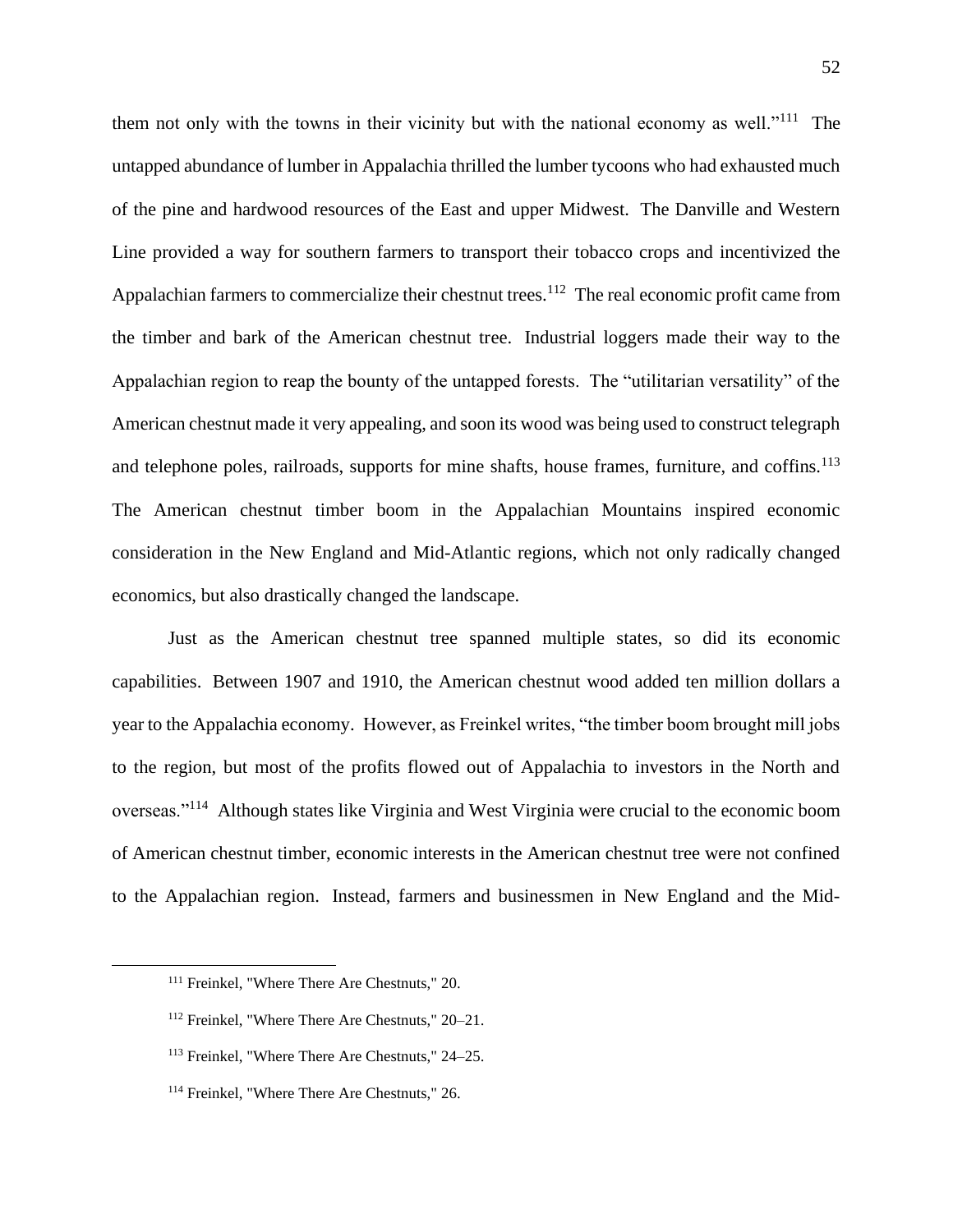them not only with the towns in their vicinity but with the national economy as well."[111] The untapped abundance of lumber in Appalachia thrilled the lumber tycoons who had exhausted much of the pine and hardwood resources of the East and upper Midwest. The Danville and Western Line provided a way for southern farmers to transport their tobacco crops and incentivized the Appalachian farmers to commercialize their chestnut trees.[112] The real economic profit came from the timber and bark of the American chestnut tree. Industrial loggers made their way to the Appalachian region to reap the bounty of the untapped forests. The "utilitarian versatility" of the American chestnut made it very appealing, and soon its wood was being used to construct telegraph and telephone poles, railroads, supports for mine shafts, house frames, furniture, and coffins.[113] The American chestnut timber boom in the Appalachian Mountains inspired economic consideration in the New England and Mid-Atlantic regions, which not only radically changed economics, but also drastically changed the landscape.

Just as the American chestnut tree spanned multiple states, so did its economic capabilities. Between 1907 and 1910, the American chestnut wood added ten million dollars a year to the Appalachia economy. However, as Freinkel writes, "the timber boom brought mill jobs to the region, but most of the profits flowed out of Appalachia to investors in the North and overseas."[114] Although states like Virginia and West Virginia were crucial to the economic boom of American chestnut timber, economic interests in the American chestnut tree were not confined to the Appalachian region. Instead, farmers and businessmen in New England and the Mid-

---

[111] Freinkel, "Where There Are Chestnuts," 20.

[112] Freinkel, "Where There Are Chestnuts," 20–21.

[113] Freinkel, "Where There Are Chestnuts," 24–25.

[114] Freinkel, "Where There Are Chestnuts," 26.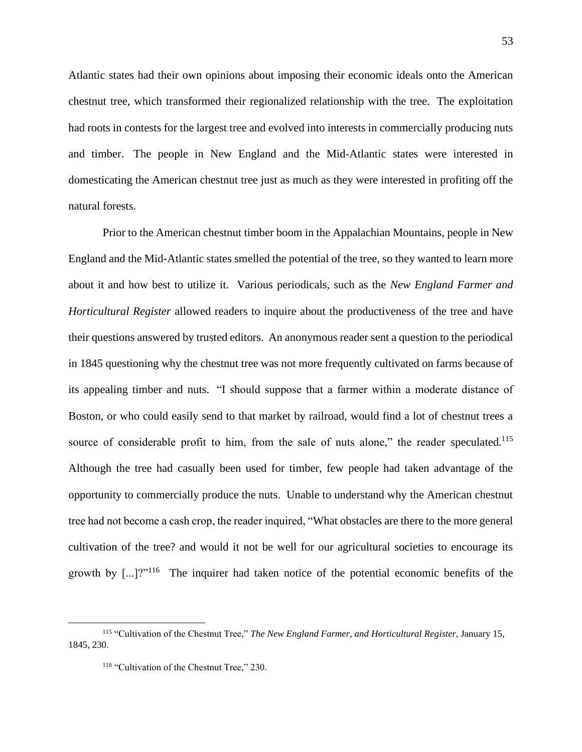Atlantic states had their own opinions about imposing their economic ideals onto the American chestnut tree, which transformed their regionalized relationship with the tree. The exploitation had roots in contests for the largest tree and evolved into interests in commercially producing nuts and timber. The people in New England and the Mid-Atlantic states were interested in domesticating the American chestnut tree just as much as they were interested in profiting off the natural forests.

Prior to the American chestnut timber boom in the Appalachian Mountains, people in New England and the Mid-Atlantic states smelled the potential of the tree, so they wanted to learn more about it and how best to utilize it. Various periodicals, such as the *New England Farmer and Horticultural Register* allowed readers to inquire about the productiveness of the tree and have their questions answered by trusted editors. An anonymous reader sent a question to the periodical in 1845 questioning why the chestnut tree was not more frequently cultivated on farms because of its appealing timber and nuts. "I should suppose that a farmer within a moderate distance of Boston, or who could easily send to that market by railroad, would find a lot of chestnut trees a source of considerable profit to him, from the sale of nuts alone," the reader speculated.[115] Although the tree had casually been used for timber, few people had taken advantage of the opportunity to commercially produce the nuts. Unable to understand why the American chestnut tree had not become a cash crop, the reader inquired, "What obstacles are there to the more general cultivation of the tree? and would it not be well for our agricultural societies to encourage its growth by [...]?"[116] The inquirer had taken notice of the potential economic benefits of the

---

[115] "Cultivation of the Chestnut Tree," *The New England Farmer, and Horticultural Register*, January 15, 1845, 230.

[116] "Cultivation of the Chestnut Tree," 230.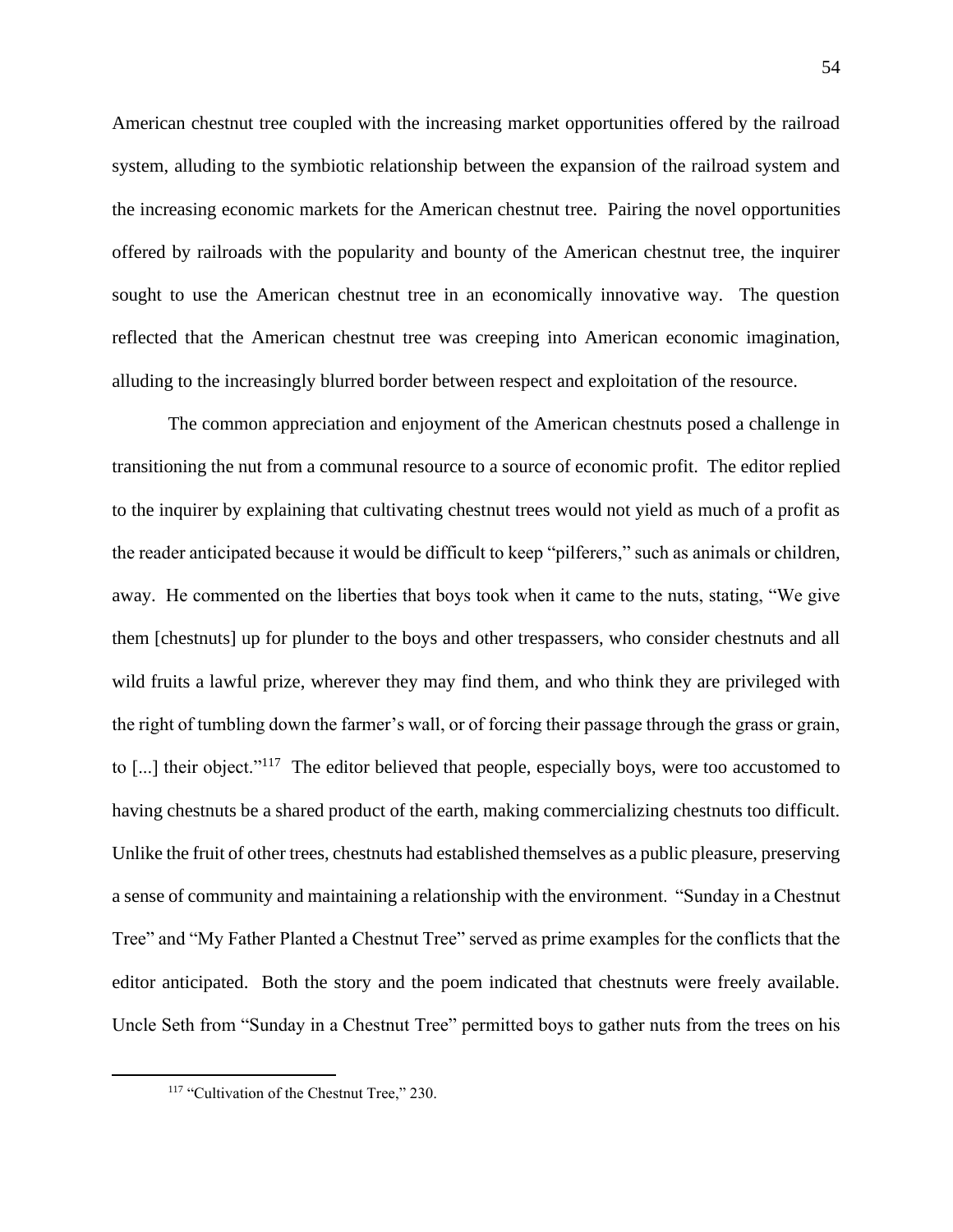American chestnut tree coupled with the increasing market opportunities offered by the railroad system, alluding to the symbiotic relationship between the expansion of the railroad system and the increasing economic markets for the American chestnut tree. Pairing the novel opportunities offered by railroads with the popularity and bounty of the American chestnut tree, the inquirer sought to use the American chestnut tree in an economically innovative way. The question reflected that the American chestnut tree was creeping into American economic imagination, alluding to the increasingly blurred border between respect and exploitation of the resource.

The common appreciation and enjoyment of the American chestnuts posed a challenge in transitioning the nut from a communal resource to a source of economic profit. The editor replied to the inquirer by explaining that cultivating chestnut trees would not yield as much of a profit as the reader anticipated because it would be difficult to keep "pilferers," such as animals or children, away. He commented on the liberties that boys took when it came to the nuts, stating, "We give them [chestnuts] up for plunder to the boys and other trespassers, who consider chestnuts and all wild fruits a lawful prize, wherever they may find them, and who think they are privileged with the right of tumbling down the farmer's wall, or of forcing their passage through the grass or grain, to [...] their object."[117] The editor believed that people, especially boys, were too accustomed to having chestnuts be a shared product of the earth, making commercializing chestnuts too difficult. Unlike the fruit of other trees, chestnuts had established themselves as a public pleasure, preserving a sense of community and maintaining a relationship with the environment. "Sunday in a Chestnut Tree" and "My Father Planted a Chestnut Tree" served as prime examples for the conflicts that the editor anticipated. Both the story and the poem indicated that chestnuts were freely available. Uncle Seth from "Sunday in a Chestnut Tree" permitted boys to gather nuts from the trees on his

[117] "Cultivation of the Chestnut Tree," 230.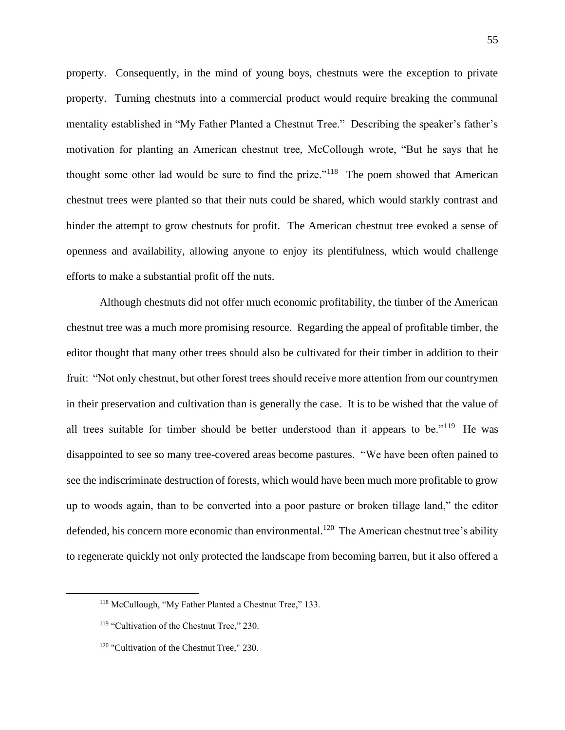property. Consequently, in the mind of young boys, chestnuts were the exception to private property. Turning chestnuts into a commercial product would require breaking the communal mentality established in "My Father Planted a Chestnut Tree." Describing the speaker's father's motivation for planting an American chestnut tree, McCollough wrote, "But he says that he thought some other lad would be sure to find the prize."[118] The poem showed that American chestnut trees were planted so that their nuts could be shared, which would starkly contrast and hinder the attempt to grow chestnuts for profit. The American chestnut tree evoked a sense of openness and availability, allowing anyone to enjoy its plentifulness, which would challenge efforts to make a substantial profit off the nuts.

Although chestnuts did not offer much economic profitability, the timber of the American chestnut tree was a much more promising resource. Regarding the appeal of profitable timber, the editor thought that many other trees should also be cultivated for their timber in addition to their fruit: "Not only chestnut, but other forest trees should receive more attention from our countrymen in their preservation and cultivation than is generally the case. It is to be wished that the value of all trees suitable for timber should be better understood than it appears to be."[119] He was disappointed to see so many tree-covered areas become pastures. "We have been often pained to see the indiscriminate destruction of forests, which would have been much more profitable to grow up to woods again, than to be converted into a poor pasture or broken tillage land," the editor defended, his concern more economic than environmental.[120] The American chestnut tree's ability to regenerate quickly not only protected the landscape from becoming barren, but it also offered a

---

[118] McCullough, "My Father Planted a Chestnut Tree," 133.

[119] "Cultivation of the Chestnut Tree," 230.

[120] "Cultivation of the Chestnut Tree," 230.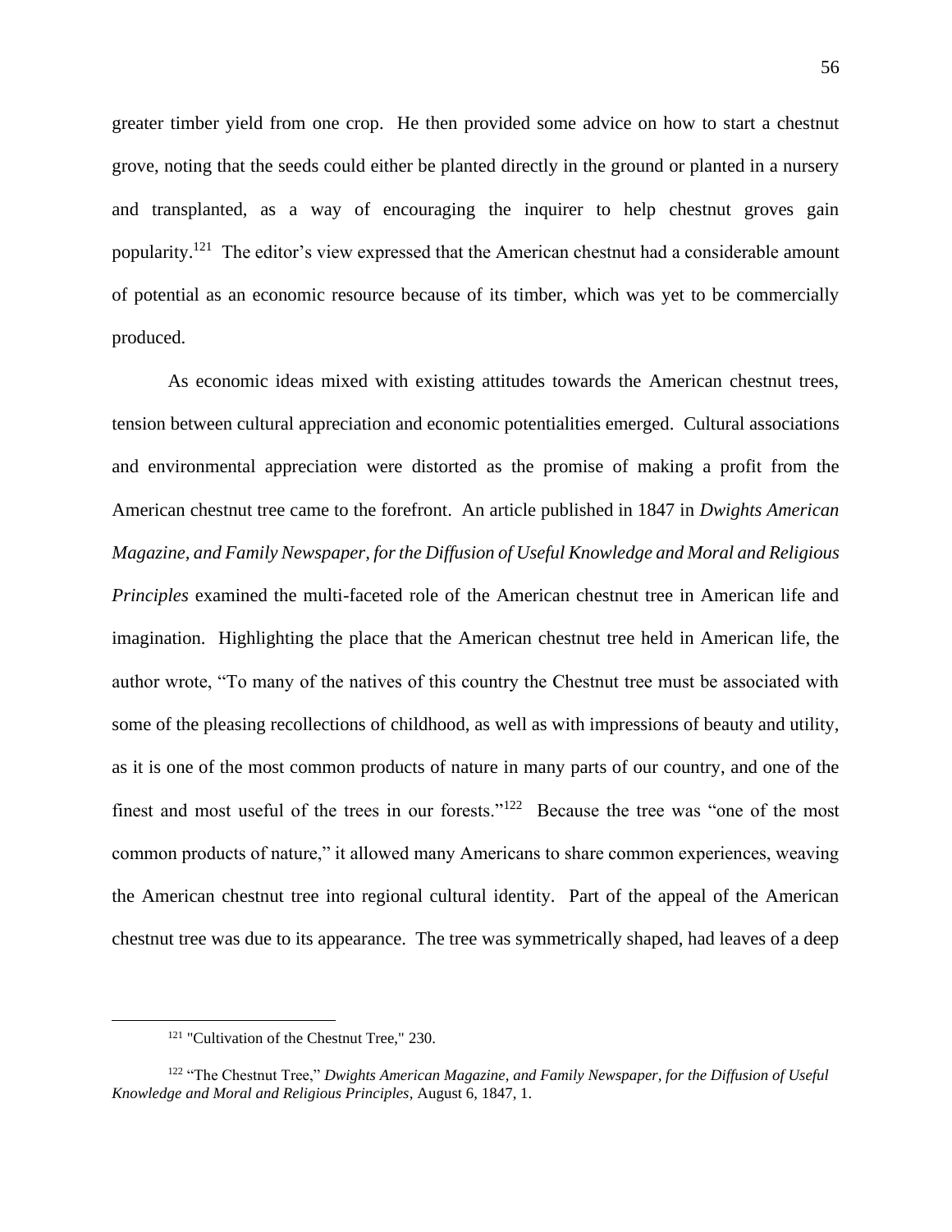greater timber yield from one crop. He then provided some advice on how to start a chestnut grove, noting that the seeds could either be planted directly in the ground or planted in a nursery and transplanted, as a way of encouraging the inquirer to help chestnut groves gain popularity.[121] The editor's view expressed that the American chestnut had a considerable amount of potential as an economic resource because of its timber, which was yet to be commercially produced.

As economic ideas mixed with existing attitudes towards the American chestnut trees, tension between cultural appreciation and economic potentialities emerged. Cultural associations and environmental appreciation were distorted as the promise of making a profit from the American chestnut tree came to the forefront. An article published in 1847 in *Dwights American Magazine, and Family Newspaper, for the Diffusion of Useful Knowledge and Moral and Religious Principles* examined the multi-faceted role of the American chestnut tree in American life and imagination. Highlighting the place that the American chestnut tree held in American life, the author wrote, "To many of the natives of this country the Chestnut tree must be associated with some of the pleasing recollections of childhood, as well as with impressions of beauty and utility, as it is one of the most common products of nature in many parts of our country, and one of the finest and most useful of the trees in our forests."[122] Because the tree was "one of the most common products of nature," it allowed many Americans to share common experiences, weaving the American chestnut tree into regional cultural identity. Part of the appeal of the American chestnut tree was due to its appearance. The tree was symmetrically shaped, had leaves of a deep

---

[121] "Cultivation of the Chestnut Tree," 230.

[122] "The Chestnut Tree," *Dwights American Magazine, and Family Newspaper, for the Diffusion of Useful Knowledge and Moral and Religious Principles*, August 6, 1847, 1.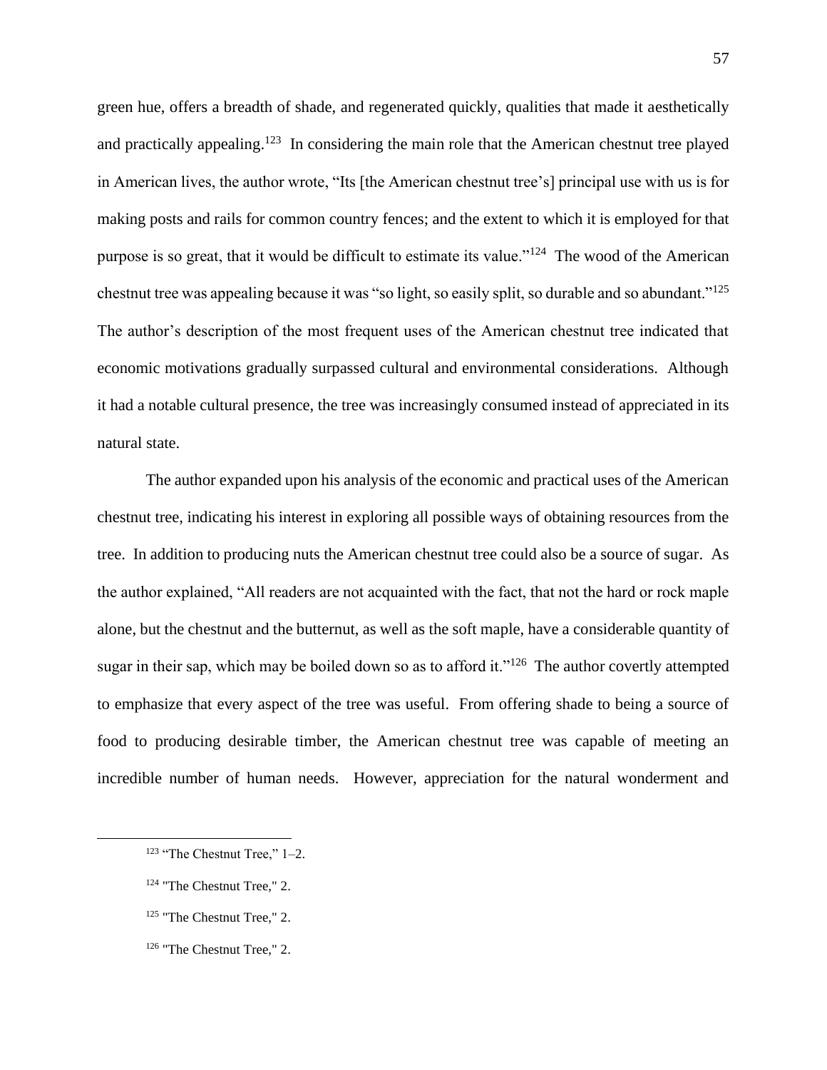green hue, offers a breadth of shade, and regenerated quickly, qualities that made it aesthetically and practically appealing.[123] In considering the main role that the American chestnut tree played in American lives, the author wrote, "Its [the American chestnut tree's] principal use with us is for making posts and rails for common country fences; and the extent to which it is employed for that purpose is so great, that it would be difficult to estimate its value."[124] The wood of the American chestnut tree was appealing because it was "so light, so easily split, so durable and so abundant."[125] The author's description of the most frequent uses of the American chestnut tree indicated that economic motivations gradually surpassed cultural and environmental considerations. Although it had a notable cultural presence, the tree was increasingly consumed instead of appreciated in its natural state.

The author expanded upon his analysis of the economic and practical uses of the American chestnut tree, indicating his interest in exploring all possible ways of obtaining resources from the tree. In addition to producing nuts the American chestnut tree could also be a source of sugar. As the author explained, "All readers are not acquainted with the fact, that not the hard or rock maple alone, but the chestnut and the butternut, as well as the soft maple, have a considerable quantity of sugar in their sap, which may be boiled down so as to afford it."[126] The author covertly attempted to emphasize that every aspect of the tree was useful. From offering shade to being a source of food to producing desirable timber, the American chestnut tree was capable of meeting an incredible number of human needs. However, appreciation for the natural wonderment and

---

[123] "The Chestnut Tree," 1–2.

[124] "The Chestnut Tree," 2.

[125] "The Chestnut Tree," 2.

[126] "The Chestnut Tree," 2.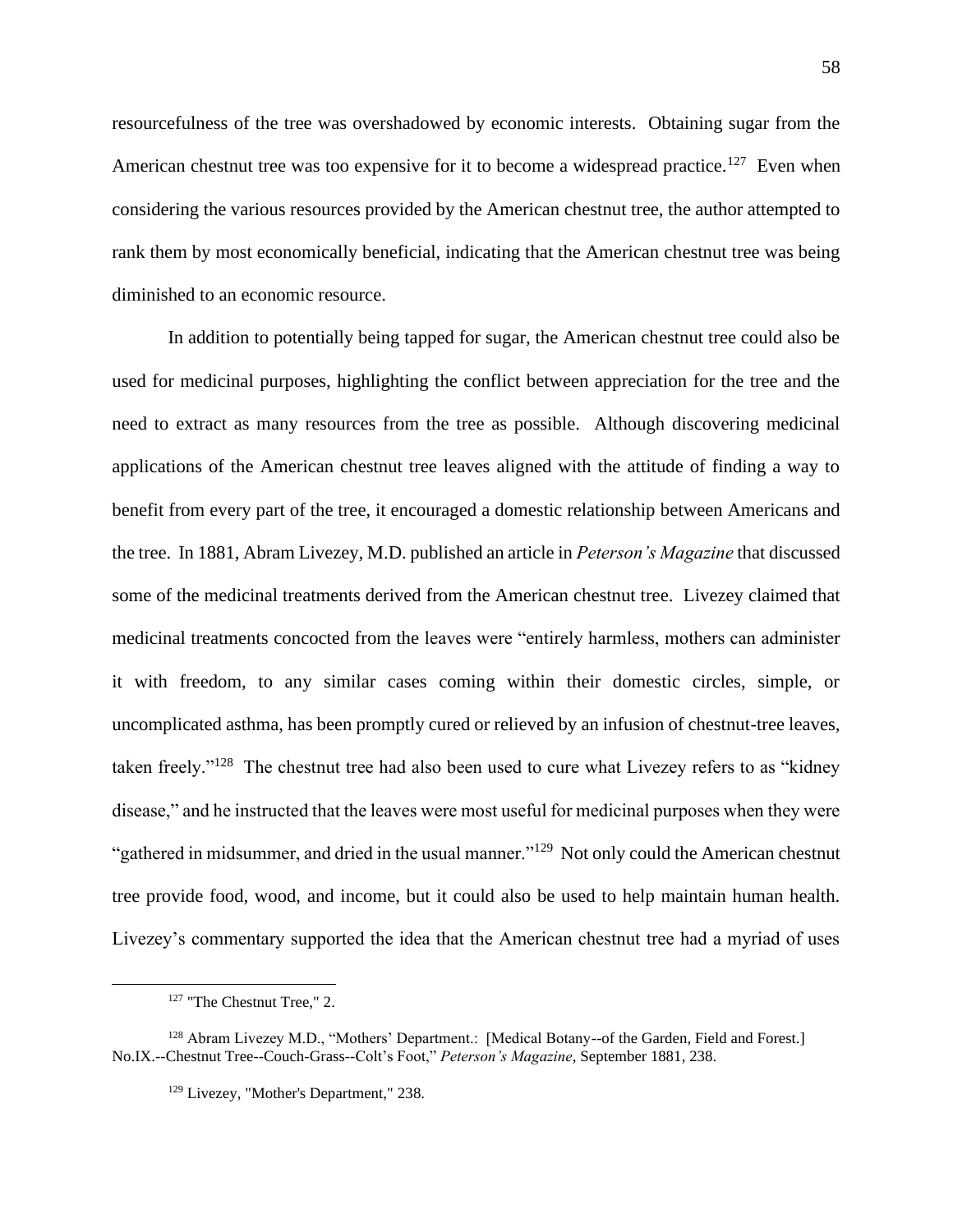resourcefulness of the tree was overshadowed by economic interests. Obtaining sugar from the American chestnut tree was too expensive for it to become a widespread practice.[127] Even when considering the various resources provided by the American chestnut tree, the author attempted to rank them by most economically beneficial, indicating that the American chestnut tree was being diminished to an economic resource.

In addition to potentially being tapped for sugar, the American chestnut tree could also be used for medicinal purposes, highlighting the conflict between appreciation for the tree and the need to extract as many resources from the tree as possible. Although discovering medicinal applications of the American chestnut tree leaves aligned with the attitude of finding a way to benefit from every part of the tree, it encouraged a domestic relationship between Americans and the tree. In 1881, Abram Livezey, M.D. published an article in *Peterson's Magazine* that discussed some of the medicinal treatments derived from the American chestnut tree. Livezey claimed that medicinal treatments concocted from the leaves were "entirely harmless, mothers can administer it with freedom, to any similar cases coming within their domestic circles, simple, or uncomplicated asthma, has been promptly cured or relieved by an infusion of chestnut-tree leaves, taken freely."[128] The chestnut tree had also been used to cure what Livezey refers to as "kidney disease," and he instructed that the leaves were most useful for medicinal purposes when they were "gathered in midsummer, and dried in the usual manner."[129] Not only could the American chestnut tree provide food, wood, and income, but it could also be used to help maintain human health. Livezey's commentary supported the idea that the American chestnut tree had a myriad of uses

---

[127] "The Chestnut Tree," 2.

[128] Abram Livezey M.D., "Mothers' Department.: [Medical Botany--of the Garden, Field and Forest.] No.IX.--Chestnut Tree--Couch-Grass--Colt's Foot," *Peterson's Magazine*, September 1881, 238.

[129] Livezey, "Mother's Department," 238.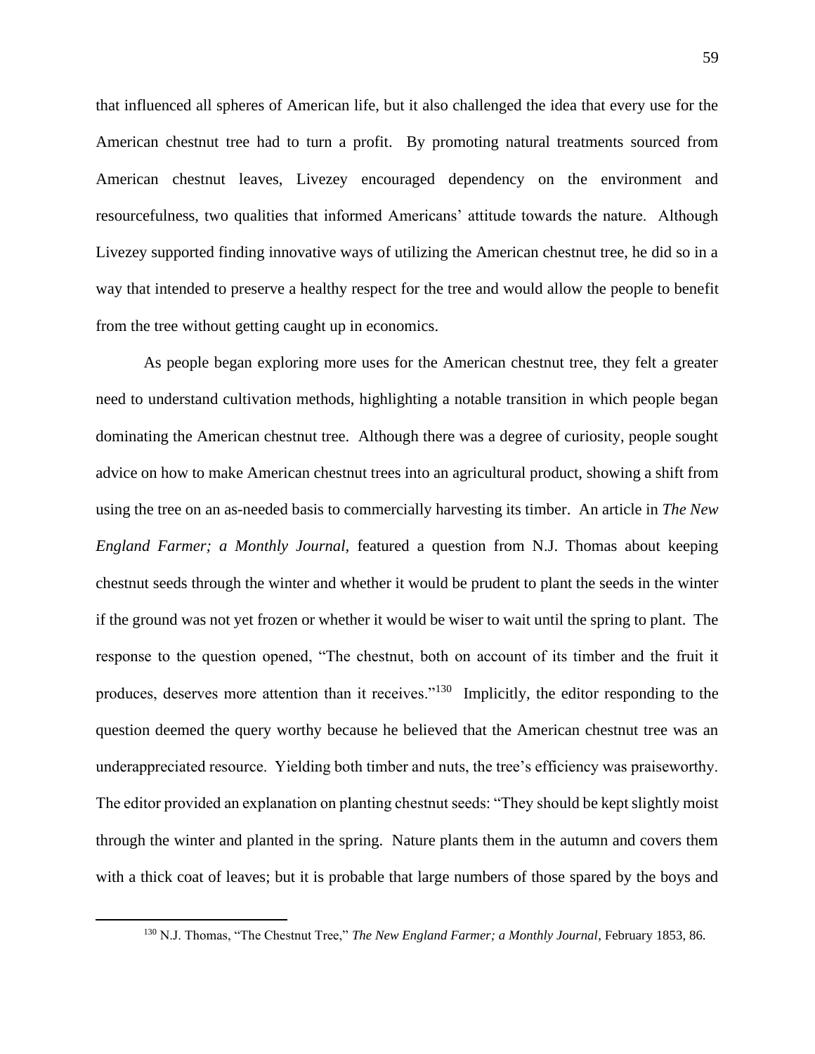that influenced all spheres of American life, but it also challenged the idea that every use for the American chestnut tree had to turn a profit. By promoting natural treatments sourced from American chestnut leaves, Livezey encouraged dependency on the environment and resourcefulness, two qualities that informed Americans' attitude towards the nature. Although Livezey supported finding innovative ways of utilizing the American chestnut tree, he did so in a way that intended to preserve a healthy respect for the tree and would allow the people to benefit from the tree without getting caught up in economics.

As people began exploring more uses for the American chestnut tree, they felt a greater need to understand cultivation methods, highlighting a notable transition in which people began dominating the American chestnut tree. Although there was a degree of curiosity, people sought advice on how to make American chestnut trees into an agricultural product, showing a shift from using the tree on an as-needed basis to commercially harvesting its timber. An article in *The New England Farmer; a Monthly Journal,* featured a question from N.J. Thomas about keeping chestnut seeds through the winter and whether it would be prudent to plant the seeds in the winter if the ground was not yet frozen or whether it would be wiser to wait until the spring to plant. The response to the question opened, "The chestnut, both on account of its timber and the fruit it produces, deserves more attention than it receives."[130] Implicitly, the editor responding to the question deemed the query worthy because he believed that the American chestnut tree was an underappreciated resource. Yielding both timber and nuts, the tree's efficiency was praiseworthy. The editor provided an explanation on planting chestnut seeds: "They should be kept slightly moist through the winter and planted in the spring. Nature plants them in the autumn and covers them with a thick coat of leaves; but it is probable that large numbers of those spared by the boys and

---

[130] N.J. Thomas, "The Chestnut Tree," *The New England Farmer; a Monthly Journal*, February 1853, 86.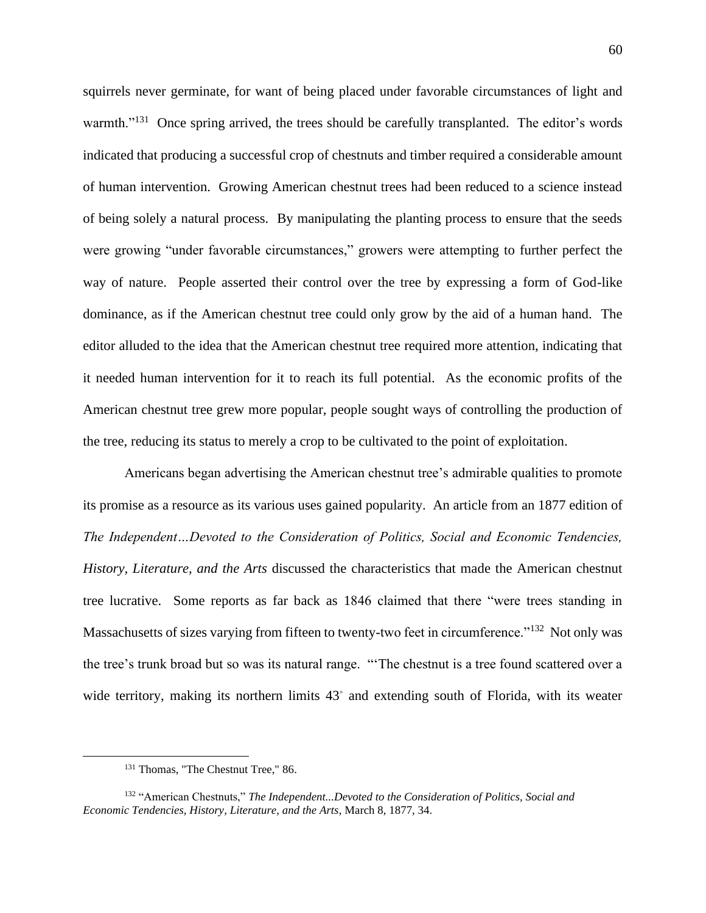squirrels never germinate, for want of being placed under favorable circumstances of light and warmth."[131] Once spring arrived, the trees should be carefully transplanted. The editor's words indicated that producing a successful crop of chestnuts and timber required a considerable amount of human intervention. Growing American chestnut trees had been reduced to a science instead of being solely a natural process. By manipulating the planting process to ensure that the seeds were growing "under favorable circumstances," growers were attempting to further perfect the way of nature. People asserted their control over the tree by expressing a form of God-like dominance, as if the American chestnut tree could only grow by the aid of a human hand. The editor alluded to the idea that the American chestnut tree required more attention, indicating that it needed human intervention for it to reach its full potential. As the economic profits of the American chestnut tree grew more popular, people sought ways of controlling the production of the tree, reducing its status to merely a crop to be cultivated to the point of exploitation.

Americans began advertising the American chestnut tree's admirable qualities to promote its promise as a resource as its various uses gained popularity. An article from an 1877 edition of *The Independent…Devoted to the Consideration of Politics, Social and Economic Tendencies, History, Literature, and the Arts* discussed the characteristics that made the American chestnut tree lucrative. Some reports as far back as 1846 claimed that there "were trees standing in Massachusetts of sizes varying from fifteen to twenty-two feet in circumference."[132] Not only was the tree's trunk broad but so was its natural range. "'The chestnut is a tree found scattered over a wide territory, making its northern limits 43° and extending south of Florida, with its weater

---

[131] Thomas, "The Chestnut Tree," 86.

[132] "American Chestnuts," *The Independent...Devoted to the Consideration of Politics, Social and Economic Tendencies, History, Literature, and the Arts*, March 8, 1877, 34.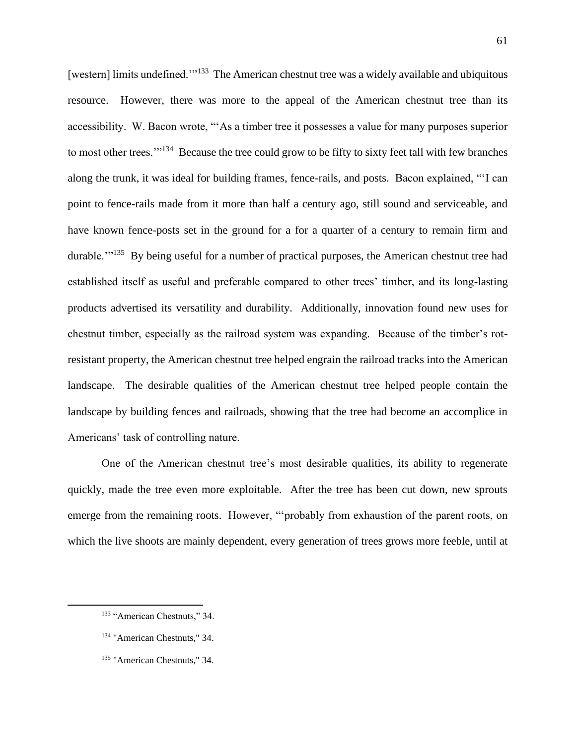[western] limits undefined.'"[133] The American chestnut tree was a widely available and ubiquitous resource. However, there was more to the appeal of the American chestnut tree than its accessibility. W. Bacon wrote, "'As a timber tree it possesses a value for many purposes superior to most other trees.'"[134] Because the tree could grow to be fifty to sixty feet tall with few branches along the trunk, it was ideal for building frames, fence-rails, and posts. Bacon explained, "'I can point to fence-rails made from it more than half a century ago, still sound and serviceable, and have known fence-posts set in the ground for a for a quarter of a century to remain firm and durable.'"[135] By being useful for a number of practical purposes, the American chestnut tree had established itself as useful and preferable compared to other trees' timber, and its long-lasting products advertised its versatility and durability. Additionally, innovation found new uses for chestnut timber, especially as the railroad system was expanding. Because of the timber's rot-resistant property, the American chestnut tree helped engrain the railroad tracks into the American landscape. The desirable qualities of the American chestnut tree helped people contain the landscape by building fences and railroads, showing that the tree had become an accomplice in Americans' task of controlling nature.

One of the American chestnut tree's most desirable qualities, its ability to regenerate quickly, made the tree even more exploitable. After the tree has been cut down, new sprouts emerge from the remaining roots. However, "'probably from exhaustion of the parent roots, on which the live shoots are mainly dependent, every generation of trees grows more feeble, until at

---

[133] "American Chestnuts," 34.

[134] "American Chestnuts," 34.

[135] "American Chestnuts," 34.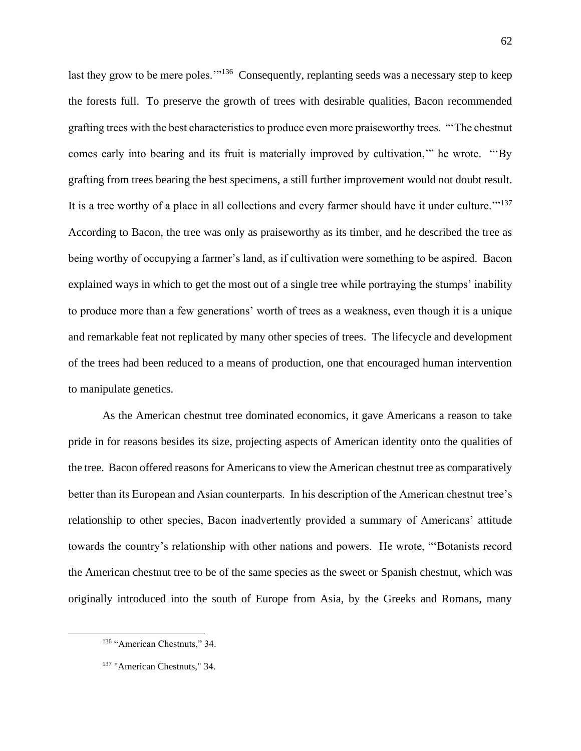last they grow to be mere poles.'"[136] Consequently, replanting seeds was a necessary step to keep the forests full. To preserve the growth of trees with desirable qualities, Bacon recommended grafting trees with the best characteristics to produce even more praiseworthy trees. "'The chestnut comes early into bearing and its fruit is materially improved by cultivation,'" he wrote. "'By grafting from trees bearing the best specimens, a still further improvement would not doubt result. It is a tree worthy of a place in all collections and every farmer should have it under culture.'"[137] According to Bacon, the tree was only as praiseworthy as its timber, and he described the tree as being worthy of occupying a farmer's land, as if cultivation were something to be aspired. Bacon explained ways in which to get the most out of a single tree while portraying the stumps' inability to produce more than a few generations' worth of trees as a weakness, even though it is a unique and remarkable feat not replicated by many other species of trees. The lifecycle and development of the trees had been reduced to a means of production, one that encouraged human intervention to manipulate genetics.

As the American chestnut tree dominated economics, it gave Americans a reason to take pride in for reasons besides its size, projecting aspects of American identity onto the qualities of the tree. Bacon offered reasons for Americans to view the American chestnut tree as comparatively better than its European and Asian counterparts. In his description of the American chestnut tree's relationship to other species, Bacon inadvertently provided a summary of Americans' attitude towards the country's relationship with other nations and powers. He wrote, "'Botanists record the American chestnut tree to be of the same species as the sweet or Spanish chestnut, which was originally introduced into the south of Europe from Asia, by the Greeks and Romans, many

---

[136] "American Chestnuts," 34.

[137] "American Chestnuts," 34.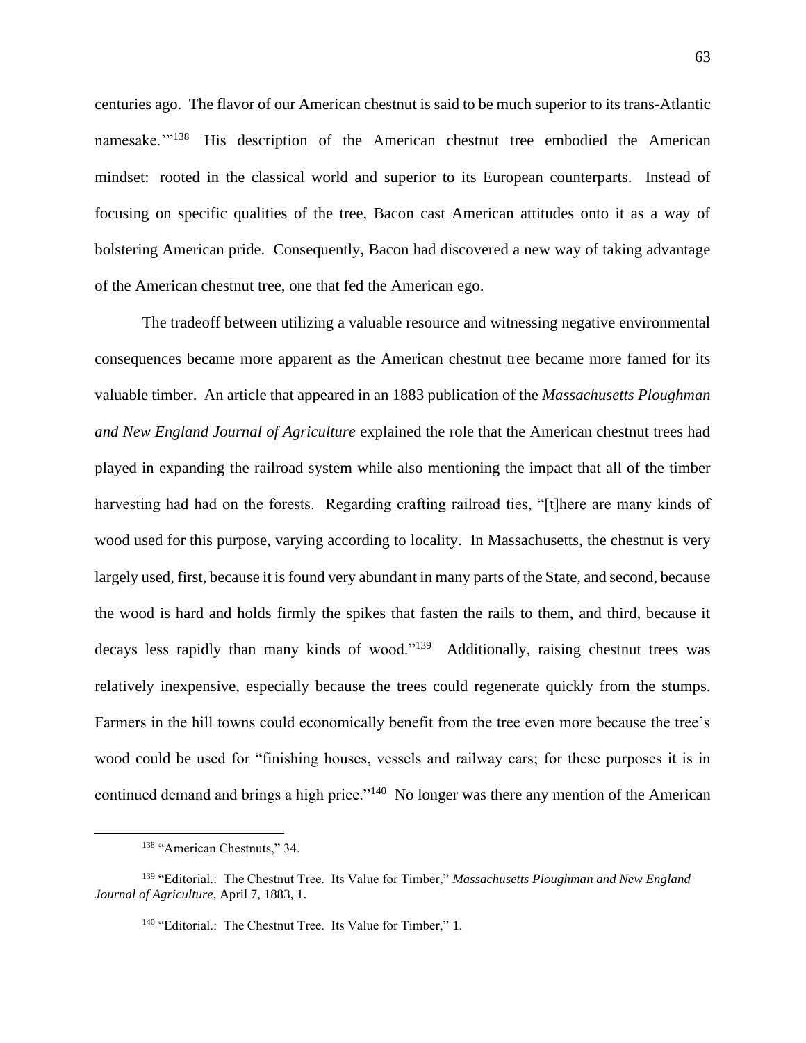centuries ago. The flavor of our American chestnut is said to be much superior to its trans-Atlantic namesake.'"[138] His description of the American chestnut tree embodied the American mindset: rooted in the classical world and superior to its European counterparts. Instead of focusing on specific qualities of the tree, Bacon cast American attitudes onto it as a way of bolstering American pride. Consequently, Bacon had discovered a new way of taking advantage of the American chestnut tree, one that fed the American ego.

The tradeoff between utilizing a valuable resource and witnessing negative environmental consequences became more apparent as the American chestnut tree became more famed for its valuable timber. An article that appeared in an 1883 publication of the *Massachusetts Ploughman and New England Journal of Agriculture* explained the role that the American chestnut trees had played in expanding the railroad system while also mentioning the impact that all of the timber harvesting had had on the forests. Regarding crafting railroad ties, "[t]here are many kinds of wood used for this purpose, varying according to locality. In Massachusetts, the chestnut is very largely used, first, because it is found very abundant in many parts of the State, and second, because the wood is hard and holds firmly the spikes that fasten the rails to them, and third, because it decays less rapidly than many kinds of wood."[139] Additionally, raising chestnut trees was relatively inexpensive, especially because the trees could regenerate quickly from the stumps. Farmers in the hill towns could economically benefit from the tree even more because the tree's wood could be used for "finishing houses, vessels and railway cars; for these purposes it is in continued demand and brings a high price."[140] No longer was there any mention of the American

---

[138] "American Chestnuts," 34.

[139] "Editorial.: The Chestnut Tree. Its Value for Timber," *Massachusetts Ploughman and New England Journal of Agriculture*, April 7, 1883, 1.

[140] "Editorial.: The Chestnut Tree. Its Value for Timber," 1.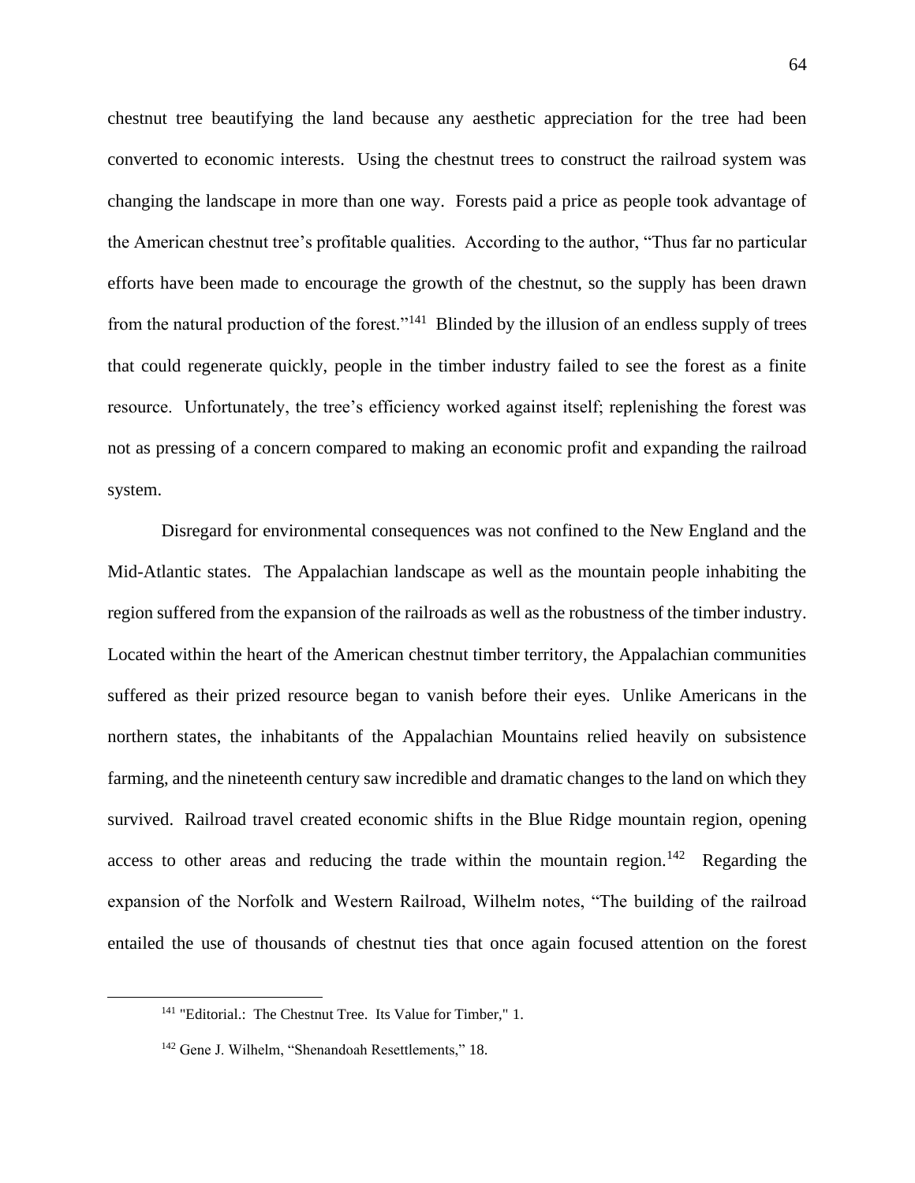chestnut tree beautifying the land because any aesthetic appreciation for the tree had been converted to economic interests. Using the chestnut trees to construct the railroad system was changing the landscape in more than one way. Forests paid a price as people took advantage of the American chestnut tree's profitable qualities. According to the author, "Thus far no particular efforts have been made to encourage the growth of the chestnut, so the supply has been drawn from the natural production of the forest."[141] Blinded by the illusion of an endless supply of trees that could regenerate quickly, people in the timber industry failed to see the forest as a finite resource. Unfortunately, the tree's efficiency worked against itself; replenishing the forest was not as pressing of a concern compared to making an economic profit and expanding the railroad system.

Disregard for environmental consequences was not confined to the New England and the Mid-Atlantic states. The Appalachian landscape as well as the mountain people inhabiting the region suffered from the expansion of the railroads as well as the robustness of the timber industry. Located within the heart of the American chestnut timber territory, the Appalachian communities suffered as their prized resource began to vanish before their eyes. Unlike Americans in the northern states, the inhabitants of the Appalachian Mountains relied heavily on subsistence farming, and the nineteenth century saw incredible and dramatic changes to the land on which they survived. Railroad travel created economic shifts in the Blue Ridge mountain region, opening access to other areas and reducing the trade within the mountain region.[142] Regarding the expansion of the Norfolk and Western Railroad, Wilhelm notes, "The building of the railroad entailed the use of thousands of chestnut ties that once again focused attention on the forest

[141] "Editorial.: The Chestnut Tree. Its Value for Timber," 1.

[142] Gene J. Wilhelm, "Shenandoah Resettlements," 18.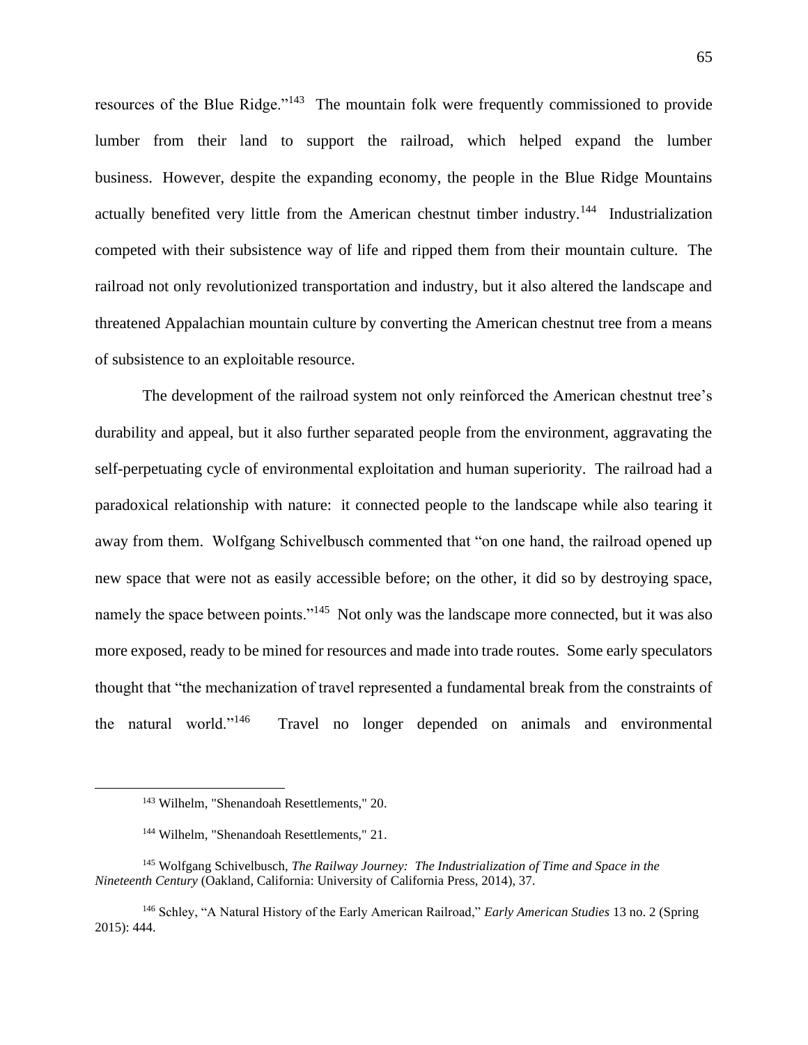resources of the Blue Ridge."[143] The mountain folk were frequently commissioned to provide lumber from their land to support the railroad, which helped expand the lumber business. However, despite the expanding economy, the people in the Blue Ridge Mountains actually benefited very little from the American chestnut timber industry.[144] Industrialization competed with their subsistence way of life and ripped them from their mountain culture. The railroad not only revolutionized transportation and industry, but it also altered the landscape and threatened Appalachian mountain culture by converting the American chestnut tree from a means of subsistence to an exploitable resource.

The development of the railroad system not only reinforced the American chestnut tree's durability and appeal, but it also further separated people from the environment, aggravating the self-perpetuating cycle of environmental exploitation and human superiority. The railroad had a paradoxical relationship with nature: it connected people to the landscape while also tearing it away from them. Wolfgang Schivelbusch commented that "on one hand, the railroad opened up new space that were not as easily accessible before; on the other, it did so by destroying space, namely the space between points."[145] Not only was the landscape more connected, but it was also more exposed, ready to be mined for resources and made into trade routes. Some early speculators thought that "the mechanization of travel represented a fundamental break from the constraints of the natural world."[146] Travel no longer depended on animals and environmental

---

[143] Wilhelm, "Shenandoah Resettlements," 20.

[144] Wilhelm, "Shenandoah Resettlements," 21.

[145] Wolfgang Schivelbusch, *The Railway Journey: The Industrialization of Time and Space in the Nineteenth Century* (Oakland, California: University of California Press, 2014), 37.

[146] Schley, "A Natural History of the Early American Railroad," *Early American Studies* 13 no. 2 (Spring 2015): 444.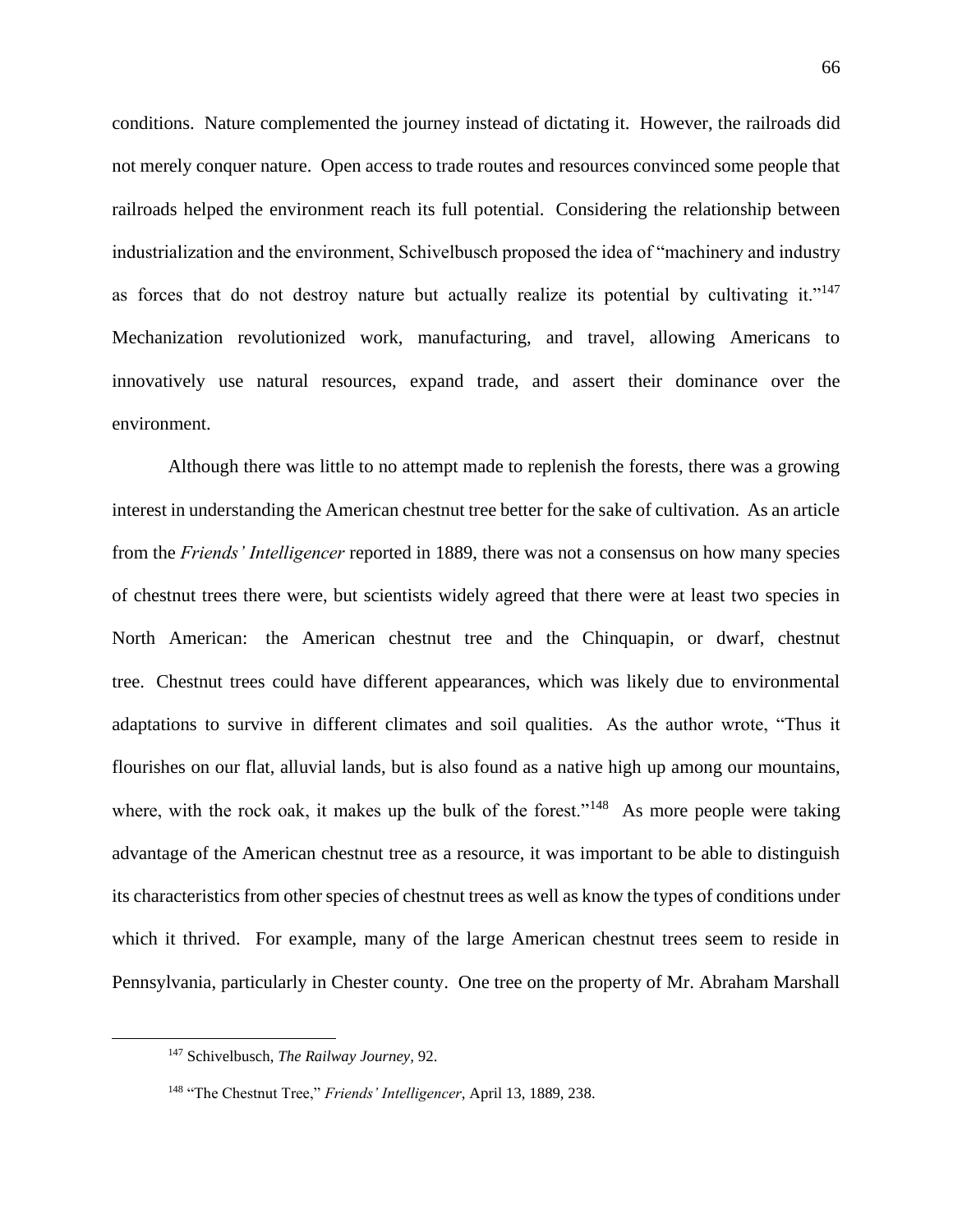conditions. Nature complemented the journey instead of dictating it. However, the railroads did not merely conquer nature. Open access to trade routes and resources convinced some people that railroads helped the environment reach its full potential. Considering the relationship between industrialization and the environment, Schivelbusch proposed the idea of "machinery and industry as forces that do not destroy nature but actually realize its potential by cultivating it."[147] Mechanization revolutionized work, manufacturing, and travel, allowing Americans to innovatively use natural resources, expand trade, and assert their dominance over the environment.

Although there was little to no attempt made to replenish the forests, there was a growing interest in understanding the American chestnut tree better for the sake of cultivation. As an article from the *Friends' Intelligencer* reported in 1889, there was not a consensus on how many species of chestnut trees there were, but scientists widely agreed that there were at least two species in North American: the American chestnut tree and the Chinquapin, or dwarf, chestnut tree. Chestnut trees could have different appearances, which was likely due to environmental adaptations to survive in different climates and soil qualities. As the author wrote, "Thus it flourishes on our flat, alluvial lands, but is also found as a native high up among our mountains, where, with the rock oak, it makes up the bulk of the forest."[148] As more people were taking advantage of the American chestnut tree as a resource, it was important to be able to distinguish its characteristics from other species of chestnut trees as well as know the types of conditions under which it thrived. For example, many of the large American chestnut trees seem to reside in Pennsylvania, particularly in Chester county. One tree on the property of Mr. Abraham Marshall

[147] Schivelbusch, *The Railway Journey*, 92.

[148] "The Chestnut Tree," *Friends' Intelligencer*, April 13, 1889, 238.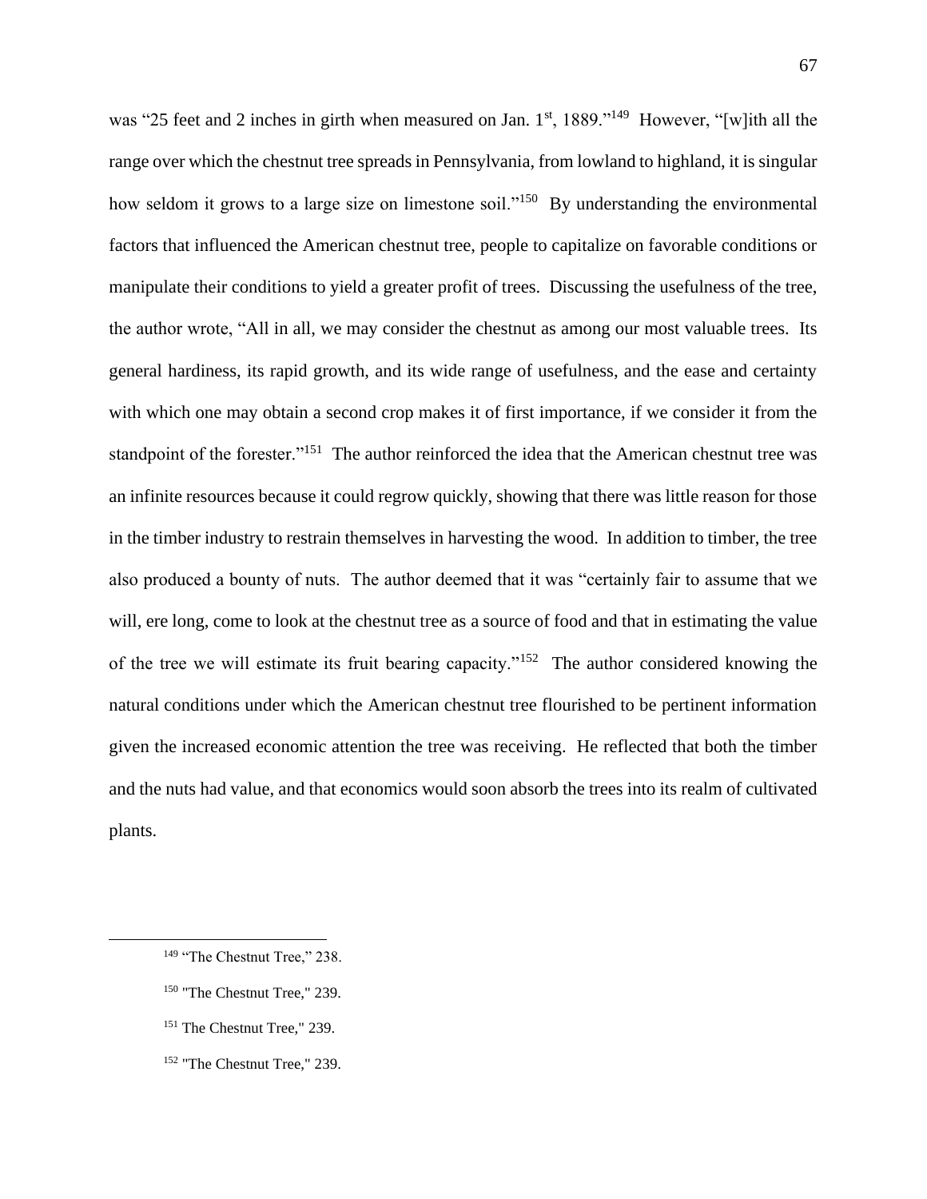was “25 feet and 2 inches in girth when measured on Jan. 1st, 1889.”[149] However, “[w]ith all the range over which the chestnut tree spreads in Pennsylvania, from lowland to highland, it is singular how seldom it grows to a large size on limestone soil.”[150] By understanding the environmental factors that influenced the American chestnut tree, people to capitalize on favorable conditions or manipulate their conditions to yield a greater profit of trees. Discussing the usefulness of the tree, the author wrote, “All in all, we may consider the chestnut as among our most valuable trees. Its general hardiness, its rapid growth, and its wide range of usefulness, and the ease and certainty with which one may obtain a second crop makes it of first importance, if we consider it from the standpoint of the forester.”[151] The author reinforced the idea that the American chestnut tree was an infinite resources because it could regrow quickly, showing that there was little reason for those in the timber industry to restrain themselves in harvesting the wood. In addition to timber, the tree also produced a bounty of nuts. The author deemed that it was “certainly fair to assume that we will, ere long, come to look at the chestnut tree as a source of food and that in estimating the value of the tree we will estimate its fruit bearing capacity.”[152] The author considered knowing the natural conditions under which the American chestnut tree flourished to be pertinent information given the increased economic attention the tree was receiving. He reflected that both the timber and the nuts had value, and that economics would soon absorb the trees into its realm of cultivated plants.

---

[149] “The Chestnut Tree,” 238.

[150] "The Chestnut Tree," 239.

[151] The Chestnut Tree," 239.

[152] "The Chestnut Tree," 239.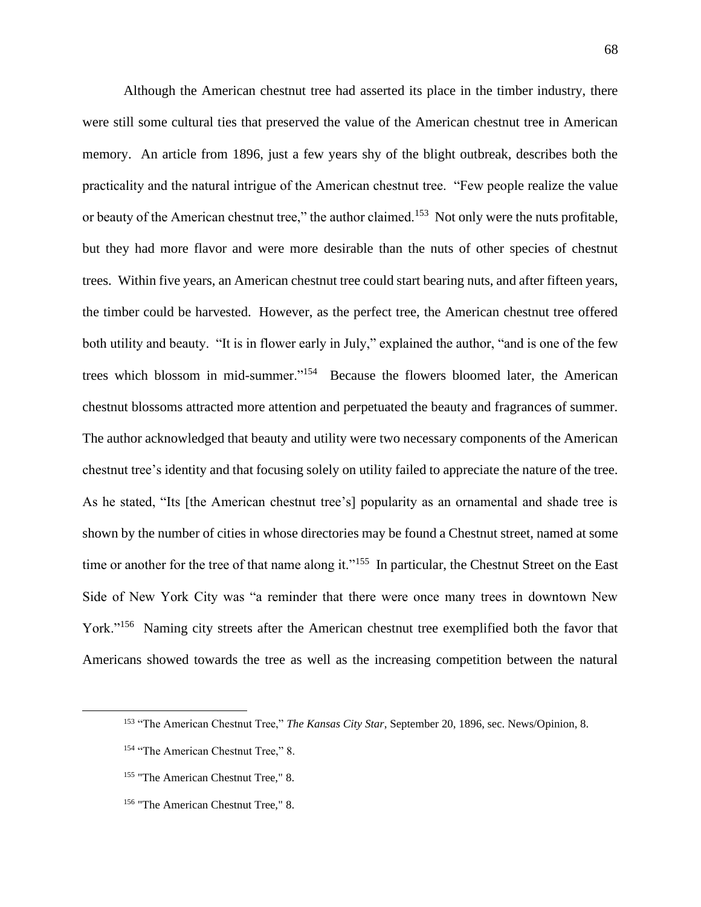Although the American chestnut tree had asserted its place in the timber industry, there were still some cultural ties that preserved the value of the American chestnut tree in American memory. An article from 1896, just a few years shy of the blight outbreak, describes both the practicality and the natural intrigue of the American chestnut tree. "Few people realize the value or beauty of the American chestnut tree," the author claimed.[153] Not only were the nuts profitable, but they had more flavor and were more desirable than the nuts of other species of chestnut trees. Within five years, an American chestnut tree could start bearing nuts, and after fifteen years, the timber could be harvested. However, as the perfect tree, the American chestnut tree offered both utility and beauty. "It is in flower early in July," explained the author, "and is one of the few trees which blossom in mid-summer."[154] Because the flowers bloomed later, the American chestnut blossoms attracted more attention and perpetuated the beauty and fragrances of summer. The author acknowledged that beauty and utility were two necessary components of the American chestnut tree's identity and that focusing solely on utility failed to appreciate the nature of the tree. As he stated, "Its [the American chestnut tree's] popularity as an ornamental and shade tree is shown by the number of cities in whose directories may be found a Chestnut street, named at some time or another for the tree of that name along it."[155] In particular, the Chestnut Street on the East Side of New York City was "a reminder that there were once many trees in downtown New York."[156] Naming city streets after the American chestnut tree exemplified both the favor that Americans showed towards the tree as well as the increasing competition between the natural

---

[153] "The American Chestnut Tree," *The Kansas City Star*, September 20, 1896, sec. News/Opinion, 8.

[154] "The American Chestnut Tree," 8.

[155] "The American Chestnut Tree," 8.

[156] "The American Chestnut Tree," 8.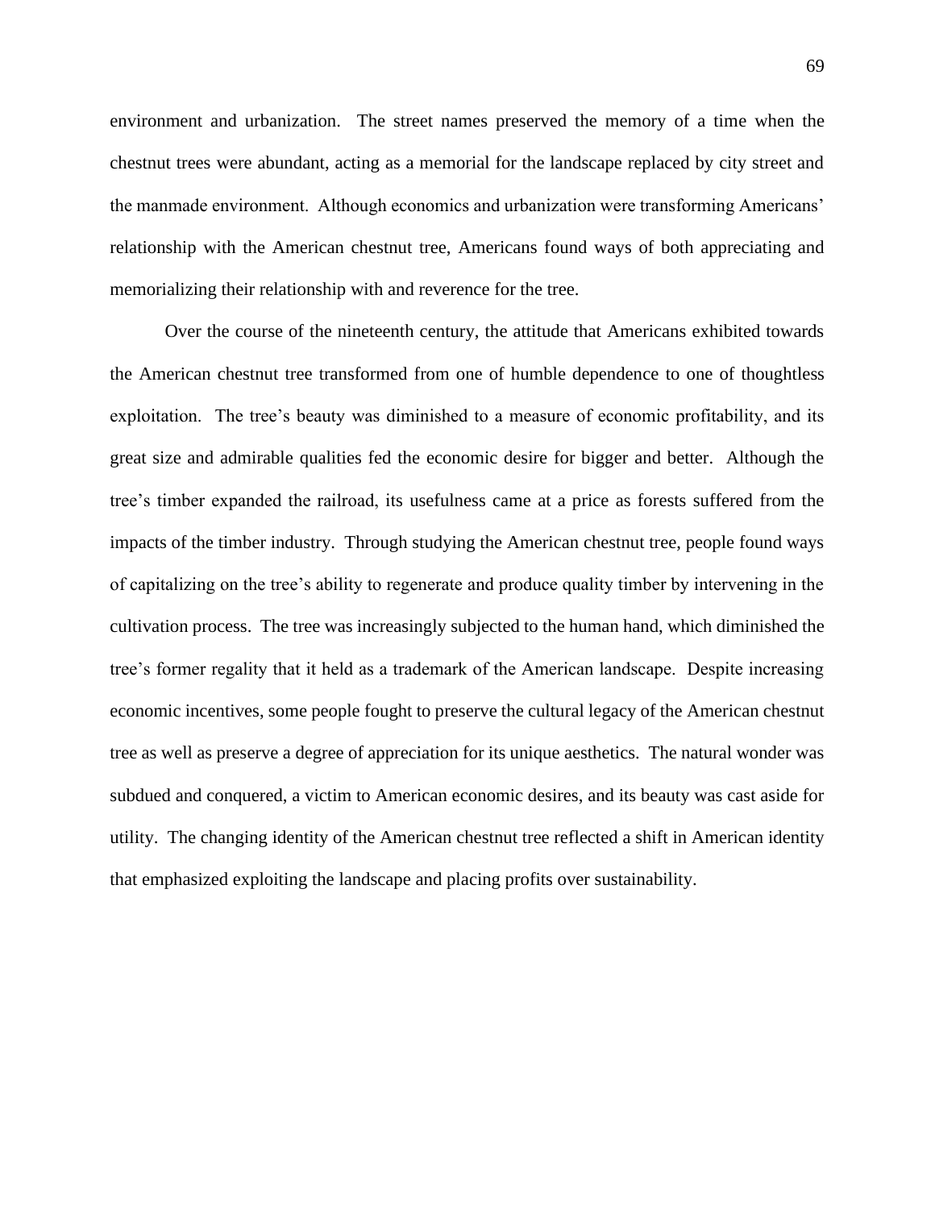environment and urbanization. The street names preserved the memory of a time when the chestnut trees were abundant, acting as a memorial for the landscape replaced by city street and the manmade environment. Although economics and urbanization were transforming Americans' relationship with the American chestnut tree, Americans found ways of both appreciating and memorializing their relationship with and reverence for the tree.

Over the course of the nineteenth century, the attitude that Americans exhibited towards the American chestnut tree transformed from one of humble dependence to one of thoughtless exploitation. The tree's beauty was diminished to a measure of economic profitability, and its great size and admirable qualities fed the economic desire for bigger and better. Although the tree's timber expanded the railroad, its usefulness came at a price as forests suffered from the impacts of the timber industry. Through studying the American chestnut tree, people found ways of capitalizing on the tree's ability to regenerate and produce quality timber by intervening in the cultivation process. The tree was increasingly subjected to the human hand, which diminished the tree's former regality that it held as a trademark of the American landscape. Despite increasing economic incentives, some people fought to preserve the cultural legacy of the American chestnut tree as well as preserve a degree of appreciation for its unique aesthetics. The natural wonder was subdued and conquered, a victim to American economic desires, and its beauty was cast aside for utility. The changing identity of the American chestnut tree reflected a shift in American identity that emphasized exploiting the landscape and placing profits over sustainability.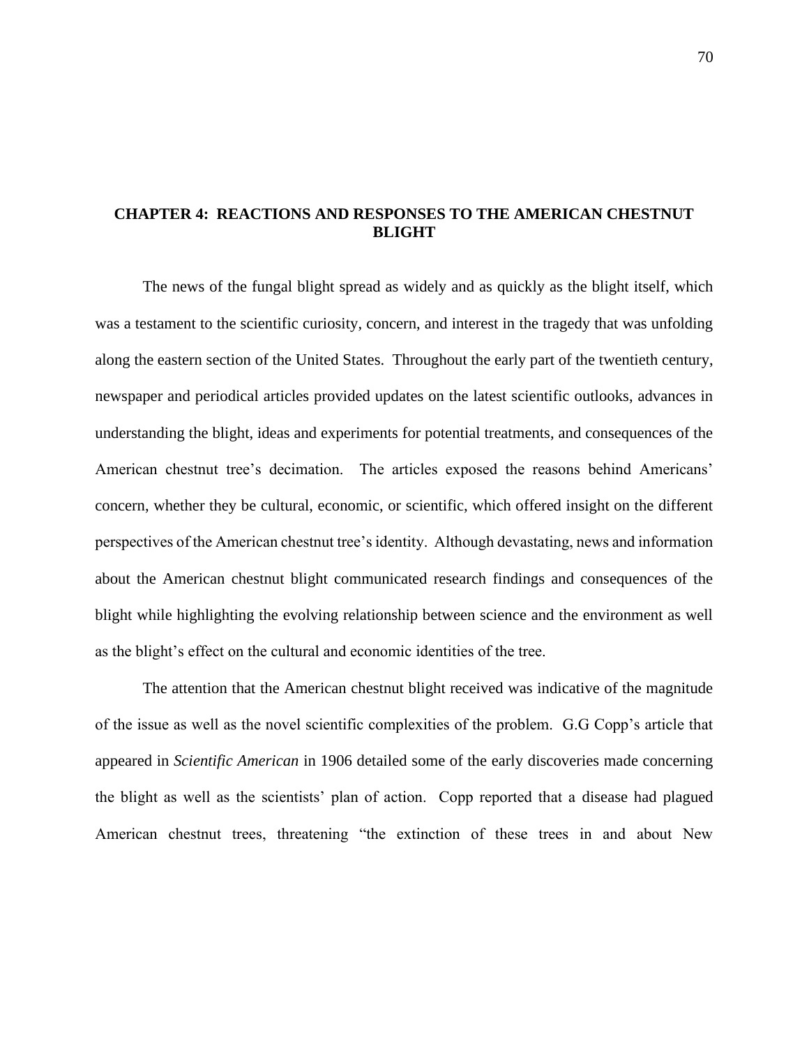# CHAPTER 4: REACTIONS AND RESPONSES TO THE AMERICAN CHESTNUT BLIGHT

The news of the fungal blight spread as widely and as quickly as the blight itself, which was a testament to the scientific curiosity, concern, and interest in the tragedy that was unfolding along the eastern section of the United States. Throughout the early part of the twentieth century, newspaper and periodical articles provided updates on the latest scientific outlooks, advances in understanding the blight, ideas and experiments for potential treatments, and consequences of the American chestnut tree's decimation. The articles exposed the reasons behind Americans' concern, whether they be cultural, economic, or scientific, which offered insight on the different perspectives of the American chestnut tree's identity. Although devastating, news and information about the American chestnut blight communicated research findings and consequences of the blight while highlighting the evolving relationship between science and the environment as well as the blight's effect on the cultural and economic identities of the tree.

The attention that the American chestnut blight received was indicative of the magnitude of the issue as well as the novel scientific complexities of the problem. G.G Copp's article that appeared in *Scientific American* in 1906 detailed some of the early discoveries made concerning the blight as well as the scientists' plan of action. Copp reported that a disease had plagued American chestnut trees, threatening "the extinction of these trees in and about New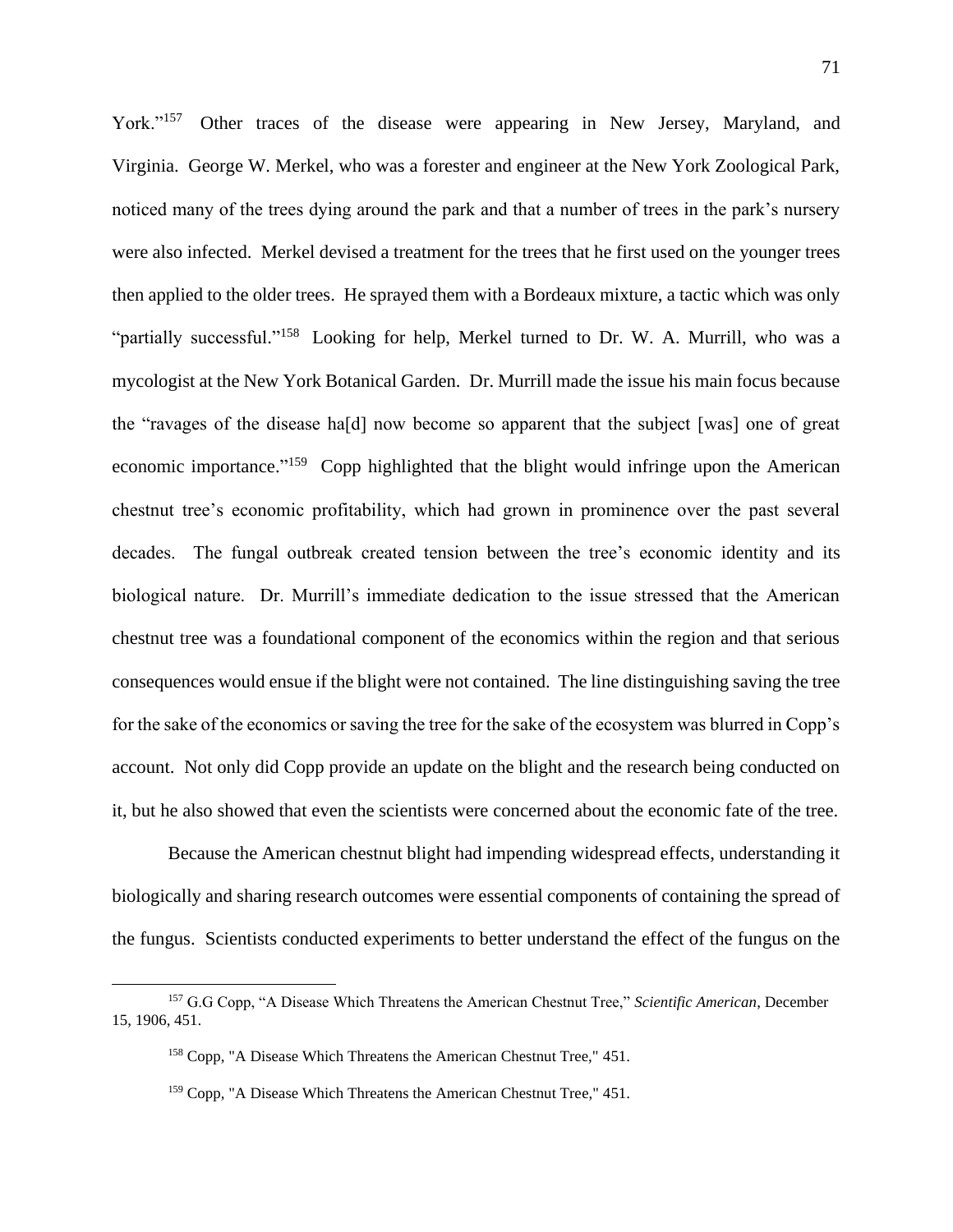York."[157] Other traces of the disease were appearing in New Jersey, Maryland, and Virginia. George W. Merkel, who was a forester and engineer at the New York Zoological Park, noticed many of the trees dying around the park and that a number of trees in the park's nursery were also infected. Merkel devised a treatment for the trees that he first used on the younger trees then applied to the older trees. He sprayed them with a Bordeaux mixture, a tactic which was only "partially successful."[158] Looking for help, Merkel turned to Dr. W. A. Murrill, who was a mycologist at the New York Botanical Garden. Dr. Murrill made the issue his main focus because the "ravages of the disease ha[d] now become so apparent that the subject [was] one of great economic importance."[159] Copp highlighted that the blight would infringe upon the American chestnut tree's economic profitability, which had grown in prominence over the past several decades. The fungal outbreak created tension between the tree's economic identity and its biological nature. Dr. Murrill's immediate dedication to the issue stressed that the American chestnut tree was a foundational component of the economics within the region and that serious consequences would ensue if the blight were not contained. The line distinguishing saving the tree for the sake of the economics or saving the tree for the sake of the ecosystem was blurred in Copp's account. Not only did Copp provide an update on the blight and the research being conducted on it, but he also showed that even the scientists were concerned about the economic fate of the tree.

Because the American chestnut blight had impending widespread effects, understanding it biologically and sharing research outcomes were essential components of containing the spread of the fungus. Scientists conducted experiments to better understand the effect of the fungus on the

---

[157] G.G Copp, "A Disease Which Threatens the American Chestnut Tree," *Scientific American*, December 15, 1906, 451.

[158] Copp, "A Disease Which Threatens the American Chestnut Tree," 451.

[159] Copp, "A Disease Which Threatens the American Chestnut Tree," 451.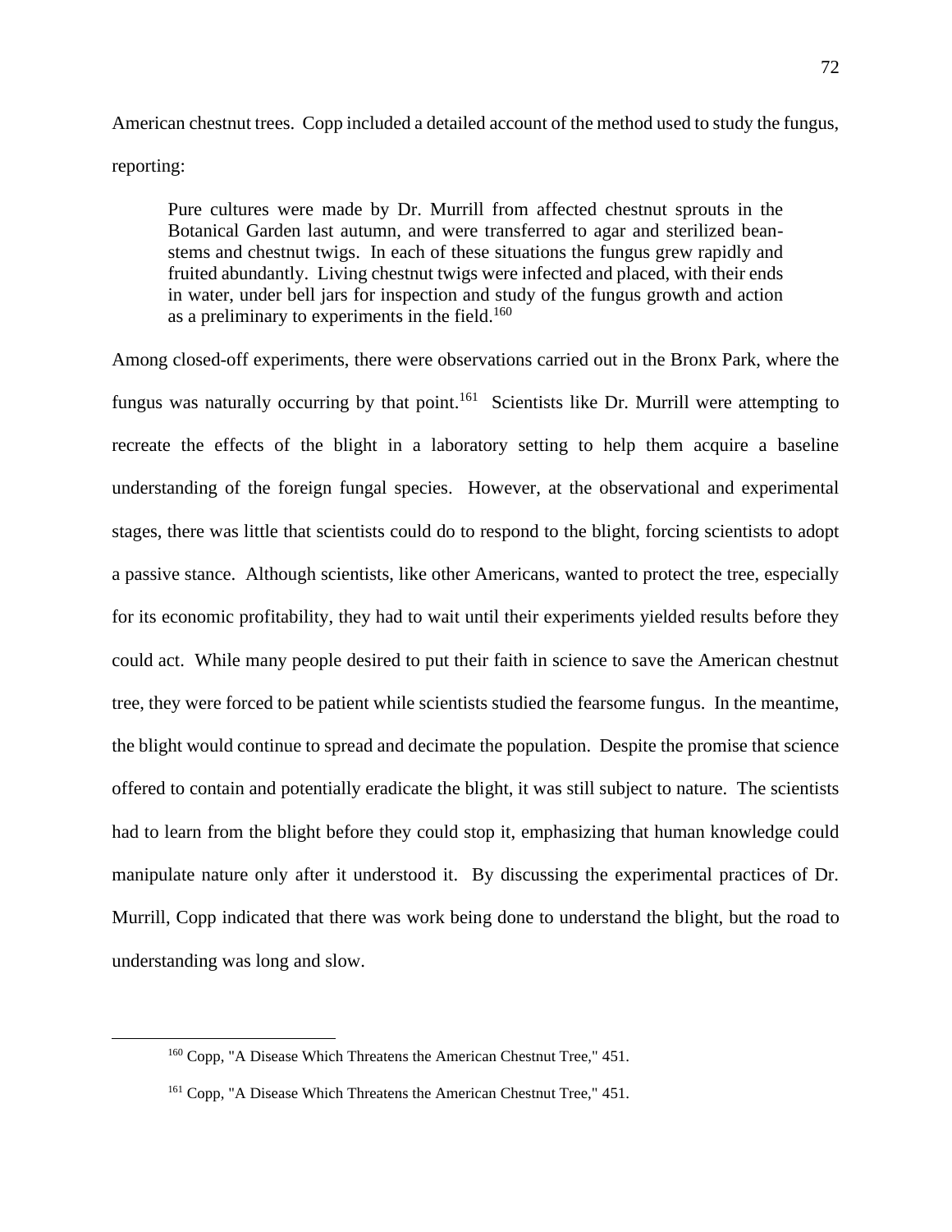American chestnut trees. Copp included a detailed account of the method used to study the fungus, reporting:

> Pure cultures were made by Dr. Murrill from affected chestnut sprouts in the Botanical Garden last autumn, and were transferred to agar and sterilized bean-stems and chestnut twigs. In each of these situations the fungus grew rapidly and fruited abundantly. Living chestnut twigs were infected and placed, with their ends in water, under bell jars for inspection and study of the fungus growth and action as a preliminary to experiments in the field.[160]

Among closed-off experiments, there were observations carried out in the Bronx Park, where the fungus was naturally occurring by that point.[161] Scientists like Dr. Murrill were attempting to recreate the effects of the blight in a laboratory setting to help them acquire a baseline understanding of the foreign fungal species. However, at the observational and experimental stages, there was little that scientists could do to respond to the blight, forcing scientists to adopt a passive stance. Although scientists, like other Americans, wanted to protect the tree, especially for its economic profitability, they had to wait until their experiments yielded results before they could act. While many people desired to put their faith in science to save the American chestnut tree, they were forced to be patient while scientists studied the fearsome fungus. In the meantime, the blight would continue to spread and decimate the population. Despite the promise that science offered to contain and potentially eradicate the blight, it was still subject to nature. The scientists had to learn from the blight before they could stop it, emphasizing that human knowledge could manipulate nature only after it understood it. By discussing the experimental practices of Dr. Murrill, Copp indicated that there was work being done to understand the blight, but the road to understanding was long and slow.

[160] Copp, "A Disease Which Threatens the American Chestnut Tree," 451.

[161] Copp, "A Disease Which Threatens the American Chestnut Tree," 451.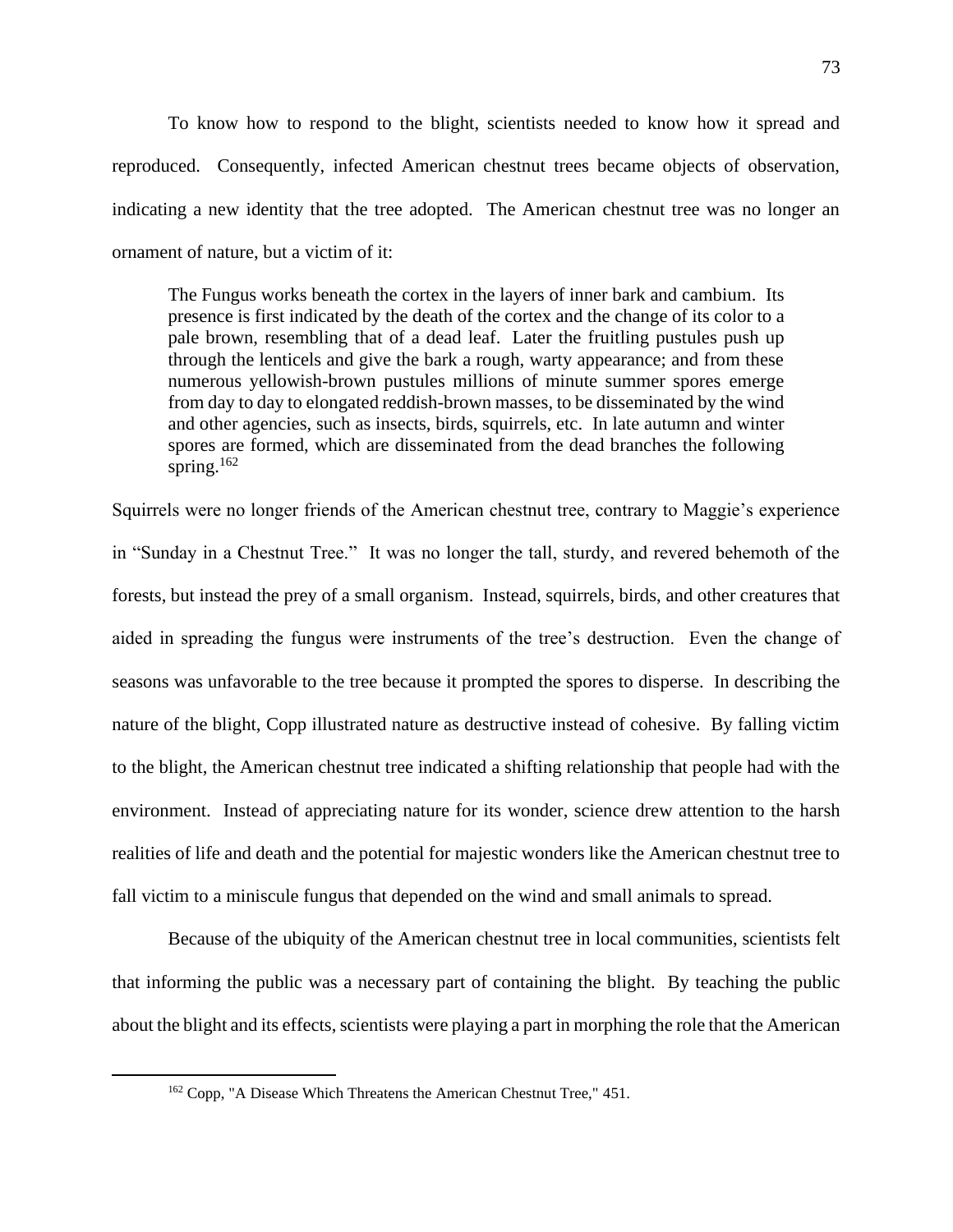To know how to respond to the blight, scientists needed to know how it spread and reproduced. Consequently, infected American chestnut trees became objects of observation, indicating a new identity that the tree adopted. The American chestnut tree was no longer an ornament of nature, but a victim of it:

> The Fungus works beneath the cortex in the layers of inner bark and cambium. Its presence is first indicated by the death of the cortex and the change of its color to a pale brown, resembling that of a dead leaf. Later the fruitling pustules push up through the lenticels and give the bark a rough, warty appearance; and from these numerous yellowish-brown pustules millions of minute summer spores emerge from day to day to elongated reddish-brown masses, to be disseminated by the wind and other agencies, such as insects, birds, squirrels, etc. In late autumn and winter spores are formed, which are disseminated from the dead branches the following spring.[162]

Squirrels were no longer friends of the American chestnut tree, contrary to Maggie's experience in "Sunday in a Chestnut Tree." It was no longer the tall, sturdy, and revered behemoth of the forests, but instead the prey of a small organism. Instead, squirrels, birds, and other creatures that aided in spreading the fungus were instruments of the tree's destruction. Even the change of seasons was unfavorable to the tree because it prompted the spores to disperse. In describing the nature of the blight, Copp illustrated nature as destructive instead of cohesive. By falling victim to the blight, the American chestnut tree indicated a shifting relationship that people had with the environment. Instead of appreciating nature for its wonder, science drew attention to the harsh realities of life and death and the potential for majestic wonders like the American chestnut tree to fall victim to a miniscule fungus that depended on the wind and small animals to spread.

Because of the ubiquity of the American chestnut tree in local communities, scientists felt that informing the public was a necessary part of containing the blight. By teaching the public about the blight and its effects, scientists were playing a part in morphing the role that the American

[162] Copp, "A Disease Which Threatens the American Chestnut Tree," 451.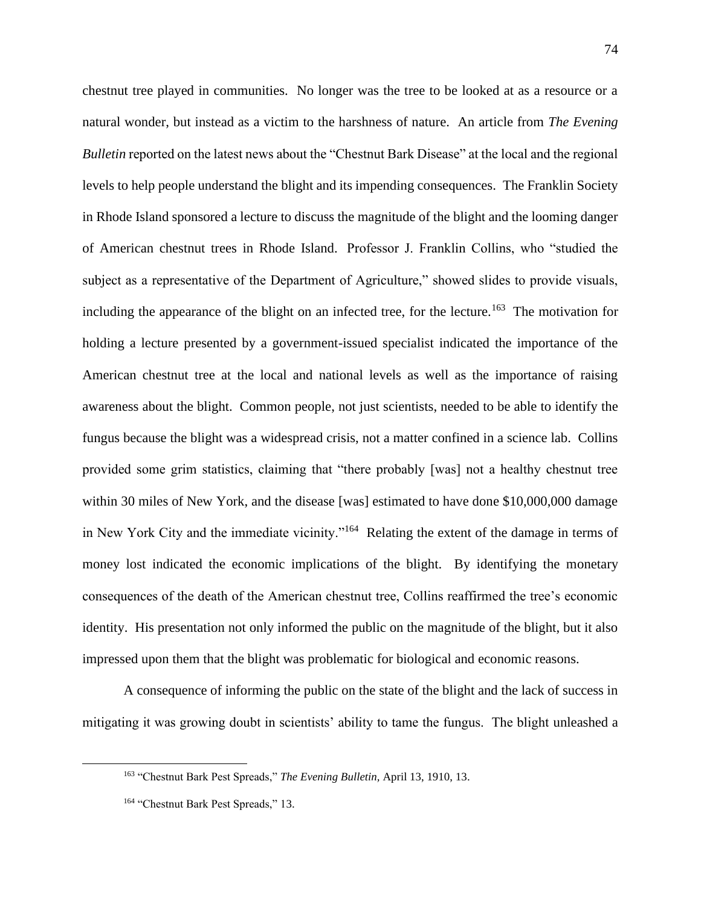chestnut tree played in communities. No longer was the tree to be looked at as a resource or a natural wonder, but instead as a victim to the harshness of nature. An article from *The Evening Bulletin* reported on the latest news about the "Chestnut Bark Disease" at the local and the regional levels to help people understand the blight and its impending consequences. The Franklin Society in Rhode Island sponsored a lecture to discuss the magnitude of the blight and the looming danger of American chestnut trees in Rhode Island. Professor J. Franklin Collins, who "studied the subject as a representative of the Department of Agriculture," showed slides to provide visuals, including the appearance of the blight on an infected tree, for the lecture.[163] The motivation for holding a lecture presented by a government-issued specialist indicated the importance of the American chestnut tree at the local and national levels as well as the importance of raising awareness about the blight. Common people, not just scientists, needed to be able to identify the fungus because the blight was a widespread crisis, not a matter confined in a science lab. Collins provided some grim statistics, claiming that "there probably [was] not a healthy chestnut tree within 30 miles of New York, and the disease [was] estimated to have done $10,000,000 damage in New York City and the immediate vicinity."[164] Relating the extent of the damage in terms of money lost indicated the economic implications of the blight. By identifying the monetary consequences of the death of the American chestnut tree, Collins reaffirmed the tree's economic identity. His presentation not only informed the public on the magnitude of the blight, but it also impressed upon them that the blight was problematic for biological and economic reasons.

A consequence of informing the public on the state of the blight and the lack of success in mitigating it was growing doubt in scientists' ability to tame the fungus. The blight unleashed a

---

[163] "Chestnut Bark Pest Spreads," *The Evening Bulletin*, April 13, 1910, 13.

[164] "Chestnut Bark Pest Spreads," 13.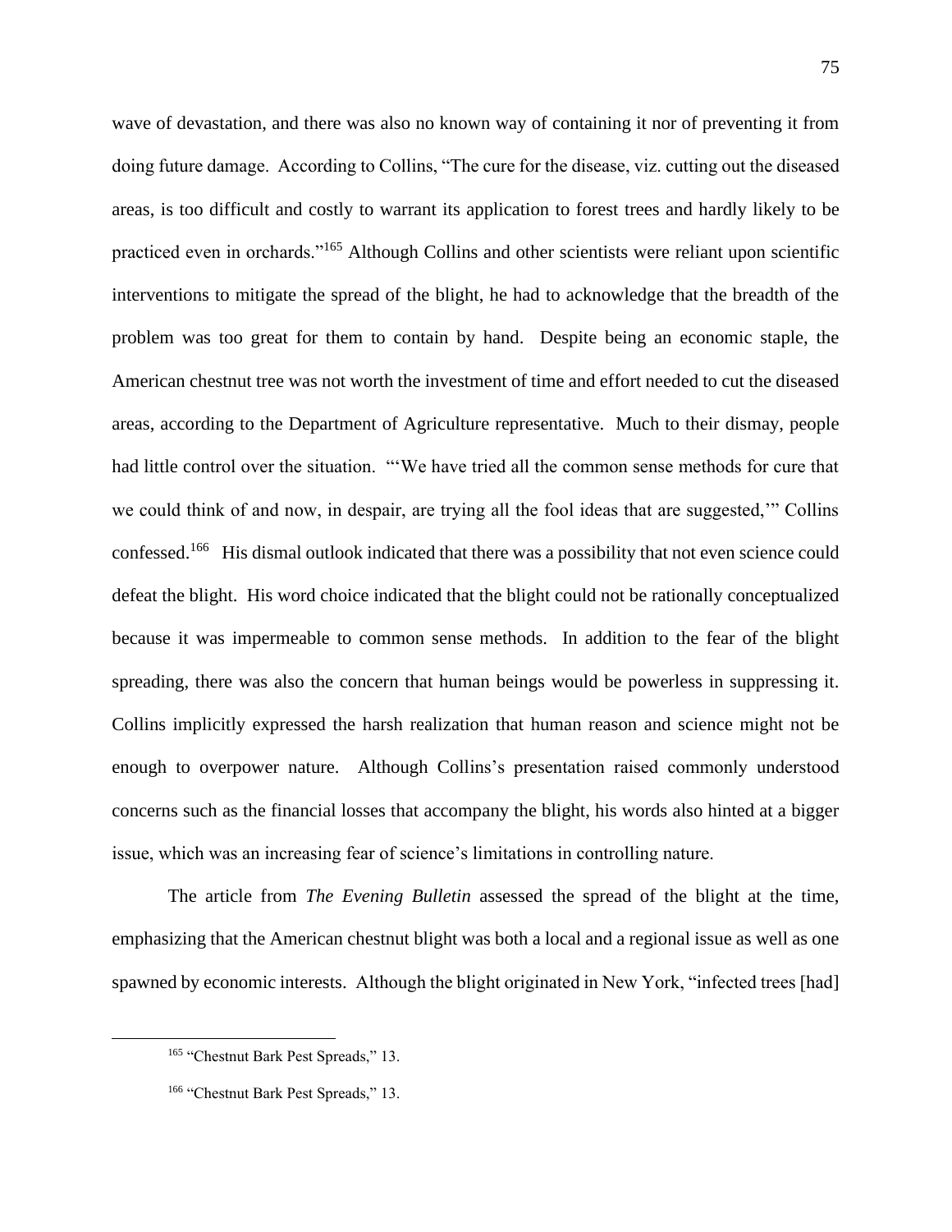wave of devastation, and there was also no known way of containing it nor of preventing it from doing future damage. According to Collins, "The cure for the disease, viz. cutting out the diseased areas, is too difficult and costly to warrant its application to forest trees and hardly likely to be practiced even in orchards."[165] Although Collins and other scientists were reliant upon scientific interventions to mitigate the spread of the blight, he had to acknowledge that the breadth of the problem was too great for them to contain by hand. Despite being an economic staple, the American chestnut tree was not worth the investment of time and effort needed to cut the diseased areas, according to the Department of Agriculture representative. Much to their dismay, people had little control over the situation. "'We have tried all the common sense methods for cure that we could think of and now, in despair, are trying all the fool ideas that are suggested,'" Collins confessed.[166] His dismal outlook indicated that there was a possibility that not even science could defeat the blight. His word choice indicated that the blight could not be rationally conceptualized because it was impermeable to common sense methods. In addition to the fear of the blight spreading, there was also the concern that human beings would be powerless in suppressing it. Collins implicitly expressed the harsh realization that human reason and science might not be enough to overpower nature. Although Collins's presentation raised commonly understood concerns such as the financial losses that accompany the blight, his words also hinted at a bigger issue, which was an increasing fear of science's limitations in controlling nature.

The article from *The Evening Bulletin* assessed the spread of the blight at the time, emphasizing that the American chestnut blight was both a local and a regional issue as well as one spawned by economic interests. Although the blight originated in New York, "infected trees [had]

---

[165] "Chestnut Bark Pest Spreads," 13.

[166] "Chestnut Bark Pest Spreads," 13.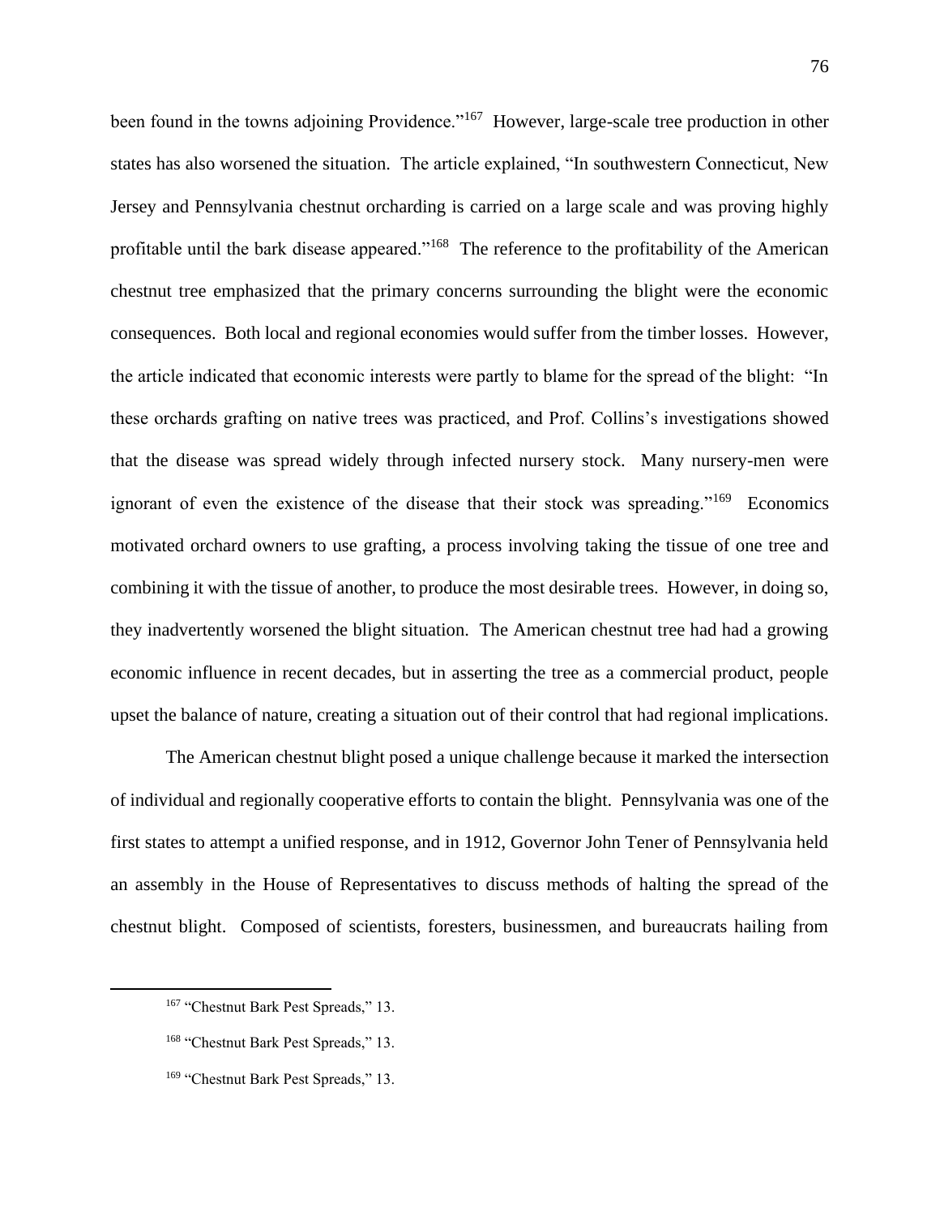been found in the towns adjoining Providence."[167] However, large-scale tree production in other states has also worsened the situation. The article explained, "In southwestern Connecticut, New Jersey and Pennsylvania chestnut orcharding is carried on a large scale and was proving highly profitable until the bark disease appeared."[168] The reference to the profitability of the American chestnut tree emphasized that the primary concerns surrounding the blight were the economic consequences. Both local and regional economies would suffer from the timber losses. However, the article indicated that economic interests were partly to blame for the spread of the blight: "In these orchards grafting on native trees was practiced, and Prof. Collins's investigations showed that the disease was spread widely through infected nursery stock. Many nursery-men were ignorant of even the existence of the disease that their stock was spreading."[169] Economics motivated orchard owners to use grafting, a process involving taking the tissue of one tree and combining it with the tissue of another, to produce the most desirable trees. However, in doing so, they inadvertently worsened the blight situation. The American chestnut tree had had a growing economic influence in recent decades, but in asserting the tree as a commercial product, people upset the balance of nature, creating a situation out of their control that had regional implications.

The American chestnut blight posed a unique challenge because it marked the intersection of individual and regionally cooperative efforts to contain the blight. Pennsylvania was one of the first states to attempt a unified response, and in 1912, Governor John Tener of Pennsylvania held an assembly in the House of Representatives to discuss methods of halting the spread of the chestnut blight. Composed of scientists, foresters, businessmen, and bureaucrats hailing from

---

[167] "Chestnut Bark Pest Spreads," 13.

[168] "Chestnut Bark Pest Spreads," 13.

[169] "Chestnut Bark Pest Spreads," 13.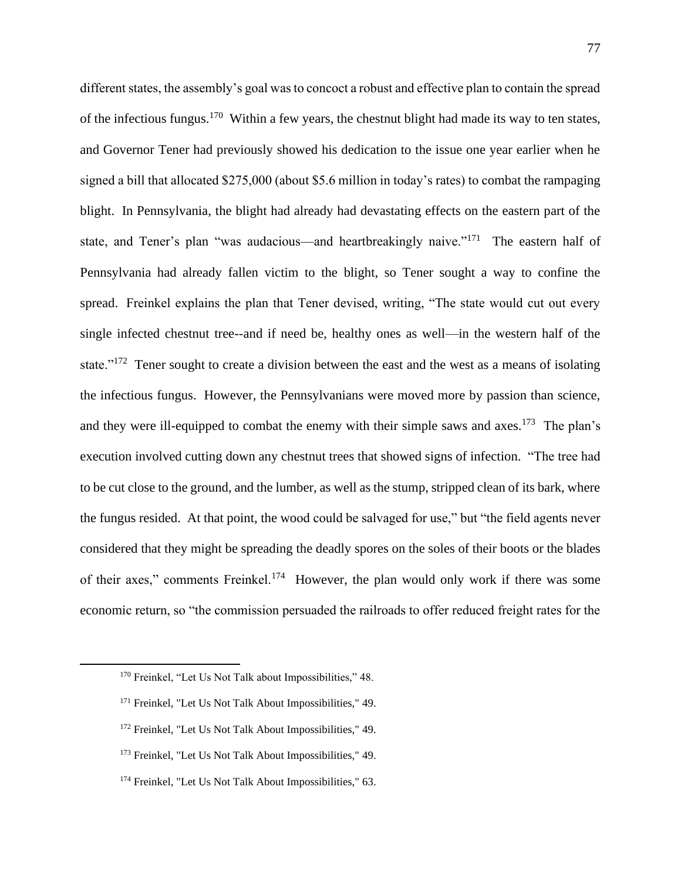different states, the assembly's goal was to concoct a robust and effective plan to contain the spread of the infectious fungus.[170] Within a few years, the chestnut blight had made its way to ten states, and Governor Tener had previously showed his dedication to the issue one year earlier when he signed a bill that allocated $275,000 (about $5.6 million in today's rates) to combat the rampaging blight. In Pennsylvania, the blight had already had devastating effects on the eastern part of the state, and Tener's plan "was audacious—and heartbreakingly naive."[171] The eastern half of Pennsylvania had already fallen victim to the blight, so Tener sought a way to confine the spread. Freinkel explains the plan that Tener devised, writing, "The state would cut out every single infected chestnut tree--and if need be, healthy ones as well—in the western half of the state."[172] Tener sought to create a division between the east and the west as a means of isolating the infectious fungus. However, the Pennsylvanians were moved more by passion than science, and they were ill-equipped to combat the enemy with their simple saws and axes.[173] The plan's execution involved cutting down any chestnut trees that showed signs of infection. "The tree had to be cut close to the ground, and the lumber, as well as the stump, stripped clean of its bark, where the fungus resided. At that point, the wood could be salvaged for use," but "the field agents never considered that they might be spreading the deadly spores on the soles of their boots or the blades of their axes," comments Freinkel.[174] However, the plan would only work if there was some economic return, so "the commission persuaded the railroads to offer reduced freight rates for the

---

[170] Freinkel, "Let Us Not Talk about Impossibilities," 48.

[171] Freinkel, "Let Us Not Talk About Impossibilities," 49.

[172] Freinkel, "Let Us Not Talk About Impossibilities," 49.

[173] Freinkel, "Let Us Not Talk About Impossibilities," 49.

[174] Freinkel, "Let Us Not Talk About Impossibilities," 63.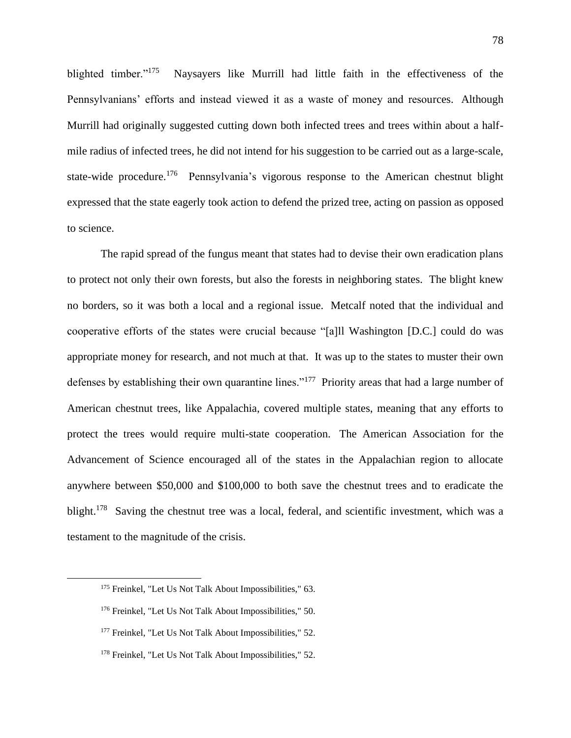blighted timber."[175] Naysayers like Murrill had little faith in the effectiveness of the Pennsylvanians' efforts and instead viewed it as a waste of money and resources. Although Murrill had originally suggested cutting down both infected trees and trees within about a half-mile radius of infected trees, he did not intend for his suggestion to be carried out as a large-scale, state-wide procedure.[176] Pennsylvania's vigorous response to the American chestnut blight expressed that the state eagerly took action to defend the prized tree, acting on passion as opposed to science.

The rapid spread of the fungus meant that states had to devise their own eradication plans to protect not only their own forests, but also the forests in neighboring states. The blight knew no borders, so it was both a local and a regional issue. Metcalf noted that the individual and cooperative efforts of the states were crucial because "[a]ll Washington [D.C.] could do was appropriate money for research, and not much at that. It was up to the states to muster their own defenses by establishing their own quarantine lines."[177] Priority areas that had a large number of American chestnut trees, like Appalachia, covered multiple states, meaning that any efforts to protect the trees would require multi-state cooperation. The American Association for the Advancement of Science encouraged all of the states in the Appalachian region to allocate anywhere between $50,000 and $100,000 to both save the chestnut trees and to eradicate the blight.[178] Saving the chestnut tree was a local, federal, and scientific investment, which was a testament to the magnitude of the crisis.

---

[175] Freinkel, "Let Us Not Talk About Impossibilities," 63.

[176] Freinkel, "Let Us Not Talk About Impossibilities," 50.

[177] Freinkel, "Let Us Not Talk About Impossibilities," 52.

[178] Freinkel, "Let Us Not Talk About Impossibilities," 52.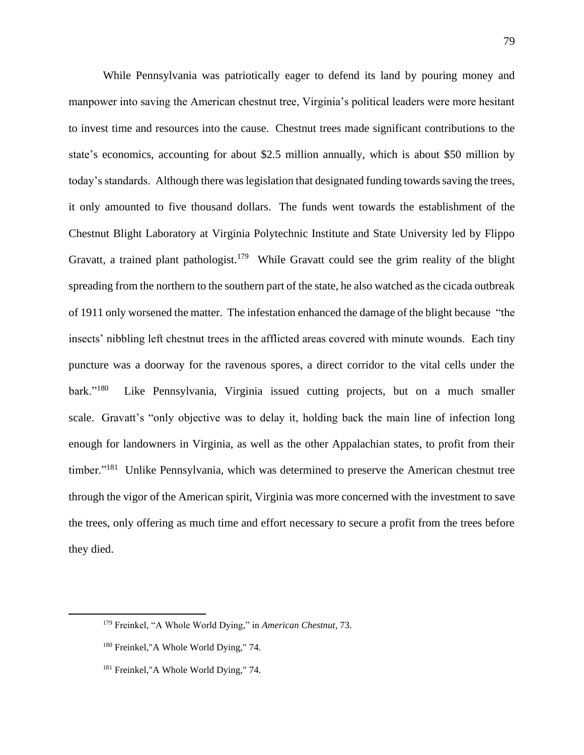While Pennsylvania was patriotically eager to defend its land by pouring money and manpower into saving the American chestnut tree, Virginia's political leaders were more hesitant to invest time and resources into the cause. Chestnut trees made significant contributions to the state's economics, accounting for about $2.5 million annually, which is about $50 million by today's standards. Although there was legislation that designated funding towards saving the trees, it only amounted to five thousand dollars. The funds went towards the establishment of the Chestnut Blight Laboratory at Virginia Polytechnic Institute and State University led by Flippo Gravatt, a trained plant pathologist.[179] While Gravatt could see the grim reality of the blight spreading from the northern to the southern part of the state, he also watched as the cicada outbreak of 1911 only worsened the matter. The infestation enhanced the damage of the blight because "the insects' nibbling left chestnut trees in the afflicted areas covered with minute wounds. Each tiny puncture was a doorway for the ravenous spores, a direct corridor to the vital cells under the bark."[180] Like Pennsylvania, Virginia issued cutting projects, but on a much smaller scale. Gravatt's "only objective was to delay it, holding back the main line of infection long enough for landowners in Virginia, as well as the other Appalachian states, to profit from their timber."[181] Unlike Pennsylvania, which was determined to preserve the American chestnut tree through the vigor of the American spirit, Virginia was more concerned with the investment to save the trees, only offering as much time and effort necessary to secure a profit from the trees before they died.

---

[179] Freinkel, "A Whole World Dying," in *American Chestnut*, 73.

[180] Freinkel,"A Whole World Dying," 74.

[181] Freinkel,"A Whole World Dying," 74.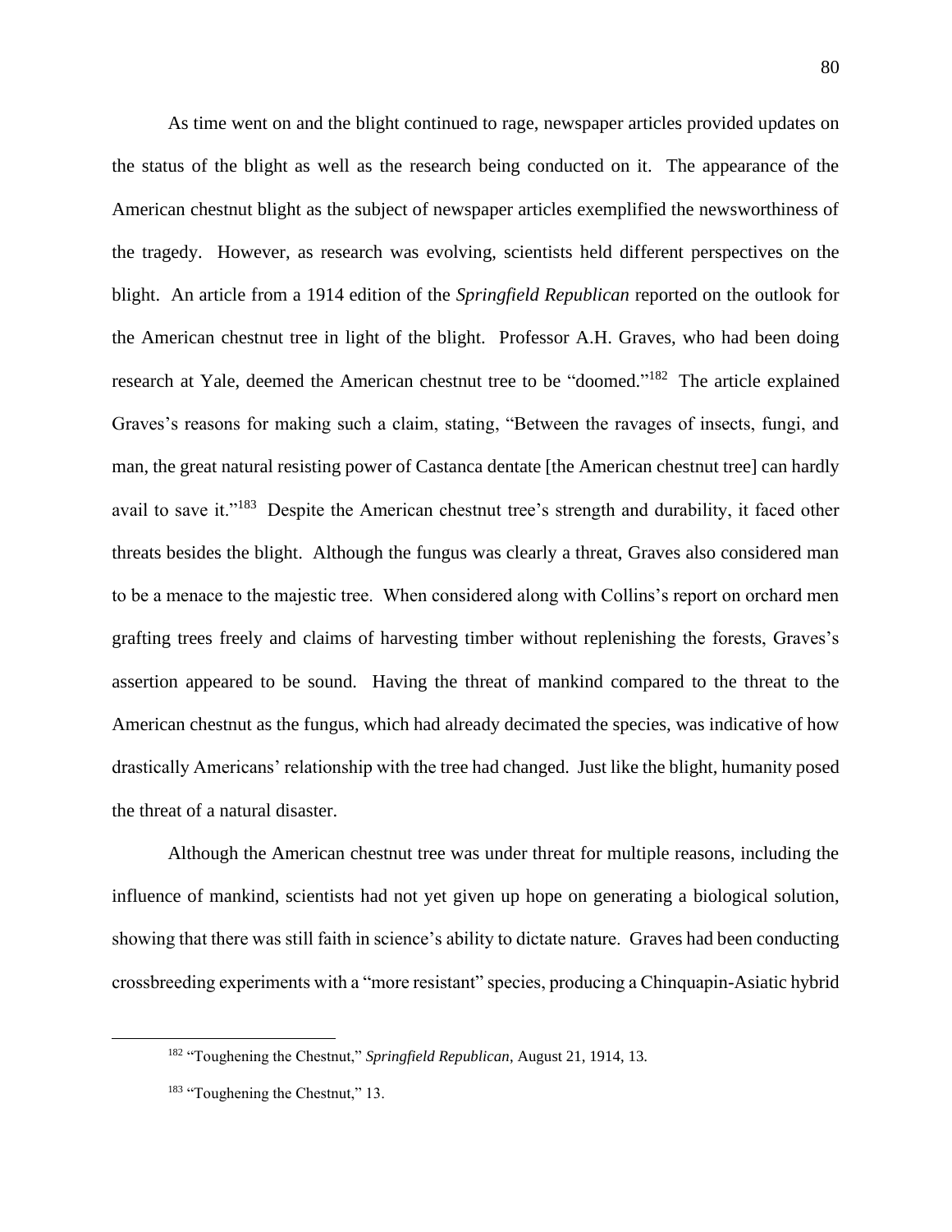As time went on and the blight continued to rage, newspaper articles provided updates on the status of the blight as well as the research being conducted on it. The appearance of the American chestnut blight as the subject of newspaper articles exemplified the newsworthiness of the tragedy. However, as research was evolving, scientists held different perspectives on the blight. An article from a 1914 edition of the *Springfield Republican* reported on the outlook for the American chestnut tree in light of the blight. Professor A.H. Graves, who had been doing research at Yale, deemed the American chestnut tree to be "doomed."[182] The article explained Graves's reasons for making such a claim, stating, "Between the ravages of insects, fungi, and man, the great natural resisting power of Castanca dentate [the American chestnut tree] can hardly avail to save it."[183] Despite the American chestnut tree's strength and durability, it faced other threats besides the blight. Although the fungus was clearly a threat, Graves also considered man to be a menace to the majestic tree. When considered along with Collins's report on orchard men grafting trees freely and claims of harvesting timber without replenishing the forests, Graves's assertion appeared to be sound. Having the threat of mankind compared to the threat to the American chestnut as the fungus, which had already decimated the species, was indicative of how drastically Americans' relationship with the tree had changed. Just like the blight, humanity posed the threat of a natural disaster.

Although the American chestnut tree was under threat for multiple reasons, including the influence of mankind, scientists had not yet given up hope on generating a biological solution, showing that there was still faith in science's ability to dictate nature. Graves had been conducting crossbreeding experiments with a "more resistant" species, producing a Chinquapin-Asiatic hybrid

---

[182] "Toughening the Chestnut," *Springfield Republican*, August 21, 1914, 13.

[183] "Toughening the Chestnut," 13.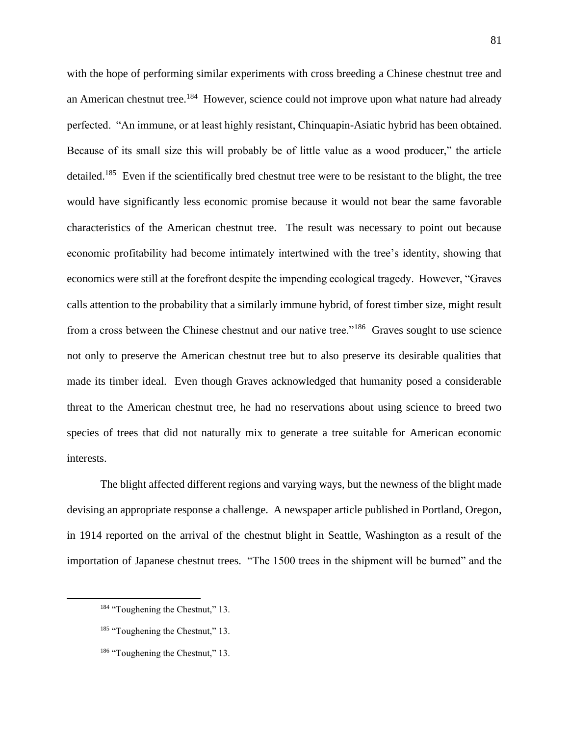with the hope of performing similar experiments with cross breeding a Chinese chestnut tree and an American chestnut tree.[184] However, science could not improve upon what nature had already perfected. "An immune, or at least highly resistant, Chinquapin-Asiatic hybrid has been obtained. Because of its small size this will probably be of little value as a wood producer," the article detailed.[185] Even if the scientifically bred chestnut tree were to be resistant to the blight, the tree would have significantly less economic promise because it would not bear the same favorable characteristics of the American chestnut tree. The result was necessary to point out because economic profitability had become intimately intertwined with the tree's identity, showing that economics were still at the forefront despite the impending ecological tragedy. However, "Graves calls attention to the probability that a similarly immune hybrid, of forest timber size, might result from a cross between the Chinese chestnut and our native tree."[186] Graves sought to use science not only to preserve the American chestnut tree but to also preserve its desirable qualities that made its timber ideal. Even though Graves acknowledged that humanity posed a considerable threat to the American chestnut tree, he had no reservations about using science to breed two species of trees that did not naturally mix to generate a tree suitable for American economic interests.

The blight affected different regions and varying ways, but the newness of the blight made devising an appropriate response a challenge. A newspaper article published in Portland, Oregon, in 1914 reported on the arrival of the chestnut blight in Seattle, Washington as a result of the importation of Japanese chestnut trees. "The 1500 trees in the shipment will be burned" and the

[184] "Toughening the Chestnut," 13.

[185] "Toughening the Chestnut," 13.

[186] "Toughening the Chestnut," 13.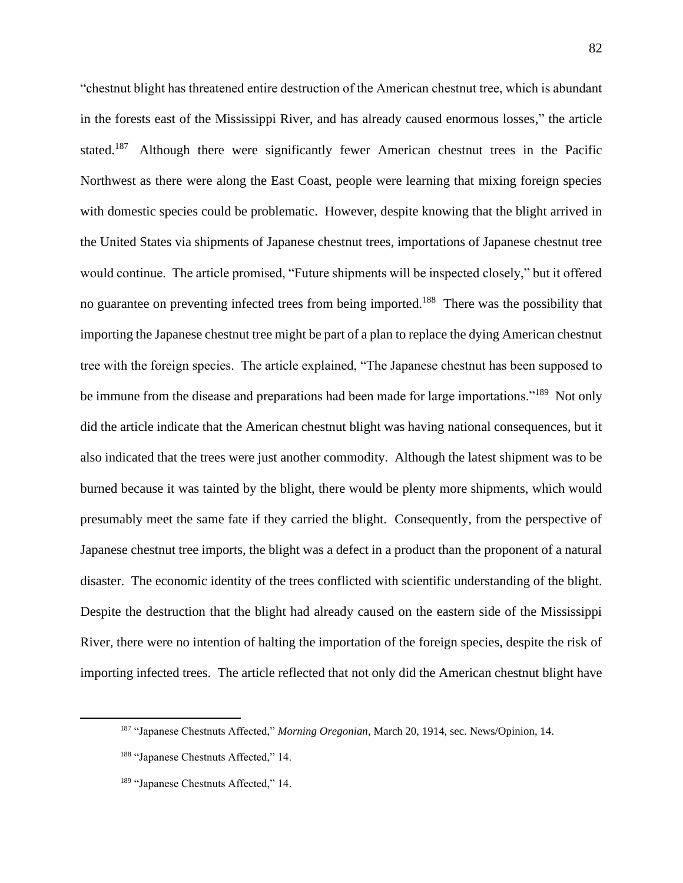"chestnut blight has threatened entire destruction of the American chestnut tree, which is abundant in the forests east of the Mississippi River, and has already caused enormous losses," the article stated.[187] Although there were significantly fewer American chestnut trees in the Pacific Northwest as there were along the East Coast, people were learning that mixing foreign species with domestic species could be problematic. However, despite knowing that the blight arrived in the United States via shipments of Japanese chestnut trees, importations of Japanese chestnut tree would continue. The article promised, "Future shipments will be inspected closely," but it offered no guarantee on preventing infected trees from being imported.[188] There was the possibility that importing the Japanese chestnut tree might be part of a plan to replace the dying American chestnut tree with the foreign species. The article explained, "The Japanese chestnut has been supposed to be immune from the disease and preparations had been made for large importations."[189] Not only did the article indicate that the American chestnut blight was having national consequences, but it also indicated that the trees were just another commodity. Although the latest shipment was to be burned because it was tainted by the blight, there would be plenty more shipments, which would presumably meet the same fate if they carried the blight. Consequently, from the perspective of Japanese chestnut tree imports, the blight was a defect in a product than the proponent of a natural disaster. The economic identity of the trees conflicted with scientific understanding of the blight. Despite the destruction that the blight had already caused on the eastern side of the Mississippi River, there were no intention of halting the importation of the foreign species, despite the risk of importing infected trees. The article reflected that not only did the American chestnut blight have

---

[187] "Japanese Chestnuts Affected," *Morning Oregonian*, March 20, 1914, sec. News/Opinion, 14.

[188] "Japanese Chestnuts Affected," 14.

[189] "Japanese Chestnuts Affected," 14.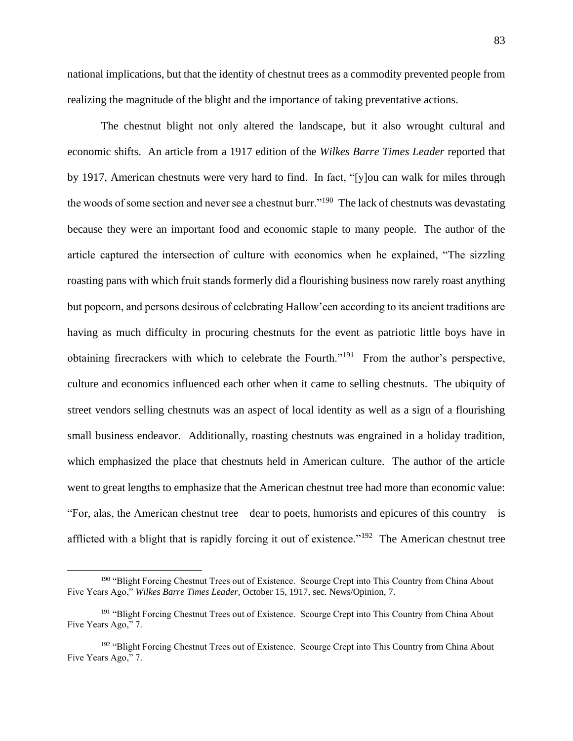national implications, but that the identity of chestnut trees as a commodity prevented people from realizing the magnitude of the blight and the importance of taking preventative actions.

The chestnut blight not only altered the landscape, but it also wrought cultural and economic shifts. An article from a 1917 edition of the *Wilkes Barre Times Leader* reported that by 1917, American chestnuts were very hard to find. In fact, "[y]ou can walk for miles through the woods of some section and never see a chestnut burr."[190] The lack of chestnuts was devastating because they were an important food and economic staple to many people. The author of the article captured the intersection of culture with economics when he explained, "The sizzling roasting pans with which fruit stands formerly did a flourishing business now rarely roast anything but popcorn, and persons desirous of celebrating Hallow'een according to its ancient traditions are having as much difficulty in procuring chestnuts for the event as patriotic little boys have in obtaining firecrackers with which to celebrate the Fourth."[191] From the author's perspective, culture and economics influenced each other when it came to selling chestnuts. The ubiquity of street vendors selling chestnuts was an aspect of local identity as well as a sign of a flourishing small business endeavor. Additionally, roasting chestnuts was engrained in a holiday tradition, which emphasized the place that chestnuts held in American culture. The author of the article went to great lengths to emphasize that the American chestnut tree had more than economic value: "For, alas, the American chestnut tree—dear to poets, humorists and epicures of this country—is afflicted with a blight that is rapidly forcing it out of existence."[192] The American chestnut tree

---

[190] "Blight Forcing Chestnut Trees out of Existence. Scourge Crept into This Country from China About Five Years Ago," *Wilkes Barre Times Leader*, October 15, 1917, sec. News/Opinion, 7.

[191] "Blight Forcing Chestnut Trees out of Existence. Scourge Crept into This Country from China About Five Years Ago," 7.

[192] "Blight Forcing Chestnut Trees out of Existence. Scourge Crept into This Country from China About Five Years Ago," 7.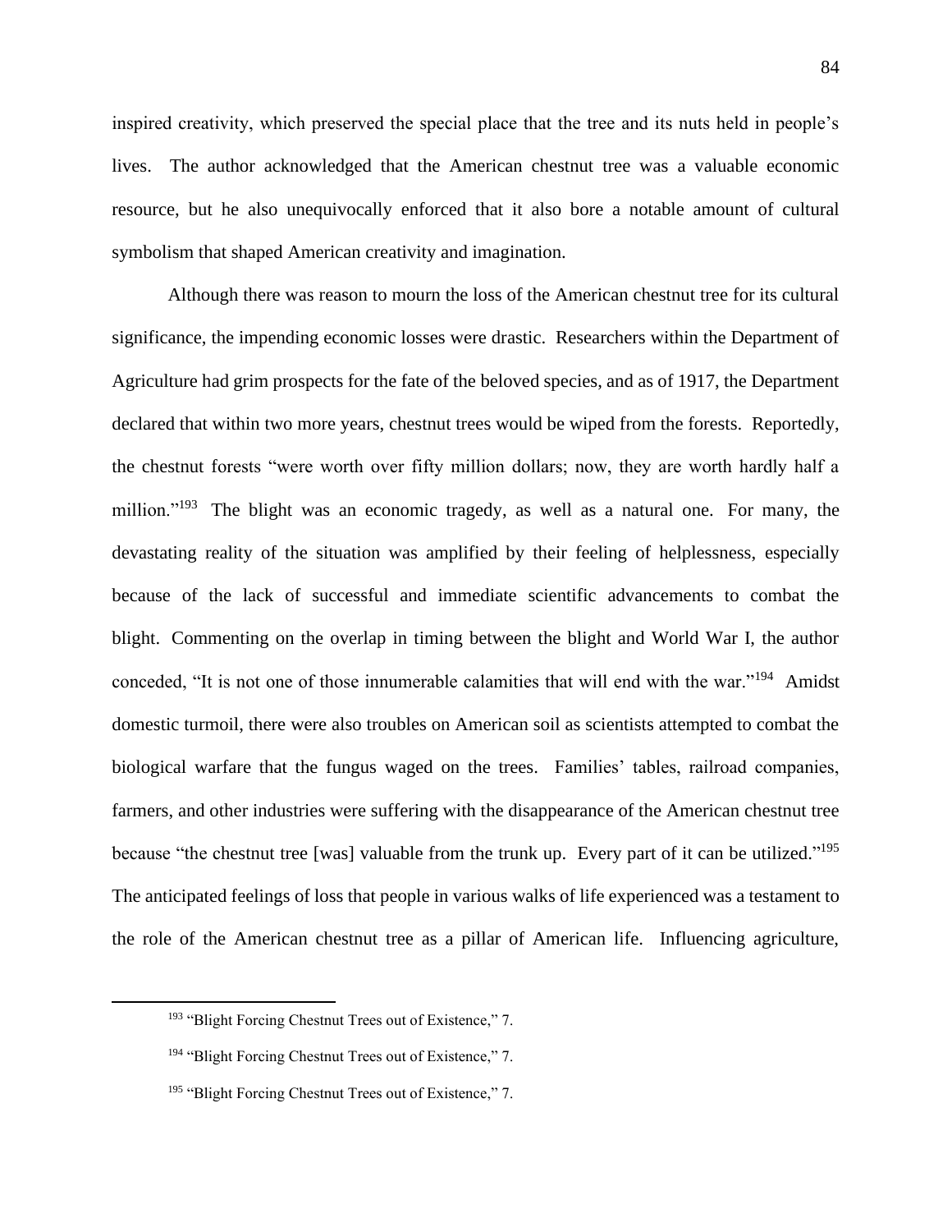inspired creativity, which preserved the special place that the tree and its nuts held in people's lives. The author acknowledged that the American chestnut tree was a valuable economic resource, but he also unequivocally enforced that it also bore a notable amount of cultural symbolism that shaped American creativity and imagination.

Although there was reason to mourn the loss of the American chestnut tree for its cultural significance, the impending economic losses were drastic. Researchers within the Department of Agriculture had grim prospects for the fate of the beloved species, and as of 1917, the Department declared that within two more years, chestnut trees would be wiped from the forests. Reportedly, the chestnut forests "were worth over fifty million dollars; now, they are worth hardly half a million."[193] The blight was an economic tragedy, as well as a natural one. For many, the devastating reality of the situation was amplified by their feeling of helplessness, especially because of the lack of successful and immediate scientific advancements to combat the blight. Commenting on the overlap in timing between the blight and World War I, the author conceded, "It is not one of those innumerable calamities that will end with the war."[194] Amidst domestic turmoil, there were also troubles on American soil as scientists attempted to combat the biological warfare that the fungus waged on the trees. Families' tables, railroad companies, farmers, and other industries were suffering with the disappearance of the American chestnut tree because "the chestnut tree [was] valuable from the trunk up. Every part of it can be utilized."[195] The anticipated feelings of loss that people in various walks of life experienced was a testament to the role of the American chestnut tree as a pillar of American life. Influencing agriculture,

---

[193] "Blight Forcing Chestnut Trees out of Existence," 7.

[194] "Blight Forcing Chestnut Trees out of Existence," 7.

[195] "Blight Forcing Chestnut Trees out of Existence," 7.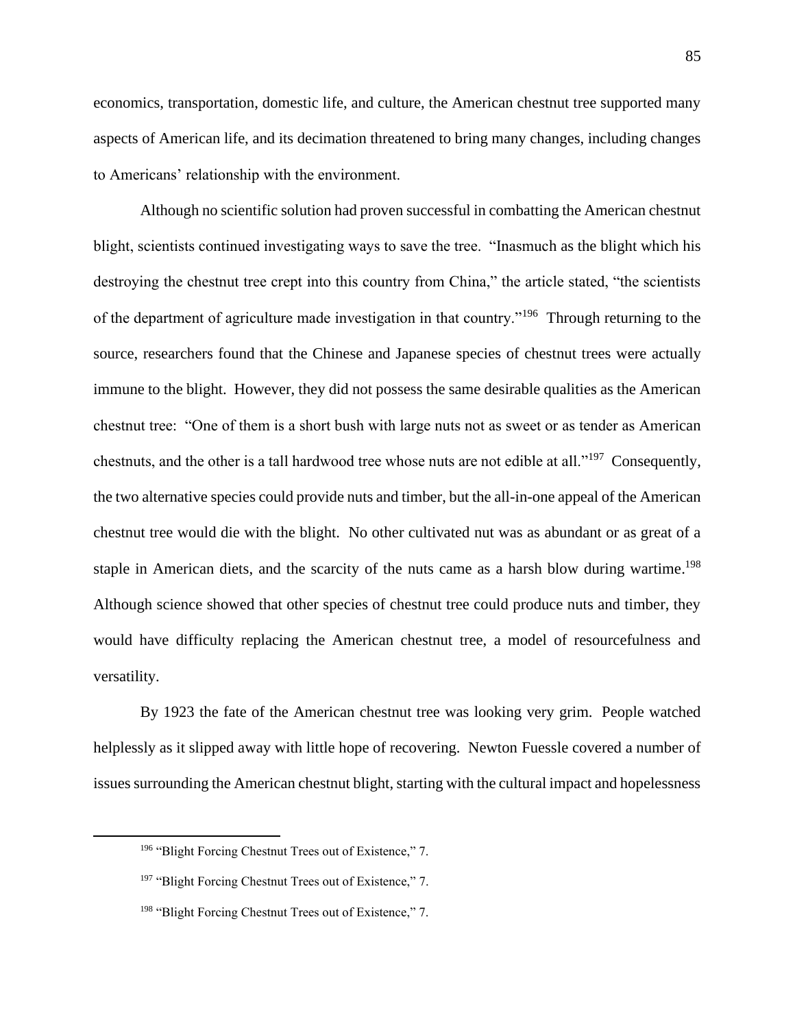economics, transportation, domestic life, and culture, the American chestnut tree supported many aspects of American life, and its decimation threatened to bring many changes, including changes to Americans' relationship with the environment.

Although no scientific solution had proven successful in combatting the American chestnut blight, scientists continued investigating ways to save the tree. "Inasmuch as the blight which his destroying the chestnut tree crept into this country from China," the article stated, "the scientists of the department of agriculture made investigation in that country."[196] Through returning to the source, researchers found that the Chinese and Japanese species of chestnut trees were actually immune to the blight. However, they did not possess the same desirable qualities as the American chestnut tree: "One of them is a short bush with large nuts not as sweet or as tender as American chestnuts, and the other is a tall hardwood tree whose nuts are not edible at all."[197] Consequently, the two alternative species could provide nuts and timber, but the all-in-one appeal of the American chestnut tree would die with the blight. No other cultivated nut was as abundant or as great of a staple in American diets, and the scarcity of the nuts came as a harsh blow during wartime.[198] Although science showed that other species of chestnut tree could produce nuts and timber, they would have difficulty replacing the American chestnut tree, a model of resourcefulness and versatility.

By 1923 the fate of the American chestnut tree was looking very grim. People watched helplessly as it slipped away with little hope of recovering. Newton Fuessle covered a number of issues surrounding the American chestnut blight, starting with the cultural impact and hopelessness

---

[196] "Blight Forcing Chestnut Trees out of Existence," 7.

[197] "Blight Forcing Chestnut Trees out of Existence," 7.

[198] "Blight Forcing Chestnut Trees out of Existence," 7.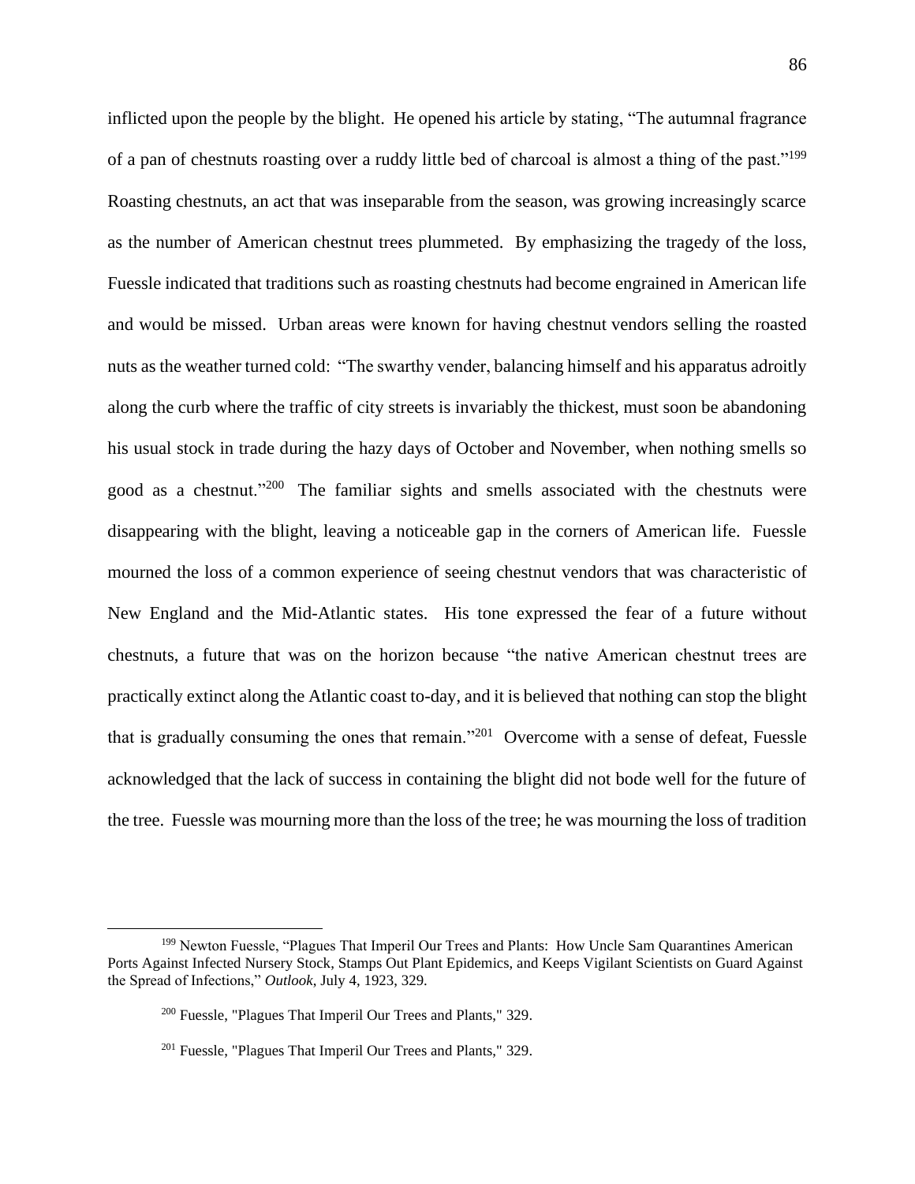inflicted upon the people by the blight. He opened his article by stating, "The autumnal fragrance of a pan of chestnuts roasting over a ruddy little bed of charcoal is almost a thing of the past."[199] Roasting chestnuts, an act that was inseparable from the season, was growing increasingly scarce as the number of American chestnut trees plummeted. By emphasizing the tragedy of the loss, Fuessle indicated that traditions such as roasting chestnuts had become engrained in American life and would be missed. Urban areas were known for having chestnut vendors selling the roasted nuts as the weather turned cold: "The swarthy vender, balancing himself and his apparatus adroitly along the curb where the traffic of city streets is invariably the thickest, must soon be abandoning his usual stock in trade during the hazy days of October and November, when nothing smells so good as a chestnut."[200] The familiar sights and smells associated with the chestnuts were disappearing with the blight, leaving a noticeable gap in the corners of American life. Fuessle mourned the loss of a common experience of seeing chestnut vendors that was characteristic of New England and the Mid-Atlantic states. His tone expressed the fear of a future without chestnuts, a future that was on the horizon because "the native American chestnut trees are practically extinct along the Atlantic coast to-day, and it is believed that nothing can stop the blight that is gradually consuming the ones that remain."[201] Overcome with a sense of defeat, Fuessle acknowledged that the lack of success in containing the blight did not bode well for the future of the tree. Fuessle was mourning more than the loss of the tree; he was mourning the loss of tradition

---

[199] Newton Fuessle, "Plagues That Imperil Our Trees and Plants: How Uncle Sam Quarantines American Ports Against Infected Nursery Stock, Stamps Out Plant Epidemics, and Keeps Vigilant Scientists on Guard Against the Spread of Infections," *Outlook*, July 4, 1923, 329.

[200] Fuessle, "Plagues That Imperil Our Trees and Plants," 329.

[201] Fuessle, "Plagues That Imperil Our Trees and Plants," 329.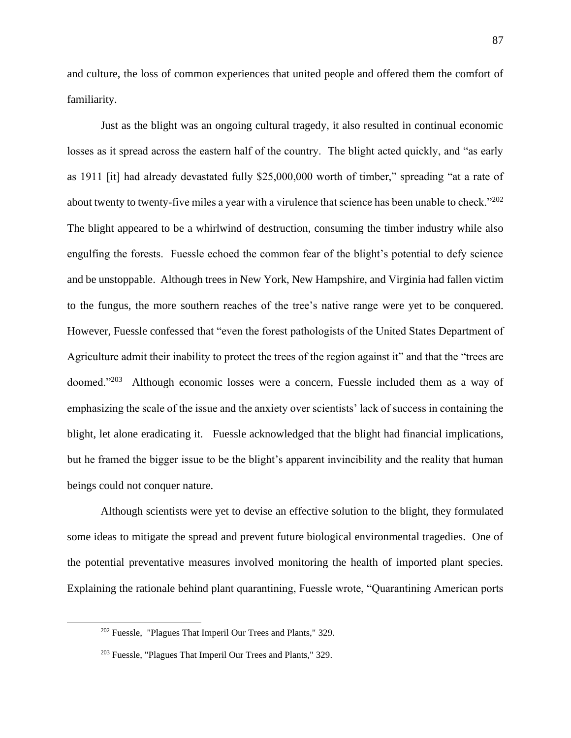and culture, the loss of common experiences that united people and offered them the comfort of familiarity.

Just as the blight was an ongoing cultural tragedy, it also resulted in continual economic losses as it spread across the eastern half of the country. The blight acted quickly, and "as early as 1911 [it] had already devastated fully $25,000,000 worth of timber," spreading "at a rate of about twenty to twenty-five miles a year with a virulence that science has been unable to check."[202] The blight appeared to be a whirlwind of destruction, consuming the timber industry while also engulfing the forests. Fuessle echoed the common fear of the blight's potential to defy science and be unstoppable. Although trees in New York, New Hampshire, and Virginia had fallen victim to the fungus, the more southern reaches of the tree's native range were yet to be conquered. However, Fuessle confessed that "even the forest pathologists of the United States Department of Agriculture admit their inability to protect the trees of the region against it" and that the "trees are doomed."[203] Although economic losses were a concern, Fuessle included them as a way of emphasizing the scale of the issue and the anxiety over scientists' lack of success in containing the blight, let alone eradicating it. Fuessle acknowledged that the blight had financial implications, but he framed the bigger issue to be the blight's apparent invincibility and the reality that human beings could not conquer nature.

Although scientists were yet to devise an effective solution to the blight, they formulated some ideas to mitigate the spread and prevent future biological environmental tragedies. One of the potential preventative measures involved monitoring the health of imported plant species. Explaining the rationale behind plant quarantining, Fuessle wrote, "Quarantining American ports

---

[202] Fuessle, "Plagues That Imperil Our Trees and Plants," 329.

[203] Fuessle, "Plagues That Imperil Our Trees and Plants," 329.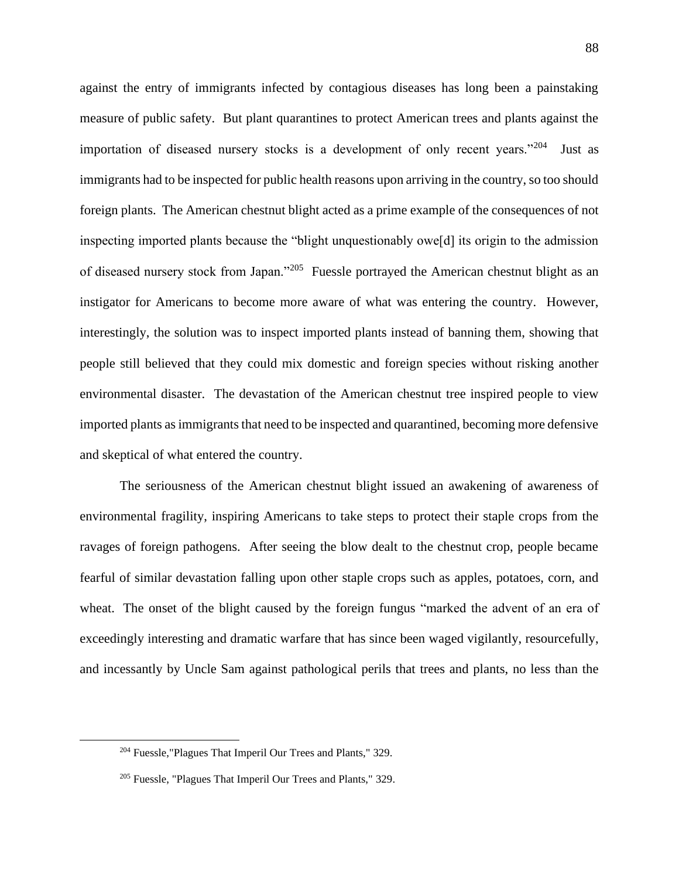against the entry of immigrants infected by contagious diseases has long been a painstaking measure of public safety. But plant quarantines to protect American trees and plants against the importation of diseased nursery stocks is a development of only recent years."[204] Just as immigrants had to be inspected for public health reasons upon arriving in the country, so too should foreign plants. The American chestnut blight acted as a prime example of the consequences of not inspecting imported plants because the "blight unquestionably owe[d] its origin to the admission of diseased nursery stock from Japan."[205] Fuessle portrayed the American chestnut blight as an instigator for Americans to become more aware of what was entering the country. However, interestingly, the solution was to inspect imported plants instead of banning them, showing that people still believed that they could mix domestic and foreign species without risking another environmental disaster. The devastation of the American chestnut tree inspired people to view imported plants as immigrants that need to be inspected and quarantined, becoming more defensive and skeptical of what entered the country.

The seriousness of the American chestnut blight issued an awakening of awareness of environmental fragility, inspiring Americans to take steps to protect their staple crops from the ravages of foreign pathogens. After seeing the blow dealt to the chestnut crop, people became fearful of similar devastation falling upon other staple crops such as apples, potatoes, corn, and wheat. The onset of the blight caused by the foreign fungus "marked the advent of an era of exceedingly interesting and dramatic warfare that has since been waged vigilantly, resourcefully, and incessantly by Uncle Sam against pathological perils that trees and plants, no less than the

---

[204] Fuessle,"Plagues That Imperil Our Trees and Plants," 329.

[205] Fuessle, "Plagues That Imperil Our Trees and Plants," 329.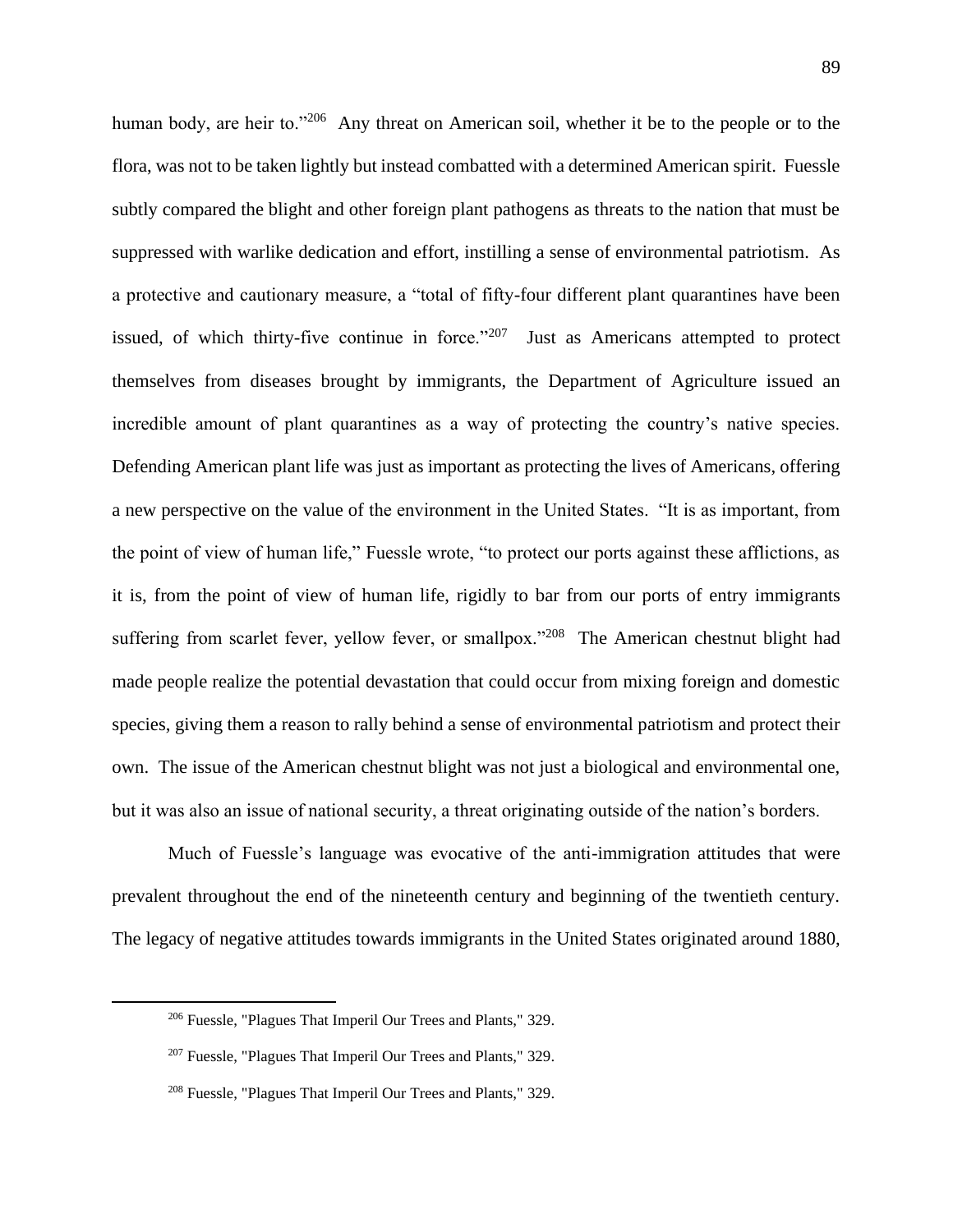human body, are heir to."[206] Any threat on American soil, whether it be to the people or to the flora, was not to be taken lightly but instead combatted with a determined American spirit. Fuessle subtly compared the blight and other foreign plant pathogens as threats to the nation that must be suppressed with warlike dedication and effort, instilling a sense of environmental patriotism. As a protective and cautionary measure, a "total of fifty-four different plant quarantines have been issued, of which thirty-five continue in force."[207] Just as Americans attempted to protect themselves from diseases brought by immigrants, the Department of Agriculture issued an incredible amount of plant quarantines as a way of protecting the country's native species. Defending American plant life was just as important as protecting the lives of Americans, offering a new perspective on the value of the environment in the United States. "It is as important, from the point of view of human life," Fuessle wrote, "to protect our ports against these afflictions, as it is, from the point of view of human life, rigidly to bar from our ports of entry immigrants suffering from scarlet fever, yellow fever, or smallpox."[208] The American chestnut blight had made people realize the potential devastation that could occur from mixing foreign and domestic species, giving them a reason to rally behind a sense of environmental patriotism and protect their own. The issue of the American chestnut blight was not just a biological and environmental one, but it was also an issue of national security, a threat originating outside of the nation's borders.

Much of Fuessle's language was evocative of the anti-immigration attitudes that were prevalent throughout the end of the nineteenth century and beginning of the twentieth century. The legacy of negative attitudes towards immigrants in the United States originated around 1880,

---

[206] Fuessle, "Plagues That Imperil Our Trees and Plants," 329.

[207] Fuessle, "Plagues That Imperil Our Trees and Plants," 329.

[208] Fuessle, "Plagues That Imperil Our Trees and Plants," 329.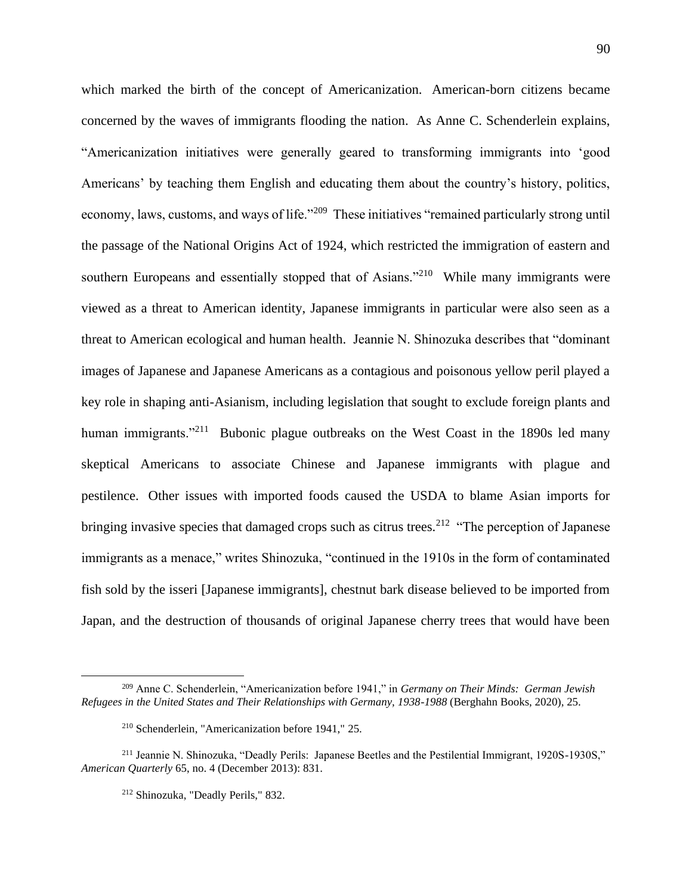which marked the birth of the concept of Americanization. American-born citizens became concerned by the waves of immigrants flooding the nation. As Anne C. Schenderlein explains, "Americanization initiatives were generally geared to transforming immigrants into 'good Americans' by teaching them English and educating them about the country's history, politics, economy, laws, customs, and ways of life."[209] These initiatives "remained particularly strong until the passage of the National Origins Act of 1924, which restricted the immigration of eastern and southern Europeans and essentially stopped that of Asians."[210] While many immigrants were viewed as a threat to American identity, Japanese immigrants in particular were also seen as a threat to American ecological and human health. Jeannie N. Shinozuka describes that "dominant images of Japanese and Japanese Americans as a contagious and poisonous yellow peril played a key role in shaping anti-Asianism, including legislation that sought to exclude foreign plants and human immigrants."[211] Bubonic plague outbreaks on the West Coast in the 1890s led many skeptical Americans to associate Chinese and Japanese immigrants with plague and pestilence. Other issues with imported foods caused the USDA to blame Asian imports for bringing invasive species that damaged crops such as citrus trees.[212] "The perception of Japanese immigrants as a menace," writes Shinozuka, "continued in the 1910s in the form of contaminated fish sold by the isseri [Japanese immigrants], chestnut bark disease believed to be imported from Japan, and the destruction of thousands of original Japanese cherry trees that would have been

---

[209] Anne C. Schenderlein, "Americanization before 1941," in *Germany on Their Minds: German Jewish Refugees in the United States and Their Relationships with Germany, 1938-1988* (Berghahn Books, 2020), 25.

[210] Schenderlein, "Americanization before 1941," 25.

[211] Jeannie N. Shinozuka, "Deadly Perils: Japanese Beetles and the Pestilential Immigrant, 1920S-1930S," *American Quarterly* 65, no. 4 (December 2013): 831.

[212] Shinozuka, "Deadly Perils," 832.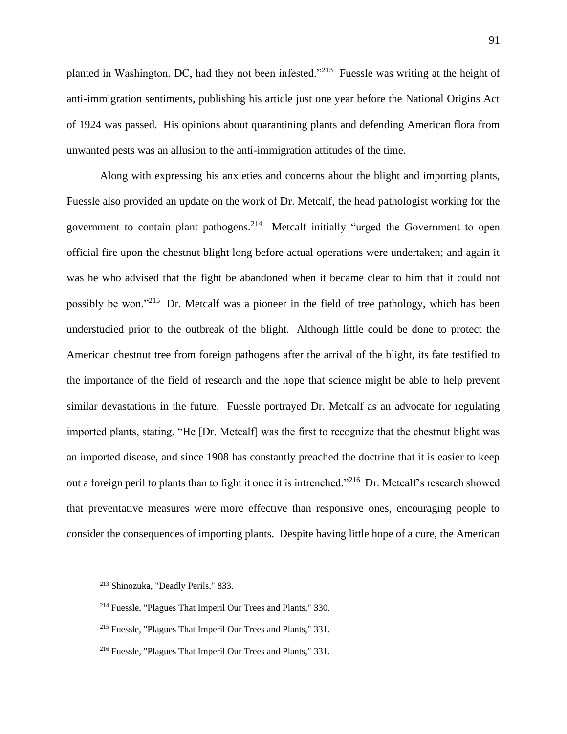planted in Washington, DC, had they not been infested."[213] Fuessle was writing at the height of anti-immigration sentiments, publishing his article just one year before the National Origins Act of 1924 was passed. His opinions about quarantining plants and defending American flora from unwanted pests was an allusion to the anti-immigration attitudes of the time.

Along with expressing his anxieties and concerns about the blight and importing plants, Fuessle also provided an update on the work of Dr. Metcalf, the head pathologist working for the government to contain plant pathogens.[214] Metcalf initially "urged the Government to open official fire upon the chestnut blight long before actual operations were undertaken; and again it was he who advised that the fight be abandoned when it became clear to him that it could not possibly be won."[215] Dr. Metcalf was a pioneer in the field of tree pathology, which has been understudied prior to the outbreak of the blight. Although little could be done to protect the American chestnut tree from foreign pathogens after the arrival of the blight, its fate testified to the importance of the field of research and the hope that science might be able to help prevent similar devastations in the future. Fuessle portrayed Dr. Metcalf as an advocate for regulating imported plants, stating, "He [Dr. Metcalf] was the first to recognize that the chestnut blight was an imported disease, and since 1908 has constantly preached the doctrine that it is easier to keep out a foreign peril to plants than to fight it once it is intrenched."[216] Dr. Metcalf's research showed that preventative measures were more effective than responsive ones, encouraging people to consider the consequences of importing plants. Despite having little hope of a cure, the American

---

[213] Shinozuka, "Deadly Perils," 833.

[214] Fuessle, "Plagues That Imperil Our Trees and Plants," 330.

[215] Fuessle, "Plagues That Imperil Our Trees and Plants," 331.

[216] Fuessle, "Plagues That Imperil Our Trees and Plants," 331.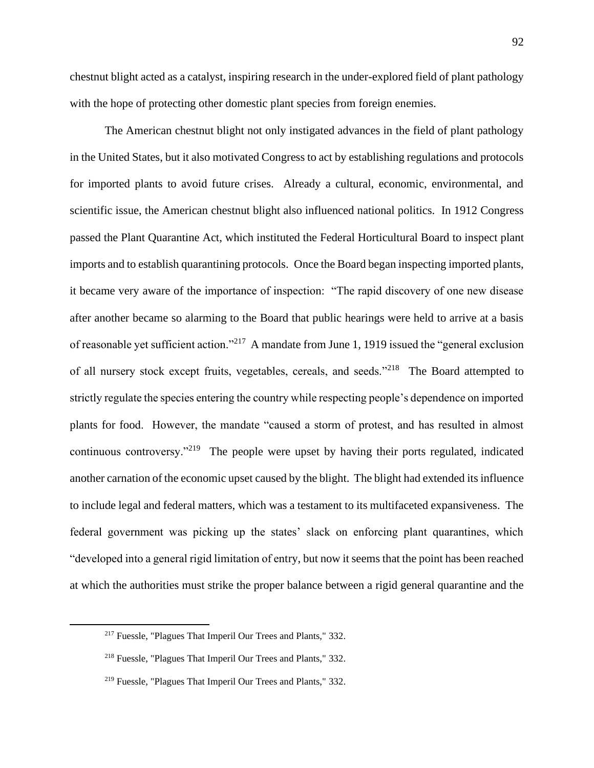chestnut blight acted as a catalyst, inspiring research in the under-explored field of plant pathology with the hope of protecting other domestic plant species from foreign enemies.

The American chestnut blight not only instigated advances in the field of plant pathology in the United States, but it also motivated Congress to act by establishing regulations and protocols for imported plants to avoid future crises. Already a cultural, economic, environmental, and scientific issue, the American chestnut blight also influenced national politics. In 1912 Congress passed the Plant Quarantine Act, which instituted the Federal Horticultural Board to inspect plant imports and to establish quarantining protocols. Once the Board began inspecting imported plants, it became very aware of the importance of inspection: "The rapid discovery of one new disease after another became so alarming to the Board that public hearings were held to arrive at a basis of reasonable yet sufficient action."[217] A mandate from June 1, 1919 issued the "general exclusion of all nursery stock except fruits, vegetables, cereals, and seeds."[218] The Board attempted to strictly regulate the species entering the country while respecting people's dependence on imported plants for food. However, the mandate "caused a storm of protest, and has resulted in almost continuous controversy."[219] The people were upset by having their ports regulated, indicated another carnation of the economic upset caused by the blight. The blight had extended its influence to include legal and federal matters, which was a testament to its multifaceted expansiveness. The federal government was picking up the states' slack on enforcing plant quarantines, which "developed into a general rigid limitation of entry, but now it seems that the point has been reached at which the authorities must strike the proper balance between a rigid general quarantine and the

---

[217] Fuessle, "Plagues That Imperil Our Trees and Plants," 332.

[218] Fuessle, "Plagues That Imperil Our Trees and Plants," 332.

[219] Fuessle, "Plagues That Imperil Our Trees and Plants," 332.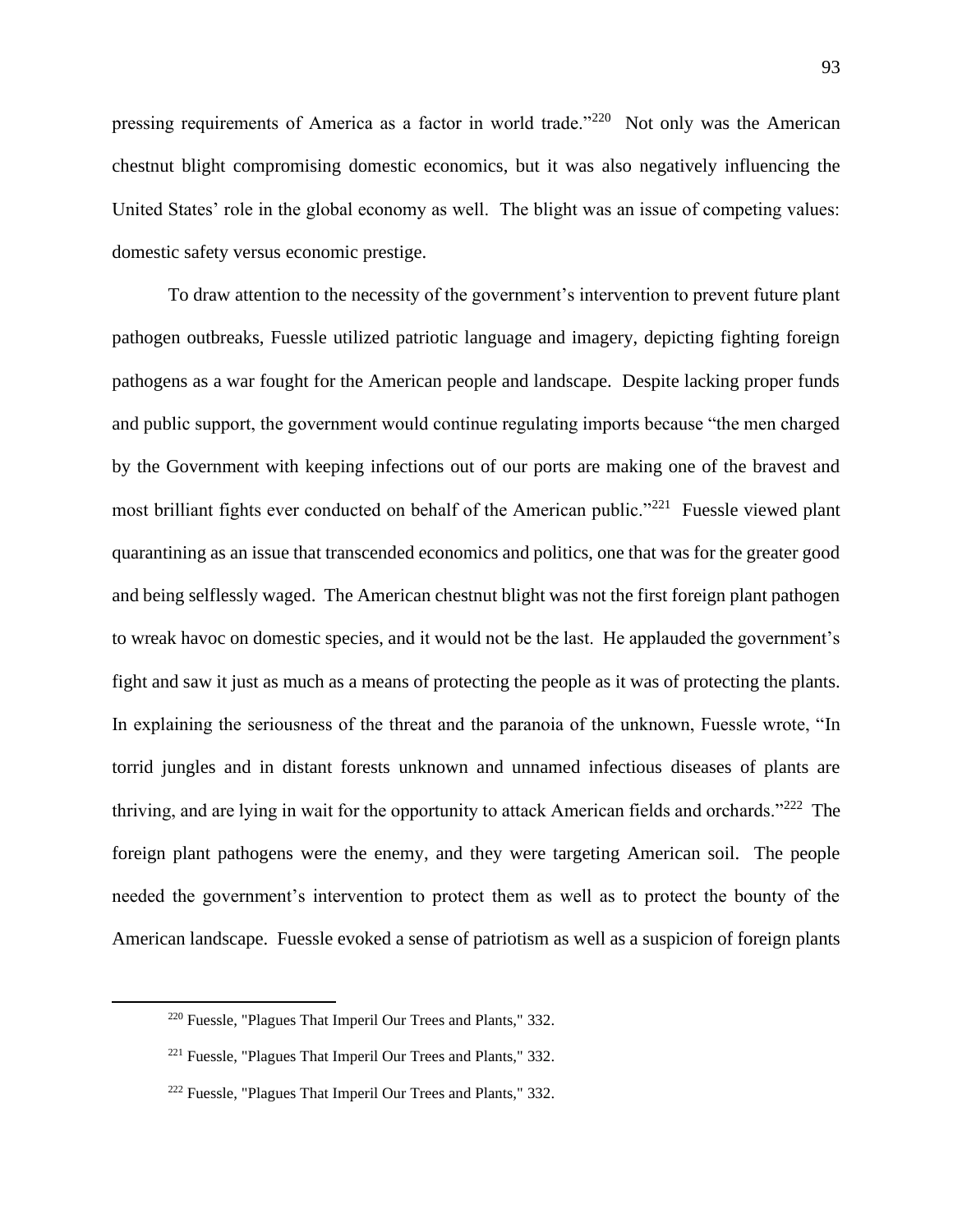pressing requirements of America as a factor in world trade."[220] Not only was the American chestnut blight compromising domestic economics, but it was also negatively influencing the United States' role in the global economy as well. The blight was an issue of competing values: domestic safety versus economic prestige.

To draw attention to the necessity of the government's intervention to prevent future plant pathogen outbreaks, Fuessle utilized patriotic language and imagery, depicting fighting foreign pathogens as a war fought for the American people and landscape. Despite lacking proper funds and public support, the government would continue regulating imports because "the men charged by the Government with keeping infections out of our ports are making one of the bravest and most brilliant fights ever conducted on behalf of the American public."[221] Fuessle viewed plant quarantining as an issue that transcended economics and politics, one that was for the greater good and being selflessly waged. The American chestnut blight was not the first foreign plant pathogen to wreak havoc on domestic species, and it would not be the last. He applauded the government's fight and saw it just as much as a means of protecting the people as it was of protecting the plants. In explaining the seriousness of the threat and the paranoia of the unknown, Fuessle wrote, "In torrid jungles and in distant forests unknown and unnamed infectious diseases of plants are thriving, and are lying in wait for the opportunity to attack American fields and orchards."[222] The foreign plant pathogens were the enemy, and they were targeting American soil. The people needed the government's intervention to protect them as well as to protect the bounty of the American landscape. Fuessle evoked a sense of patriotism as well as a suspicion of foreign plants

[220] Fuessle, "Plagues That Imperil Our Trees and Plants," 332.

[221] Fuessle, "Plagues That Imperil Our Trees and Plants," 332.

[222] Fuessle, "Plagues That Imperil Our Trees and Plants," 332.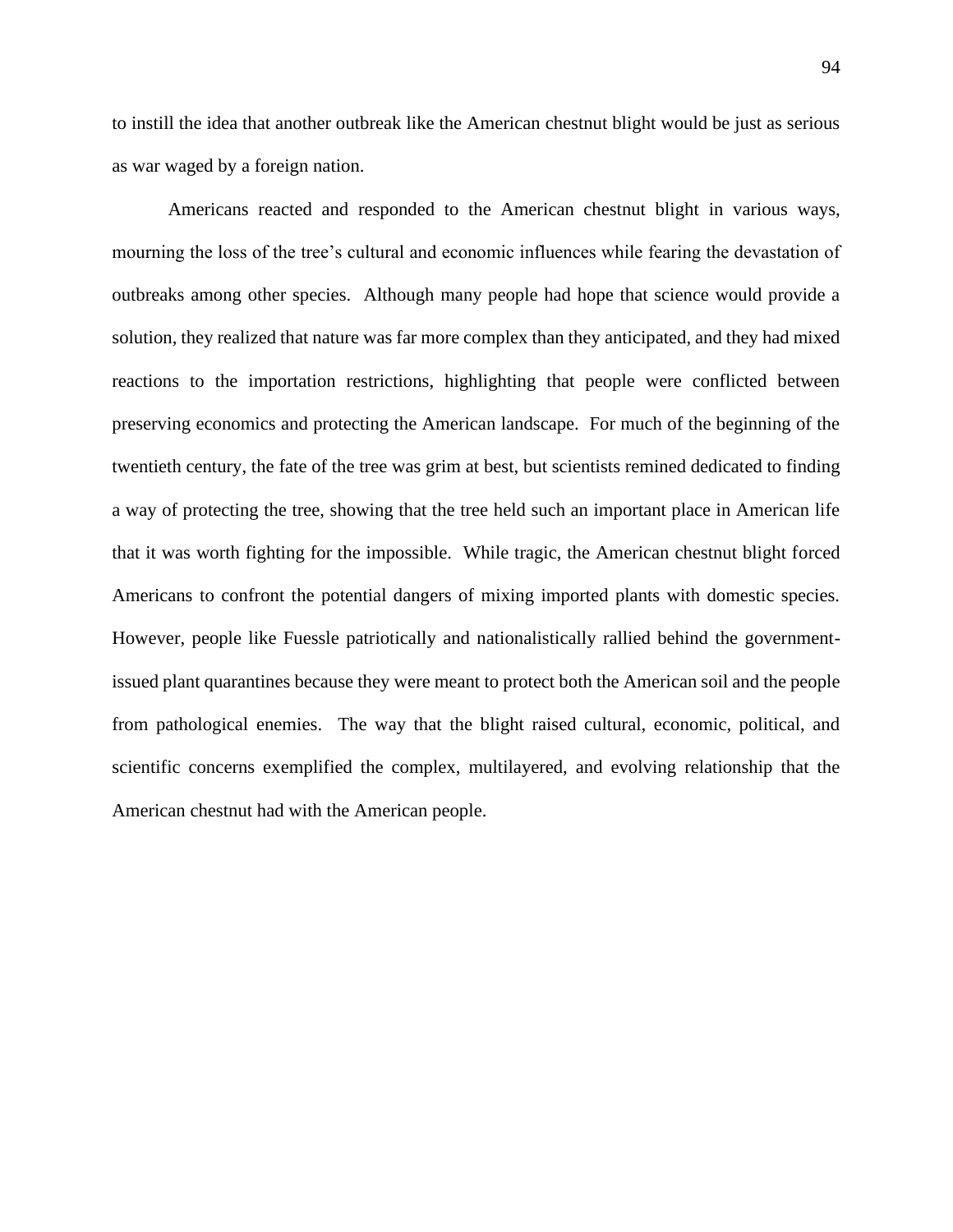to instill the idea that another outbreak like the American chestnut blight would be just as serious as war waged by a foreign nation.

Americans reacted and responded to the American chestnut blight in various ways, mourning the loss of the tree's cultural and economic influences while fearing the devastation of outbreaks among other species. Although many people had hope that science would provide a solution, they realized that nature was far more complex than they anticipated, and they had mixed reactions to the importation restrictions, highlighting that people were conflicted between preserving economics and protecting the American landscape. For much of the beginning of the twentieth century, the fate of the tree was grim at best, but scientists remined dedicated to finding a way of protecting the tree, showing that the tree held such an important place in American life that it was worth fighting for the impossible. While tragic, the American chestnut blight forced Americans to confront the potential dangers of mixing imported plants with domestic species. However, people like Fuessle patriotically and nationalistically rallied behind the government-issued plant quarantines because they were meant to protect both the American soil and the people from pathological enemies. The way that the blight raised cultural, economic, political, and scientific concerns exemplified the complex, multilayered, and evolving relationship that the American chestnut had with the American people.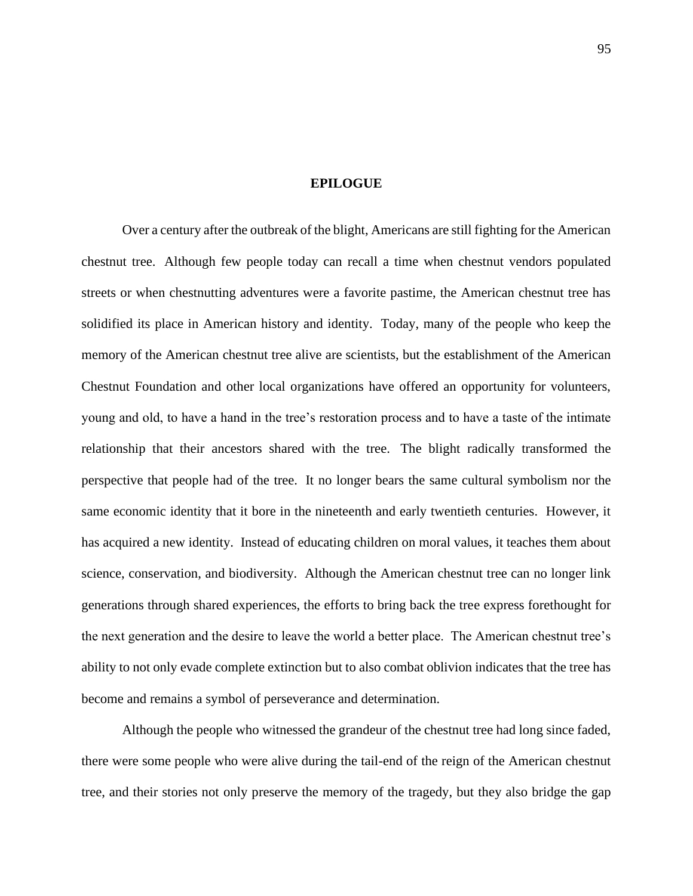# EPILOGUE

Over a century after the outbreak of the blight, Americans are still fighting for the American chestnut tree. Although few people today can recall a time when chestnut vendors populated streets or when chestnutting adventures were a favorite pastime, the American chestnut tree has solidified its place in American history and identity. Today, many of the people who keep the memory of the American chestnut tree alive are scientists, but the establishment of the American Chestnut Foundation and other local organizations have offered an opportunity for volunteers, young and old, to have a hand in the tree's restoration process and to have a taste of the intimate relationship that their ancestors shared with the tree. The blight radically transformed the perspective that people had of the tree. It no longer bears the same cultural symbolism nor the same economic identity that it bore in the nineteenth and early twentieth centuries. However, it has acquired a new identity. Instead of educating children on moral values, it teaches them about science, conservation, and biodiversity. Although the American chestnut tree can no longer link generations through shared experiences, the efforts to bring back the tree express forethought for the next generation and the desire to leave the world a better place. The American chestnut tree's ability to not only evade complete extinction but to also combat oblivion indicates that the tree has become and remains a symbol of perseverance and determination.

Although the people who witnessed the grandeur of the chestnut tree had long since faded, there were some people who were alive during the tail-end of the reign of the American chestnut tree, and their stories not only preserve the memory of the tragedy, but they also bridge the gap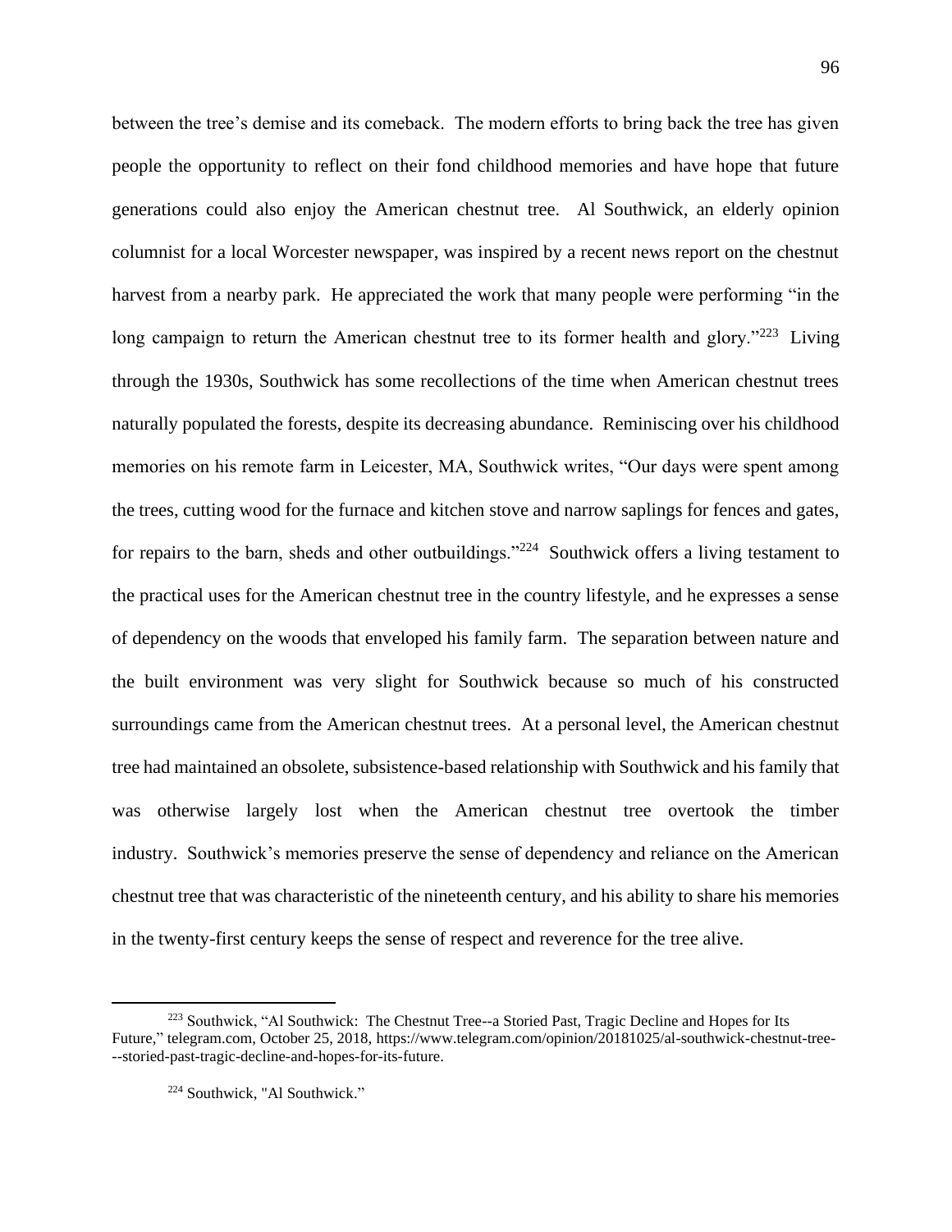between the tree's demise and its comeback. The modern efforts to bring back the tree has given people the opportunity to reflect on their fond childhood memories and have hope that future generations could also enjoy the American chestnut tree. Al Southwick, an elderly opinion columnist for a local Worcester newspaper, was inspired by a recent news report on the chestnut harvest from a nearby park. He appreciated the work that many people were performing "in the long campaign to return the American chestnut tree to its former health and glory."[223] Living through the 1930s, Southwick has some recollections of the time when American chestnut trees naturally populated the forests, despite its decreasing abundance. Reminiscing over his childhood memories on his remote farm in Leicester, MA, Southwick writes, "Our days were spent among the trees, cutting wood for the furnace and kitchen stove and narrow saplings for fences and gates, for repairs to the barn, sheds and other outbuildings."[224] Southwick offers a living testament to the practical uses for the American chestnut tree in the country lifestyle, and he expresses a sense of dependency on the woods that enveloped his family farm. The separation between nature and the built environment was very slight for Southwick because so much of his constructed surroundings came from the American chestnut trees. At a personal level, the American chestnut tree had maintained an obsolete, subsistence-based relationship with Southwick and his family that was otherwise largely lost when the American chestnut tree overtook the timber industry. Southwick's memories preserve the sense of dependency and reliance on the American chestnut tree that was characteristic of the nineteenth century, and his ability to share his memories in the twenty-first century keeps the sense of respect and reverence for the tree alive.

---

[223] Southwick, "Al Southwick: The Chestnut Tree--a Storied Past, Tragic Decline and Hopes for Its Future," telegram.com, October 25, 2018, https://www.telegram.com/opinion/20181025/al-southwick-chestnut-tree---storied-past-tragic-decline-and-hopes-for-its-future.

[224] Southwick, "Al Southwick."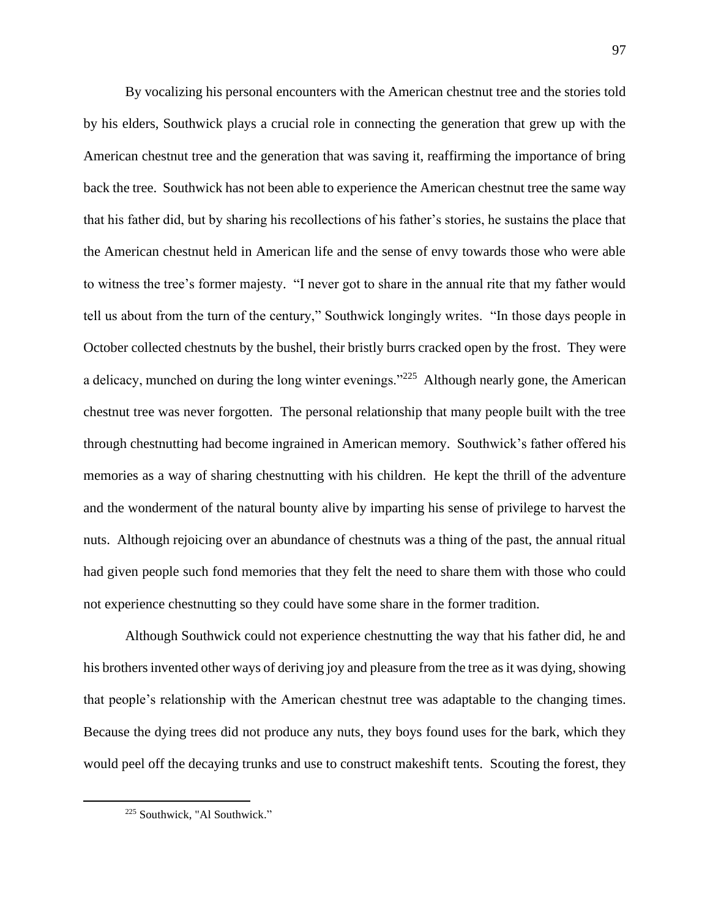By vocalizing his personal encounters with the American chestnut tree and the stories told by his elders, Southwick plays a crucial role in connecting the generation that grew up with the American chestnut tree and the generation that was saving it, reaffirming the importance of bring back the tree. Southwick has not been able to experience the American chestnut tree the same way that his father did, but by sharing his recollections of his father's stories, he sustains the place that the American chestnut held in American life and the sense of envy towards those who were able to witness the tree's former majesty. "I never got to share in the annual rite that my father would tell us about from the turn of the century," Southwick longingly writes. "In those days people in October collected chestnuts by the bushel, their bristly burrs cracked open by the frost. They were a delicacy, munched on during the long winter evenings."[225] Although nearly gone, the American chestnut tree was never forgotten. The personal relationship that many people built with the tree through chestnutting had become ingrained in American memory. Southwick's father offered his memories as a way of sharing chestnutting with his children. He kept the thrill of the adventure and the wonderment of the natural bounty alive by imparting his sense of privilege to harvest the nuts. Although rejoicing over an abundance of chestnuts was a thing of the past, the annual ritual had given people such fond memories that they felt the need to share them with those who could not experience chestnutting so they could have some share in the former tradition.

Although Southwick could not experience chestnutting the way that his father did, he and his brothers invented other ways of deriving joy and pleasure from the tree as it was dying, showing that people's relationship with the American chestnut tree was adaptable to the changing times. Because the dying trees did not produce any nuts, they boys found uses for the bark, which they would peel off the decaying trunks and use to construct makeshift tents. Scouting the forest, they

---

[225] Southwick, "Al Southwick."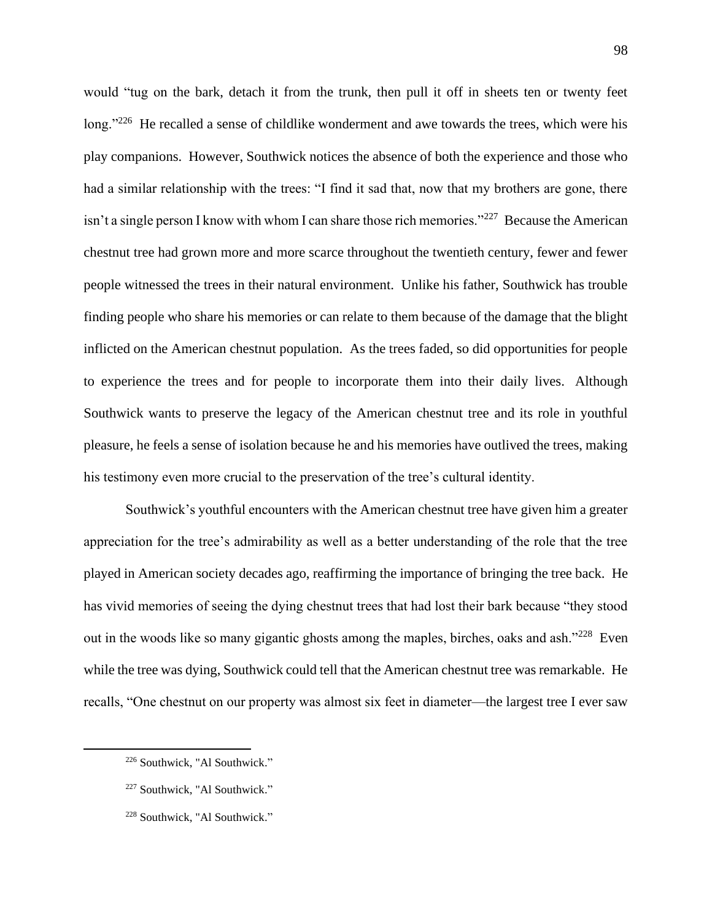would "tug on the bark, detach it from the trunk, then pull it off in sheets ten or twenty feet long."[226] He recalled a sense of childlike wonderment and awe towards the trees, which were his play companions. However, Southwick notices the absence of both the experience and those who had a similar relationship with the trees: "I find it sad that, now that my brothers are gone, there isn't a single person I know with whom I can share those rich memories."[227] Because the American chestnut tree had grown more and more scarce throughout the twentieth century, fewer and fewer people witnessed the trees in their natural environment. Unlike his father, Southwick has trouble finding people who share his memories or can relate to them because of the damage that the blight inflicted on the American chestnut population. As the trees faded, so did opportunities for people to experience the trees and for people to incorporate them into their daily lives. Although Southwick wants to preserve the legacy of the American chestnut tree and its role in youthful pleasure, he feels a sense of isolation because he and his memories have outlived the trees, making his testimony even more crucial to the preservation of the tree's cultural identity.

Southwick's youthful encounters with the American chestnut tree have given him a greater appreciation for the tree's admirability as well as a better understanding of the role that the tree played in American society decades ago, reaffirming the importance of bringing the tree back. He has vivid memories of seeing the dying chestnut trees that had lost their bark because "they stood out in the woods like so many gigantic ghosts among the maples, birches, oaks and ash."[228] Even while the tree was dying, Southwick could tell that the American chestnut tree was remarkable. He recalls, "One chestnut on our property was almost six feet in diameter—the largest tree I ever saw

[226] Southwick, "Al Southwick."

[227] Southwick, "Al Southwick."

[228] Southwick, "Al Southwick."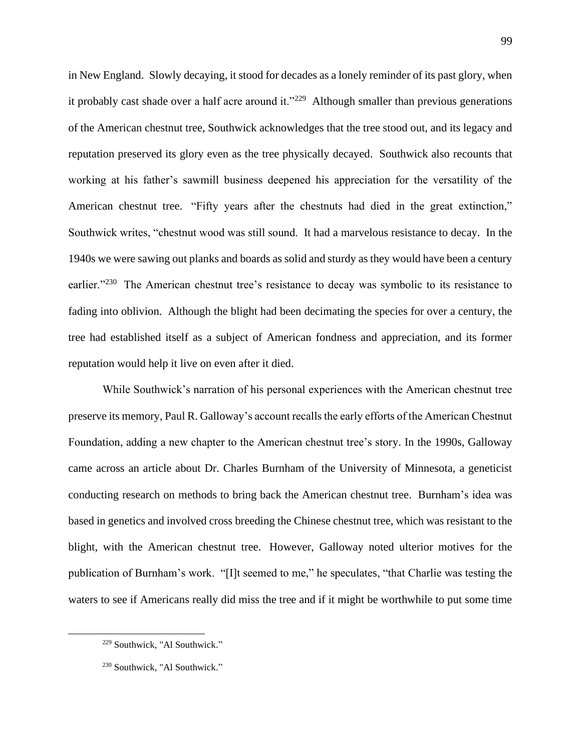in New England. Slowly decaying, it stood for decades as a lonely reminder of its past glory, when it probably cast shade over a half acre around it."[229] Although smaller than previous generations of the American chestnut tree, Southwick acknowledges that the tree stood out, and its legacy and reputation preserved its glory even as the tree physically decayed. Southwick also recounts that working at his father's sawmill business deepened his appreciation for the versatility of the American chestnut tree. "Fifty years after the chestnuts had died in the great extinction," Southwick writes, "chestnut wood was still sound. It had a marvelous resistance to decay. In the 1940s we were sawing out planks and boards as solid and sturdy as they would have been a century earlier."[230] The American chestnut tree's resistance to decay was symbolic to its resistance to fading into oblivion. Although the blight had been decimating the species for over a century, the tree had established itself as a subject of American fondness and appreciation, and its former reputation would help it live on even after it died.

While Southwick's narration of his personal experiences with the American chestnut tree preserve its memory, Paul R. Galloway's account recalls the early efforts of the American Chestnut Foundation, adding a new chapter to the American chestnut tree's story. In the 1990s, Galloway came across an article about Dr. Charles Burnham of the University of Minnesota, a geneticist conducting research on methods to bring back the American chestnut tree. Burnham's idea was based in genetics and involved cross breeding the Chinese chestnut tree, which was resistant to the blight, with the American chestnut tree. However, Galloway noted ulterior motives for the publication of Burnham's work. "[I]t seemed to me," he speculates, "that Charlie was testing the waters to see if Americans really did miss the tree and if it might be worthwhile to put some time

[229] Southwick, "Al Southwick."

[230] Southwick, "Al Southwick."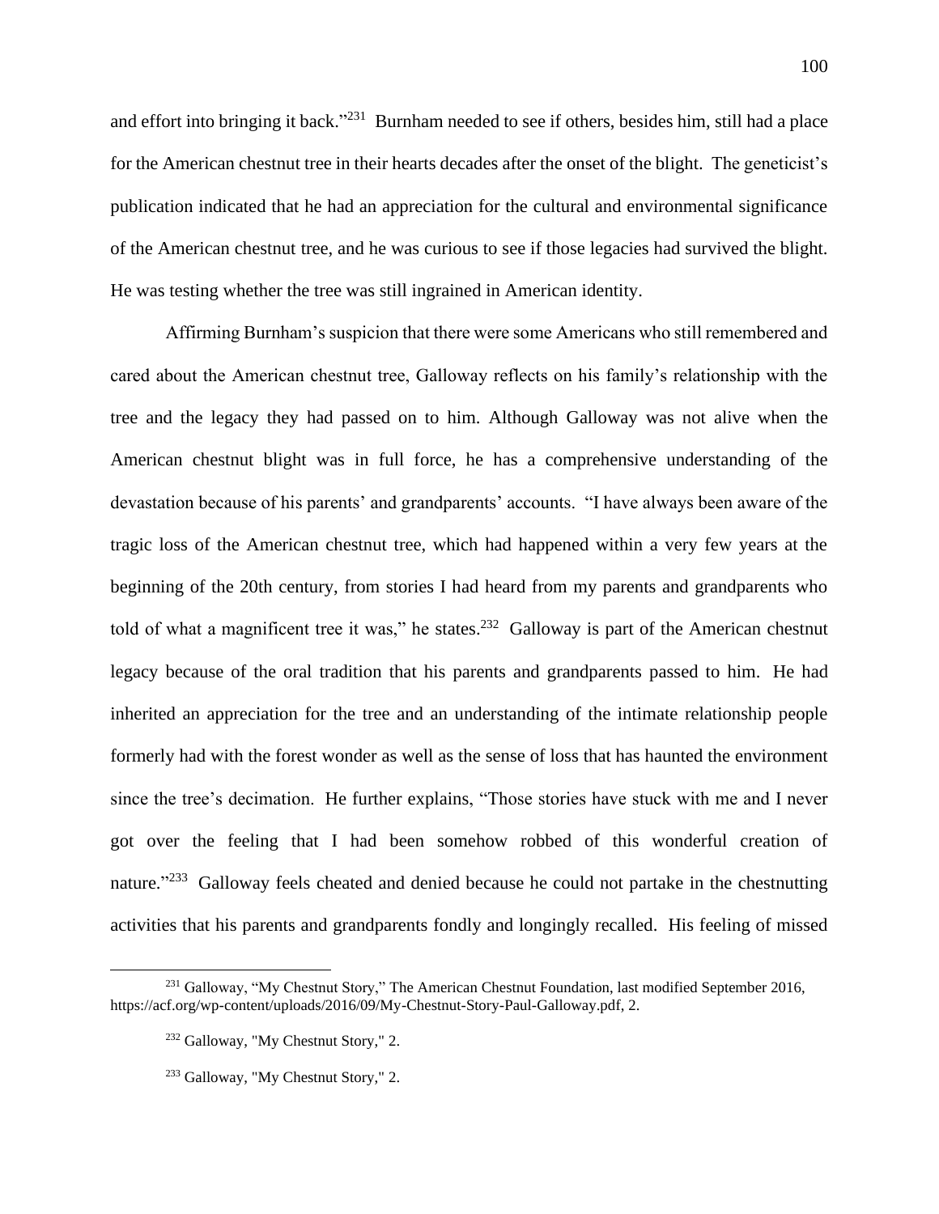and effort into bringing it back."[231] Burnham needed to see if others, besides him, still had a place for the American chestnut tree in their hearts decades after the onset of the blight. The geneticist's publication indicated that he had an appreciation for the cultural and environmental significance of the American chestnut tree, and he was curious to see if those legacies had survived the blight. He was testing whether the tree was still ingrained in American identity.

Affirming Burnham's suspicion that there were some Americans who still remembered and cared about the American chestnut tree, Galloway reflects on his family's relationship with the tree and the legacy they had passed on to him. Although Galloway was not alive when the American chestnut blight was in full force, he has a comprehensive understanding of the devastation because of his parents' and grandparents' accounts. "I have always been aware of the tragic loss of the American chestnut tree, which had happened within a very few years at the beginning of the 20th century, from stories I had heard from my parents and grandparents who told of what a magnificent tree it was," he states.[232] Galloway is part of the American chestnut legacy because of the oral tradition that his parents and grandparents passed to him. He had inherited an appreciation for the tree and an understanding of the intimate relationship people formerly had with the forest wonder as well as the sense of loss that has haunted the environment since the tree's decimation. He further explains, "Those stories have stuck with me and I never got over the feeling that I had been somehow robbed of this wonderful creation of nature."[233] Galloway feels cheated and denied because he could not partake in the chestnutting activities that his parents and grandparents fondly and longingly recalled. His feeling of missed

---

[231] Galloway, "My Chestnut Story," The American Chestnut Foundation, last modified September 2016, https://acf.org/wp-content/uploads/2016/09/My-Chestnut-Story-Paul-Galloway.pdf, 2.

[232] Galloway, "My Chestnut Story," 2.

[233] Galloway, "My Chestnut Story," 2.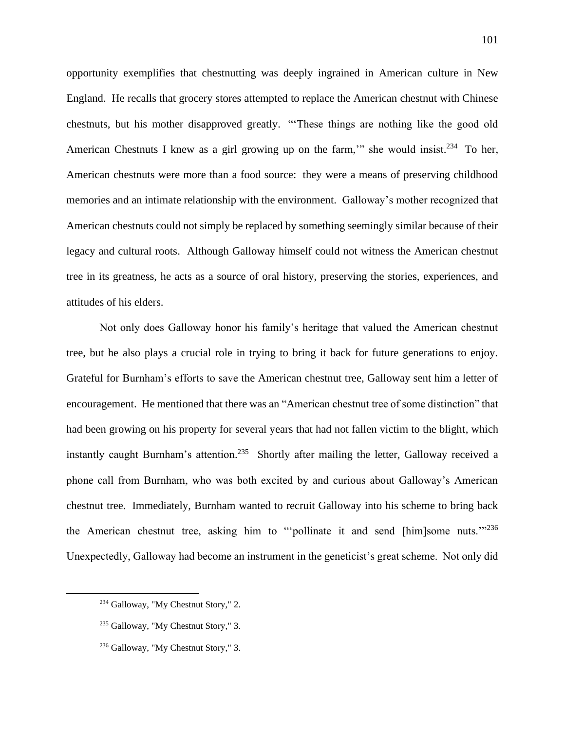opportunity exemplifies that chestnutting was deeply ingrained in American culture in New England. He recalls that grocery stores attempted to replace the American chestnut with Chinese chestnuts, but his mother disapproved greatly. "'These things are nothing like the good old American Chestnuts I knew as a girl growing up on the farm,'" she would insist.[234] To her, American chestnuts were more than a food source: they were a means of preserving childhood memories and an intimate relationship with the environment. Galloway's mother recognized that American chestnuts could not simply be replaced by something seemingly similar because of their legacy and cultural roots. Although Galloway himself could not witness the American chestnut tree in its greatness, he acts as a source of oral history, preserving the stories, experiences, and attitudes of his elders.

Not only does Galloway honor his family's heritage that valued the American chestnut tree, but he also plays a crucial role in trying to bring it back for future generations to enjoy. Grateful for Burnham's efforts to save the American chestnut tree, Galloway sent him a letter of encouragement. He mentioned that there was an "American chestnut tree of some distinction" that had been growing on his property for several years that had not fallen victim to the blight, which instantly caught Burnham's attention.[235] Shortly after mailing the letter, Galloway received a phone call from Burnham, who was both excited by and curious about Galloway's American chestnut tree. Immediately, Burnham wanted to recruit Galloway into his scheme to bring back the American chestnut tree, asking him to "'pollinate it and send [him]some nuts.'"[236] Unexpectedly, Galloway had become an instrument in the geneticist's great scheme. Not only did

---

[234] Galloway, "My Chestnut Story," 2.

[235] Galloway, "My Chestnut Story," 3.

[236] Galloway, "My Chestnut Story," 3.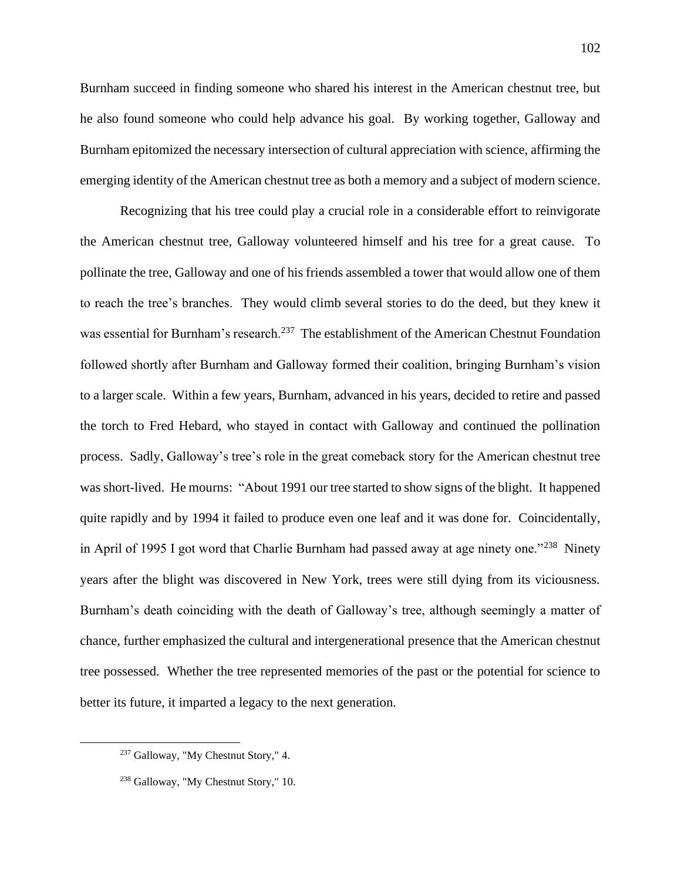Burnham succeed in finding someone who shared his interest in the American chestnut tree, but he also found someone who could help advance his goal. By working together, Galloway and Burnham epitomized the necessary intersection of cultural appreciation with science, affirming the emerging identity of the American chestnut tree as both a memory and a subject of modern science.

Recognizing that his tree could play a crucial role in a considerable effort to reinvigorate the American chestnut tree, Galloway volunteered himself and his tree for a great cause. To pollinate the tree, Galloway and one of his friends assembled a tower that would allow one of them to reach the tree's branches. They would climb several stories to do the deed, but they knew it was essential for Burnham's research.[237] The establishment of the American Chestnut Foundation followed shortly after Burnham and Galloway formed their coalition, bringing Burnham's vision to a larger scale. Within a few years, Burnham, advanced in his years, decided to retire and passed the torch to Fred Hebard, who stayed in contact with Galloway and continued the pollination process. Sadly, Galloway's tree's role in the great comeback story for the American chestnut tree was short-lived. He mourns: "About 1991 our tree started to show signs of the blight. It happened quite rapidly and by 1994 it failed to produce even one leaf and it was done for. Coincidentally, in April of 1995 I got word that Charlie Burnham had passed away at age ninety one."[238] Ninety years after the blight was discovered in New York, trees were still dying from its viciousness. Burnham's death coinciding with the death of Galloway's tree, although seemingly a matter of chance, further emphasized the cultural and intergenerational presence that the American chestnut tree possessed. Whether the tree represented memories of the past or the potential for science to better its future, it imparted a legacy to the next generation.

---

[237] Galloway, "My Chestnut Story," 4.

[238] Galloway, "My Chestnut Story," 10.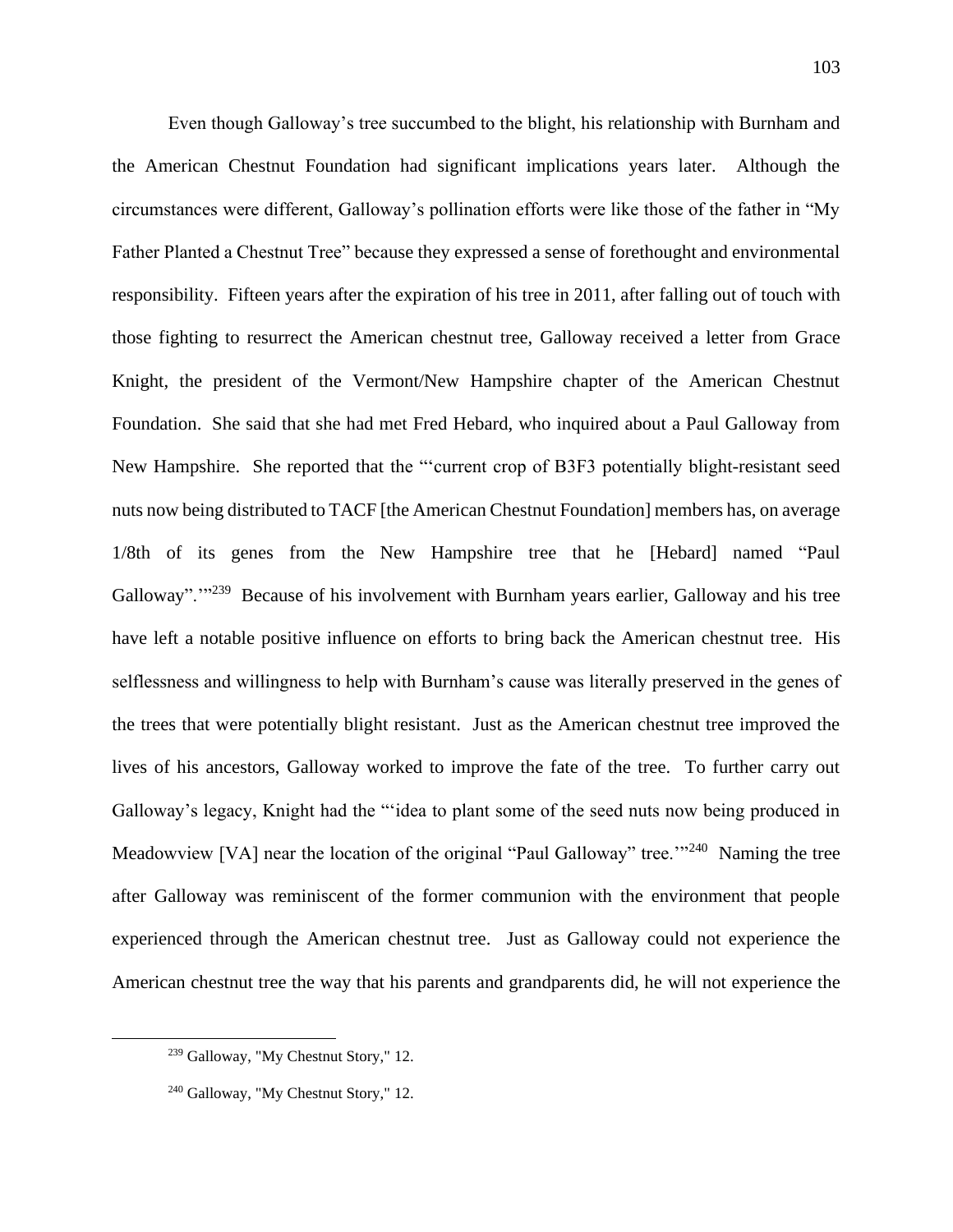Even though Galloway's tree succumbed to the blight, his relationship with Burnham and the American Chestnut Foundation had significant implications years later. Although the circumstances were different, Galloway's pollination efforts were like those of the father in "My Father Planted a Chestnut Tree" because they expressed a sense of forethought and environmental responsibility. Fifteen years after the expiration of his tree in 2011, after falling out of touch with those fighting to resurrect the American chestnut tree, Galloway received a letter from Grace Knight, the president of the Vermont/New Hampshire chapter of the American Chestnut Foundation. She said that she had met Fred Hebard, who inquired about a Paul Galloway from New Hampshire. She reported that the "'current crop of B3F3 potentially blight-resistant seed nuts now being distributed to TACF [the American Chestnut Foundation] members has, on average 1/8th of its genes from the New Hampshire tree that he [Hebard] named "Paul Galloway".'"[239] Because of his involvement with Burnham years earlier, Galloway and his tree have left a notable positive influence on efforts to bring back the American chestnut tree. His selflessness and willingness to help with Burnham's cause was literally preserved in the genes of the trees that were potentially blight resistant. Just as the American chestnut tree improved the lives of his ancestors, Galloway worked to improve the fate of the tree. To further carry out Galloway's legacy, Knight had the "'idea to plant some of the seed nuts now being produced in Meadowview [VA] near the location of the original "Paul Galloway" tree.'"[240] Naming the tree after Galloway was reminiscent of the former communion with the environment that people experienced through the American chestnut tree. Just as Galloway could not experience the American chestnut tree the way that his parents and grandparents did, he will not experience the

[239] Galloway, "My Chestnut Story," 12.

[240] Galloway, "My Chestnut Story," 12.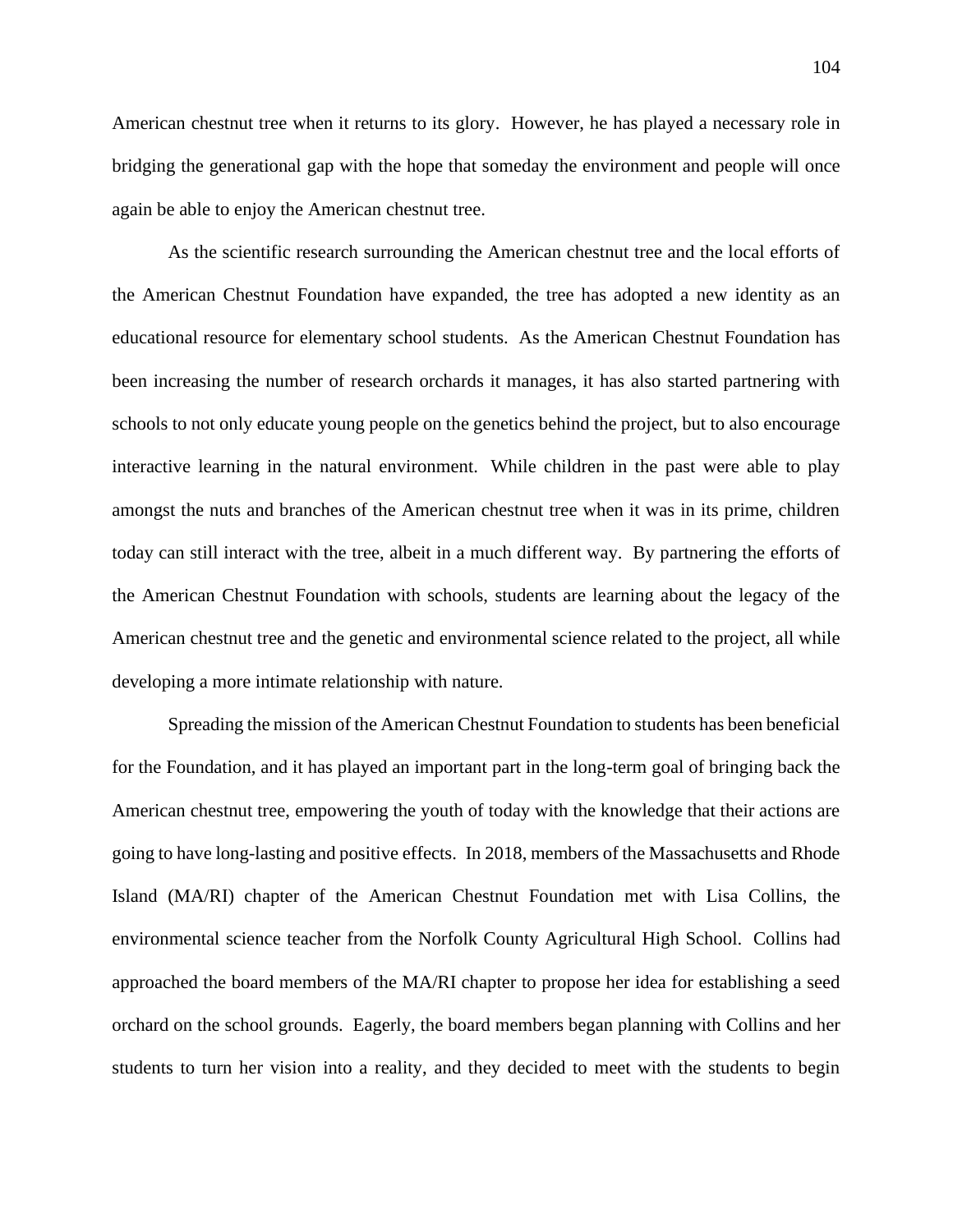American chestnut tree when it returns to its glory. However, he has played a necessary role in bridging the generational gap with the hope that someday the environment and people will once again be able to enjoy the American chestnut tree.

As the scientific research surrounding the American chestnut tree and the local efforts of the American Chestnut Foundation have expanded, the tree has adopted a new identity as an educational resource for elementary school students. As the American Chestnut Foundation has been increasing the number of research orchards it manages, it has also started partnering with schools to not only educate young people on the genetics behind the project, but to also encourage interactive learning in the natural environment. While children in the past were able to play amongst the nuts and branches of the American chestnut tree when it was in its prime, children today can still interact with the tree, albeit in a much different way. By partnering the efforts of the American Chestnut Foundation with schools, students are learning about the legacy of the American chestnut tree and the genetic and environmental science related to the project, all while developing a more intimate relationship with nature.

Spreading the mission of the American Chestnut Foundation to students has been beneficial for the Foundation, and it has played an important part in the long-term goal of bringing back the American chestnut tree, empowering the youth of today with the knowledge that their actions are going to have long-lasting and positive effects. In 2018, members of the Massachusetts and Rhode Island (MA/RI) chapter of the American Chestnut Foundation met with Lisa Collins, the environmental science teacher from the Norfolk County Agricultural High School. Collins had approached the board members of the MA/RI chapter to propose her idea for establishing a seed orchard on the school grounds. Eagerly, the board members began planning with Collins and her students to turn her vision into a reality, and they decided to meet with the students to begin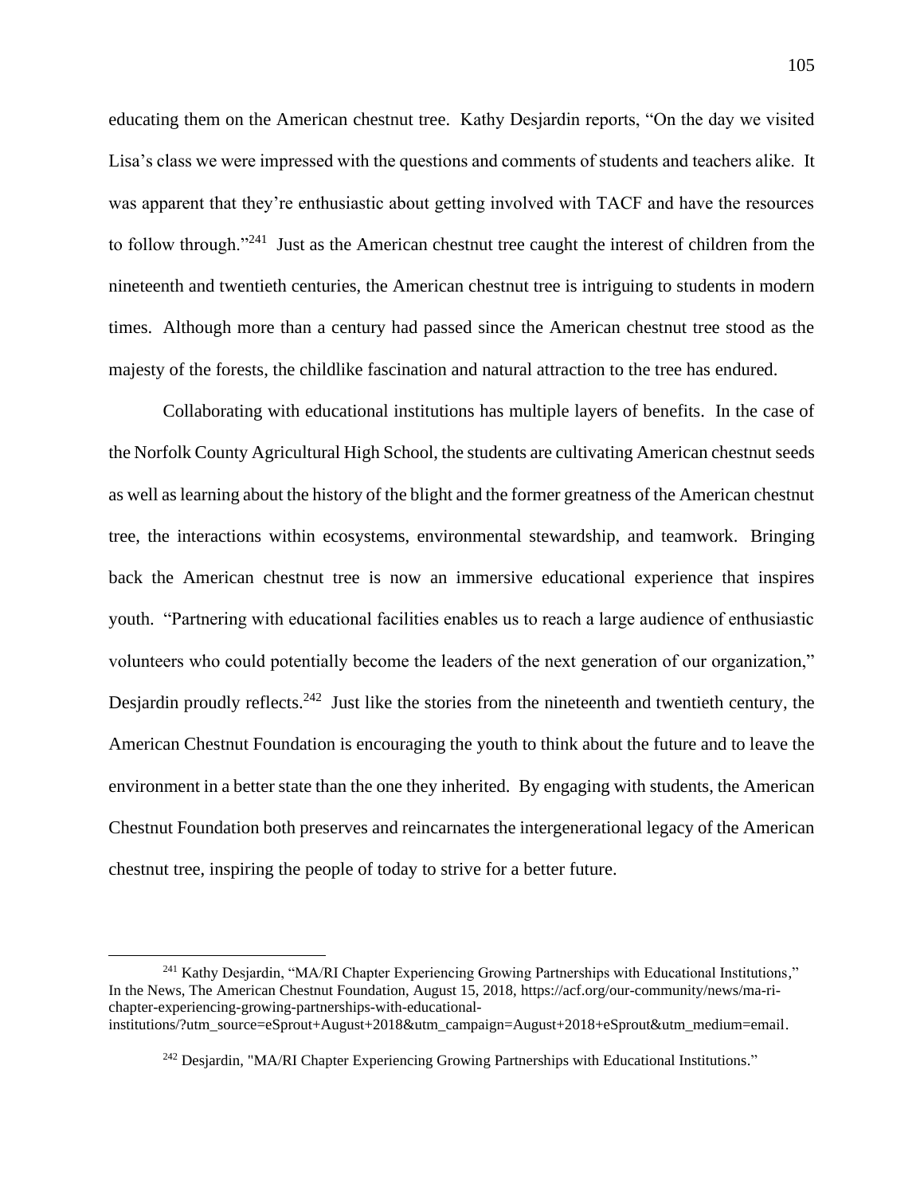educating them on the American chestnut tree. Kathy Desjardin reports, "On the day we visited Lisa's class we were impressed with the questions and comments of students and teachers alike. It was apparent that they're enthusiastic about getting involved with TACF and have the resources to follow through."[241] Just as the American chestnut tree caught the interest of children from the nineteenth and twentieth centuries, the American chestnut tree is intriguing to students in modern times. Although more than a century had passed since the American chestnut tree stood as the majesty of the forests, the childlike fascination and natural attraction to the tree has endured.

Collaborating with educational institutions has multiple layers of benefits. In the case of the Norfolk County Agricultural High School, the students are cultivating American chestnut seeds as well as learning about the history of the blight and the former greatness of the American chestnut tree, the interactions within ecosystems, environmental stewardship, and teamwork. Bringing back the American chestnut tree is now an immersive educational experience that inspires youth. "Partnering with educational facilities enables us to reach a large audience of enthusiastic volunteers who could potentially become the leaders of the next generation of our organization," Desjardin proudly reflects.[242] Just like the stories from the nineteenth and twentieth century, the American Chestnut Foundation is encouraging the youth to think about the future and to leave the environment in a better state than the one they inherited. By engaging with students, the American Chestnut Foundation both preserves and reincarnates the intergenerational legacy of the American chestnut tree, inspiring the people of today to strive for a better future.

---

[241] Kathy Desjardin, "MA/RI Chapter Experiencing Growing Partnerships with Educational Institutions," In the News, The American Chestnut Foundation, August 15, 2018, https://acf.org/our-community/news/ma-ri-chapter-experiencing-growing-partnerships-with-educational-institutions/?utm_source=eSprout+August+2018&utm_campaign=August+2018+eSprout&utm_medium=email.

[242] Desjardin, "MA/RI Chapter Experiencing Growing Partnerships with Educational Institutions."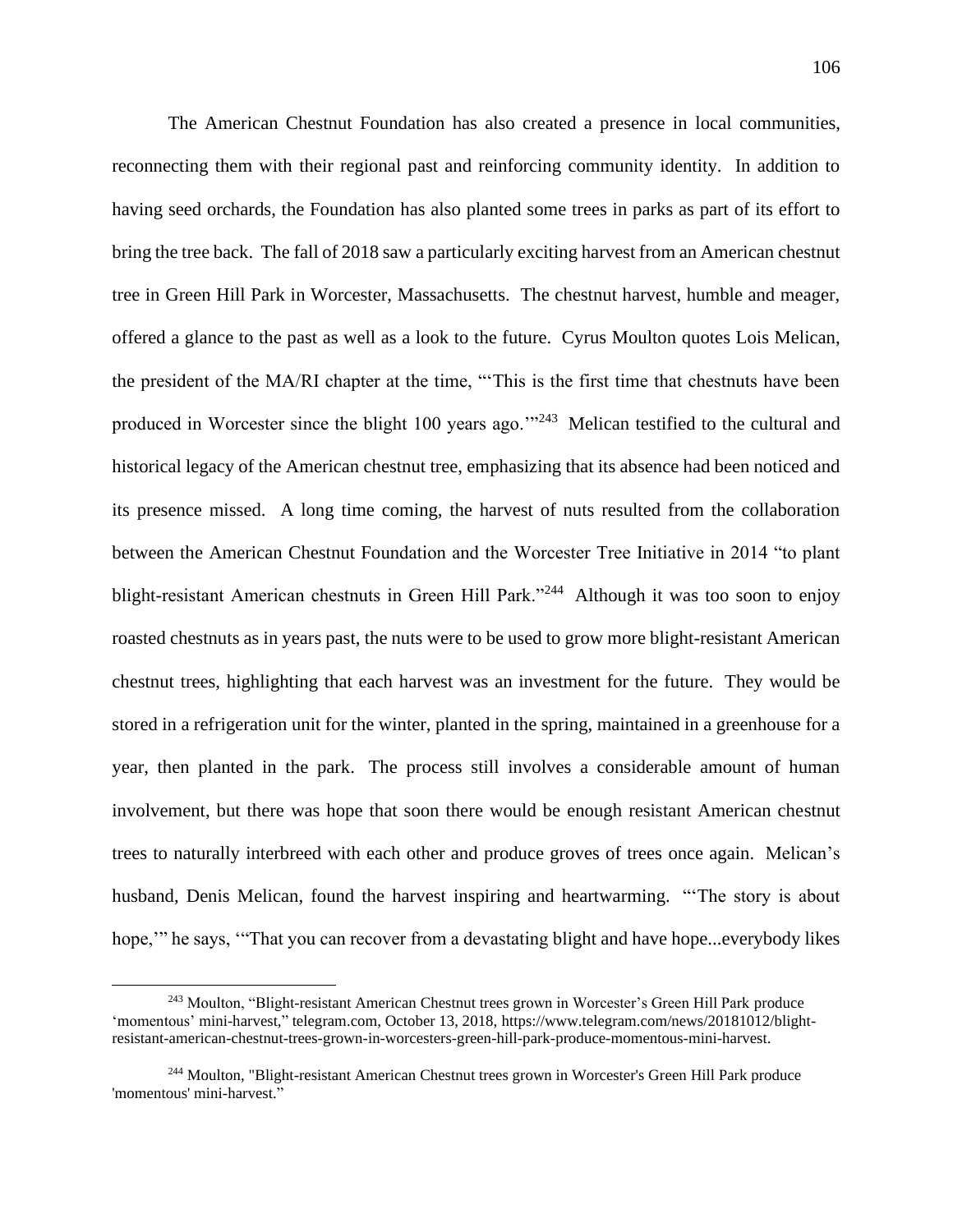The American Chestnut Foundation has also created a presence in local communities, reconnecting them with their regional past and reinforcing community identity. In addition to having seed orchards, the Foundation has also planted some trees in parks as part of its effort to bring the tree back. The fall of 2018 saw a particularly exciting harvest from an American chestnut tree in Green Hill Park in Worcester, Massachusetts. The chestnut harvest, humble and meager, offered a glance to the past as well as a look to the future. Cyrus Moulton quotes Lois Melican, the president of the MA/RI chapter at the time, "'This is the first time that chestnuts have been produced in Worcester since the blight 100 years ago.'"[243] Melican testified to the cultural and historical legacy of the American chestnut tree, emphasizing that its absence had been noticed and its presence missed. A long time coming, the harvest of nuts resulted from the collaboration between the American Chestnut Foundation and the Worcester Tree Initiative in 2014 "to plant blight-resistant American chestnuts in Green Hill Park."[244] Although it was too soon to enjoy roasted chestnuts as in years past, the nuts were to be used to grow more blight-resistant American chestnut trees, highlighting that each harvest was an investment for the future. They would be stored in a refrigeration unit for the winter, planted in the spring, maintained in a greenhouse for a year, then planted in the park. The process still involves a considerable amount of human involvement, but there was hope that soon there would be enough resistant American chestnut trees to naturally interbreed with each other and produce groves of trees once again. Melican's husband, Denis Melican, found the harvest inspiring and heartwarming. "'The story is about hope,'" he says, '"That you can recover from a devastating blight and have hope...everybody likes

---

[243] Moulton, "Blight-resistant American Chestnut trees grown in Worcester's Green Hill Park produce 'momentous' mini-harvest," telegram.com, October 13, 2018, https://www.telegram.com/news/20181012/blight-resistant-american-chestnut-trees-grown-in-worcesters-green-hill-park-produce-momentous-mini-harvest.

[244] Moulton, "Blight-resistant American Chestnut trees grown in Worcester's Green Hill Park produce 'momentous' mini-harvest."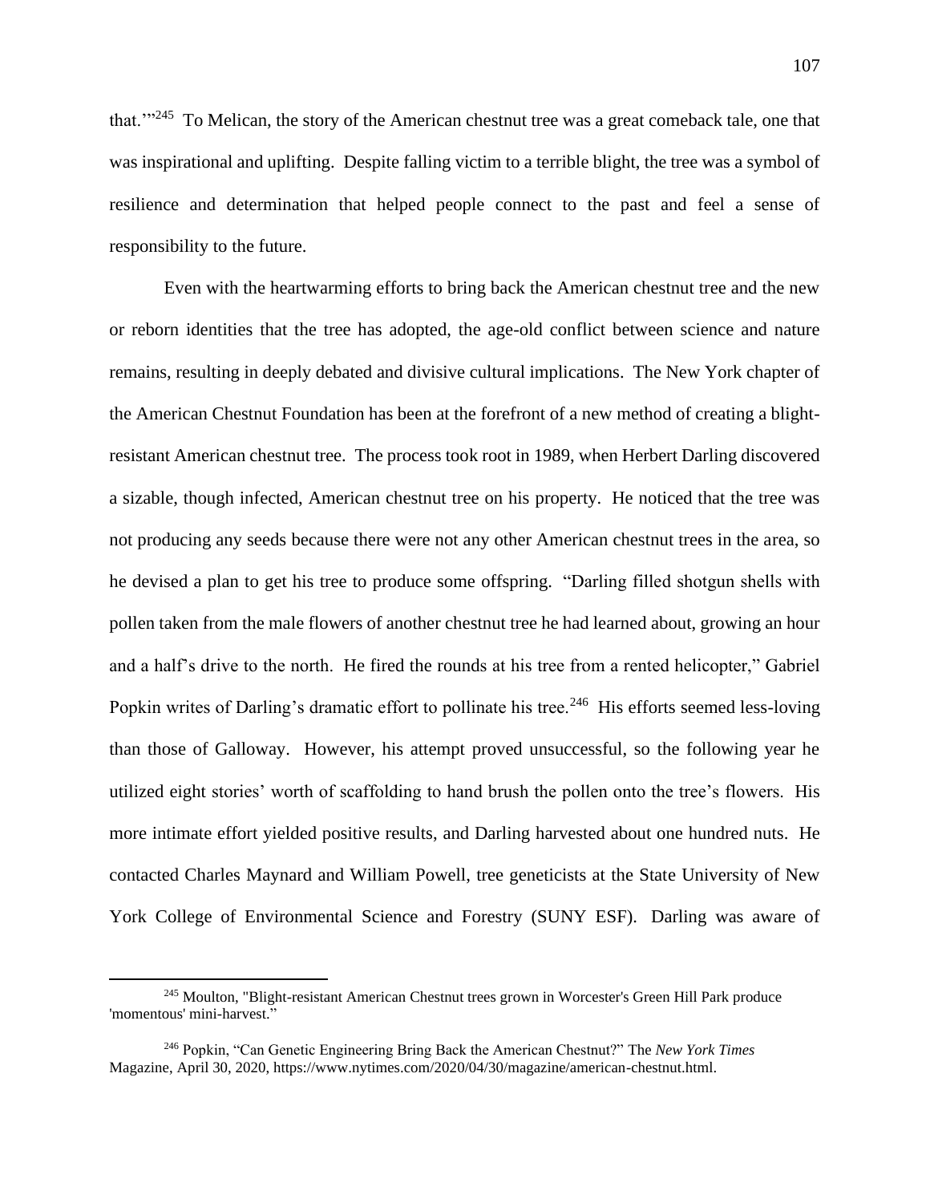that.'"[245] To Melican, the story of the American chestnut tree was a great comeback tale, one that was inspirational and uplifting. Despite falling victim to a terrible blight, the tree was a symbol of resilience and determination that helped people connect to the past and feel a sense of responsibility to the future.

Even with the heartwarming efforts to bring back the American chestnut tree and the new or reborn identities that the tree has adopted, the age-old conflict between science and nature remains, resulting in deeply debated and divisive cultural implications. The New York chapter of the American Chestnut Foundation has been at the forefront of a new method of creating a blight-resistant American chestnut tree. The process took root in 1989, when Herbert Darling discovered a sizable, though infected, American chestnut tree on his property. He noticed that the tree was not producing any seeds because there were not any other American chestnut trees in the area, so he devised a plan to get his tree to produce some offspring. "Darling filled shotgun shells with pollen taken from the male flowers of another chestnut tree he had learned about, growing an hour and a half's drive to the north. He fired the rounds at his tree from a rented helicopter," Gabriel Popkin writes of Darling's dramatic effort to pollinate his tree.[246] His efforts seemed less-loving than those of Galloway. However, his attempt proved unsuccessful, so the following year he utilized eight stories' worth of scaffolding to hand brush the pollen onto the tree's flowers. His more intimate effort yielded positive results, and Darling harvested about one hundred nuts. He contacted Charles Maynard and William Powell, tree geneticists at the State University of New York College of Environmental Science and Forestry (SUNY ESF). Darling was aware of

---

[245] Moulton, "Blight-resistant American Chestnut trees grown in Worcester's Green Hill Park produce 'momentous' mini-harvest."

[246] Popkin, "Can Genetic Engineering Bring Back the American Chestnut?" The *New York Times* Magazine, April 30, 2020, https://www.nytimes.com/2020/04/30/magazine/american-chestnut.html.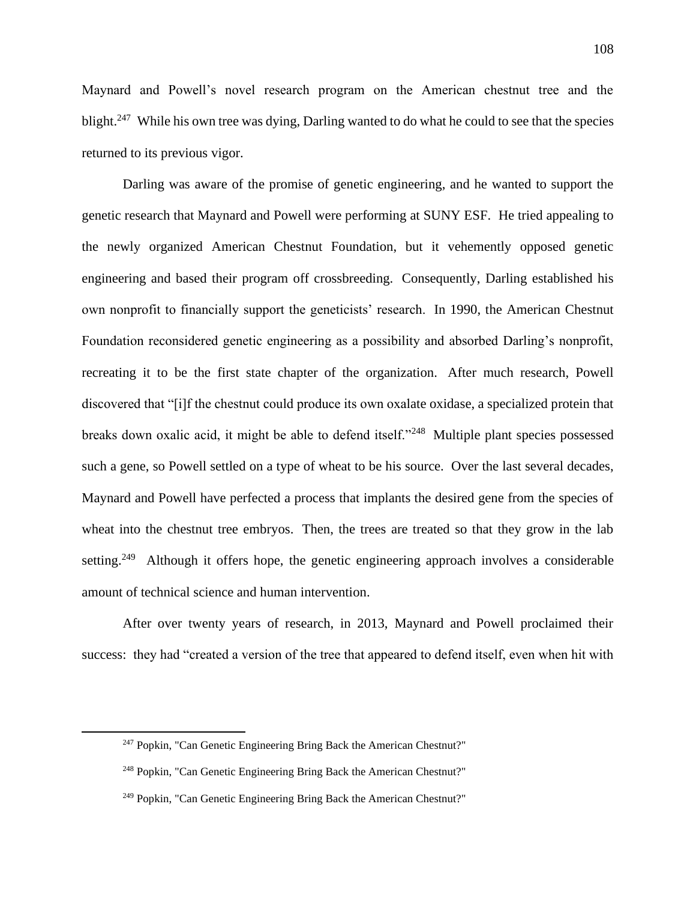Maynard and Powell's novel research program on the American chestnut tree and the blight.[247] While his own tree was dying, Darling wanted to do what he could to see that the species returned to its previous vigor.

Darling was aware of the promise of genetic engineering, and he wanted to support the genetic research that Maynard and Powell were performing at SUNY ESF. He tried appealing to the newly organized American Chestnut Foundation, but it vehemently opposed genetic engineering and based their program off crossbreeding. Consequently, Darling established his own nonprofit to financially support the geneticists' research. In 1990, the American Chestnut Foundation reconsidered genetic engineering as a possibility and absorbed Darling's nonprofit, recreating it to be the first state chapter of the organization. After much research, Powell discovered that "[i]f the chestnut could produce its own oxalate oxidase, a specialized protein that breaks down oxalic acid, it might be able to defend itself."[248] Multiple plant species possessed such a gene, so Powell settled on a type of wheat to be his source. Over the last several decades, Maynard and Powell have perfected a process that implants the desired gene from the species of wheat into the chestnut tree embryos. Then, the trees are treated so that they grow in the lab setting.[249] Although it offers hope, the genetic engineering approach involves a considerable amount of technical science and human intervention.

After over twenty years of research, in 2013, Maynard and Powell proclaimed their success: they had "created a version of the tree that appeared to defend itself, even when hit with

---

[247] Popkin, "Can Genetic Engineering Bring Back the American Chestnut?"

[248] Popkin, "Can Genetic Engineering Bring Back the American Chestnut?"

[249] Popkin, "Can Genetic Engineering Bring Back the American Chestnut?"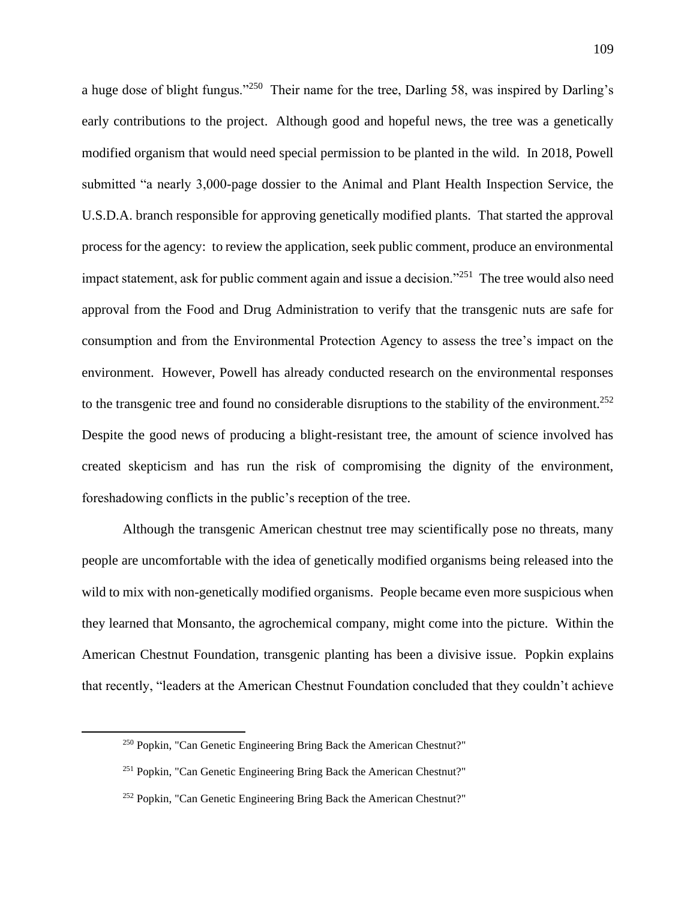a huge dose of blight fungus."[250] Their name for the tree, Darling 58, was inspired by Darling's early contributions to the project. Although good and hopeful news, the tree was a genetically modified organism that would need special permission to be planted in the wild. In 2018, Powell submitted "a nearly 3,000-page dossier to the Animal and Plant Health Inspection Service, the U.S.D.A. branch responsible for approving genetically modified plants. That started the approval process for the agency: to review the application, seek public comment, produce an environmental impact statement, ask for public comment again and issue a decision."[251] The tree would also need approval from the Food and Drug Administration to verify that the transgenic nuts are safe for consumption and from the Environmental Protection Agency to assess the tree's impact on the environment. However, Powell has already conducted research on the environmental responses to the transgenic tree and found no considerable disruptions to the stability of the environment.[252] Despite the good news of producing a blight-resistant tree, the amount of science involved has created skepticism and has run the risk of compromising the dignity of the environment, foreshadowing conflicts in the public's reception of the tree.

Although the transgenic American chestnut tree may scientifically pose no threats, many people are uncomfortable with the idea of genetically modified organisms being released into the wild to mix with non-genetically modified organisms. People became even more suspicious when they learned that Monsanto, the agrochemical company, might come into the picture. Within the American Chestnut Foundation, transgenic planting has been a divisive issue. Popkin explains that recently, "leaders at the American Chestnut Foundation concluded that they couldn't achieve

[250] Popkin, "Can Genetic Engineering Bring Back the American Chestnut?"

[251] Popkin, "Can Genetic Engineering Bring Back the American Chestnut?"

[252] Popkin, "Can Genetic Engineering Bring Back the American Chestnut?"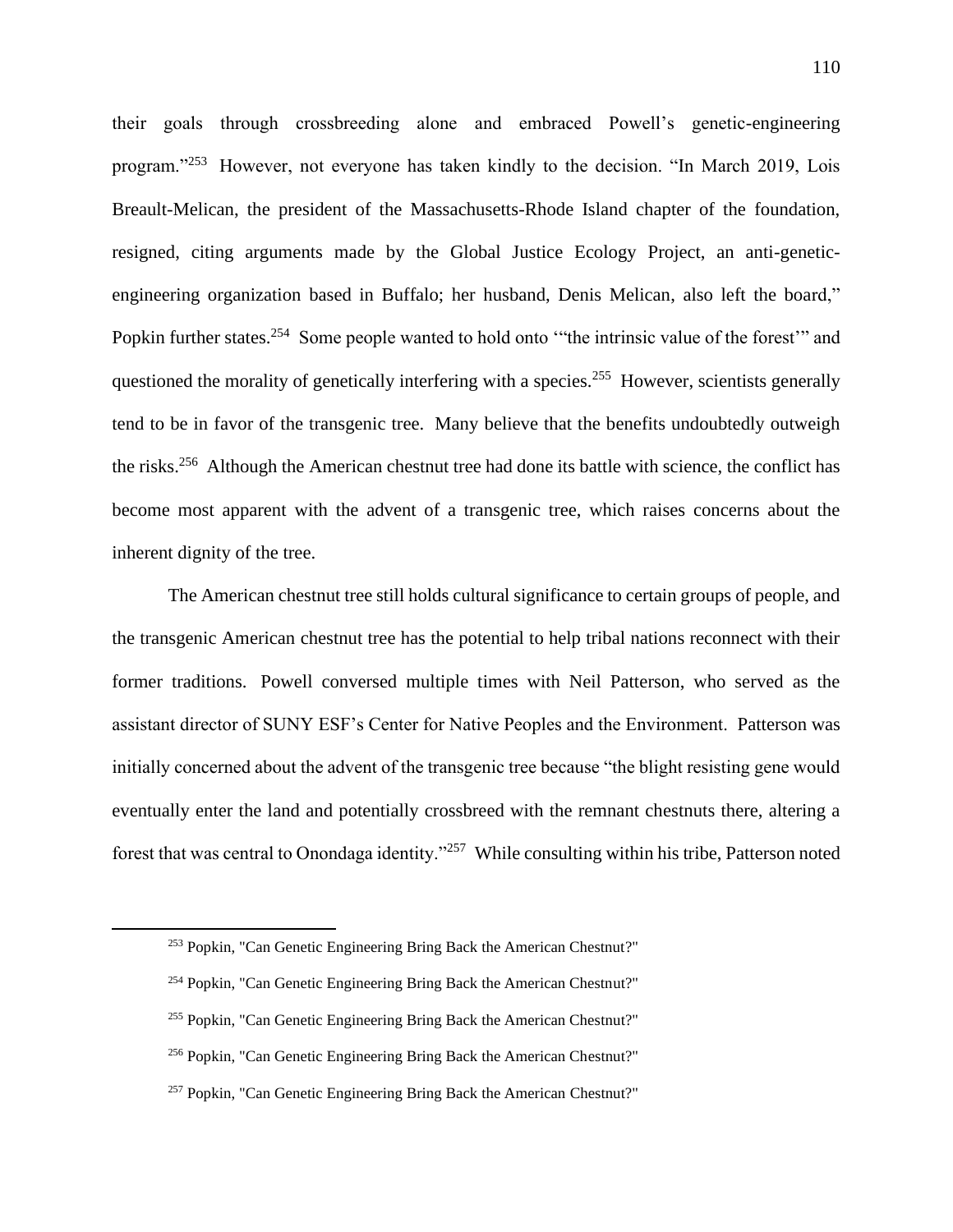their goals through crossbreeding alone and embraced Powell's genetic-engineering program."[253] However, not everyone has taken kindly to the decision. "In March 2019, Lois Breault-Melican, the president of the Massachusetts-Rhode Island chapter of the foundation, resigned, citing arguments made by the Global Justice Ecology Project, an anti-genetic-engineering organization based in Buffalo; her husband, Denis Melican, also left the board," Popkin further states.[254] Some people wanted to hold onto '"the intrinsic value of the forest'" and questioned the morality of genetically interfering with a species.[255] However, scientists generally tend to be in favor of the transgenic tree. Many believe that the benefits undoubtedly outweigh the risks.[256] Although the American chestnut tree had done its battle with science, the conflict has become most apparent with the advent of a transgenic tree, which raises concerns about the inherent dignity of the tree.

The American chestnut tree still holds cultural significance to certain groups of people, and the transgenic American chestnut tree has the potential to help tribal nations reconnect with their former traditions. Powell conversed multiple times with Neil Patterson, who served as the assistant director of SUNY ESF's Center for Native Peoples and the Environment. Patterson was initially concerned about the advent of the transgenic tree because "the blight resisting gene would eventually enter the land and potentially crossbreed with the remnant chestnuts there, altering a forest that was central to Onondaga identity."[257] While consulting within his tribe, Patterson noted

---

[253] Popkin, "Can Genetic Engineering Bring Back the American Chestnut?"

[254] Popkin, "Can Genetic Engineering Bring Back the American Chestnut?"

[255] Popkin, "Can Genetic Engineering Bring Back the American Chestnut?"

[256] Popkin, "Can Genetic Engineering Bring Back the American Chestnut?"

[257] Popkin, "Can Genetic Engineering Bring Back the American Chestnut?"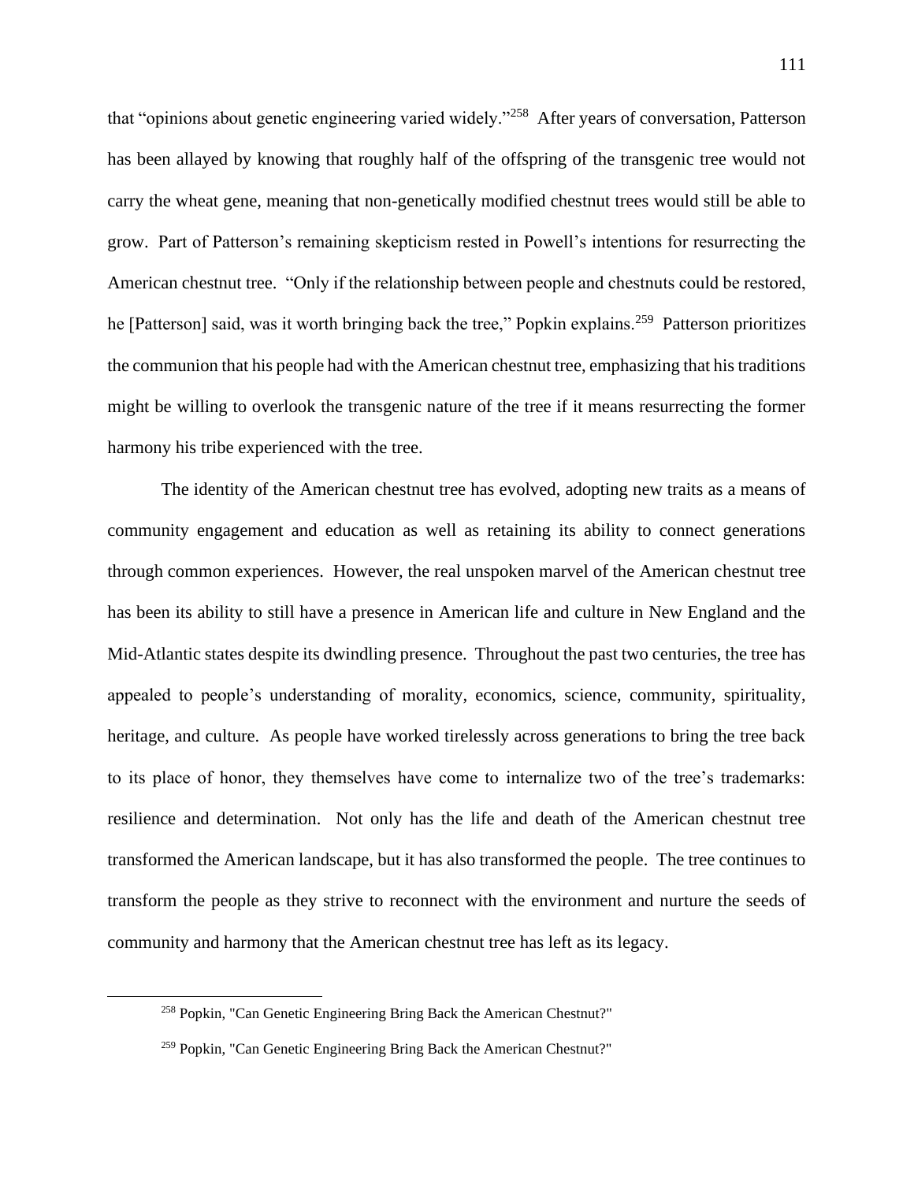that "opinions about genetic engineering varied widely."[258] After years of conversation, Patterson has been allayed by knowing that roughly half of the offspring of the transgenic tree would not carry the wheat gene, meaning that non-genetically modified chestnut trees would still be able to grow. Part of Patterson's remaining skepticism rested in Powell's intentions for resurrecting the American chestnut tree. "Only if the relationship between people and chestnuts could be restored, he [Patterson] said, was it worth bringing back the tree," Popkin explains.[259] Patterson prioritizes the communion that his people had with the American chestnut tree, emphasizing that his traditions might be willing to overlook the transgenic nature of the tree if it means resurrecting the former harmony his tribe experienced with the tree.

The identity of the American chestnut tree has evolved, adopting new traits as a means of community engagement and education as well as retaining its ability to connect generations through common experiences. However, the real unspoken marvel of the American chestnut tree has been its ability to still have a presence in American life and culture in New England and the Mid-Atlantic states despite its dwindling presence. Throughout the past two centuries, the tree has appealed to people's understanding of morality, economics, science, community, spirituality, heritage, and culture. As people have worked tirelessly across generations to bring the tree back to its place of honor, they themselves have come to internalize two of the tree's trademarks: resilience and determination. Not only has the life and death of the American chestnut tree transformed the American landscape, but it has also transformed the people. The tree continues to transform the people as they strive to reconnect with the environment and nurture the seeds of community and harmony that the American chestnut tree has left as its legacy.

---

[258] Popkin, "Can Genetic Engineering Bring Back the American Chestnut?"

[259] Popkin, "Can Genetic Engineering Bring Back the American Chestnut?"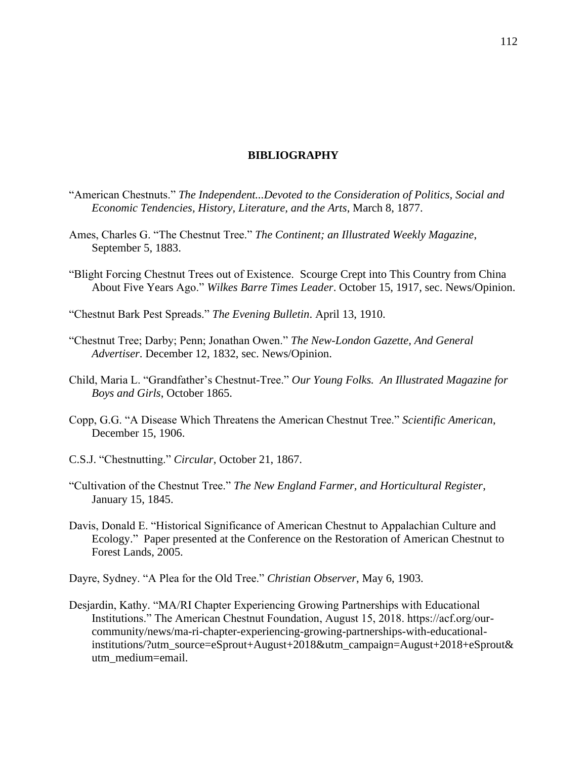## BIBLIOGRAPHY

"American Chestnuts." *The Independent...Devoted to the Consideration of Politics, Social and Economic Tendencies, History, Literature, and the Arts*, March 8, 1877.

Ames, Charles G. "The Chestnut Tree." *The Continent; an Illustrated Weekly Magazine*, September 5, 1883.

"Blight Forcing Chestnut Trees out of Existence. Scourge Crept into This Country from China About Five Years Ago." *Wilkes Barre Times Leader*. October 15, 1917, sec. News/Opinion.

"Chestnut Bark Pest Spreads." *The Evening Bulletin*. April 13, 1910.

"Chestnut Tree; Darby; Penn; Jonathan Owen." *The New-London Gazette, And General Advertiser*. December 12, 1832, sec. News/Opinion.

Child, Maria L. "Grandfather's Chestnut-Tree." *Our Young Folks. An Illustrated Magazine for Boys and Girls*, October 1865.

Copp, G.G. "A Disease Which Threatens the American Chestnut Tree." *Scientific American*, December 15, 1906.

C.S.J. "Chestnutting." *Circular*, October 21, 1867.

"Cultivation of the Chestnut Tree." *The New England Farmer, and Horticultural Register*, January 15, 1845.

Davis, Donald E. "Historical Significance of American Chestnut to Appalachian Culture and Ecology." Paper presented at the Conference on the Restoration of American Chestnut to Forest Lands, 2005.

Dayre, Sydney. "A Plea for the Old Tree." *Christian Observer*, May 6, 1903.

Desjardin, Kathy. "MA/RI Chapter Experiencing Growing Partnerships with Educational Institutions." The American Chestnut Foundation, August 15, 2018. https://acf.org/our-community/news/ma-ri-chapter-experiencing-growing-partnerships-with-educational-institutions/?utm_source=eSprout+August+2018&utm_campaign=August+2018+eSprout&utm_medium=email.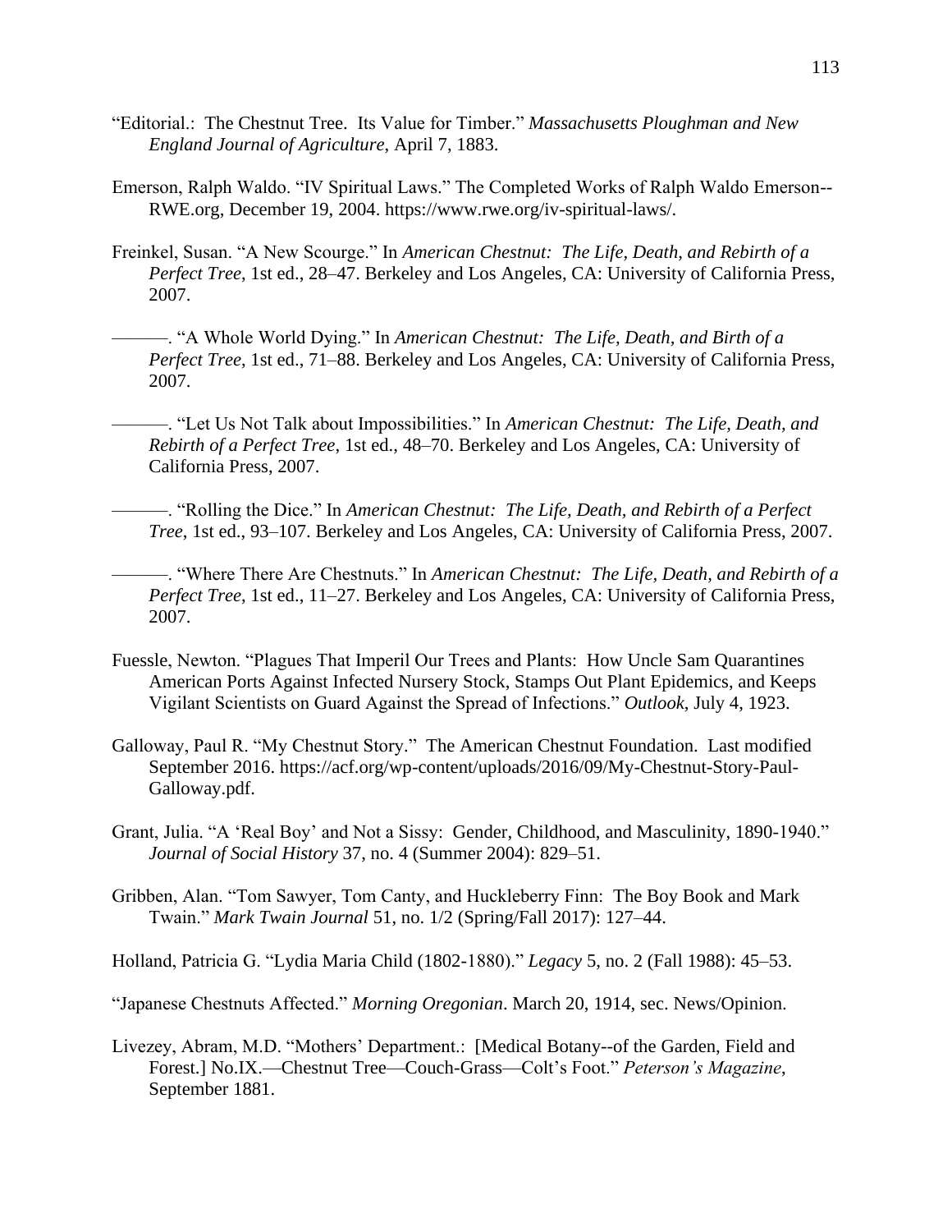"Editorial.: The Chestnut Tree. Its Value for Timber." *Massachusetts Ploughman and New England Journal of Agriculture*, April 7, 1883.

Emerson, Ralph Waldo. "IV Spiritual Laws." The Completed Works of Ralph Waldo Emerson--RWE.org, December 19, 2004. https://www.rwe.org/iv-spiritual-laws/.

Freinkel, Susan. "A New Scourge." In *American Chestnut: The Life, Death, and Rebirth of a Perfect Tree*, 1st ed., 28–47. Berkeley and Los Angeles, CA: University of California Press, 2007.

———. "A Whole World Dying." In *American Chestnut: The Life, Death, and Birth of a Perfect Tree*, 1st ed., 71–88. Berkeley and Los Angeles, CA: University of California Press, 2007.

———. "Let Us Not Talk about Impossibilities." In *American Chestnut: The Life, Death, and Rebirth of a Perfect Tree*, 1st ed., 48–70. Berkeley and Los Angeles, CA: University of California Press, 2007.

———. "Rolling the Dice." In *American Chestnut: The Life, Death, and Rebirth of a Perfect Tree*, 1st ed., 93–107. Berkeley and Los Angeles, CA: University of California Press, 2007.

———. "Where There Are Chestnuts." In *American Chestnut: The Life, Death, and Rebirth of a Perfect Tree*, 1st ed., 11–27. Berkeley and Los Angeles, CA: University of California Press, 2007.

Fuessle, Newton. "Plagues That Imperil Our Trees and Plants: How Uncle Sam Quarantines American Ports Against Infected Nursery Stock, Stamps Out Plant Epidemics, and Keeps Vigilant Scientists on Guard Against the Spread of Infections." *Outlook*, July 4, 1923.

Galloway, Paul R. "My Chestnut Story." The American Chestnut Foundation. Last modified September 2016. https://acf.org/wp-content/uploads/2016/09/My-Chestnut-Story-Paul-Galloway.pdf.

Grant, Julia. "A 'Real Boy' and Not a Sissy: Gender, Childhood, and Masculinity, 1890-1940." *Journal of Social History* 37, no. 4 (Summer 2004): 829–51.

Gribben, Alan. "Tom Sawyer, Tom Canty, and Huckleberry Finn: The Boy Book and Mark Twain." *Mark Twain Journal* 51, no. 1/2 (Spring/Fall 2017): 127–44.

Holland, Patricia G. "Lydia Maria Child (1802-1880)." *Legacy* 5, no. 2 (Fall 1988): 45–53.

"Japanese Chestnuts Affected." *Morning Oregonian*. March 20, 1914, sec. News/Opinion.

Livezey, Abram, M.D. "Mothers' Department.: [Medical Botany--of the Garden, Field and Forest.] No.IX.—Chestnut Tree—Couch-Grass—Colt's Foot." *Peterson's Magazine*, September 1881.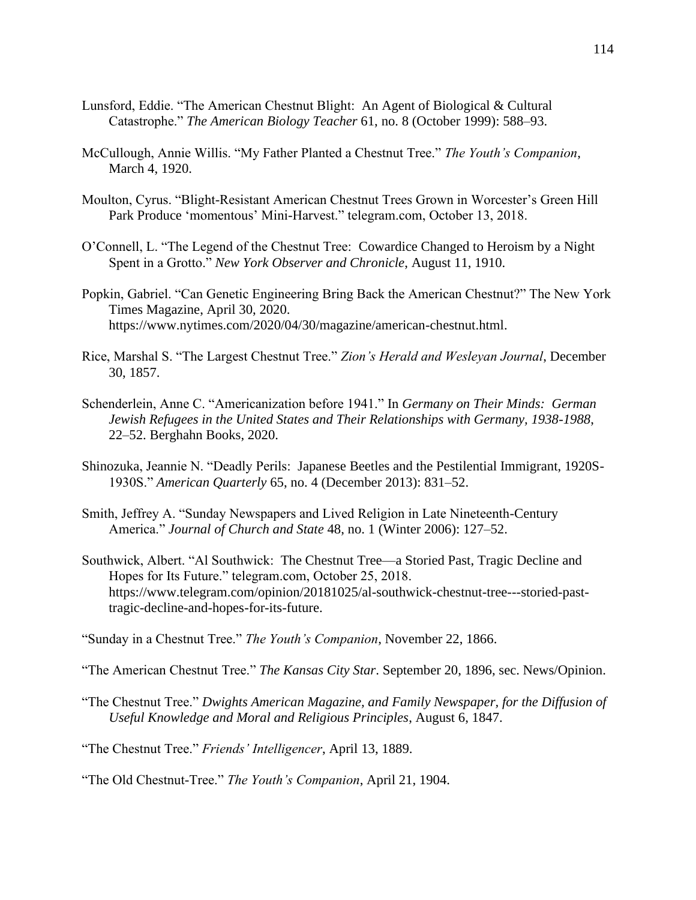Lunsford, Eddie. "The American Chestnut Blight: An Agent of Biological & Cultural Catastrophe." *The American Biology Teacher* 61, no. 8 (October 1999): 588–93.

McCullough, Annie Willis. "My Father Planted a Chestnut Tree." *The Youth's Companion*, March 4, 1920.

Moulton, Cyrus. "Blight-Resistant American Chestnut Trees Grown in Worcester's Green Hill Park Produce 'momentous' Mini-Harvest." telegram.com, October 13, 2018.

O'Connell, L. "The Legend of the Chestnut Tree: Cowardice Changed to Heroism by a Night Spent in a Grotto." *New York Observer and Chronicle*, August 11, 1910.

Popkin, Gabriel. "Can Genetic Engineering Bring Back the American Chestnut?" The New York Times Magazine, April 30, 2020. https://www.nytimes.com/2020/04/30/magazine/american-chestnut.html.

Rice, Marshal S. "The Largest Chestnut Tree." *Zion's Herald and Wesleyan Journal*, December 30, 1857.

Schenderlein, Anne C. "Americanization before 1941." In *Germany on Their Minds: German Jewish Refugees in the United States and Their Relationships with Germany, 1938-1988*, 22–52. Berghahn Books, 2020.

Shinozuka, Jeannie N. "Deadly Perils: Japanese Beetles and the Pestilential Immigrant, 1920S-1930S." *American Quarterly* 65, no. 4 (December 2013): 831–52.

Smith, Jeffrey A. "Sunday Newspapers and Lived Religion in Late Nineteenth-Century America." *Journal of Church and State* 48, no. 1 (Winter 2006): 127–52.

Southwick, Albert. "Al Southwick: The Chestnut Tree—a Storied Past, Tragic Decline and Hopes for Its Future." telegram.com, October 25, 2018. https://www.telegram.com/opinion/20181025/al-southwick-chestnut-tree---storied-past-tragic-decline-and-hopes-for-its-future.

"Sunday in a Chestnut Tree." *The Youth's Companion*, November 22, 1866.

"The American Chestnut Tree." *The Kansas City Star*. September 20, 1896, sec. News/Opinion.

"The Chestnut Tree." *Dwights American Magazine, and Family Newspaper, for the Diffusion of Useful Knowledge and Moral and Religious Principles*, August 6, 1847.

"The Chestnut Tree." *Friends' Intelligencer*, April 13, 1889.

"The Old Chestnut-Tree." *The Youth's Companion*, April 21, 1904.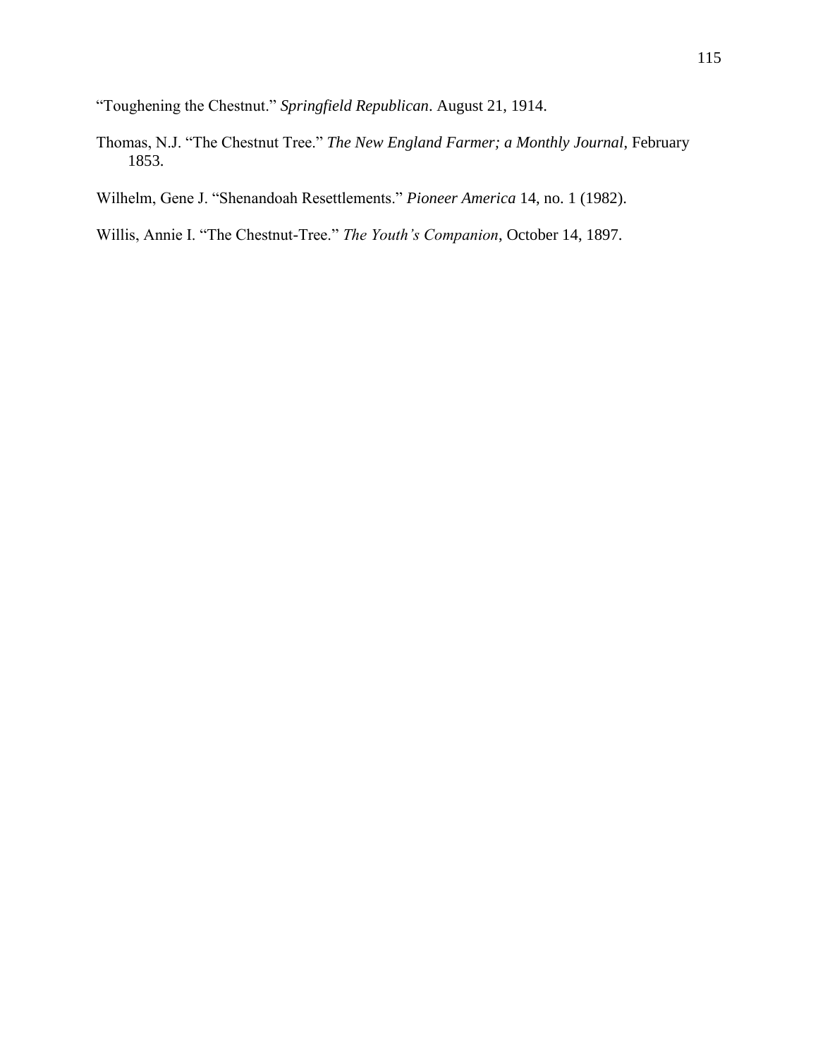"Toughening the Chestnut." *Springfield Republican*. August 21, 1914.

Thomas, N.J. "The Chestnut Tree." *The New England Farmer; a Monthly Journal*, February 1853.

Wilhelm, Gene J. "Shenandoah Resettlements." *Pioneer America* 14, no. 1 (1982).

Willis, Annie I. "The Chestnut-Tree." *The Youth's Companion*, October 14, 1897.